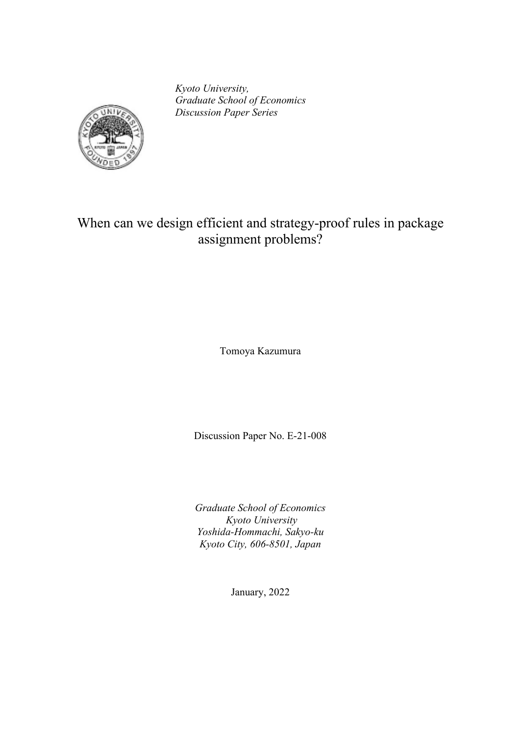*Kyoto University,*
*Graduate School of Economics*
*Discussion Paper Series*

# When can we design efficient and strategy-proof rules in package assignment problems?

Tomoya Kazumura

Discussion Paper No. E-21-008

*Graduate School of Economics*
*Kyoto University*
*Yoshida-Hommachi, Sakyo-ku*
*Kyoto City, 606-8501, Japan*

January, 2022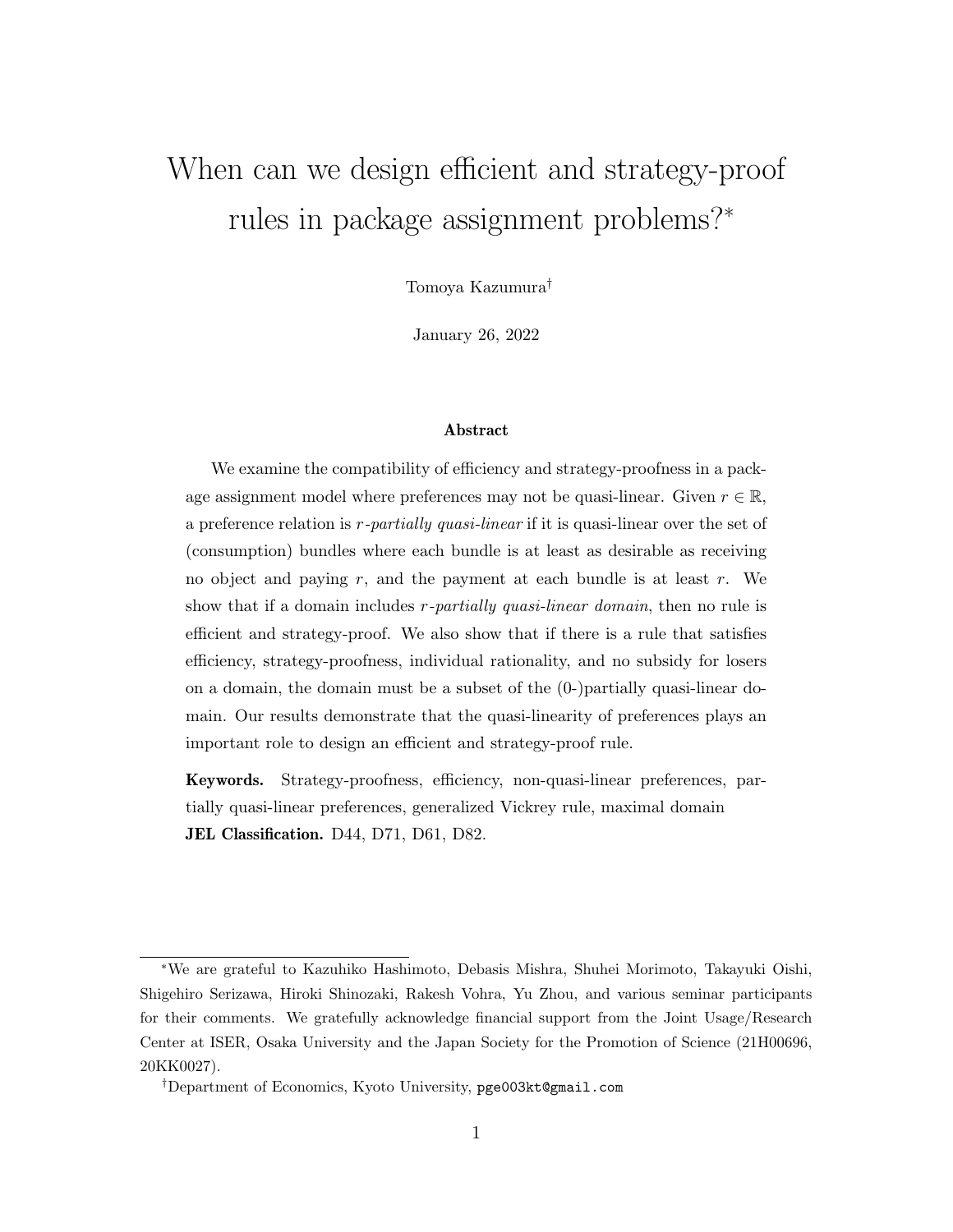# When can we design efficient and strategy-proof rules in package assignment problems?*

Tomoya Kazumura†

January 26, 2022

### Abstract

We examine the compatibility of efficiency and strategy-proofness in a package assignment model where preferences may not be quasi-linear. Given $r \in \mathbb{R}$, a preference relation is *r-partially quasi-linear* if it is quasi-linear over the set of (consumption) bundles where each bundle is at least as desirable as receiving no object and paying $r$, and the payment at each bundle is at least $r$. We show that if a domain includes *r-partially quasi-linear domain*, then no rule is efficient and strategy-proof. We also show that if there is a rule that satisfies efficiency, strategy-proofness, individual rationality, and no subsidy for losers on a domain, the domain must be a subset of the (0-)partially quasi-linear domain. Our results demonstrate that the quasi-linearity of preferences plays an important role to design an efficient and strategy-proof rule.

**Keywords.** Strategy-proofness, efficiency, non-quasi-linear preferences, partially quasi-linear preferences, generalized Vickrey rule, maximal domain
**JEL Classification.** D44, D71, D61, D82.

---

*We are grateful to Kazuhiko Hashimoto, Debasis Mishra, Shuhei Morimoto, Takayuki Oishi, Shigehiro Serizawa, Hiroki Shinozaki, Rakesh Vohra, Yu Zhou, and various seminar participants for their comments. We gratefully acknowledge financial support from the Joint Usage/Research Center at ISER, Osaka University and the Japan Society for the Promotion of Science (21H00696, 20KK0027).

†Department of Economics, Kyoto University, `pge003kt@gmail.com`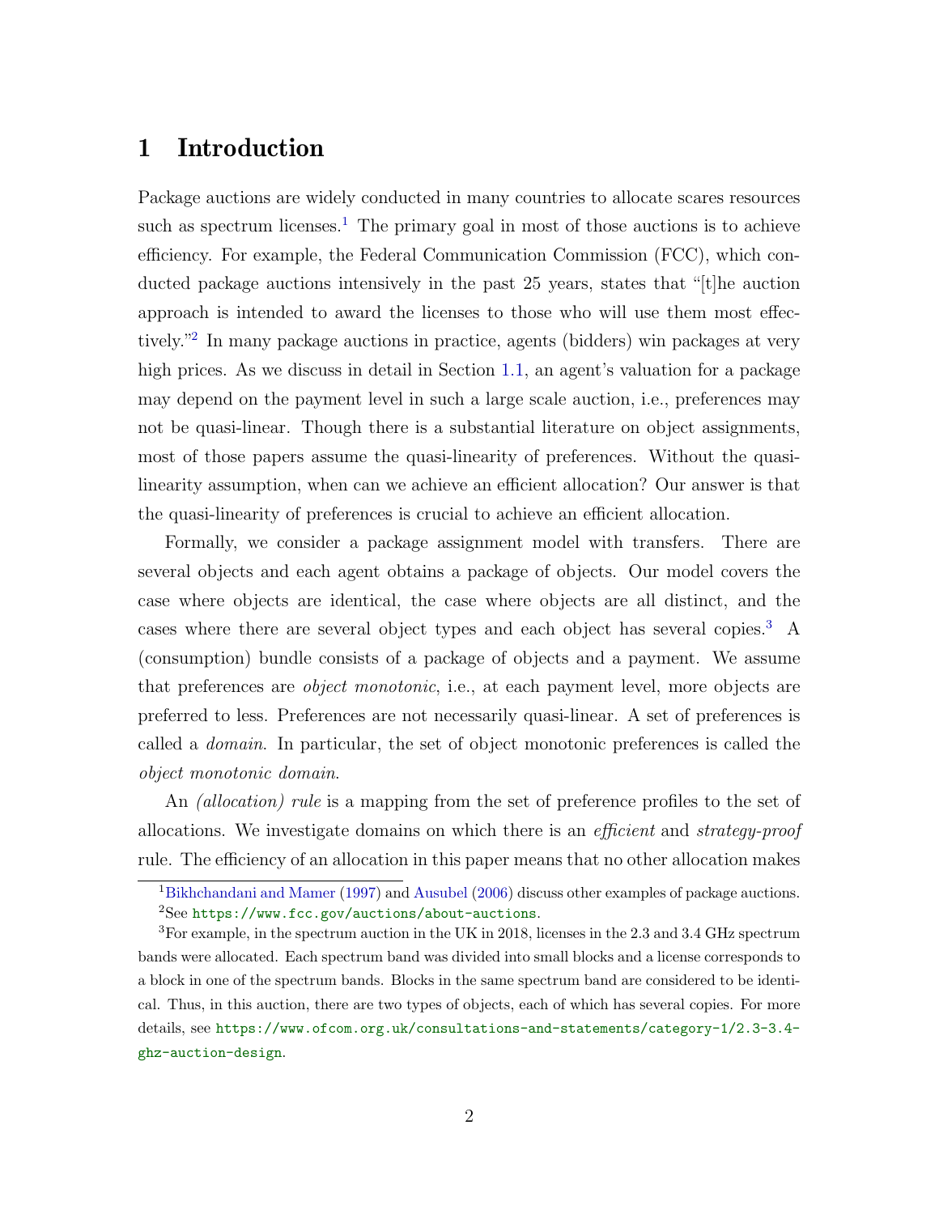# 1 Introduction

Package auctions are widely conducted in many countries to allocate scares resources such as spectrum licenses.[1] The primary goal in most of those auctions is to achieve efficiency. For example, the Federal Communication Commission (FCC), which conducted package auctions intensively in the past 25 years, states that "[t]he auction approach is intended to award the licenses to those who will use them most effectively."[2] In many package auctions in practice, agents (bidders) win packages at very high prices. As we discuss in detail in Section 1.1, an agent's valuation for a package may depend on the payment level in such a large scale auction, i.e., preferences may not be quasi-linear. Though there is a substantial literature on object assignments, most of those papers assume the quasi-linearity of preferences. Without the quasi-linearity assumption, when can we achieve an efficient allocation? Our answer is that the quasi-linearity of preferences is crucial to achieve an efficient allocation.

Formally, we consider a package assignment model with transfers. There are several objects and each agent obtains a package of objects. Our model covers the case where objects are identical, the case where objects are all distinct, and the cases where there are several object types and each object has several copies.[3] A (consumption) bundle consists of a package of objects and a payment. We assume that preferences are *object monotonic*, i.e., at each payment level, more objects are preferred to less. Preferences are not necessarily quasi-linear. A set of preferences is called a *domain*. In particular, the set of object monotonic preferences is called the *object monotonic domain*.

An *(allocation) rule* is a mapping from the set of preference profiles to the set of allocations. We investigate domains on which there is an *efficient* and *strategy-proof* rule. The efficiency of an allocation in this paper means that no other allocation makes

---

[1] Bikhchandani and Mamer (1997) and Ausubel (2006) discuss other examples of package auctions.

[2] See https://www.fcc.gov/auctions/about-auctions.

[3] For example, in the spectrum auction in the UK in 2018, licenses in the 2.3 and 3.4 GHz spectrum bands were allocated. Each spectrum band was divided into small blocks and a license corresponds to a block in one of the spectrum bands. Blocks in the same spectrum band are considered to be identical. Thus, in this auction, there are two types of objects, each of which has several copies. For more details, see https://www.ofcom.org.uk/consultations-and-statements/category-1/2.3-3.4-ghz-auction-design.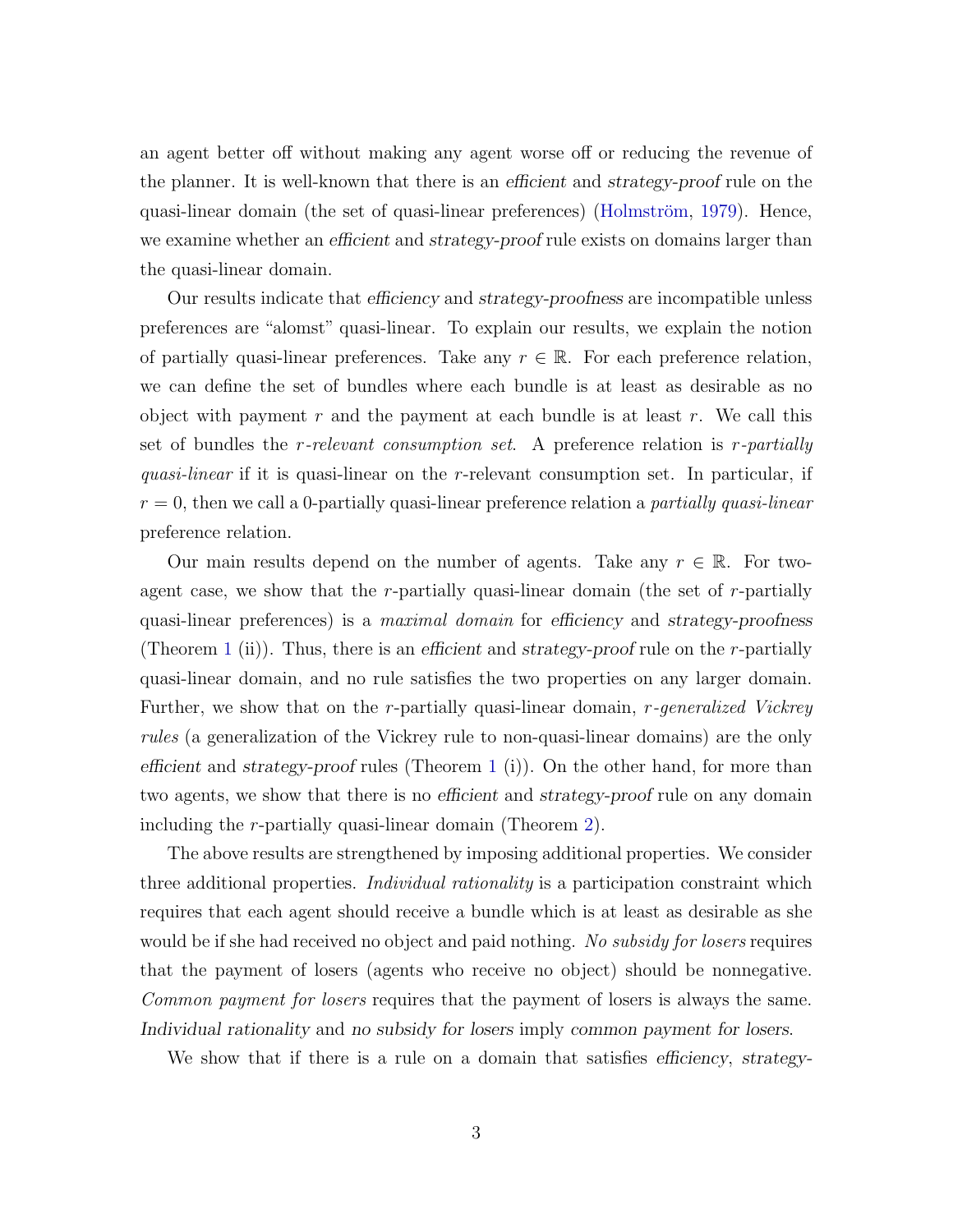an agent better off without making any agent worse off or reducing the revenue of the planner. It is well-known that there is an *efficient* and *strategy-proof* rule on the quasi-linear domain (the set of quasi-linear preferences) (Holmström, 1979). Hence, we examine whether an *efficient* and *strategy-proof* rule exists on domains larger than the quasi-linear domain.

Our results indicate that *efficiency* and *strategy-proofness* are incompatible unless preferences are "alomst" quasi-linear. To explain our results, we explain the notion of partially quasi-linear preferences. Take any $r \in \mathbb{R}$. For each preference relation, we can define the set of bundles where each bundle is at least as desirable as no object with payment $r$ and the payment at each bundle is at least $r$. We call this set of bundles the *$r$-relevant consumption set*. A preference relation is *$r$-partially quasi-linear* if it is quasi-linear on the $r$-relevant consumption set. In particular, if $r = 0$, then we call a 0-partially quasi-linear preference relation a *partially quasi-linear* preference relation.

Our main results depend on the number of agents. Take any $r \in \mathbb{R}$. For two-agent case, we show that the $r$-partially quasi-linear domain (the set of $r$-partially quasi-linear preferences) is a *maximal domain* for *efficiency* and *strategy-proofness* (Theorem 1 (ii)). Thus, there is an *efficient* and *strategy-proof* rule on the $r$-partially quasi-linear domain, and no rule satisfies the two properties on any larger domain. Further, we show that on the $r$-partially quasi-linear domain, *$r$-generalized Vickrey rules* (a generalization of the Vickrey rule to non-quasi-linear domains) are the only *efficient* and *strategy-proof* rules (Theorem 1 (i)). On the other hand, for more than two agents, we show that there is no *efficient* and *strategy-proof* rule on any domain including the $r$-partially quasi-linear domain (Theorem 2).

The above results are strengthened by imposing additional properties. We consider three additional properties. *Individual rationality* is a participation constraint which requires that each agent should receive a bundle which is at least as desirable as she would be if she had received no object and paid nothing. *No subsidy for losers* requires that the payment of losers (agents who receive no object) should be nonnegative. *Common payment for losers* requires that the payment of losers is always the same. *Individual rationality* and *no subsidy for losers* imply *common payment for losers*.

We show that if there is a rule on a domain that satisfies *efficiency*, *strategy-*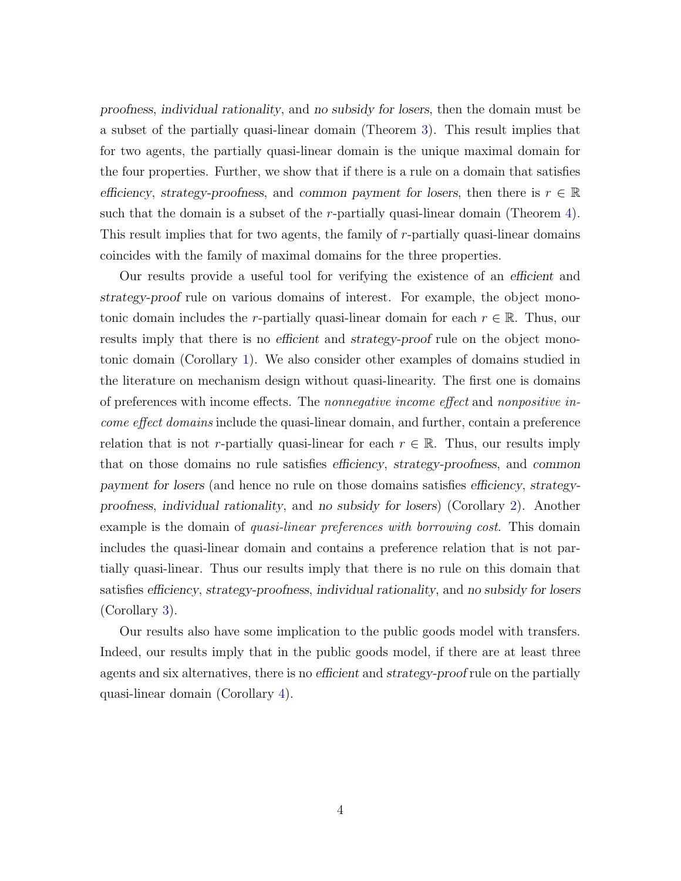*proofness*, *individual rationality*, and *no subsidy for losers*, then the domain must be a subset of the partially quasi-linear domain (Theorem 3). This result implies that for two agents, the partially quasi-linear domain is the unique maximal domain for the four properties. Further, we show that if there is a rule on a domain that satisfies *efficiency*, *strategy-proofness*, and *common payment for losers*, then there is $r \in \mathbb{R}$ such that the domain is a subset of the $r$-partially quasi-linear domain (Theorem 4). This result implies that for two agents, the family of $r$-partially quasi-linear domains coincides with the family of maximal domains for the three properties.

Our results provide a useful tool for verifying the existence of an *efficient* and *strategy-proof* rule on various domains of interest. For example, the object monotonic domain includes the $r$-partially quasi-linear domain for each $r \in \mathbb{R}$. Thus, our results imply that there is no *efficient* and *strategy-proof* rule on the object monotonic domain (Corollary 1). We also consider other examples of domains studied in the literature on mechanism design without quasi-linearity. The first one is domains of preferences with income effects. The *nonnegative income effect* and *nonpositive income effect domains* include the quasi-linear domain, and further, contain a preference relation that is not $r$-partially quasi-linear for each $r \in \mathbb{R}$. Thus, our results imply that on those domains no rule satisfies *efficiency*, *strategy-proofness*, and *common payment for losers* (and hence no rule on those domains satisfies *efficiency*, *strategy-proofness*, *individual rationality*, and *no subsidy for losers*) (Corollary 2). Another example is the domain of *quasi-linear preferences with borrowing cost*. This domain includes the quasi-linear domain and contains a preference relation that is not partially quasi-linear. Thus our results imply that there is no rule on this domain that satisfies *efficiency*, *strategy-proofness*, *individual rationality*, and *no subsidy for losers* (Corollary 3).

Our results also have some implication to the public goods model with transfers. Indeed, our results imply that in the public goods model, if there are at least three agents and six alternatives, there is no *efficient* and *strategy-proof* rule on the partially quasi-linear domain (Corollary 4).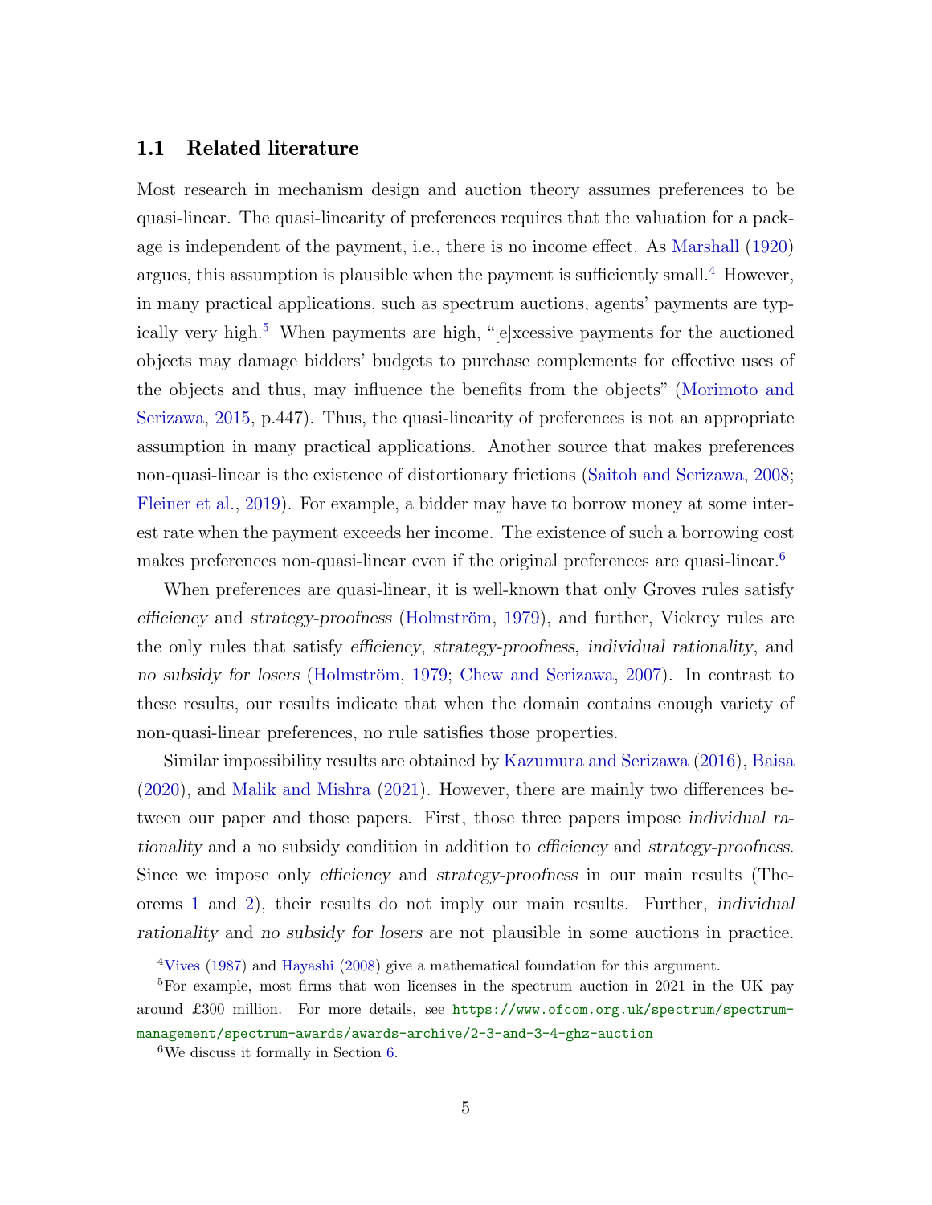### 1.1 Related literature

Most research in mechanism design and auction theory assumes preferences to be quasi-linear. The quasi-linearity of preferences requires that the valuation for a package is independent of the payment, i.e., there is no income effect. As Marshall (1920) argues, this assumption is plausible when the payment is sufficiently small.[4] However, in many practical applications, such as spectrum auctions, agents' payments are typically very high.[5] When payments are high, "[e]xcessive payments for the auctioned objects may damage bidders' budgets to purchase complements for effective uses of the objects and thus, may influence the benefits from the objects" (Morimoto and Serizawa, 2015, p.447). Thus, the quasi-linearity of preferences is not an appropriate assumption in many practical applications. Another source that makes preferences non-quasi-linear is the existence of distortionary frictions (Saitoh and Serizawa, 2008; Fleiner et al., 2019). For example, a bidder may have to borrow money at some interest rate when the payment exceeds her income. The existence of such a borrowing cost makes preferences non-quasi-linear even if the original preferences are quasi-linear.[6]

When preferences are quasi-linear, it is well-known that only Groves rules satisfy *efficiency* and *strategy-proofness* (Holmström, 1979), and further, Vickrey rules are the only rules that satisfy *efficiency*, *strategy-proofness*, *individual rationality*, and *no subsidy for losers* (Holmström, 1979; Chew and Serizawa, 2007). In contrast to these results, our results indicate that when the domain contains enough variety of non-quasi-linear preferences, no rule satisfies those properties.

Similar impossibility results are obtained by Kazumura and Serizawa (2016), Baisa (2020), and Malik and Mishra (2021). However, there are mainly two differences between our paper and those papers. First, those three papers impose *individual rationality* and a no subsidy condition in addition to *efficiency* and *strategy-proofness*. Since we impose only *efficiency* and *strategy-proofness* in our main results (Theorems 1 and 2), their results do not imply our main results. Further, *individual rationality* and *no subsidy for losers* are not plausible in some auctions in practice.

[4] Vives (1987) and Hayashi (2008) give a mathematical foundation for this argument.

[5] For example, most firms that won licenses in the spectrum auction in 2021 in the UK pay around £300 million. For more details, see https://www.ofcom.org.uk/spectrum/spectrum-management/spectrum-awards/awards-archive/2-3-and-3-4-ghz-auction

[6] We discuss it formally in Section 6.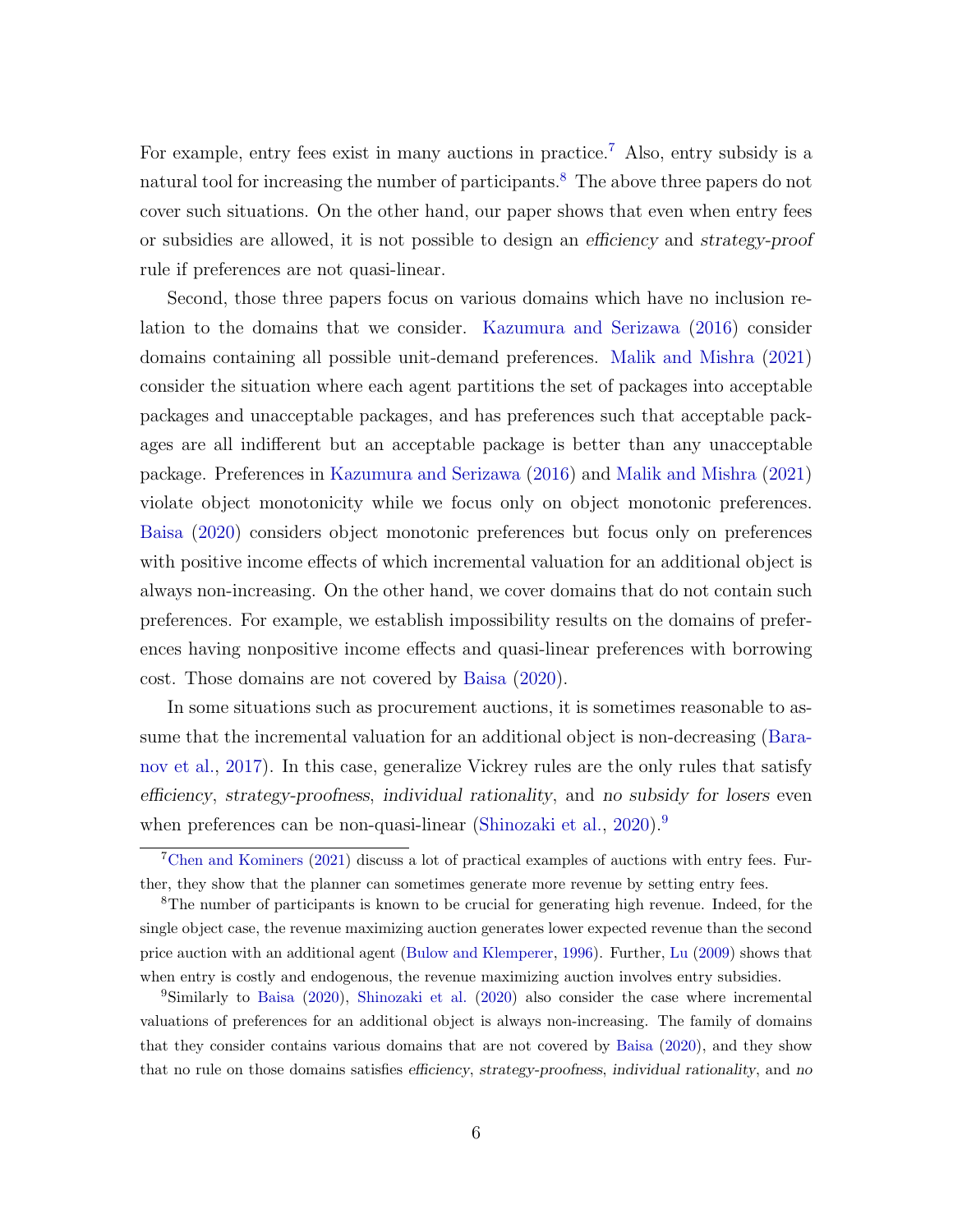For example, entry fees exist in many auctions in practice.[7] Also, entry subsidy is a natural tool for increasing the number of participants.[8] The above three papers do not cover such situations. On the other hand, our paper shows that even when entry fees or subsidies are allowed, it is not possible to design an *efficiency* and *strategy-proof* rule if preferences are not quasi-linear.

Second, those three papers focus on various domains which have no inclusion relation to the domains that we consider. Kazumura and Serizawa (2016) consider domains containing all possible unit-demand preferences. Malik and Mishra (2021) consider the situation where each agent partitions the set of packages into acceptable packages and unacceptable packages, and has preferences such that acceptable packages are all indifferent but an acceptable package is better than any unacceptable package. Preferences in Kazumura and Serizawa (2016) and Malik and Mishra (2021) violate object monotonicity while we focus only on object monotonic preferences. Baisa (2020) considers object monotonic preferences but focus only on preferences with positive income effects of which incremental valuation for an additional object is always non-increasing. On the other hand, we cover domains that do not contain such preferences. For example, we establish impossibility results on the domains of preferences having nonpositive income effects and quasi-linear preferences with borrowing cost. Those domains are not covered by Baisa (2020).

In some situations such as procurement auctions, it is sometimes reasonable to assume that the incremental valuation for an additional object is non-decreasing (Baranov et al., 2017). In this case, generalize Vickrey rules are the only rules that satisfy *efficiency*, *strategy-proofness*, *individual rationality*, and *no subsidy for losers* even when preferences can be non-quasi-linear (Shinozaki et al., 2020).[9]

[7] Chen and Kominers (2021) discuss a lot of practical examples of auctions with entry fees. Further, they show that the planner can sometimes generate more revenue by setting entry fees.

[8] The number of participants is known to be crucial for generating high revenue. Indeed, for the single object case, the revenue maximizing auction generates lower expected revenue than the second price auction with an additional agent (Bulow and Klemperer, 1996). Further, Lu (2009) shows that when entry is costly and endogenous, the revenue maximizing auction involves entry subsidies.

[9] Similarly to Baisa (2020), Shinozaki et al. (2020) also consider the case where incremental valuations of preferences for an additional object is always non-increasing. The family of domains that they consider contains various domains that are not covered by Baisa (2020), and they show that no rule on those domains satisfies *efficiency*, *strategy-proofness*, *individual rationality*, and *no*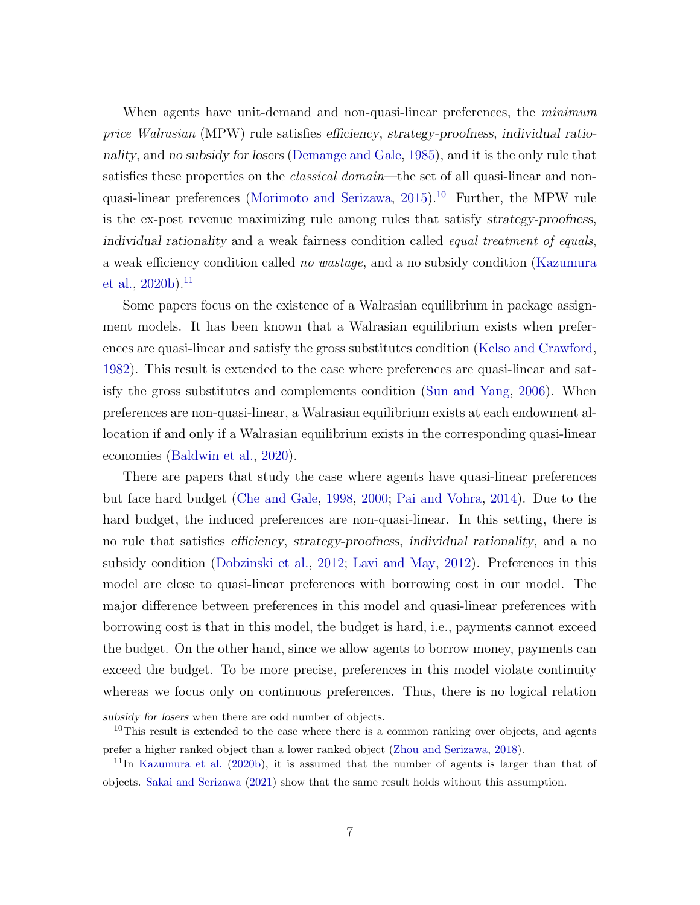When agents have unit-demand and non-quasi-linear preferences, the *minimum price Walrasian* (MPW) rule satisfies *efficiency*, *strategy-proofness*, *individual rationality*, and *no subsidy for losers* (Demange and Gale, 1985), and it is the only rule that satisfies these properties on the *classical domain*—the set of all quasi-linear and non-quasi-linear preferences (Morimoto and Serizawa, 2015).[10] Further, the MPW rule is the ex-post revenue maximizing rule among rules that satisfy *strategy-proofness*, *individual rationality* and a weak fairness condition called *equal treatment of equals*, a weak efficiency condition called *no wastage*, and a no subsidy condition (Kazumura et al., 2020b).[11]

Some papers focus on the existence of a Walrasian equilibrium in package assignment models. It has been known that a Walrasian equilibrium exists when preferences are quasi-linear and satisfy the gross substitutes condition (Kelso and Crawford, 1982). This result is extended to the case where preferences are quasi-linear and satisfy the gross substitutes and complements condition (Sun and Yang, 2006). When preferences are non-quasi-linear, a Walrasian equilibrium exists at each endowment allocation if and only if a Walrasian equilibrium exists in the corresponding quasi-linear economies (Baldwin et al., 2020).

There are papers that study the case where agents have quasi-linear preferences but face hard budget (Che and Gale, 1998, 2000; Pai and Vohra, 2014). Due to the hard budget, the induced preferences are non-quasi-linear. In this setting, there is no rule that satisfies *efficiency*, *strategy-proofness*, *individual rationality*, and a no subsidy condition (Dobzinski et al., 2012; Lavi and May, 2012). Preferences in this model are close to quasi-linear preferences with borrowing cost in our model. The major difference between preferences in this model and quasi-linear preferences with borrowing cost is that in this model, the budget is hard, i.e., payments cannot exceed the budget. On the other hand, since we allow agents to borrow money, payments can exceed the budget. To be more precise, preferences in this model violate continuity whereas we focus only on continuous preferences. Thus, there is no logical relation

*subsidy for losers* when there are odd number of objects.

[10] This result is extended to the case where there is a common ranking over objects, and agents prefer a higher ranked object than a lower ranked object (Zhou and Serizawa, 2018).

[11] In Kazumura et al. (2020b), it is assumed that the number of agents is larger than that of objects. Sakai and Serizawa (2021) show that the same result holds without this assumption.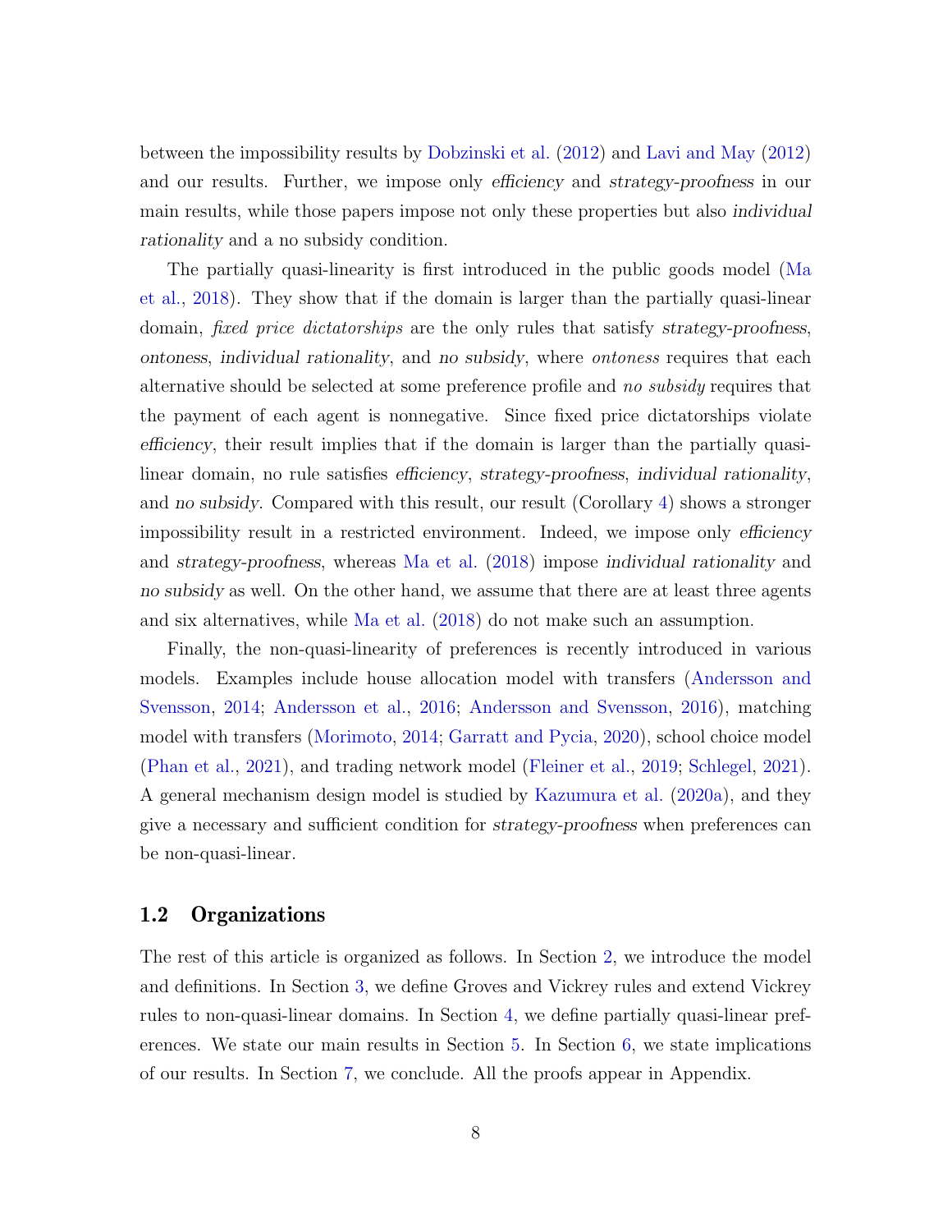between the impossibility results by Dobzinski et al. (2012) and Lavi and May (2012) and our results. Further, we impose only *efficiency* and *strategy-proofness* in our main results, while those papers impose not only these properties but also *individual rationality* and a no subsidy condition.

The partially quasi-linearity is first introduced in the public goods model (Ma et al., 2018). They show that if the domain is larger than the partially quasi-linear domain, *fixed price dictatorships* are the only rules that satisfy *strategy-proofness*, *ontoness*, *individual rationality*, and *no subsidy*, where *ontoness* requires that each alternative should be selected at some preference profile and *no subsidy* requires that the payment of each agent is nonnegative. Since fixed price dictatorships violate *efficiency*, their result implies that if the domain is larger than the partially quasi-linear domain, no rule satisfies *efficiency*, *strategy-proofness*, *individual rationality*, and *no subsidy*. Compared with this result, our result (Corollary 4) shows a stronger impossibility result in a restricted environment. Indeed, we impose only *efficiency* and *strategy-proofness*, whereas Ma et al. (2018) impose *individual rationality* and *no subsidy* as well. On the other hand, we assume that there are at least three agents and six alternatives, while Ma et al. (2018) do not make such an assumption.

Finally, the non-quasi-linearity of preferences is recently introduced in various models. Examples include house allocation model with transfers (Andersson and Svensson, 2014; Andersson et al., 2016; Andersson and Svensson, 2016), matching model with transfers (Morimoto, 2014; Garratt and Pycia, 2020), school choice model (Phan et al., 2021), and trading network model (Fleiner et al., 2019; Schlegel, 2021). A general mechanism design model is studied by Kazumura et al. (2020a), and they give a necessary and sufficient condition for *strategy-proofness* when preferences can be non-quasi-linear.

## 1.2 Organizations

The rest of this article is organized as follows. In Section 2, we introduce the model and definitions. In Section 3, we define Groves and Vickrey rules and extend Vickrey rules to non-quasi-linear domains. In Section 4, we define partially quasi-linear preferences. We state our main results in Section 5. In Section 6, we state implications of our results. In Section 7, we conclude. All the proofs appear in Appendix.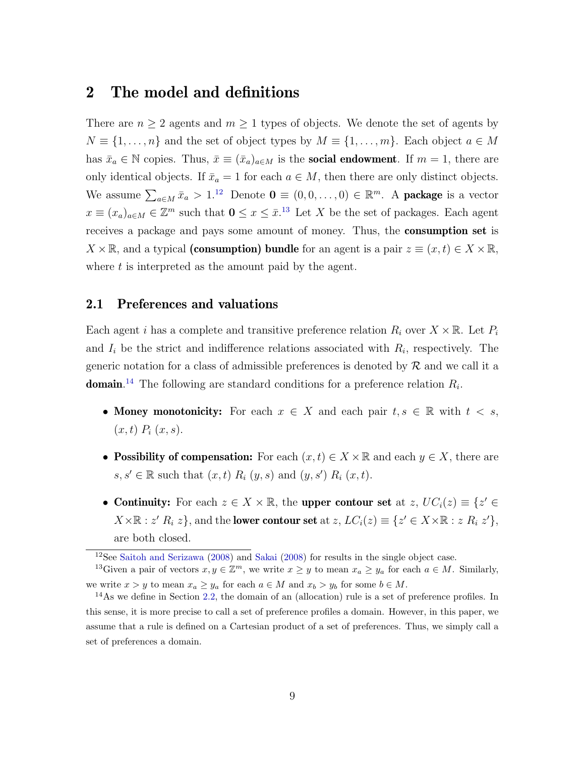# 2 The model and definitions

There are $n \geq 2$ agents and $m \geq 1$ types of objects. We denote the set of agents by $N \equiv \{1, \ldots, n\}$ and the set of object types by $M \equiv \{1, \ldots, m\}$. Each object $a \in M$ has $\bar{x}_a \in \mathbb{N}$ copies. Thus, $\bar{x} \equiv (\bar{x}_a)_{a \in M}$ is the **social endowment**. If $m = 1$, there are only identical objects. If $\bar{x}_a = 1$ for each $a \in M$, then there are only distinct objects. We assume $\sum_{a \in M} \bar{x}_a > 1$.[12] Denote $\mathbf{0} \equiv (0, 0, \ldots, 0) \in \mathbb{R}^m$. A **package** is a vector $x \equiv (x_a)_{a \in M} \in \mathbb{Z}^m$ such that $\mathbf{0} \leq x \leq \bar{x}$.[13] Let $X$ be the set of packages. Each agent receives a package and pays some amount of money. Thus, the **consumption set** is $X \times \mathbb{R}$, and a typical **(consumption) bundle** for an agent is a pair $z \equiv (x, t) \in X \times \mathbb{R}$, where $t$ is interpreted as the amount paid by the agent.

## 2.1 Preferences and valuations

Each agent $i$ has a complete and transitive preference relation $R_i$ over $X \times \mathbb{R}$. Let $P_i$ and $I_i$ be the strict and indifference relations associated with $R_i$, respectively. The generic notation for a class of admissible preferences is denoted by $\mathcal{R}$ and we call it a **domain**.[14] The following are standard conditions for a preference relation $R_i$.

- **Money monotonicity:** For each $x \in X$ and each pair $t, s \in \mathbb{R}$ with $t < s$, $(x, t) \; P_i \; (x, s)$.
- **Possibility of compensation:** For each $(x, t) \in X \times \mathbb{R}$ and each $y \in X$, there are $s, s' \in \mathbb{R}$ such that $(x, t) \; R_i \; (y, s)$ and $(y, s') \; R_i \; (x, t)$.
- **Continuity:** For each $z \in X \times \mathbb{R}$, the **upper contour set** at $z$, $UC_i(z) \equiv \{z' \in X \times \mathbb{R} : z' \; R_i \; z\}$, and the **lower contour set** at $z$, $LC_i(z) \equiv \{z' \in X \times \mathbb{R} : z \; R_i \; z'\}$, are both closed.

---

[12] See Saitoh and Serizawa (2008) and Sakai (2008) for results in the single object case.

[13] Given a pair of vectors $x, y \in \mathbb{Z}^m$, we write $x \geq y$ to mean $x_a \geq y_a$ for each $a \in M$. Similarly, we write $x > y$ to mean $x_a \geq y_a$ for each $a \in M$ and $x_b > y_b$ for some $b \in M$.

[14] As we define in Section 2.2, the domain of an (allocation) rule is a set of preference profiles. In this sense, it is more precise to call a set of preference profiles a domain. However, in this paper, we assume that a rule is defined on a Cartesian product of a set of preferences. Thus, we simply call a set of preferences a domain.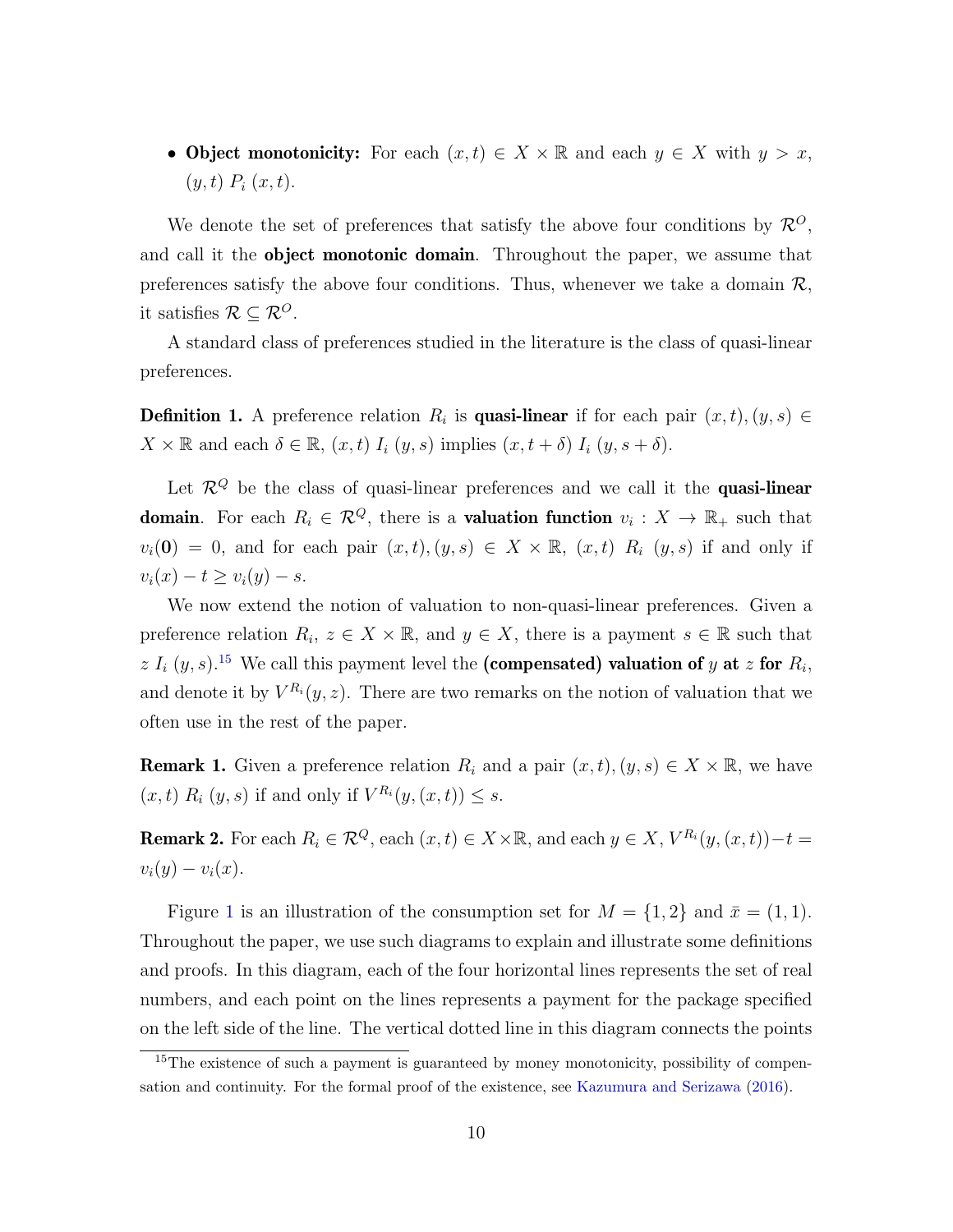- **Object monotonicity:** For each $(x,t) \in X \times \mathbb{R}$ and each $y \in X$ with $y > x$, $(y,t)\ P_i\ (x,t)$.

We denote the set of preferences that satisfy the above four conditions by $\mathcal{R}^O$, and call it the **object monotonic domain**. Throughout the paper, we assume that preferences satisfy the above four conditions. Thus, whenever we take a domain $\mathcal{R}$, it satisfies $\mathcal{R} \subseteq \mathcal{R}^O$.

A standard class of preferences studied in the literature is the class of quasi-linear preferences.

**Definition 1.** A preference relation $R_i$ is **quasi-linear** if for each pair $(x,t),(y,s) \in X \times \mathbb{R}$ and each $\delta \in \mathbb{R}$, $(x,t)\ I_i\ (y,s)$ implies $(x,t+\delta)\ I_i\ (y,s+\delta)$.

Let $\mathcal{R}^Q$ be the class of quasi-linear preferences and we call it the **quasi-linear domain**. For each $R_i \in \mathcal{R}^Q$, there is a **valuation function** $v_i : X \to \mathbb{R}_+$ such that $v_i(\mathbf{0}) = 0$, and for each pair $(x,t),(y,s) \in X \times \mathbb{R}$, $(x,t)\ R_i\ (y,s)$ if and only if $v_i(x) - t \geq v_i(y) - s$.

We now extend the notion of valuation to non-quasi-linear preferences. Given a preference relation $R_i$, $z \in X \times \mathbb{R}$, and $y \in X$, there is a payment $s \in \mathbb{R}$ such that $z\ I_i\ (y,s)$.[15] We call this payment level the **(compensated) valuation of** $y$ **at** $z$ **for** $R_i$, and denote it by $V^{R_i}(y,z)$. There are two remarks on the notion of valuation that we often use in the rest of the paper.

**Remark 1.** Given a preference relation $R_i$ and a pair $(x,t),(y,s) \in X \times \mathbb{R}$, we have $(x,t)\ R_i\ (y,s)$ if and only if $V^{R_i}(y,(x,t)) \leq s$.

**Remark 2.** For each $R_i \in \mathcal{R}^Q$, each $(x,t) \in X \times \mathbb{R}$, and each $y \in X$, $V^{R_i}(y,(x,t)) - t = v_i(y) - v_i(x)$.

Figure 1 is an illustration of the consumption set for $M = \{1,2\}$ and $\bar{x} = (1,1)$. Throughout the paper, we use such diagrams to explain and illustrate some definitions and proofs. In this diagram, each of the four horizontal lines represents the set of real numbers, and each point on the lines represents a payment for the package specified on the left side of the line. The vertical dotted line in this diagram connects the points

[15] The existence of such a payment is guaranteed by money monotonicity, possibility of compensation and continuity. For the formal proof of the existence, see Kazumura and Serizawa (2016).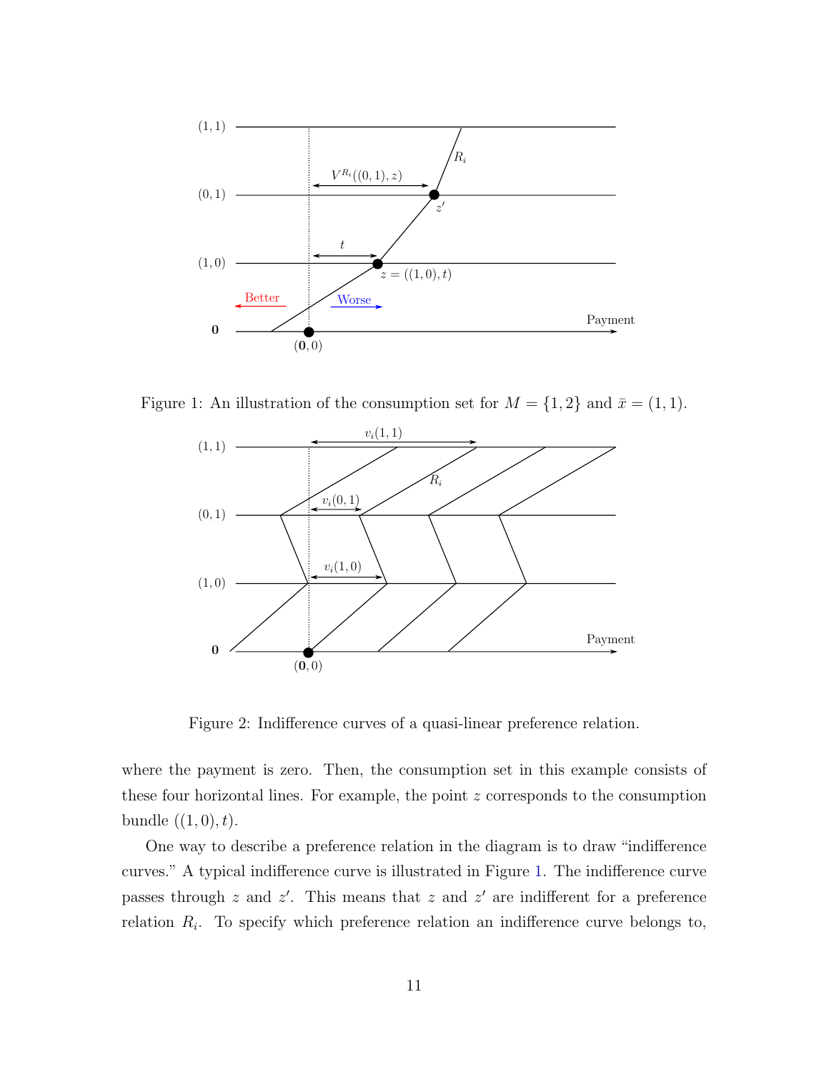Figure 1: An illustration of the consumption set for $M = \{1, 2\}$ and $\bar{x} = (1, 1)$.

Figure 2: Indifference curves of a quasi-linear preference relation.

where the payment is zero. Then, the consumption set in this example consists of these four horizontal lines. For example, the point $z$ corresponds to the consumption bundle $((1, 0), t)$.

One way to describe a preference relation in the diagram is to draw "indifference curves." A typical indifference curve is illustrated in Figure 1. The indifference curve passes through $z$ and $z'$. This means that $z$ and $z'$ are indifferent for a preference relation $R_i$. To specify which preference relation an indifference curve belongs to,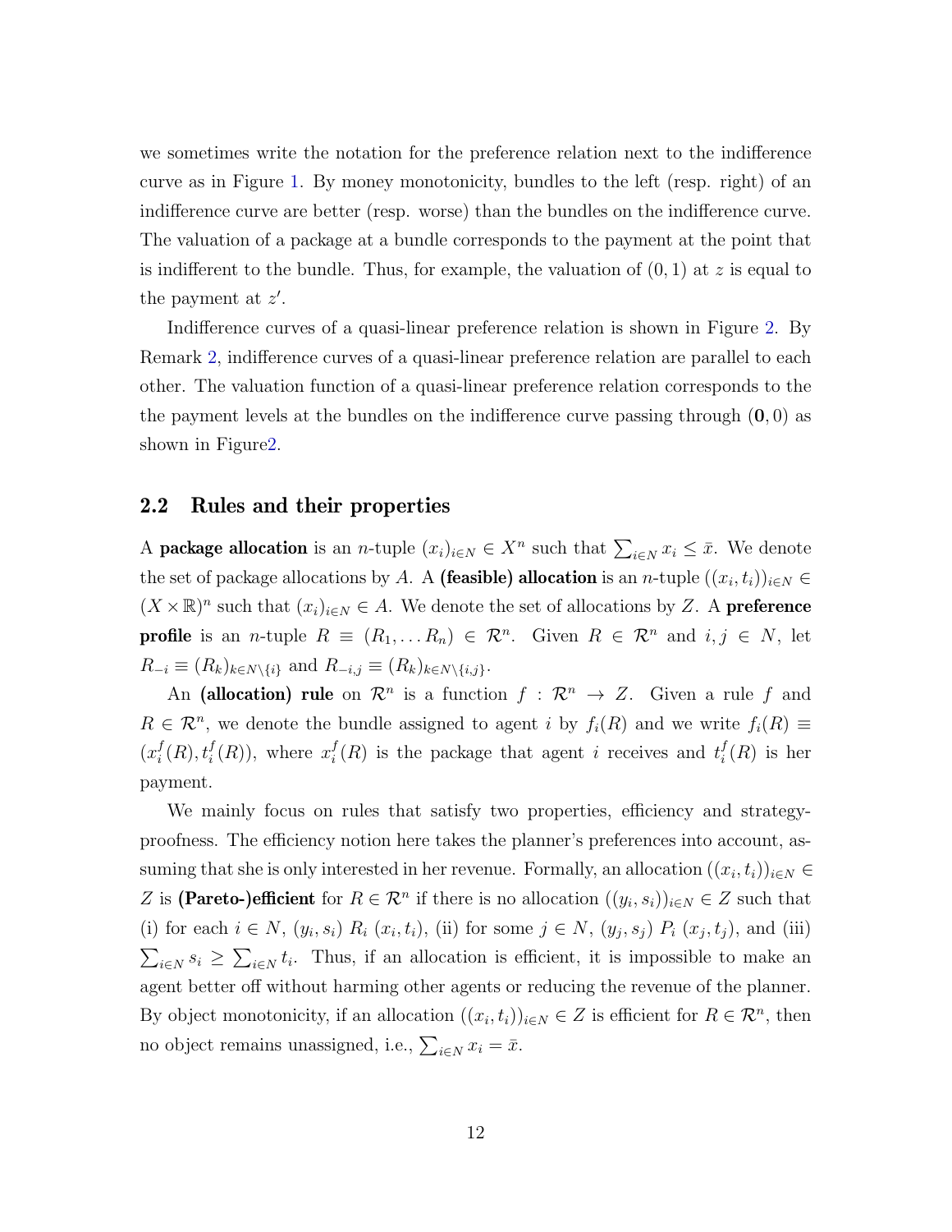we sometimes write the notation for the preference relation next to the indifference curve as in Figure 1. By money monotonicity, bundles to the left (resp. right) of an indifference curve are better (resp. worse) than the bundles on the indifference curve. The valuation of a package at a bundle corresponds to the payment at the point that is indifferent to the bundle. Thus, for example, the valuation of $(0, 1)$ at $z$ is equal to the payment at $z'$.

Indifference curves of a quasi-linear preference relation is shown in Figure 2. By Remark 2, indifference curves of a quasi-linear preference relation are parallel to each other. The valuation function of a quasi-linear preference relation corresponds to the the payment levels at the bundles on the indifference curve passing through $(\mathbf{0}, 0)$ as shown in Figure2.

## 2.2 Rules and their properties

A **package allocation** is an $n$-tuple $(x_i)_{i\in N} \in X^n$ such that $\sum_{i\in N} x_i \leq \bar{x}$. We denote the set of package allocations by $A$. A **(feasible) allocation** is an $n$-tuple $((x_i, t_i))_{i\in N} \in (X \times \mathbb{R})^n$ such that $(x_i)_{i\in N} \in A$. We denote the set of allocations by $Z$. A **preference profile** is an $n$-tuple $R \equiv (R_1, \ldots R_n) \in \mathcal{R}^n$. Given $R \in \mathcal{R}^n$ and $i, j \in N$, let $R_{-i} \equiv (R_k)_{k\in N\setminus\{i\}}$ and $R_{-i,j} \equiv (R_k)_{k\in N\setminus\{i,j\}}$.

An **(allocation) rule** on $\mathcal{R}^n$ is a function $f : \mathcal{R}^n \to Z$. Given a rule $f$ and $R \in \mathcal{R}^n$, we denote the bundle assigned to agent $i$ by $f_i(R)$ and we write $f_i(R) \equiv (x_i^f(R), t_i^f(R))$, where $x_i^f(R)$ is the package that agent $i$ receives and $t_i^f(R)$ is her payment.

We mainly focus on rules that satisfy two properties, efficiency and strategy-proofness. The efficiency notion here takes the planner's preferences into account, assuming that she is only interested in her revenue. Formally, an allocation $((x_i, t_i))_{i\in N} \in Z$ is **(Pareto-)efficient** for $R \in \mathcal{R}^n$ if there is no allocation $((y_i, s_i))_{i\in N} \in Z$ such that (i) for each $i \in N$, $(y_i, s_i)\ R_i\ (x_i, t_i)$, (ii) for some $j \in N$, $(y_j, s_j)\ P_i\ (x_j, t_j)$, and (iii) $\sum_{i\in N} s_i \geq \sum_{i\in N} t_i$. Thus, if an allocation is efficient, it is impossible to make an agent better off without harming other agents or reducing the revenue of the planner. By object monotonicity, if an allocation $((x_i, t_i))_{i\in N} \in Z$ is efficient for $R \in \mathcal{R}^n$, then no object remains unassigned, i.e., $\sum_{i\in N} x_i = \bar{x}$.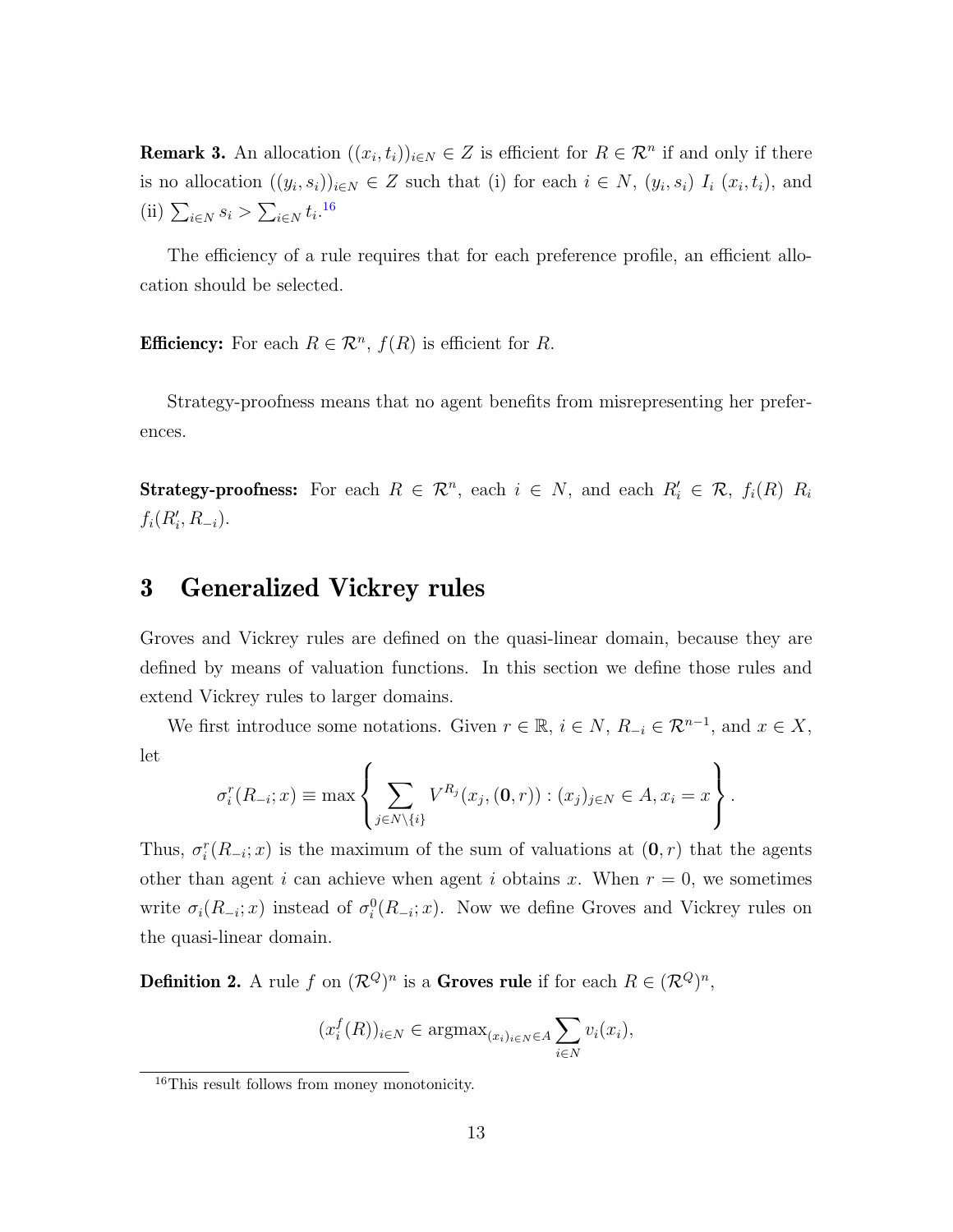**Remark 3.** An allocation $((x_i, t_i))_{i \in N} \in Z$ is efficient for $R \in \mathcal{R}^n$ if and only if there is no allocation $((y_i, s_i))_{i \in N} \in Z$ such that (i) for each $i \in N$, $(y_i, s_i) \; I_i \; (x_i, t_i)$, and (ii) $\sum_{i \in N} s_i > \sum_{i \in N} t_i$.[16]

The efficiency of a rule requires that for each preference profile, an efficient allocation should be selected.

**Efficiency:** For each $R \in \mathcal{R}^n$, $f(R)$ is efficient for $R$.

Strategy-proofness means that no agent benefits from misrepresenting her preferences.

**Strategy-proofness:** For each $R \in \mathcal{R}^n$, each $i \in N$, and each $R'_i \in \mathcal{R}$, $f_i(R) \; R_i \; f_i(R'_i, R_{-i})$.

# 3 Generalized Vickrey rules

Groves and Vickrey rules are defined on the quasi-linear domain, because they are defined by means of valuation functions. In this section we define those rules and extend Vickrey rules to larger domains.

We first introduce some notations. Given $r \in \mathbb{R}$, $i \in N$, $R_{-i} \in \mathcal{R}^{n-1}$, and $x \in X$, let

$$\sigma_i^r(R_{-i}; x) \equiv \max \left\{ \sum_{j \in N \setminus \{i\}} V^{R_j}(x_j, (\mathbf{0}, r)) : (x_j)_{j \in N} \in A, x_i = x \right\}.$$

Thus, $\sigma_i^r(R_{-i}; x)$ is the maximum of the sum of valuations at $(\mathbf{0}, r)$ that the agents other than agent $i$ can achieve when agent $i$ obtains $x$. When $r = 0$, we sometimes write $\sigma_i(R_{-i}; x)$ instead of $\sigma_i^0(R_{-i}; x)$. Now we define Groves and Vickrey rules on the quasi-linear domain.

**Definition 2.** A rule $f$ on $(\mathcal{R}^Q)^n$ is a **Groves rule** if for each $R \in (\mathcal{R}^Q)^n$,

$$(x_i^f(R))_{i \in N} \in \operatorname{argmax}_{(x_i)_{i \in N} \in A} \sum_{i \in N} v_i(x_i),$$

[16] This result follows from money monotonicity.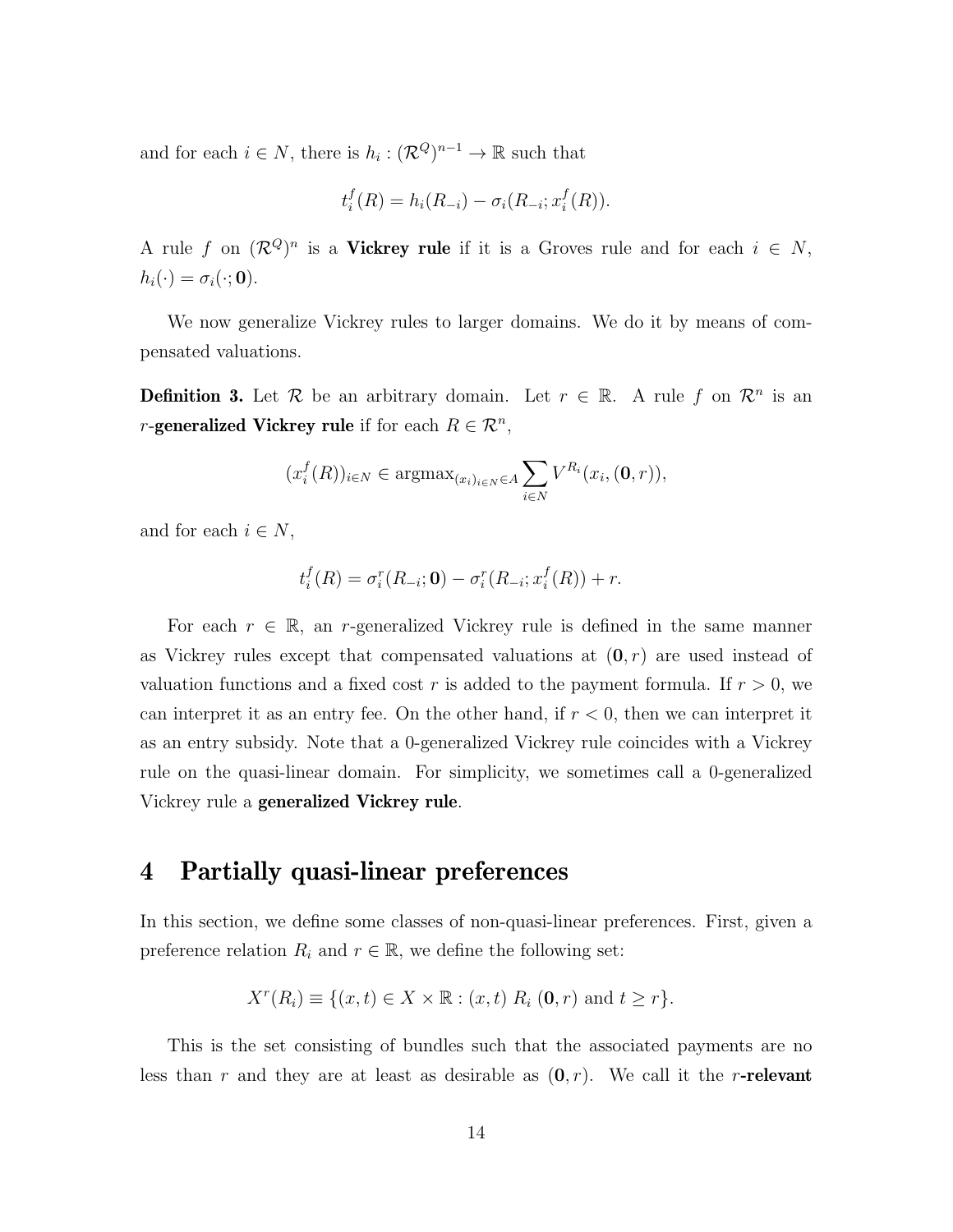and for each $i \in N$, there is $h_i : (\mathcal{R}^Q)^{n-1} \to \mathbb{R}$ such that

$$t_i^f(R) = h_i(R_{-i}) - \sigma_i(R_{-i}; x_i^f(R)).$$

A rule $f$ on $(\mathcal{R}^Q)^n$ is a **Vickrey rule** if it is a Groves rule and for each $i \in N$, $h_i(\cdot) = \sigma_i(\cdot; \mathbf{0})$.

We now generalize Vickrey rules to larger domains. We do it by means of compensated valuations.

**Definition 3.** Let $\mathcal{R}$ be an arbitrary domain. Let $r \in \mathbb{R}$. A rule $f$ on $\mathcal{R}^n$ is an $r$-**generalized Vickrey rule** if for each $R \in \mathcal{R}^n$,

$$(x_i^f(R))_{i \in N} \in \text{argmax}_{(x_i)_{i\in N} \in A} \sum_{i \in N} V^{R_i}(x_i, (\mathbf{0}, r)),$$

and for each $i \in N$,

$$t_i^f(R) = \sigma_i^r(R_{-i}; \mathbf{0}) - \sigma_i^r(R_{-i}; x_i^f(R)) + r.$$

For each $r \in \mathbb{R}$, an $r$-generalized Vickrey rule is defined in the same manner as Vickrey rules except that compensated valuations at $(\mathbf{0}, r)$ are used instead of valuation functions and a fixed cost $r$ is added to the payment formula. If $r > 0$, we can interpret it as an entry fee. On the other hand, if $r < 0$, then we can interpret it as an entry subsidy. Note that a 0-generalized Vickrey rule coincides with a Vickrey rule on the quasi-linear domain. For simplicity, we sometimes call a 0-generalized Vickrey rule a **generalized Vickrey rule**.

# 4 Partially quasi-linear preferences

In this section, we define some classes of non-quasi-linear preferences. First, given a preference relation $R_i$ and $r \in \mathbb{R}$, we define the following set:

$$X^r(R_i) \equiv \{(x, t) \in X \times \mathbb{R} : (x, t) \; R_i \; (\mathbf{0}, r) \text{ and } t \geq r\}.$$

This is the set consisting of bundles such that the associated payments are no less than $r$ and they are at least as desirable as $(\mathbf{0}, r)$. We call it the $r$-**relevant**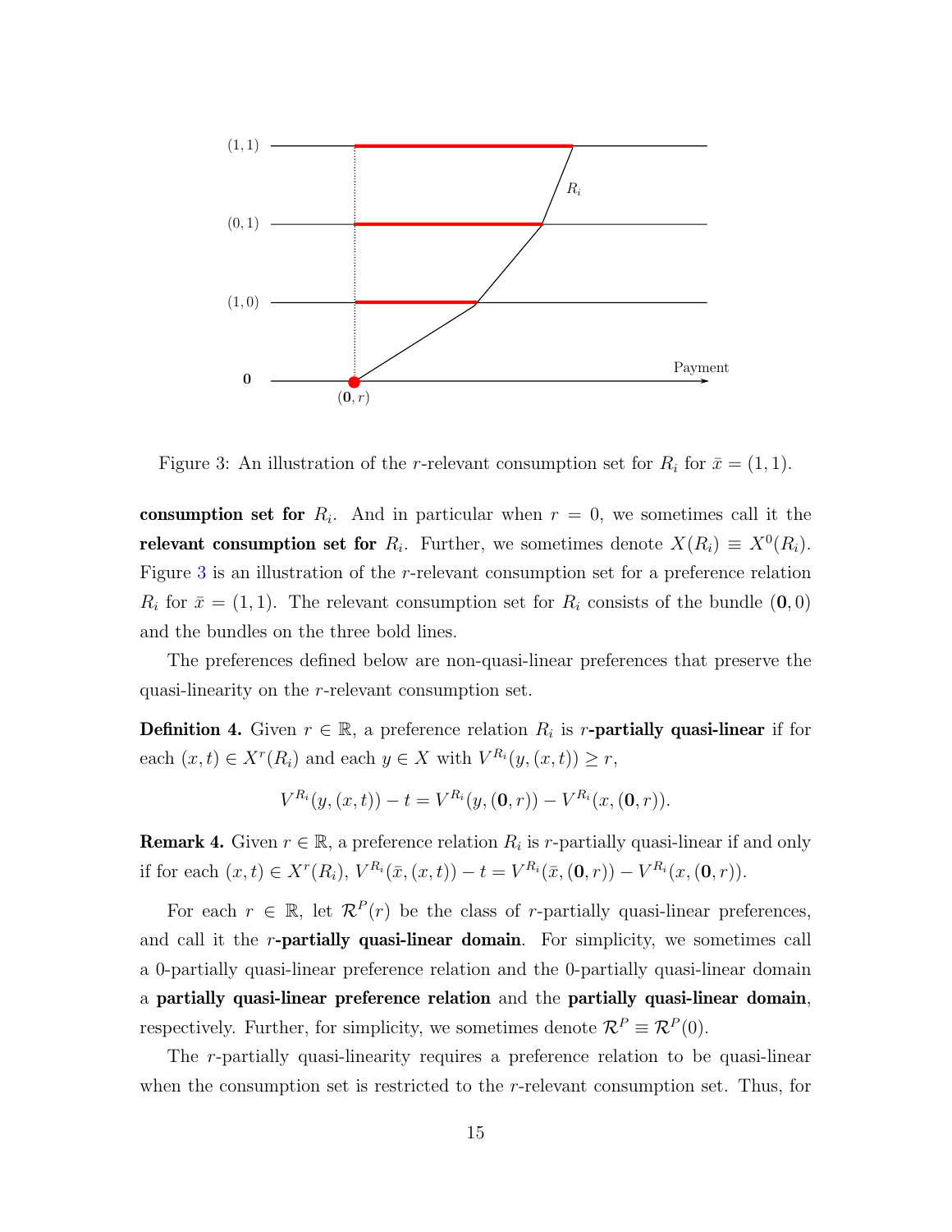Figure 3: An illustration of the $r$-relevant consumption set for $R_i$ for $\bar{x} = (1, 1)$.

**consumption set for** $R_i$. And in particular when $r = 0$, we sometimes call it the **relevant consumption set for** $R_i$. Further, we sometimes denote $X(R_i) \equiv X^0(R_i)$. Figure 3 is an illustration of the $r$-relevant consumption set for a preference relation $R_i$ for $\bar{x} = (1, 1)$. The relevant consumption set for $R_i$ consists of the bundle $(\mathbf{0}, 0)$ and the bundles on the three bold lines.

The preferences defined below are non-quasi-linear preferences that preserve the quasi-linearity on the $r$-relevant consumption set.

**Definition 4.** Given $r \in \mathbb{R}$, a preference relation $R_i$ is $r$**-partially quasi-linear** if for each $(x, t) \in X^r(R_i)$ and each $y \in X$ with $V^{R_i}(y, (x, t)) \geq r$,

$$V^{R_i}(y, (x, t)) - t = V^{R_i}(y, (\mathbf{0}, r)) - V^{R_i}(x, (\mathbf{0}, r)).$$

**Remark 4.** Given $r \in \mathbb{R}$, a preference relation $R_i$ is $r$-partially quasi-linear if and only if for each $(x, t) \in X^r(R_i)$, $V^{R_i}(\bar{x}, (x, t)) - t = V^{R_i}(\bar{x}, (\mathbf{0}, r)) - V^{R_i}(x, (\mathbf{0}, r))$.

For each $r \in \mathbb{R}$, let $\mathcal{R}^P(r)$ be the class of $r$-partially quasi-linear preferences, and call it the $r$**-partially quasi-linear domain**. For simplicity, we sometimes call a 0-partially quasi-linear preference relation and the 0-partially quasi-linear domain a **partially quasi-linear preference relation** and the **partially quasi-linear domain**, respectively. Further, for simplicity, we sometimes denote $\mathcal{R}^P \equiv \mathcal{R}^P(0)$.

The $r$-partially quasi-linearity requires a preference relation to be quasi-linear when the consumption set is restricted to the $r$-relevant consumption set. Thus, for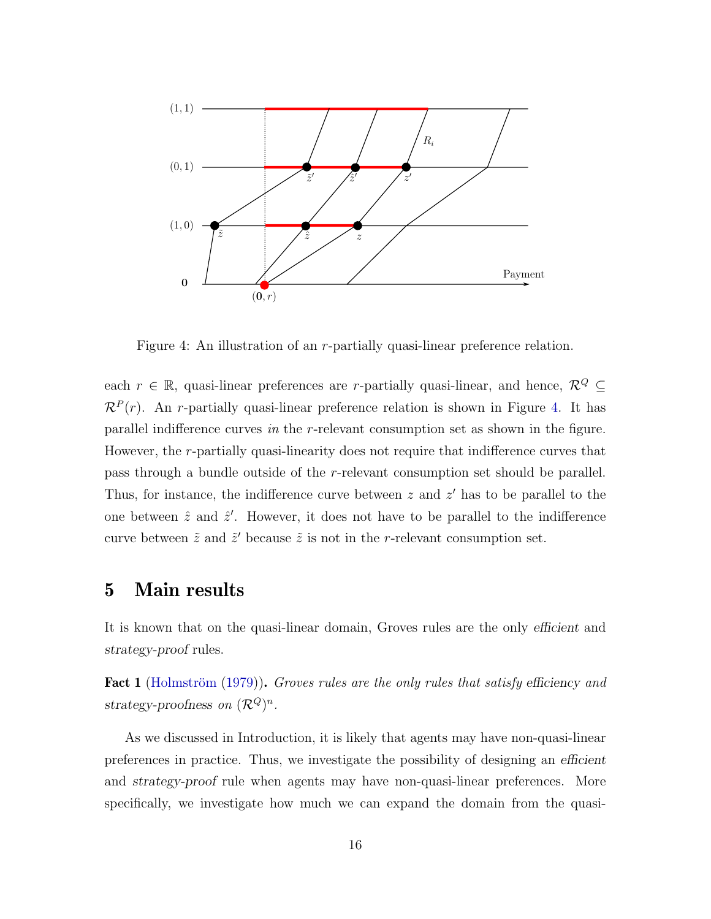Figure 4: An illustration of an $r$-partially quasi-linear preference relation.

each $r \in \mathbb{R}$, quasi-linear preferences are $r$-partially quasi-linear, and hence, $\mathcal{R}^Q \subseteq \mathcal{R}^P(r)$. An $r$-partially quasi-linear preference relation is shown in Figure 4. It has parallel indifference curves *in* the $r$-relevant consumption set as shown in the figure. However, the $r$-partially quasi-linearity does not require that indifference curves that pass through a bundle outside of the $r$-relevant consumption set should be parallel. Thus, for instance, the indifference curve between $z$ and $z'$ has to be parallel to the one between $\hat{z}$ and $\hat{z}'$. However, it does not have to be parallel to the indifference curve between $\tilde{z}$ and $\tilde{z}'$ because $\tilde{z}$ is not in the $r$-relevant consumption set.

# 5 Main results

It is known that on the quasi-linear domain, Groves rules are the only *efficient* and *strategy-proof* rules.

**Fact 1** (Holmström (1979)). *Groves rules are the only rules that satisfy efficiency and strategy-proofness on* $(\mathcal{R}^Q)^n$.

As we discussed in Introduction, it is likely that agents may have non-quasi-linear preferences in practice. Thus, we investigate the possibility of designing an *efficient* and *strategy-proof* rule when agents may have non-quasi-linear preferences. More specifically, we investigate how much we can expand the domain from the quasi-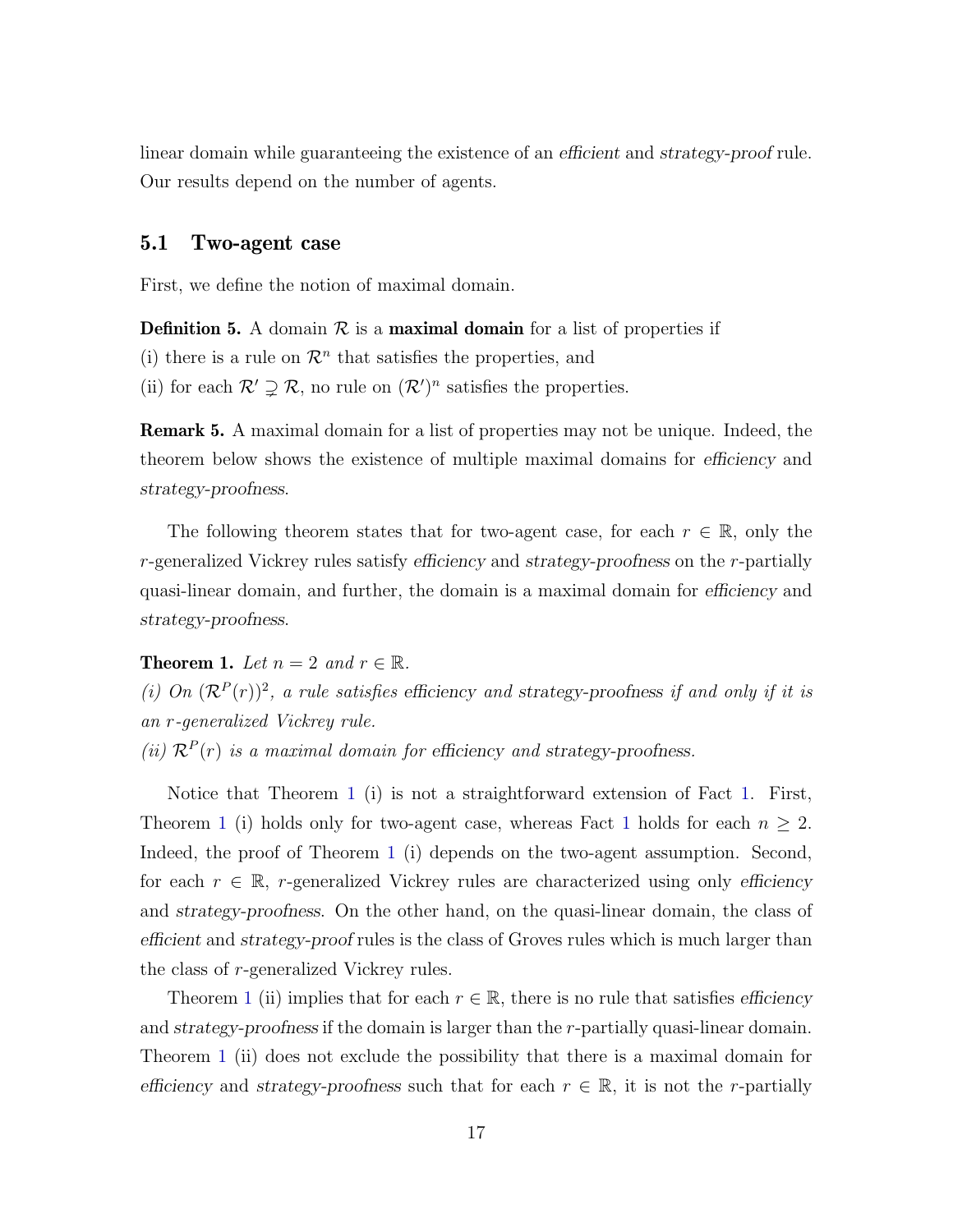linear domain while guaranteeing the existence of an *efficient* and *strategy-proof* rule. Our results depend on the number of agents.

## 5.1 Two-agent case

First, we define the notion of maximal domain.

**Definition 5.** A domain $\mathcal{R}$ is a **maximal domain** for a list of properties if
(i) there is a rule on $\mathcal{R}^n$ that satisfies the properties, and
(ii) for each $\mathcal{R}' \supsetneq \mathcal{R}$, no rule on $(\mathcal{R}')^n$ satisfies the properties.

**Remark 5.** A maximal domain for a list of properties may not be unique. Indeed, the theorem below shows the existence of multiple maximal domains for *efficiency* and *strategy-proofness*.

The following theorem states that for two-agent case, for each $r \in \mathbb{R}$, only the $r$-generalized Vickrey rules satisfy *efficiency* and *strategy-proofness* on the $r$-partially quasi-linear domain, and further, the domain is a maximal domain for *efficiency* and *strategy-proofness*.

**Theorem 1.** *Let $n = 2$ and $r \in \mathbb{R}$.*
*(i) On $(\mathcal{R}^P(r))^2$, a rule satisfies efficiency and strategy-proofness if and only if it is an $r$-generalized Vickrey rule.*
*(ii) $\mathcal{R}^P(r)$ is a maximal domain for efficiency and strategy-proofness.*

Notice that Theorem 1 (i) is not a straightforward extension of Fact 1. First, Theorem 1 (i) holds only for two-agent case, whereas Fact 1 holds for each $n \geq 2$. Indeed, the proof of Theorem 1 (i) depends on the two-agent assumption. Second, for each $r \in \mathbb{R}$, $r$-generalized Vickrey rules are characterized using only *efficiency* and *strategy-proofness*. On the other hand, on the quasi-linear domain, the class of *efficient* and *strategy-proof* rules is the class of Groves rules which is much larger than the class of $r$-generalized Vickrey rules.

Theorem 1 (ii) implies that for each $r \in \mathbb{R}$, there is no rule that satisfies *efficiency* and *strategy-proofness* if the domain is larger than the $r$-partially quasi-linear domain. Theorem 1 (ii) does not exclude the possibility that there is a maximal domain for *efficiency* and *strategy-proofness* such that for each $r \in \mathbb{R}$, it is not the $r$-partially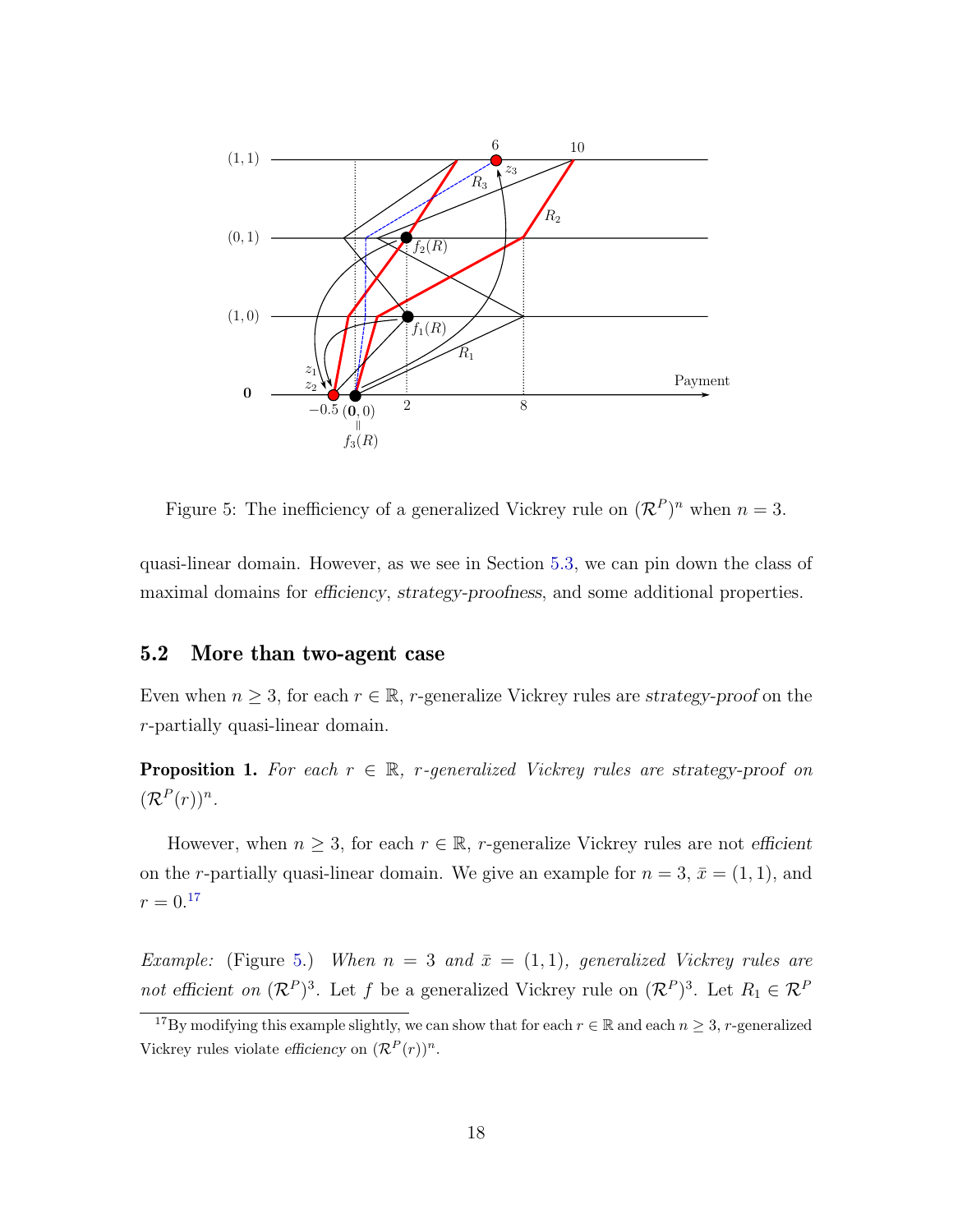Figure 5: The inefficiency of a generalized Vickrey rule on $(\mathcal{R}^P)^n$ when $n = 3$.

quasi-linear domain. However, as we see in Section 5.3, we can pin down the class of maximal domains for *efficiency*, *strategy-proofness*, and some additional properties.

## 5.2 More than two-agent case

Even when $n \geq 3$, for each $r \in \mathbb{R}$, $r$-generalize Vickrey rules are *strategy-proof* on the $r$-partially quasi-linear domain.

**Proposition 1.** *For each $r \in \mathbb{R}$, $r$-generalized Vickrey rules are strategy-proof on $(\mathcal{R}^P(r))^n$.*

However, when $n \geq 3$, for each $r \in \mathbb{R}$, $r$-generalize Vickrey rules are not *efficient* on the $r$-partially quasi-linear domain. We give an example for $n = 3$, $\bar{x} = (1, 1)$, and $r = 0$.[17]

*Example:* (Figure 5.) *When $n = 3$ and $\bar{x} = (1, 1)$, generalized Vickrey rules are not efficient on $(\mathcal{R}^P)^3$.* Let $f$ be a generalized Vickrey rule on $(\mathcal{R}^P)^3$. Let $R_1 \in \mathcal{R}^P$

[17] By modifying this example slightly, we can show that for each $r \in \mathbb{R}$ and each $n \geq 3$, $r$-generalized Vickrey rules violate *efficiency* on $(\mathcal{R}^P(r))^n$.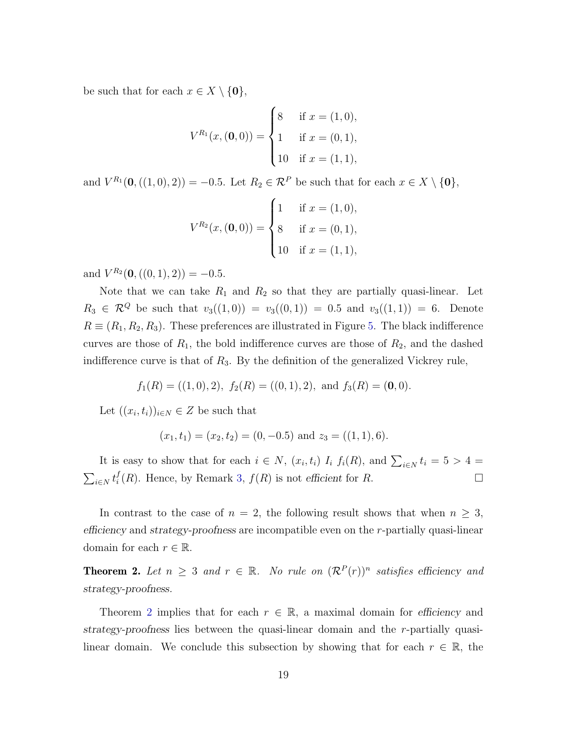be such that for each $x \in X \setminus \{\mathbf{0}\}$,

$$V^{R_1}(x, (\mathbf{0}, 0)) = \begin{cases} 8 & \text{if } x = (1,0), \\ 1 & \text{if } x = (0,1), \\ 10 & \text{if } x = (1,1), \end{cases}$$

and $V^{R_1}(\mathbf{0}, ((1,0), 2)) = -0.5$. Let $R_2 \in \mathcal{R}^P$ be such that for each $x \in X \setminus \{\mathbf{0}\}$,

$$V^{R_2}(x, (\mathbf{0}, 0)) = \begin{cases} 1 & \text{if } x = (1,0), \\ 8 & \text{if } x = (0,1), \\ 10 & \text{if } x = (1,1), \end{cases}$$

and $V^{R_2}(\mathbf{0}, ((0,1), 2)) = -0.5$.

Note that we can take $R_1$ and $R_2$ so that they are partially quasi-linear. Let $R_3 \in \mathcal{R}^Q$ be such that $v_3((1,0)) = v_3((0,1)) = 0.5$ and $v_3((1,1)) = 6$. Denote $R \equiv (R_1, R_2, R_3)$. These preferences are illustrated in Figure 5. The black indifference curves are those of $R_1$, the bold indifference curves are those of $R_2$, and the dashed indifference curve is that of $R_3$. By the definition of the generalized Vickrey rule,

$$f_1(R) = ((1,0), 2), \; f_2(R) = ((0,1), 2), \text{ and } f_3(R) = (\mathbf{0}, 0).$$

Let $((x_i, t_i))_{i \in N} \in Z$ be such that

$$(x_1, t_1) = (x_2, t_2) = (0, -0.5) \text{ and } z_3 = ((1,1), 6).$$

It is easy to show that for each $i \in N$, $(x_i, t_i) \; I_i \; f_i(R)$, and $\sum_{i \in N} t_i = 5 > 4 = \sum_{i \in N} t_i^f(R)$. Hence, by Remark 3, $f(R)$ is not *efficient* for $R$. $\square$

In contrast to the case of $n = 2$, the following result shows that when $n \geq 3$, *efficiency* and *strategy-proofness* are incompatible even on the $r$-partially quasi-linear domain for each $r \in \mathbb{R}$.

**Theorem 2.** *Let $n \geq 3$ and $r \in \mathbb{R}$. No rule on $(\mathcal{R}^P(r))^n$ satisfies efficiency and strategy-proofness.*

Theorem 2 implies that for each $r \in \mathbb{R}$, a maximal domain for *efficiency* and *strategy-proofness* lies between the quasi-linear domain and the $r$-partially quasi-linear domain. We conclude this subsection by showing that for each $r \in \mathbb{R}$, the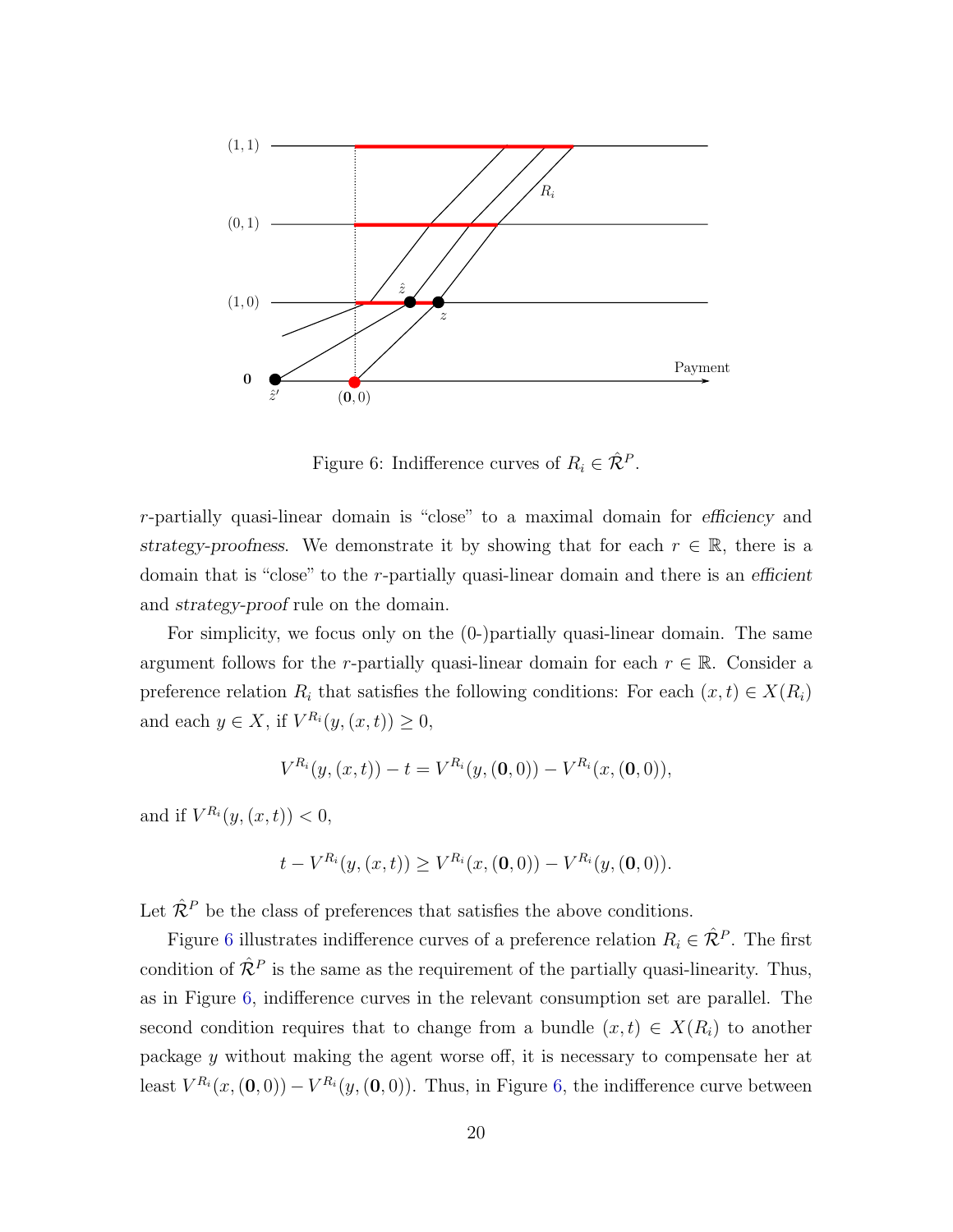Figure 6: Indifference curves of $R_i \in \hat{\mathcal{R}}^P$.

$r$-partially quasi-linear domain is "close" to a maximal domain for *efficiency* and *strategy-proofness*. We demonstrate it by showing that for each $r \in \mathbb{R}$, there is a domain that is "close" to the $r$-partially quasi-linear domain and there is an *efficient* and *strategy-proof* rule on the domain.

For simplicity, we focus only on the (0-)partially quasi-linear domain. The same argument follows for the $r$-partially quasi-linear domain for each $r \in \mathbb{R}$. Consider a preference relation $R_i$ that satisfies the following conditions: For each $(x, t) \in X(R_i)$ and each $y \in X$, if $V^{R_i}(y, (x, t)) \geq 0$,

$$V^{R_i}(y, (x, t)) - t = V^{R_i}(y, (\mathbf{0}, 0)) - V^{R_i}(x, (\mathbf{0}, 0)),$$

and if $V^{R_i}(y, (x, t)) < 0$,

$$t - V^{R_i}(y, (x, t)) \geq V^{R_i}(x, (\mathbf{0}, 0)) - V^{R_i}(y, (\mathbf{0}, 0)).$$

Let $\hat{\mathcal{R}}^P$ be the class of preferences that satisfies the above conditions.

Figure 6 illustrates indifference curves of a preference relation $R_i \in \hat{\mathcal{R}}^P$. The first condition of $\hat{\mathcal{R}}^P$ is the same as the requirement of the partially quasi-linearity. Thus, as in Figure 6, indifference curves in the relevant consumption set are parallel. The second condition requires that to change from a bundle $(x, t) \in X(R_i)$ to another package $y$ without making the agent worse off, it is necessary to compensate her at least $V^{R_i}(x, (\mathbf{0}, 0)) - V^{R_i}(y, (\mathbf{0}, 0))$. Thus, in Figure 6, the indifference curve between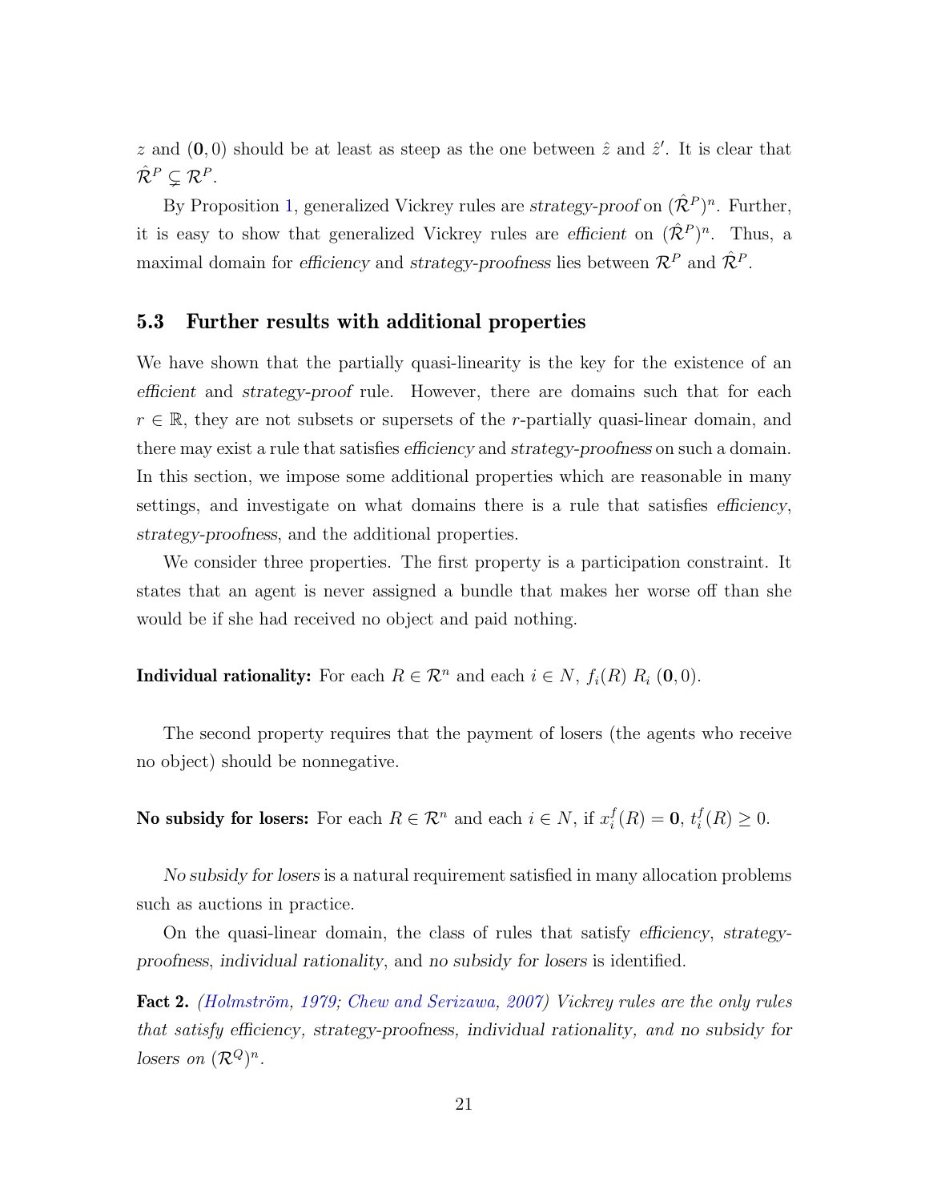$z$ and $(\mathbf{0}, 0)$ should be at least as steep as the one between $\hat{z}$ and $\hat{z}'$. It is clear that $\hat{\mathcal{R}}^P \subsetneq \mathcal{R}^P$.

By Proposition 1, generalized Vickrey rules are *strategy-proof* on $(\hat{\mathcal{R}}^P)^n$. Further, it is easy to show that generalized Vickrey rules are *efficient* on $(\hat{\mathcal{R}}^P)^n$. Thus, a maximal domain for *efficiency* and *strategy-proofness* lies between $\mathcal{R}^P$ and $\hat{\mathcal{R}}^P$.

### 5.3 Further results with additional properties

We have shown that the partially quasi-linearity is the key for the existence of an *efficient* and *strategy-proof* rule. However, there are domains such that for each $r \in \mathbb{R}$, they are not subsets or supersets of the $r$-partially quasi-linear domain, and there may exist a rule that satisfies *efficiency* and *strategy-proofness* on such a domain. In this section, we impose some additional properties which are reasonable in many settings, and investigate on what domains there is a rule that satisfies *efficiency*, *strategy-proofness*, and the additional properties.

We consider three properties. The first property is a participation constraint. It states that an agent is never assigned a bundle that makes her worse off than she would be if she had received no object and paid nothing.

**Individual rationality:** For each $R \in \mathcal{R}^n$ and each $i \in N$, $f_i(R) \; R_i \; (\mathbf{0}, 0)$.

The second property requires that the payment of losers (the agents who receive no object) should be nonnegative.

**No subsidy for losers:** For each $R \in \mathcal{R}^n$ and each $i \in N$, if $x_i^f(R) = \mathbf{0}$, $t_i^f(R) \geq 0$.

*No subsidy for losers* is a natural requirement satisfied in many allocation problems such as auctions in practice.

On the quasi-linear domain, the class of rules that satisfy *efficiency*, *strategy-proofness*, *individual rationality*, and *no subsidy for losers* is identified.

**Fact 2.** *(Holmström, 1979; Chew and Serizawa, 2007) Vickrey rules are the only rules that satisfy efficiency, strategy-proofness, individual rationality, and no subsidy for losers on $(\mathcal{R}^Q)^n$.*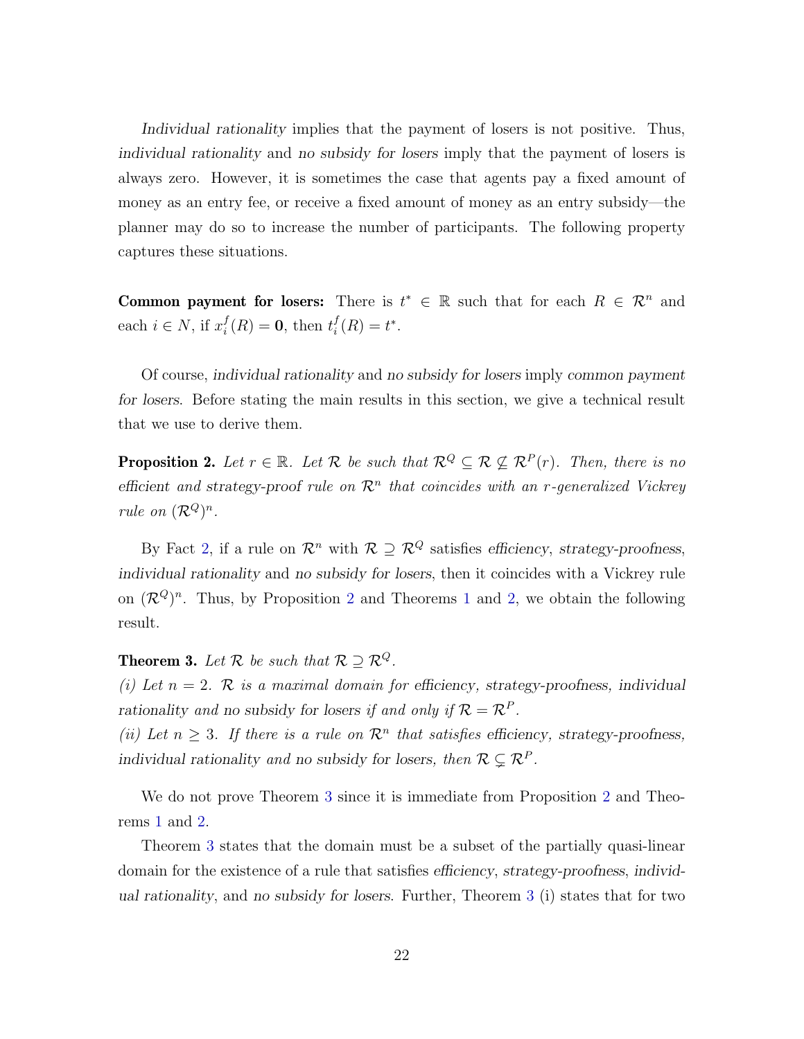*Individual rationality* implies that the payment of losers is not positive. Thus, *individual rationality* and *no subsidy for losers* imply that the payment of losers is always zero. However, it is sometimes the case that agents pay a fixed amount of money as an entry fee, or receive a fixed amount of money as an entry subsidy—the planner may do so to increase the number of participants. The following property captures these situations.

**Common payment for losers:** There is $t^* \in \mathbb{R}$ such that for each $R \in \mathcal{R}^n$ and each $i \in N$, if $x_i^f(R) = \mathbf{0}$, then $t_i^f(R) = t^*$.

Of course, *individual rationality* and *no subsidy for losers* imply *common payment for losers*. Before stating the main results in this section, we give a technical result that we use to derive them.

**Proposition 2.** *Let $r \in \mathbb{R}$. Let $\mathcal{R}$ be such that $\mathcal{R}^Q \subseteq \mathcal{R} \not\subseteq \mathcal{R}^P(r)$. Then, there is no efficient and strategy-proof rule on $\mathcal{R}^n$ that coincides with an $r$-generalized Vickrey rule on $(\mathcal{R}^Q)^n$.*

By Fact 2, if a rule on $\mathcal{R}^n$ with $\mathcal{R} \supseteq \mathcal{R}^Q$ satisfies *efficiency*, *strategy-proofness*, *individual rationality* and *no subsidy for losers*, then it coincides with a Vickrey rule on $(\mathcal{R}^Q)^n$. Thus, by Proposition 2 and Theorems 1 and 2, we obtain the following result.

**Theorem 3.** *Let $\mathcal{R}$ be such that $\mathcal{R} \supseteq \mathcal{R}^Q$.*
*(i) Let $n = 2$. $\mathcal{R}$ is a maximal domain for efficiency, strategy-proofness, individual rationality and no subsidy for losers if and only if $\mathcal{R} = \mathcal{R}^P$.*
*(ii) Let $n \geq 3$. If there is a rule on $\mathcal{R}^n$ that satisfies efficiency, strategy-proofness, individual rationality and no subsidy for losers, then $\mathcal{R} \subsetneq \mathcal{R}^P$.*

We do not prove Theorem 3 since it is immediate from Proposition 2 and Theorems 1 and 2.

Theorem 3 states that the domain must be a subset of the partially quasi-linear domain for the existence of a rule that satisfies *efficiency*, *strategy-proofness*, *individual rationality*, and *no subsidy for losers*. Further, Theorem 3 (i) states that for two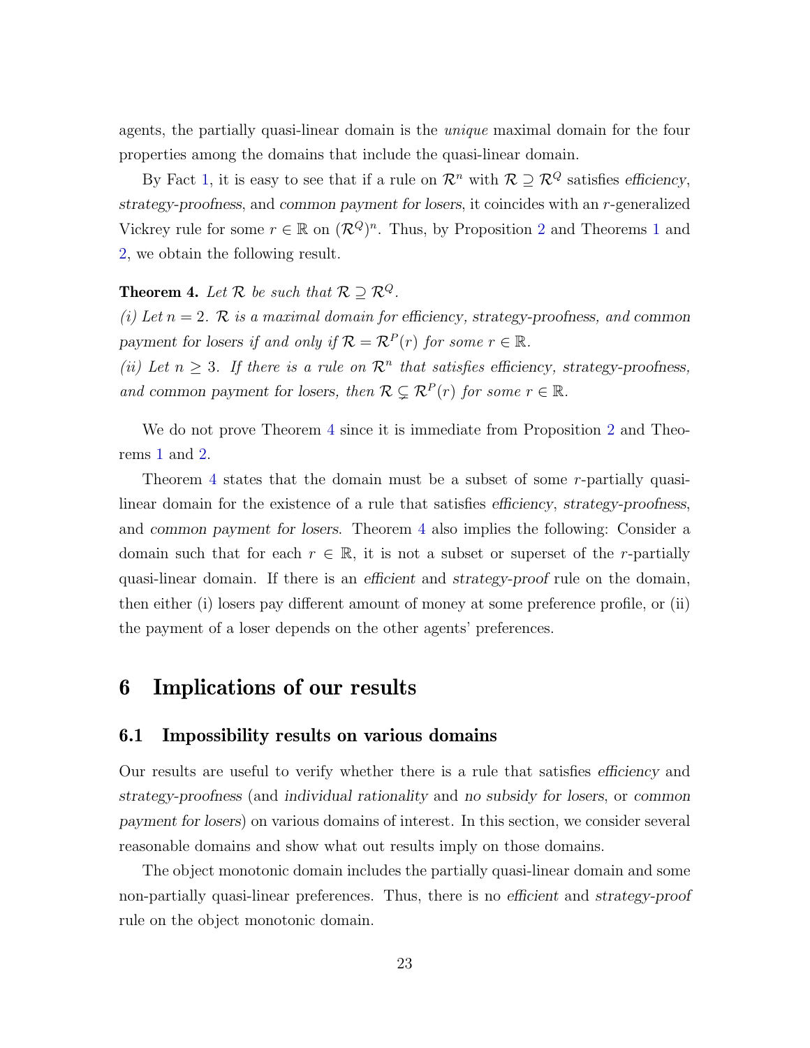agents, the partially quasi-linear domain is the *unique* maximal domain for the four properties among the domains that include the quasi-linear domain.

By Fact 1, it is easy to see that if a rule on $\mathcal{R}^n$ with $\mathcal{R} \supseteq \mathcal{R}^Q$ satisfies *efficiency*, *strategy-proofness*, and *common payment for losers*, it coincides with an $r$-generalized Vickrey rule for some $r \in \mathbb{R}$ on $(\mathcal{R}^Q)^n$. Thus, by Proposition 2 and Theorems 1 and 2, we obtain the following result.

**Theorem 4.** *Let $\mathcal{R}$ be such that $\mathcal{R} \supseteq \mathcal{R}^Q$.*
*(i) Let $n = 2$. $\mathcal{R}$ is a maximal domain for efficiency, strategy-proofness, and common payment for losers if and only if $\mathcal{R} = \mathcal{R}^P(r)$ for some $r \in \mathbb{R}$.*
*(ii) Let $n \geq 3$. If there is a rule on $\mathcal{R}^n$ that satisfies efficiency, strategy-proofness, and common payment for losers, then $\mathcal{R} \subsetneq \mathcal{R}^P(r)$ for some $r \in \mathbb{R}$.*

We do not prove Theorem 4 since it is immediate from Proposition 2 and Theorems 1 and 2.

Theorem 4 states that the domain must be a subset of some $r$-partially quasi-linear domain for the existence of a rule that satisfies *efficiency*, *strategy-proofness*, and *common payment for losers*. Theorem 4 also implies the following: Consider a domain such that for each $r \in \mathbb{R}$, it is not a subset or superset of the $r$-partially quasi-linear domain. If there is an *efficient* and *strategy-proof* rule on the domain, then either (i) losers pay different amount of money at some preference profile, or (ii) the payment of a loser depends on the other agents' preferences.

# 6 Implications of our results

## 6.1 Impossibility results on various domains

Our results are useful to verify whether there is a rule that satisfies *efficiency* and *strategy-proofness* (and *individual rationality* and *no subsidy for losers*, or *common payment for losers*) on various domains of interest. In this section, we consider several reasonable domains and show what out results imply on those domains.

The object monotonic domain includes the partially quasi-linear domain and some non-partially quasi-linear preferences. Thus, there is no *efficient* and *strategy-proof* rule on the object monotonic domain.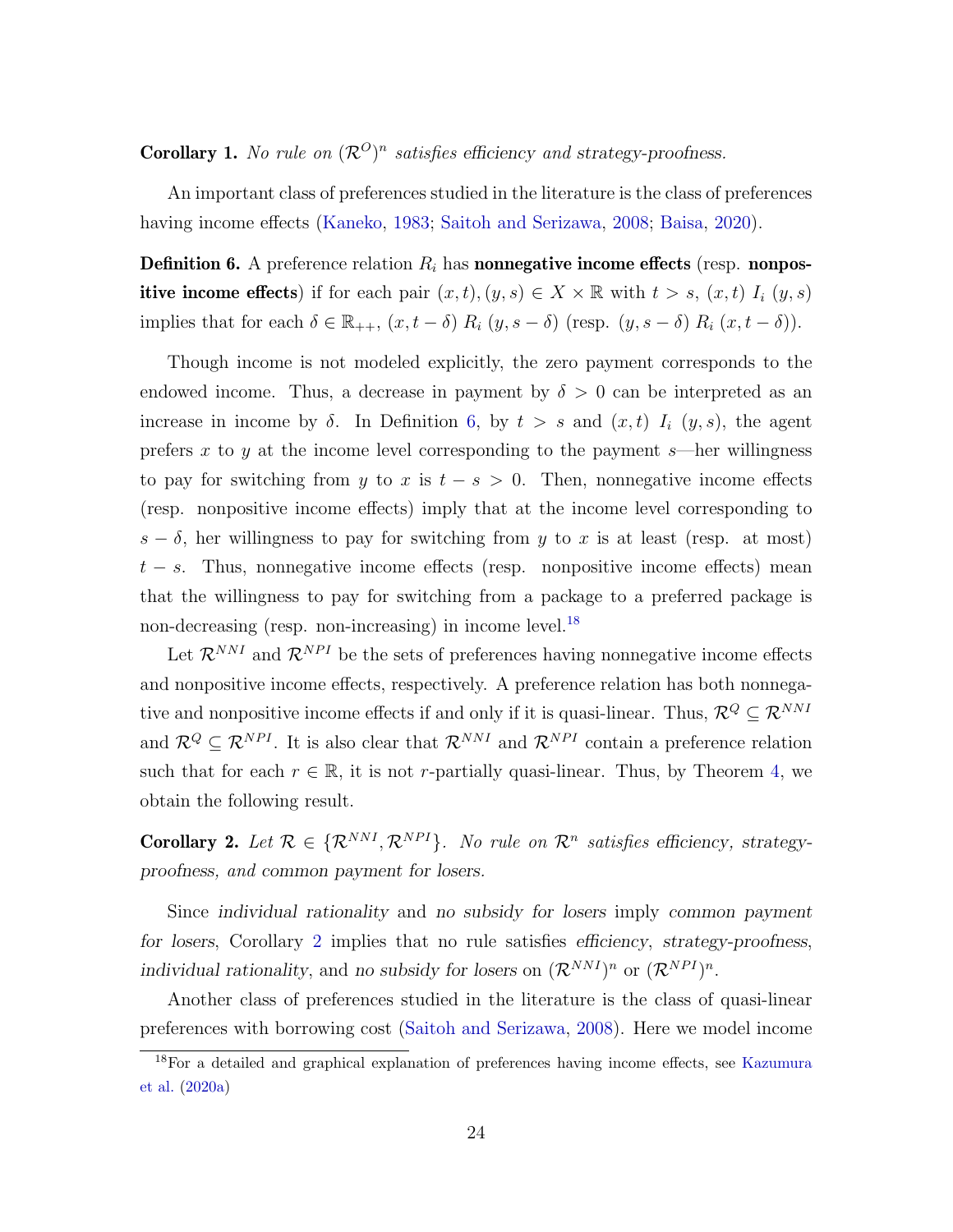**Corollary 1.** *No rule on $(\mathcal{R}^O)^n$ satisfies efficiency and strategy-proofness.*

An important class of preferences studied in the literature is the class of preferences having income effects (Kaneko, 1983; Saitoh and Serizawa, 2008; Baisa, 2020).

**Definition 6.** A preference relation $R_i$ has **nonnegative income effects** (resp. **nonpositive income effects**) if for each pair $(x,t),(y,s) \in X \times \mathbb{R}$ with $t > s$, $(x,t)\ I_i\ (y,s)$ implies that for each $\delta \in \mathbb{R}_{++}$, $(x, t-\delta)\ R_i\ (y, s-\delta)$ (resp. $(y, s-\delta)\ R_i\ (x, t-\delta)$).

Though income is not modeled explicitly, the zero payment corresponds to the endowed income. Thus, a decrease in payment by $\delta > 0$ can be interpreted as an increase in income by $\delta$. In Definition 6, by $t > s$ and $(x,t)\ I_i\ (y,s)$, the agent prefers $x$ to $y$ at the income level corresponding to the payment $s$—her willingness to pay for switching from $y$ to $x$ is $t - s > 0$. Then, nonnegative income effects (resp. nonpositive income effects) imply that at the income level corresponding to $s - \delta$, her willingness to pay for switching from $y$ to $x$ is at least (resp. at most) $t - s$. Thus, nonnegative income effects (resp. nonpositive income effects) mean that the willingness to pay for switching from a package to a preferred package is non-decreasing (resp. non-increasing) in income level.[18]

Let $\mathcal{R}^{NNI}$ and $\mathcal{R}^{NPI}$ be the sets of preferences having nonnegative income effects and nonpositive income effects, respectively. A preference relation has both nonnegative and nonpositive income effects if and only if it is quasi-linear. Thus, $\mathcal{R}^Q \subseteq \mathcal{R}^{NNI}$ and $\mathcal{R}^Q \subseteq \mathcal{R}^{NPI}$. It is also clear that $\mathcal{R}^{NNI}$ and $\mathcal{R}^{NPI}$ contain a preference relation such that for each $r \in \mathbb{R}$, it is not $r$-partially quasi-linear. Thus, by Theorem 4, we obtain the following result.

**Corollary 2.** *Let $\mathcal{R} \in \{\mathcal{R}^{NNI}, \mathcal{R}^{NPI}\}$. No rule on $\mathcal{R}^n$ satisfies efficiency, strategy-proofness, and common payment for losers.*

Since *individual rationality* and *no subsidy for losers* imply *common payment for losers*, Corollary 2 implies that no rule satisfies *efficiency*, *strategy-proofness*, *individual rationality*, and *no subsidy for losers* on $(\mathcal{R}^{NNI})^n$ or $(\mathcal{R}^{NPI})^n$.

Another class of preferences studied in the literature is the class of quasi-linear preferences with borrowing cost (Saitoh and Serizawa, 2008). Here we model income

[18] For a detailed and graphical explanation of preferences having income effects, see Kazumura et al. (2020a)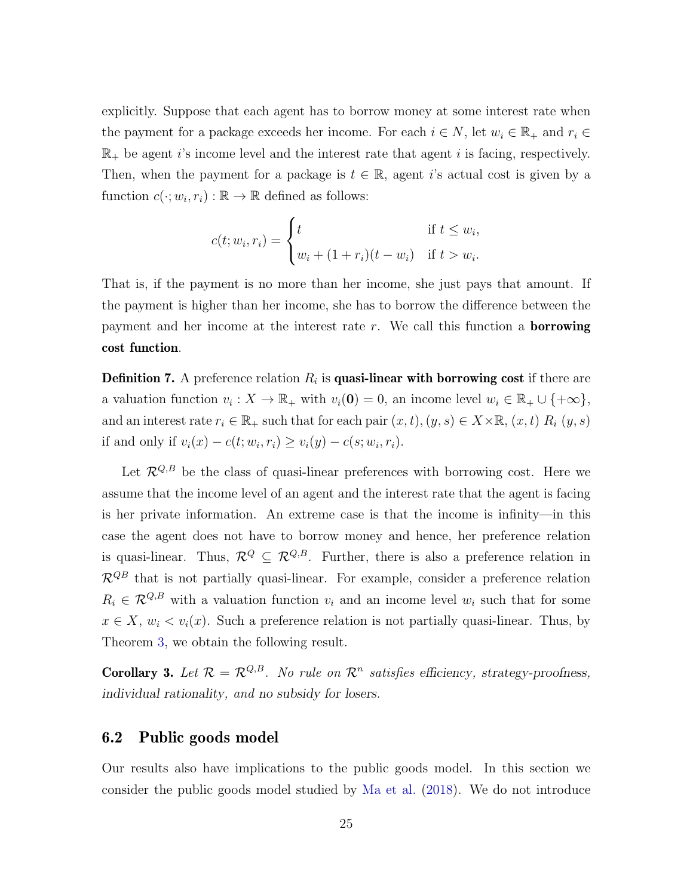explicitly. Suppose that each agent has to borrow money at some interest rate when the payment for a package exceeds her income. For each $i \in N$, let $w_i \in \mathbb{R}_+$ and $r_i \in \mathbb{R}_+$ be agent $i$'s income level and the interest rate that agent $i$ is facing, respectively. Then, when the payment for a package is $t \in \mathbb{R}$, agent $i$'s actual cost is given by a function $c(\cdot; w_i, r_i) : \mathbb{R} \to \mathbb{R}$ defined as follows:

$$c(t; w_i, r_i) = \begin{cases} t & \text{if } t \leq w_i, \\ w_i + (1 + r_i)(t - w_i) & \text{if } t > w_i. \end{cases}$$

That is, if the payment is no more than her income, she just pays that amount. If the payment is higher than her income, she has to borrow the difference between the payment and her income at the interest rate $r$. We call this function a **borrowing cost function**.

**Definition 7.** A preference relation $R_i$ is **quasi-linear with borrowing cost** if there are a valuation function $v_i : X \to \mathbb{R}_+$ with $v_i(\mathbf{0}) = 0$, an income level $w_i \in \mathbb{R}_+ \cup \{+\infty\}$, and an interest rate $r_i \in \mathbb{R}_+$ such that for each pair $(x, t), (y, s) \in X \times \mathbb{R}$, $(x, t) \; R_i \; (y, s)$ if and only if $v_i(x) - c(t; w_i, r_i) \geq v_i(y) - c(s; w_i, r_i)$.

Let $\mathcal{R}^{Q,B}$ be the class of quasi-linear preferences with borrowing cost. Here we assume that the income level of an agent and the interest rate that the agent is facing is her private information. An extreme case is that the income is infinity—in this case the agent does not have to borrow money and hence, her preference relation is quasi-linear. Thus, $\mathcal{R}^Q \subseteq \mathcal{R}^{Q,B}$. Further, there is also a preference relation in $\mathcal{R}^{QB}$ that is not partially quasi-linear. For example, consider a preference relation $R_i \in \mathcal{R}^{Q,B}$ with a valuation function $v_i$ and an income level $w_i$ such that for some $x \in X$, $w_i < v_i(x)$. Such a preference relation is not partially quasi-linear. Thus, by Theorem 3, we obtain the following result.

**Corollary 3.** *Let $\mathcal{R} = \mathcal{R}^{Q,B}$. No rule on $\mathcal{R}^n$ satisfies efficiency, strategy-proofness, individual rationality, and no subsidy for losers.*

## 6.2 Public goods model

Our results also have implications to the public goods model. In this section we consider the public goods model studied by Ma et al. (2018). We do not introduce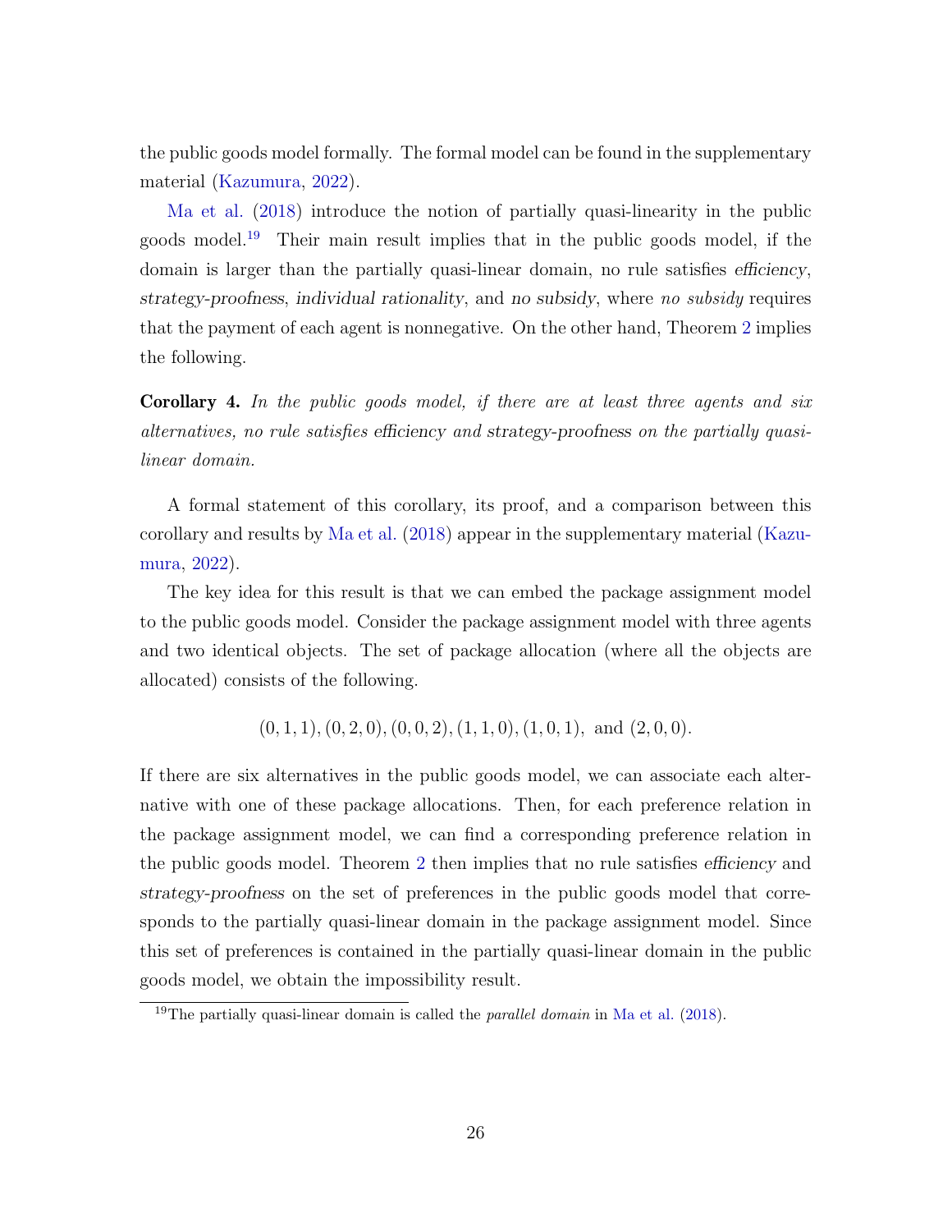the public goods model formally. The formal model can be found in the supplementary material (Kazumura, 2022).

Ma et al. (2018) introduce the notion of partially quasi-linearity in the public goods model.[19] Their main result implies that in the public goods model, if the domain is larger than the partially quasi-linear domain, no rule satisfies *efficiency*, *strategy-proofness*, *individual rationality*, and *no subsidy*, where *no subsidy* requires that the payment of each agent is nonnegative. On the other hand, Theorem 2 implies the following.

**Corollary 4.** *In the public goods model, if there are at least three agents and six alternatives, no rule satisfies efficiency and strategy-proofness on the partially quasi-linear domain.*

A formal statement of this corollary, its proof, and a comparison between this corollary and results by Ma et al. (2018) appear in the supplementary material (Kazumura, 2022).

The key idea for this result is that we can embed the package assignment model to the public goods model. Consider the package assignment model with three agents and two identical objects. The set of package allocation (where all the objects are allocated) consists of the following.

$$(0, 1, 1), (0, 2, 0), (0, 0, 2), (1, 1, 0), (1, 0, 1), \text{ and } (2, 0, 0).$$

If there are six alternatives in the public goods model, we can associate each alternative with one of these package allocations. Then, for each preference relation in the package assignment model, we can find a corresponding preference relation in the public goods model. Theorem 2 then implies that no rule satisfies *efficiency* and *strategy-proofness* on the set of preferences in the public goods model that corresponds to the partially quasi-linear domain in the package assignment model. Since this set of preferences is contained in the partially quasi-linear domain in the public goods model, we obtain the impossibility result.

[19] The partially quasi-linear domain is called the *parallel domain* in Ma et al. (2018).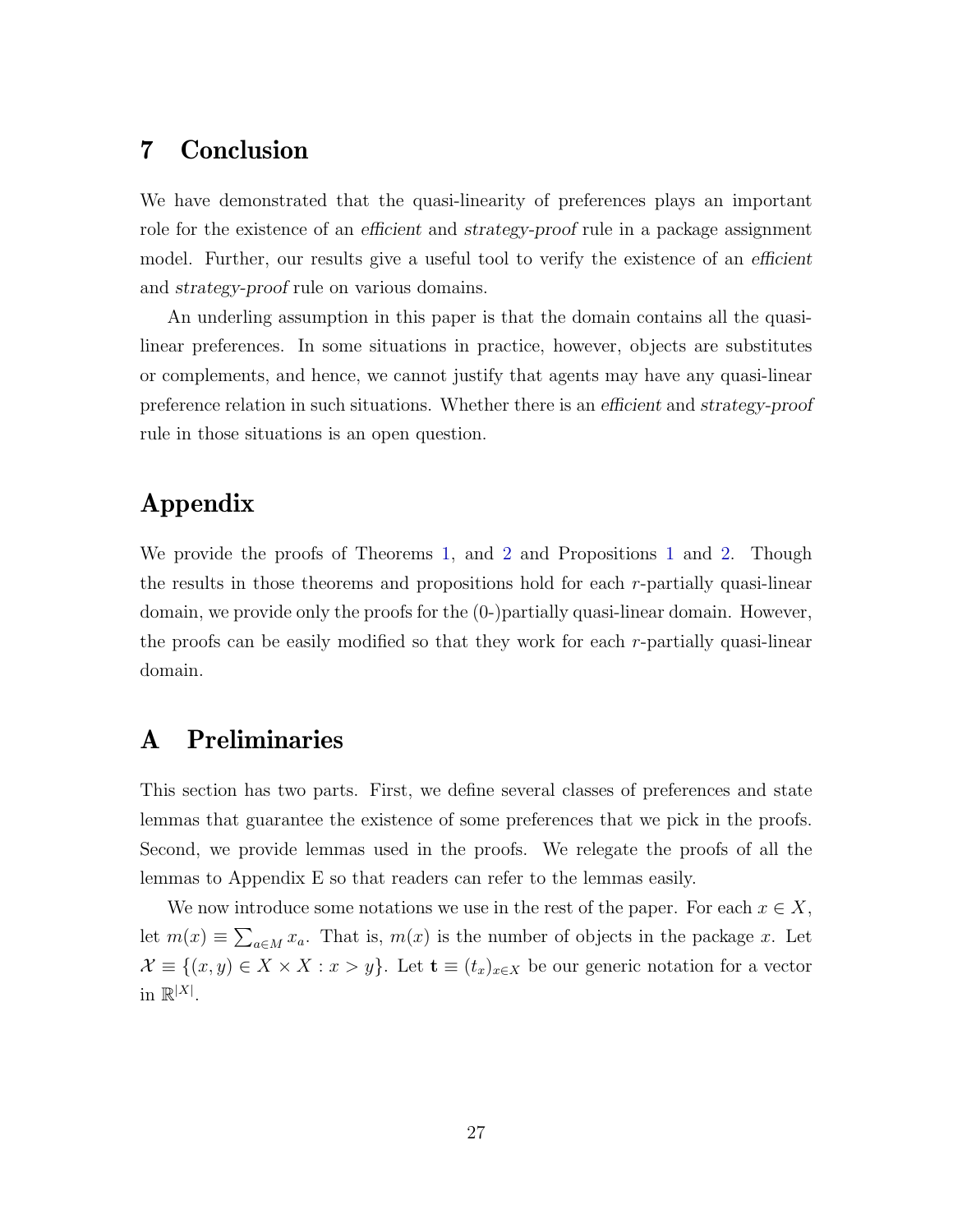# 7 Conclusion

We have demonstrated that the quasi-linearity of preferences plays an important role for the existence of an *efficient* and *strategy-proof* rule in a package assignment model. Further, our results give a useful tool to verify the existence of an *efficient* and *strategy-proof* rule on various domains.

An underling assumption in this paper is that the domain contains all the quasi-linear preferences. In some situations in practice, however, objects are substitutes or complements, and hence, we cannot justify that agents may have any quasi-linear preference relation in such situations. Whether there is an *efficient* and *strategy-proof* rule in those situations is an open question.

# Appendix

We provide the proofs of Theorems 1, and 2 and Propositions 1 and 2. Though the results in those theorems and propositions hold for each $r$-partially quasi-linear domain, we provide only the proofs for the (0-)partially quasi-linear domain. However, the proofs can be easily modified so that they work for each $r$-partially quasi-linear domain.

# A Preliminaries

This section has two parts. First, we define several classes of preferences and state lemmas that guarantee the existence of some preferences that we pick in the proofs. Second, we provide lemmas used in the proofs. We relegate the proofs of all the lemmas to Appendix E so that readers can refer to the lemmas easily.

We now introduce some notations we use in the rest of the paper. For each $x \in X$, let $m(x) \equiv \sum_{a \in M} x_a$. That is, $m(x)$ is the number of objects in the package $x$. Let $\mathcal{X} \equiv \{(x, y) \in X \times X : x > y\}$. Let $\mathbf{t} \equiv (t_x)_{x \in X}$ be our generic notation for a vector in $\mathbb{R}^{|X|}$.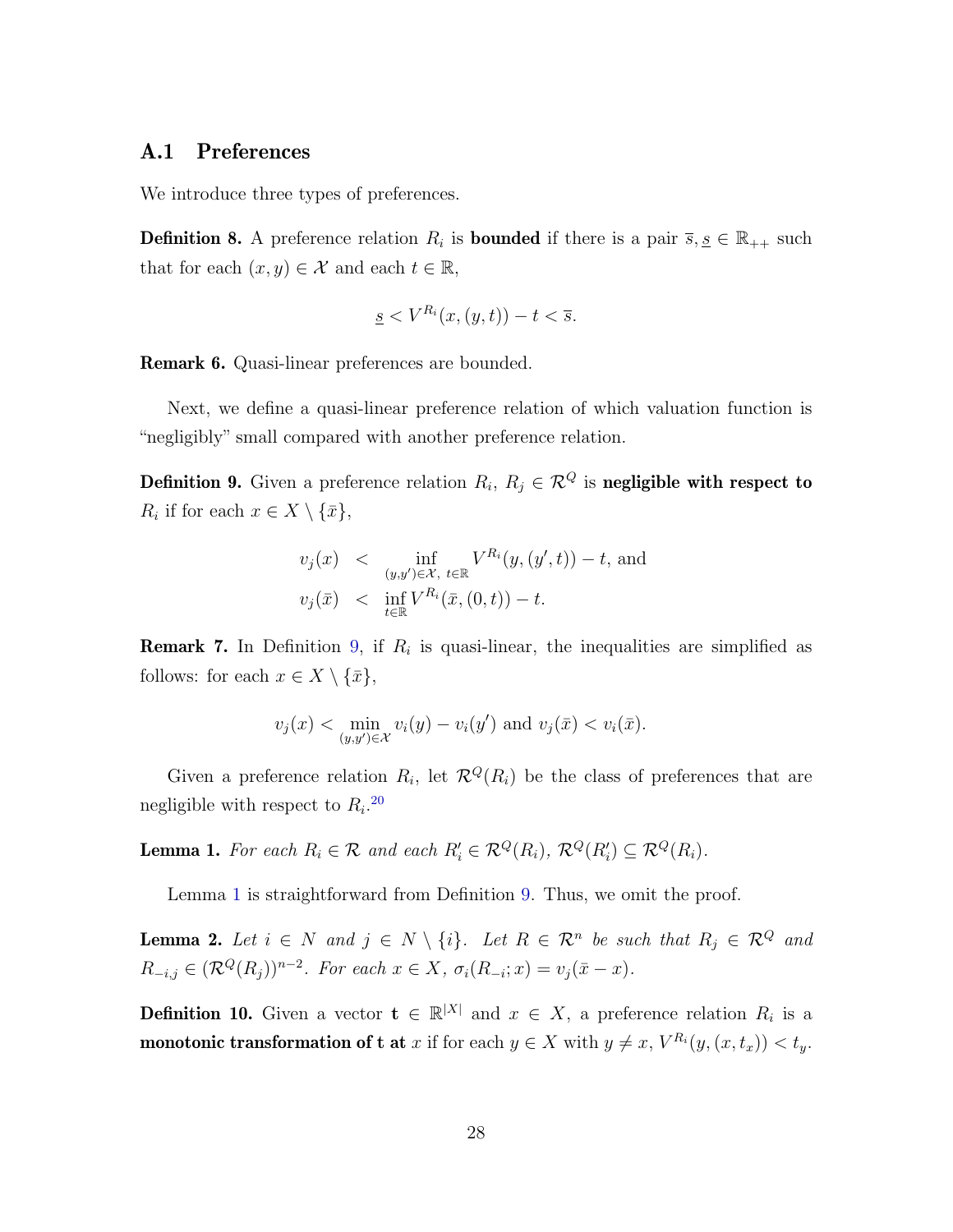## A.1 Preferences

We introduce three types of preferences.

**Definition 8.** A preference relation $R_i$ is **bounded** if there is a pair $\overline{s}, \underline{s} \in \mathbb{R}_{++}$ such that for each $(x, y) \in \mathcal{X}$ and each $t \in \mathbb{R}$,

$$\underline{s} < V^{R_i}(x, (y, t)) - t < \overline{s}.$$

**Remark 6.** Quasi-linear preferences are bounded.

Next, we define a quasi-linear preference relation of which valuation function is "negligibly" small compared with another preference relation.

**Definition 9.** Given a preference relation $R_i$, $R_j \in \mathcal{R}^Q$ is **negligible with respect to** $R_i$ if for each $x \in X \setminus \{\bar{x}\}$,

$$\begin{aligned} v_j(x) &< \inf_{(y,y') \in \mathcal{X},\ t \in \mathbb{R}} V^{R_i}(y, (y', t)) - t, \text{ and} \\ v_j(\bar{x}) &< \inf_{t \in \mathbb{R}} V^{R_i}(\bar{x}, (0, t)) - t. \end{aligned}$$

**Remark 7.** In Definition 9, if $R_i$ is quasi-linear, the inequalities are simplified as follows: for each $x \in X \setminus \{\bar{x}\}$,

$$v_j(x) < \min_{(y,y') \in \mathcal{X}} v_i(y) - v_i(y') \text{ and } v_j(\bar{x}) < v_i(\bar{x}).$$

Given a preference relation $R_i$, let $\mathcal{R}^Q(R_i)$ be the class of preferences that are negligible with respect to $R_i$.[20]

**Lemma 1.** *For each $R_i \in \mathcal{R}$ and each $R'_i \in \mathcal{R}^Q(R_i)$, $\mathcal{R}^Q(R'_i) \subseteq \mathcal{R}^Q(R_i)$.*

Lemma 1 is straightforward from Definition 9. Thus, we omit the proof.

**Lemma 2.** *Let $i \in N$ and $j \in N \setminus \{i\}$. Let $R \in \mathcal{R}^n$ be such that $R_j \in \mathcal{R}^Q$ and $R_{-i,j} \in (\mathcal{R}^Q(R_j))^{n-2}$. For each $x \in X$, $\sigma_i(R_{-i}; x) = v_j(\bar{x} - x)$.*

**Definition 10.** Given a vector $\mathbf{t} \in \mathbb{R}^{|X|}$ and $x \in X$, a preference relation $R_i$ is a **monotonic transformation of t at** $x$ if for each $y \in X$ with $y \neq x$, $V^{R_i}(y, (x, t_x)) < t_y$.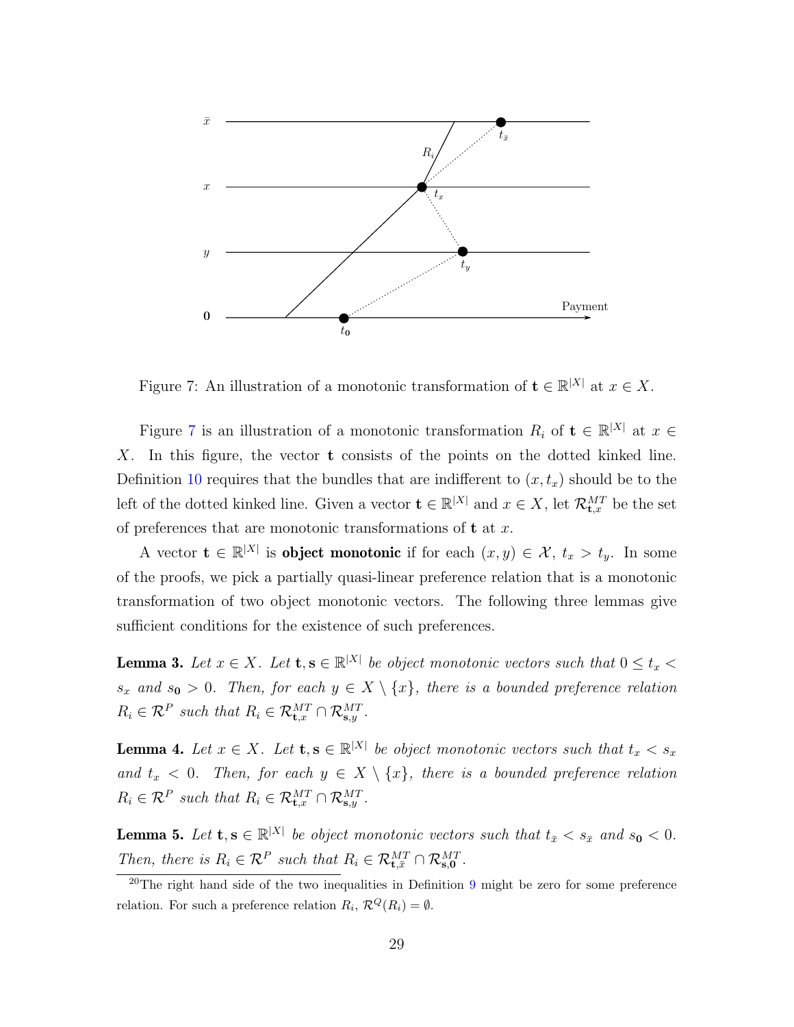Figure 7: An illustration of a monotonic transformation of $\mathbf{t} \in \mathbb{R}^{|X|}$ at $x \in X$.

Figure 7 is an illustration of a monotonic transformation $R_i$ of $\mathbf{t} \in \mathbb{R}^{|X|}$ at $x \in X$. In this figure, the vector $\mathbf{t}$ consists of the points on the dotted kinked line. Definition 10 requires that the bundles that are indifferent to $(x, t_x)$ should be to the left of the dotted kinked line. Given a vector $\mathbf{t} \in \mathbb{R}^{|X|}$ and $x \in X$, let $\mathcal{R}^{MT}_{\mathbf{t},x}$ be the set of preferences that are monotonic transformations of $\mathbf{t}$ at $x$.

A vector $\mathbf{t} \in \mathbb{R}^{|X|}$ is **object monotonic** if for each $(x, y) \in \mathcal{X}$, $t_x > t_y$. In some of the proofs, we pick a partially quasi-linear preference relation that is a monotonic transformation of two object monotonic vectors. The following three lemmas give sufficient conditions for the existence of such preferences.

**Lemma 3.** *Let $x \in X$. Let $\mathbf{t}, \mathbf{s} \in \mathbb{R}^{|X|}$ be object monotonic vectors such that $0 \leq t_x < s_x$ and $s_{\mathbf{0}} > 0$. Then, for each $y \in X \setminus \{x\}$, there is a bounded preference relation $R_i \in \mathcal{R}^P$ such that $R_i \in \mathcal{R}^{MT}_{\mathbf{t},x} \cap \mathcal{R}^{MT}_{\mathbf{s},y}$.*

**Lemma 4.** *Let $x \in X$. Let $\mathbf{t}, \mathbf{s} \in \mathbb{R}^{|X|}$ be object monotonic vectors such that $t_x < s_x$ and $t_x < 0$. Then, for each $y \in X \setminus \{x\}$, there is a bounded preference relation $R_i \in \mathcal{R}^P$ such that $R_i \in \mathcal{R}^{MT}_{\mathbf{t},x} \cap \mathcal{R}^{MT}_{\mathbf{s},y}$.*

**Lemma 5.** *Let $\mathbf{t}, \mathbf{s} \in \mathbb{R}^{|X|}$ be object monotonic vectors such that $t_{\bar{x}} < s_{\bar{x}}$ and $s_{\mathbf{0}} < 0$. Then, there is $R_i \in \mathcal{R}^P$ such that $R_i \in \mathcal{R}^{MT}_{\mathbf{t},\bar{x}} \cap \mathcal{R}^{MT}_{\mathbf{s},\mathbf{0}}$.*

[20] The right hand side of the two inequalities in Definition 9 might be zero for some preference relation. For such a preference relation $R_i$, $\mathcal{R}^Q(R_i) = \emptyset$.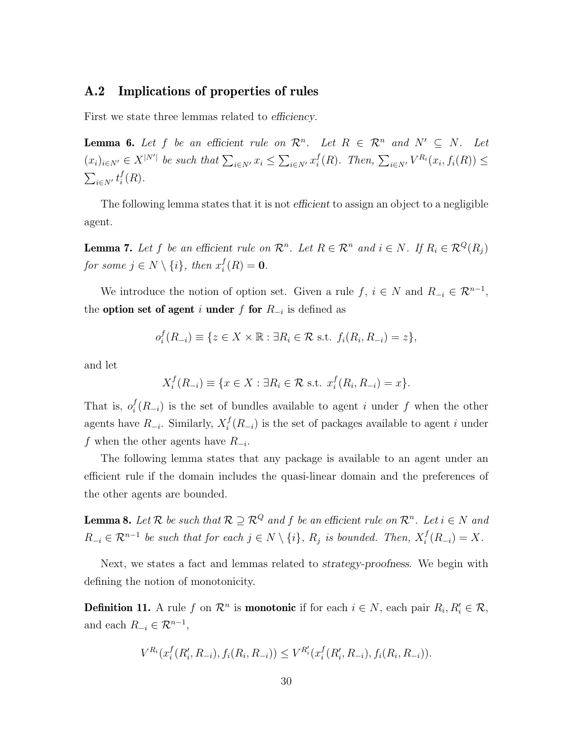## A.2 Implications of properties of rules

First we state three lemmas related to *efficiency*.

**Lemma 6.** *Let $f$ be an efficient rule on $\mathcal{R}^n$. Let $R \in \mathcal{R}^n$ and $N' \subseteq N$. Let $(x_i)_{i \in N'} \in X^{|N'|}$ be such that $\sum_{i \in N'} x_i \leq \sum_{i \in N'} x_i^f(R)$. Then, $\sum_{i \in N'} V^{R_i}(x_i, f_i(R)) \leq \sum_{i \in N'} t_i^f(R)$.*

The following lemma states that it is not *efficient* to assign an object to a negligible agent.

**Lemma 7.** *Let $f$ be an efficient rule on $\mathcal{R}^n$. Let $R \in \mathcal{R}^n$ and $i \in N$. If $R_i \in \mathcal{R}^Q(R_j)$ for some $j \in N \setminus \{i\}$, then $x_i^f(R) = \mathbf{0}$.*

We introduce the notion of option set. Given a rule $f$, $i \in N$ and $R_{-i} \in \mathcal{R}^{n-1}$, the **option set of agent $i$ under $f$ for $R_{-i}$** is defined as

$$o_i^f(R_{-i}) \equiv \{z \in X \times \mathbb{R} : \exists R_i \in \mathcal{R} \text{ s.t. } f_i(R_i, R_{-i}) = z\},$$

and let

$$X_i^f(R_{-i}) \equiv \{x \in X : \exists R_i \in \mathcal{R} \text{ s.t. } x_i^f(R_i, R_{-i}) = x\}.$$

That is, $o_i^f(R_{-i})$ is the set of bundles available to agent $i$ under $f$ when the other agents have $R_{-i}$. Similarly, $X_i^f(R_{-i})$ is the set of packages available to agent $i$ under $f$ when the other agents have $R_{-i}$.

The following lemma states that any package is available to an agent under an efficient rule if the domain includes the quasi-linear domain and the preferences of the other agents are bounded.

**Lemma 8.** *Let $\mathcal{R}$ be such that $\mathcal{R} \supseteq \mathcal{R}^Q$ and $f$ be an efficient rule on $\mathcal{R}^n$. Let $i \in N$ and $R_{-i} \in \mathcal{R}^{n-1}$ be such that for each $j \in N \setminus \{i\}$, $R_j$ is bounded. Then, $X_i^f(R_{-i}) = X$.*

Next, we states a fact and lemmas related to *strategy-proofness*. We begin with defining the notion of monotonicity.

**Definition 11.** A rule $f$ on $\mathcal{R}^n$ is **monotonic** if for each $i \in N$, each pair $R_i, R_i' \in \mathcal{R}$, and each $R_{-i} \in \mathcal{R}^{n-1}$,

$$V^{R_i}(x_i^f(R_i', R_{-i}), f_i(R_i, R_{-i})) \leq V^{R_i'}(x_i^f(R_i', R_{-i}), f_i(R_i, R_{-i})).$$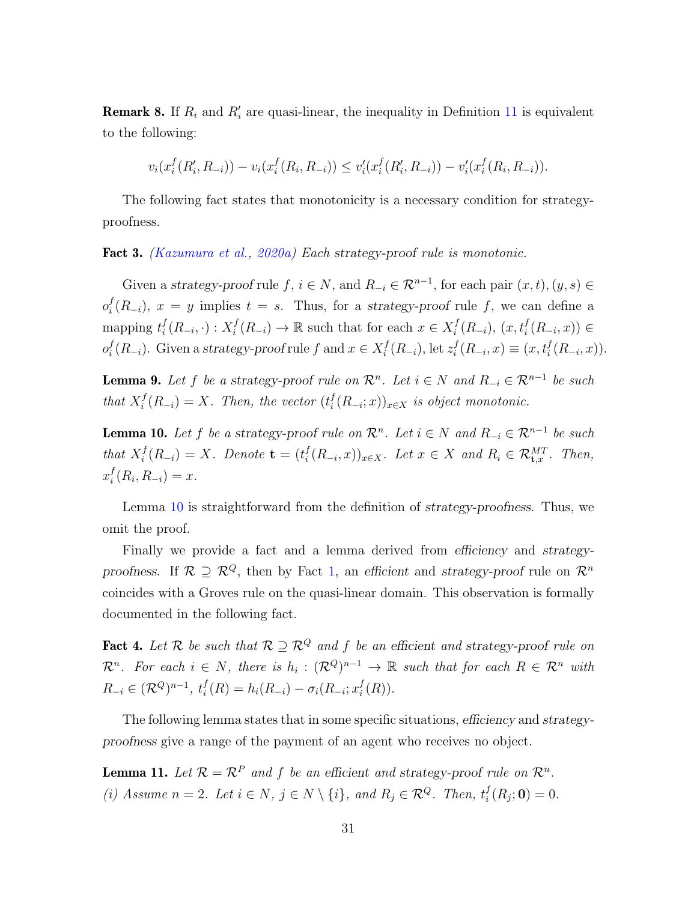**Remark 8.** If $R_i$ and $R'_i$ are quasi-linear, the inequality in Definition 11 is equivalent to the following:

$$v_i(x_i^f(R'_i, R_{-i})) - v_i(x_i^f(R_i, R_{-i})) \leq v'_i(x_i^f(R'_i, R_{-i})) - v'_i(x_i^f(R_i, R_{-i})).$$

The following fact states that monotonicity is a necessary condition for *strategy-proofness*.

**Fact 3.** *(Kazumura et al., 2020a) Each strategy-proof rule is monotonic.*

Given a *strategy-proof* rule $f$, $i \in N$, and $R_{-i} \in \mathcal{R}^{n-1}$, for each pair $(x,t),(y,s) \in o_i^f(R_{-i})$, $x = y$ implies $t = s$. Thus, for a *strategy-proof* rule $f$, we can define a mapping $t_i^f(R_{-i}, \cdot) : X_i^f(R_{-i}) \to \mathbb{R}$ such that for each $x \in X_i^f(R_{-i})$, $(x, t_i^f(R_{-i}, x)) \in o_i^f(R_{-i})$. Given a *strategy-proof* rule $f$ and $x \in X_i^f(R_{-i})$, let $z_i^f(R_{-i}, x) \equiv (x, t_i^f(R_{-i}, x))$.

**Lemma 9.** *Let $f$ be a strategy-proof rule on $\mathcal{R}^n$. Let $i \in N$ and $R_{-i} \in \mathcal{R}^{n-1}$ be such that $X_i^f(R_{-i}) = X$. Then, the vector $(t_i^f(R_{-i}; x))_{x \in X}$ is object monotonic.*

**Lemma 10.** *Let $f$ be a strategy-proof rule on $\mathcal{R}^n$. Let $i \in N$ and $R_{-i} \in \mathcal{R}^{n-1}$ be such that $X_i^f(R_{-i}) = X$. Denote $\mathbf{t} = (t_i^f(R_{-i}, x))_{x \in X}$. Let $x \in X$ and $R_i \in \mathcal{R}^{MT}_{\mathbf{t},x}$. Then, $x_i^f(R_i, R_{-i}) = x$.*

Lemma 10 is straightforward from the definition of *strategy-proofness*. Thus, we omit the proof.

Finally we provide a fact and a lemma derived from *efficiency* and *strategy-proofness*. If $\mathcal{R} \supseteq \mathcal{R}^Q$, then by Fact 1, an *efficient* and *strategy-proof* rule on $\mathcal{R}^n$ coincides with a Groves rule on the quasi-linear domain. This observation is formally documented in the following fact.

**Fact 4.** *Let $\mathcal{R}$ be such that $\mathcal{R} \supseteq \mathcal{R}^Q$ and $f$ be an efficient and strategy-proof rule on $\mathcal{R}^n$. For each $i \in N$, there is $h_i : (\mathcal{R}^Q)^{n-1} \to \mathbb{R}$ such that for each $R \in \mathcal{R}^n$ with $R_{-i} \in (\mathcal{R}^Q)^{n-1}$, $t_i^f(R) = h_i(R_{-i}) - \sigma_i(R_{-i}; x_i^f(R))$.*

The following lemma states that in some specific situations, *efficiency* and *strategy-proofness* give a range of the payment of an agent who receives no object.

**Lemma 11.** *Let $\mathcal{R} = \mathcal{R}^P$ and $f$ be an efficient and strategy-proof rule on $\mathcal{R}^n$.*
*(i) Assume $n = 2$. Let $i \in N$, $j \in N \setminus \{i\}$, and $R_j \in \mathcal{R}^Q$. Then, $t_i^f(R_j; \mathbf{0}) = 0$.*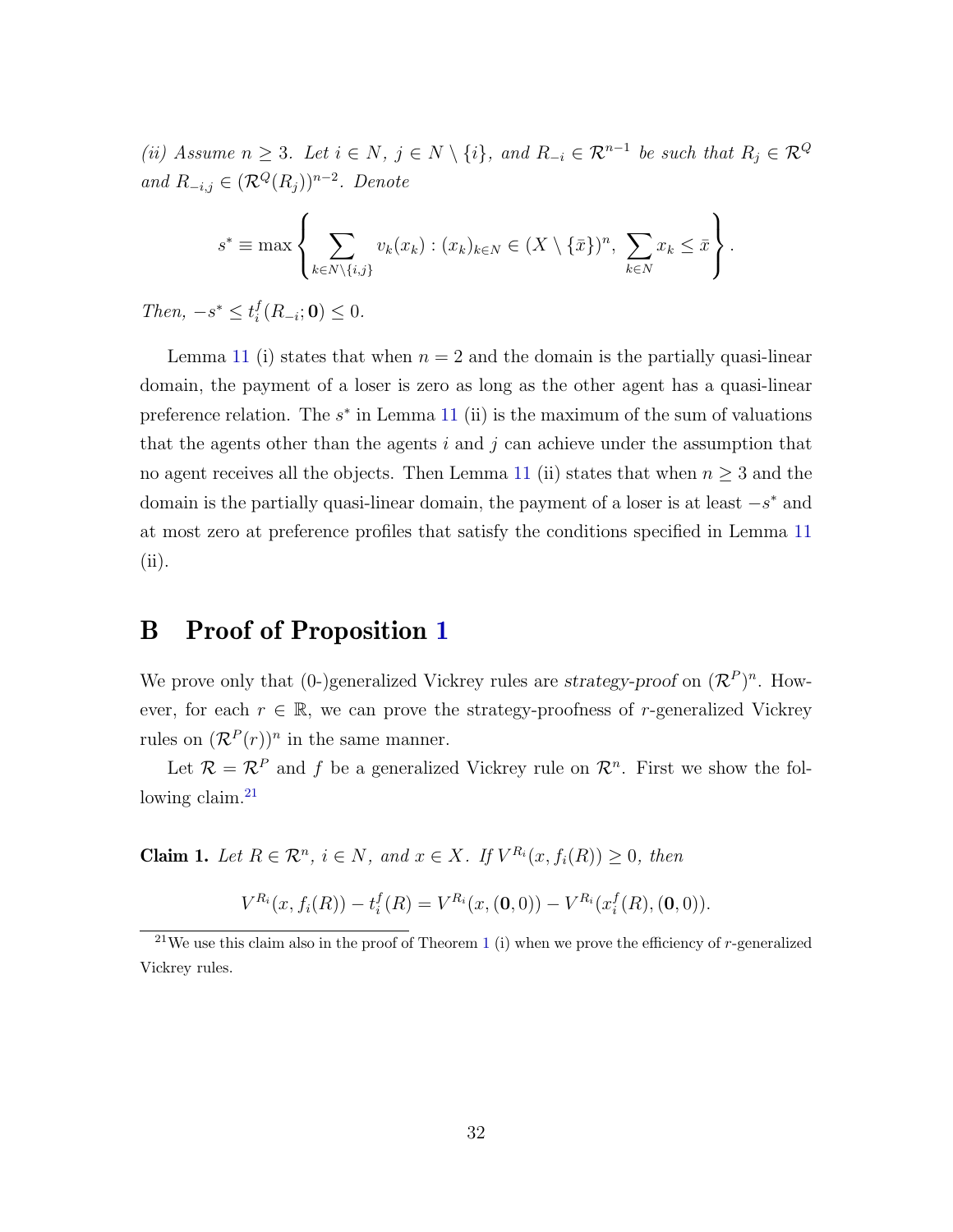*(ii) Assume $n \geq 3$. Let $i \in N$, $j \in N \setminus \{i\}$, and $R_{-i} \in \mathcal{R}^{n-1}$ be such that $R_j \in \mathcal{R}^Q$ and $R_{-i,j} \in (\mathcal{R}^Q(R_j))^{n-2}$. Denote*

$$s^* \equiv \max \left\{ \sum_{k \in N \setminus \{i,j\}} v_k(x_k) : (x_k)_{k \in N} \in (X \setminus \{\bar{x}\})^n, \ \sum_{k \in N} x_k \leq \bar{x} \right\}.$$

*Then, $-s^* \leq t_i^f(R_{-i}; \mathbf{0}) \leq 0$.*

Lemma 11 (i) states that when $n = 2$ and the domain is the partially quasi-linear domain, the payment of a loser is zero as long as the other agent has a quasi-linear preference relation. The $s^*$ in Lemma 11 (ii) is the maximum of the sum of valuations that the agents other than the agents $i$ and $j$ can achieve under the assumption that no agent receives all the objects. Then Lemma 11 (ii) states that when $n \geq 3$ and the domain is the partially quasi-linear domain, the payment of a loser is at least $-s^*$ and at most zero at preference profiles that satisfy the conditions specified in Lemma 11 (ii).

# B Proof of Proposition 1

We prove only that (0-)generalized Vickrey rules are *strategy-proof* on $(\mathcal{R}^P)^n$. However, for each $r \in \mathbb{R}$, we can prove the strategy-proofness of $r$-generalized Vickrey rules on $(\mathcal{R}^P(r))^n$ in the same manner.

Let $\mathcal{R} = \mathcal{R}^P$ and $f$ be a generalized Vickrey rule on $\mathcal{R}^n$. First we show the following claim.[21]

**Claim 1.** *Let $R \in \mathcal{R}^n$, $i \in N$, and $x \in X$. If $V^{R_i}(x, f_i(R)) \geq 0$, then*

$$V^{R_i}(x, f_i(R)) - t_i^f(R) = V^{R_i}(x, (\mathbf{0}, 0)) - V^{R_i}(x_i^f(R), (\mathbf{0}, 0)).$$

[21] We use this claim also in the proof of Theorem 1 (i) when we prove the efficiency of $r$-generalized Vickrey rules.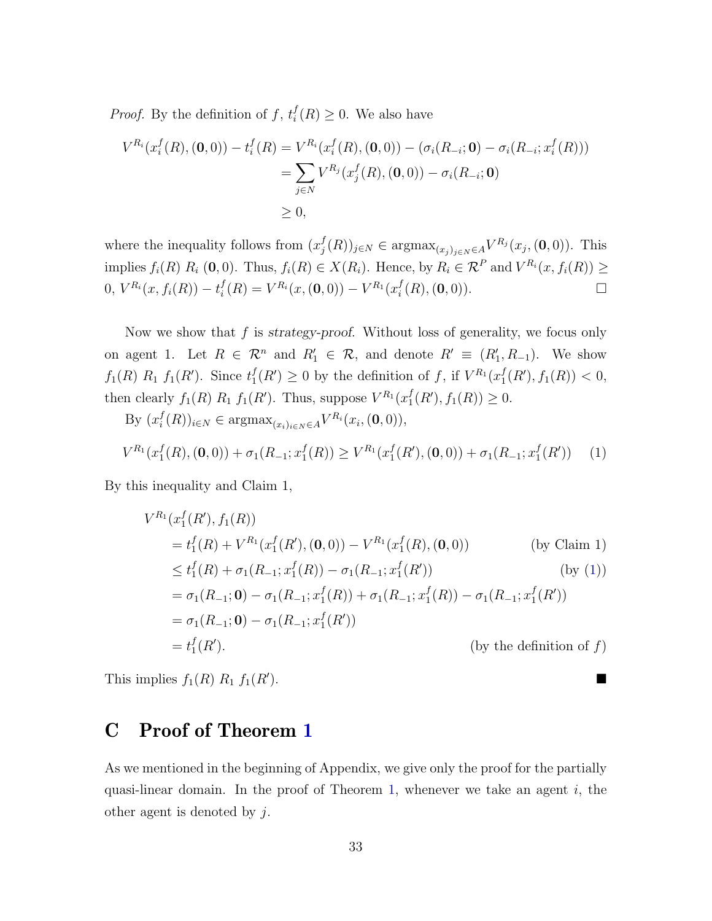*Proof.* By the definition of $f$, $t_i^f(R) \geq 0$. We also have

$$\begin{aligned}
V^{R_i}(x_i^f(R), (\mathbf{0}, 0)) - t_i^f(R) &= V^{R_i}(x_i^f(R), (\mathbf{0}, 0)) - (\sigma_i(R_{-i}; \mathbf{0}) - \sigma_i(R_{-i}; x_i^f(R))) \\
&= \sum_{j \in N} V^{R_j}(x_j^f(R), (\mathbf{0}, 0)) - \sigma_i(R_{-i}; \mathbf{0}) \\
&\geq 0,
\end{aligned}$$

where the inequality follows from $(x_j^f(R))_{j \in N} \in \text{argmax}_{(x_j)_{j \in N} \in A} V^{R_j}(x_j, (\mathbf{0}, 0))$. This implies $f_i(R)\ R_i\ (\mathbf{0}, 0)$. Thus, $f_i(R) \in X(R_i)$. Hence, by $R_i \in \mathcal{R}^P$ and $V^{R_i}(x, f_i(R)) \geq 0$, $V^{R_i}(x, f_i(R)) - t_i^f(R) = V^{R_i}(x, (\mathbf{0}, 0)) - V^{R_1}(x_i^f(R), (\mathbf{0}, 0))$. $\square$

Now we show that $f$ is *strategy-proof*. Without loss of generality, we focus only on agent 1. Let $R \in \mathcal{R}^n$ and $R'_1 \in \mathcal{R}$, and denote $R' \equiv (R'_1, R_{-1})$. We show $f_1(R)\ R_1\ f_1(R')$. Since $t_1^f(R') \geq 0$ by the definition of $f$, if $V^{R_1}(x_1^f(R'), f_1(R)) < 0$, then clearly $f_1(R)\ R_1\ f_1(R')$. Thus, suppose $V^{R_1}(x_1^f(R'), f_1(R)) \geq 0$.

By $(x_i^f(R))_{i \in N} \in \text{argmax}_{(x_i)_{i \in N} \in A} V^{R_i}(x_i, (\mathbf{0}, 0))$,

$$V^{R_1}(x_1^f(R), (\mathbf{0}, 0)) + \sigma_1(R_{-1}; x_1^f(R)) \geq V^{R_1}(x_1^f(R'), (\mathbf{0}, 0)) + \sigma_1(R_{-1}; x_1^f(R')) \quad (1)$$

By this inequality and Claim 1,

$$\begin{aligned}
&V^{R_1}(x_1^f(R'), f_1(R)) \\
&= t_1^f(R) + V^{R_1}(x_1^f(R'), (\mathbf{0}, 0)) - V^{R_1}(x_1^f(R), (\mathbf{0}, 0)) && \text{(by Claim 1)} \\
&\leq t_1^f(R) + \sigma_1(R_{-1}; x_1^f(R)) - \sigma_1(R_{-1}; x_1^f(R')) && \text{(by (1))} \\
&= \sigma_1(R_{-1}; \mathbf{0}) - \sigma_1(R_{-1}; x_1^f(R)) + \sigma_1(R_{-1}; x_1^f(R)) - \sigma_1(R_{-1}; x_1^f(R')) \\
&= \sigma_1(R_{-1}; \mathbf{0}) - \sigma_1(R_{-1}; x_1^f(R')) \\
&= t_1^f(R'). && \text{(by the definition of } f)
\end{aligned}$$

This implies $f_1(R)\ R_1\ f_1(R')$. ■

## C Proof of Theorem 1

As we mentioned in the beginning of Appendix, we give only the proof for the partially quasi-linear domain. In the proof of Theorem 1, whenever we take an agent $i$, the other agent is denoted by $j$.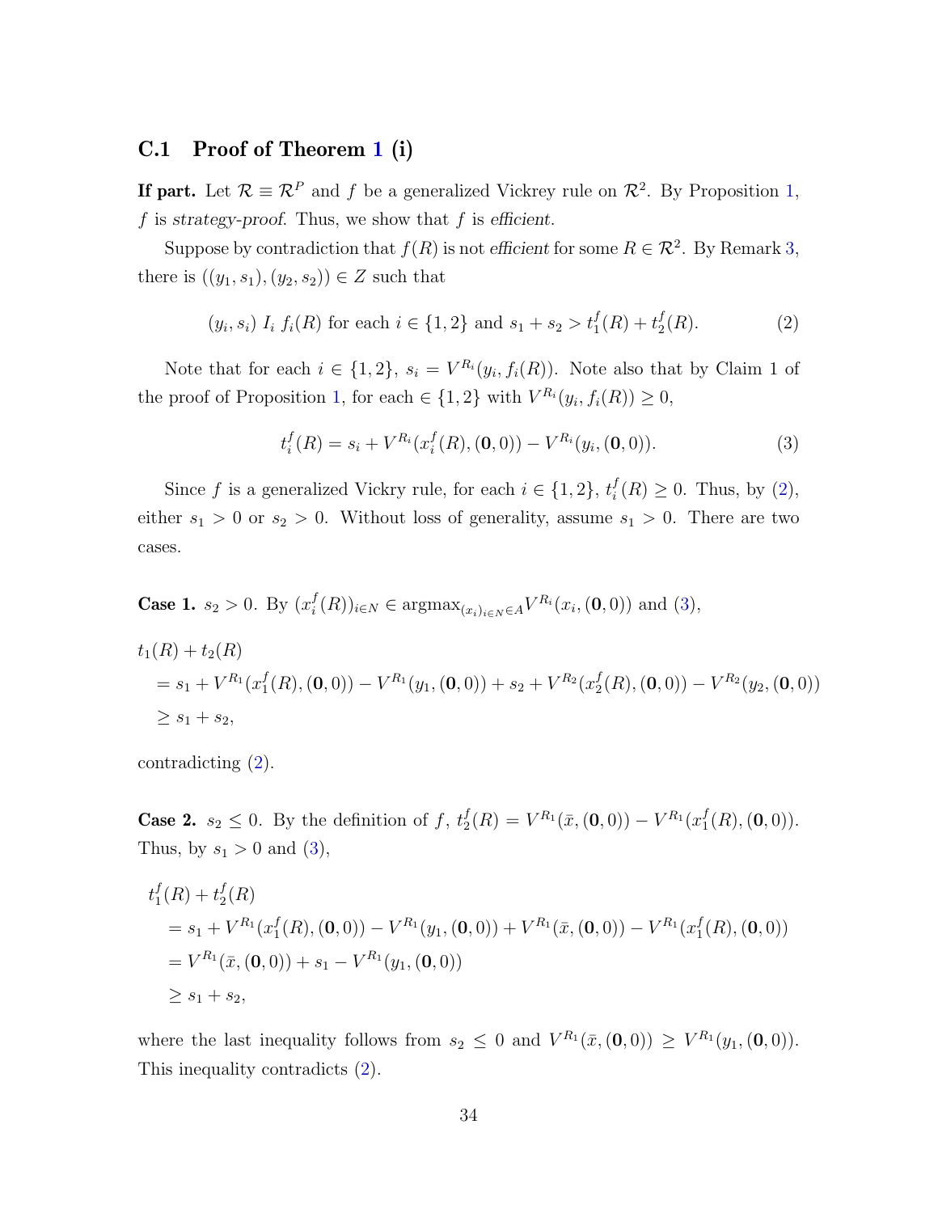### C.1 Proof of Theorem 1 (i)

**If part.** Let $\mathcal{R} \equiv \mathcal{R}^P$ and $f$ be a generalized Vickrey rule on $\mathcal{R}^2$. By Proposition 1, $f$ is *strategy-proof*. Thus, we show that $f$ is *efficient*.

Suppose by contradiction that $f(R)$ is not *efficient* for some $R \in \mathcal{R}^2$. By Remark 3, there is $((y_1, s_1), (y_2, s_2)) \in Z$ such that

$$(y_i, s_i) \; I_i \; f_i(R) \text{ for each } i \in \{1, 2\} \text{ and } s_1 + s_2 > t_1^f(R) + t_2^f(R). \tag{2}$$

Note that for each $i \in \{1, 2\}$, $s_i = V^{R_i}(y_i, f_i(R))$. Note also that by Claim 1 of the proof of Proposition 1, for each $\in \{1, 2\}$ with $V^{R_i}(y_i, f_i(R)) \geq 0$,

$$t_i^f(R) = s_i + V^{R_i}(x_i^f(R), (\mathbf{0}, 0)) - V^{R_i}(y_i, (\mathbf{0}, 0)). \tag{3}$$

Since $f$ is a generalized Vickry rule, for each $i \in \{1, 2\}$, $t_i^f(R) \geq 0$. Thus, by (2), either $s_1 > 0$ or $s_2 > 0$. Without loss of generality, assume $s_1 > 0$. There are two cases.

**Case 1.** $s_2 > 0$. By $(x_i^f(R))_{i \in N} \in \text{argmax}_{(x_i)_{i \in N} \in A} V^{R_i}(x_i, (\mathbf{0}, 0))$ and (3),

$$\begin{aligned}
&t_1(R) + t_2(R) \\
&\quad = s_1 + V^{R_1}(x_1^f(R), (\mathbf{0}, 0)) - V^{R_1}(y_1, (\mathbf{0}, 0)) + s_2 + V^{R_2}(x_2^f(R), (\mathbf{0}, 0)) - V^{R_2}(y_2, (\mathbf{0}, 0)) \\
&\quad \geq s_1 + s_2,
\end{aligned}$$

contradicting (2).

**Case 2.** $s_2 \leq 0$. By the definition of $f$, $t_2^f(R) = V^{R_1}(\bar{x}, (\mathbf{0}, 0)) - V^{R_1}(x_1^f(R), (\mathbf{0}, 0))$. Thus, by $s_1 > 0$ and (3),

$$\begin{aligned}
&t_1^f(R) + t_2^f(R) \\
&\quad = s_1 + V^{R_1}(x_1^f(R), (\mathbf{0}, 0)) - V^{R_1}(y_1, (\mathbf{0}, 0)) + V^{R_1}(\bar{x}, (\mathbf{0}, 0)) - V^{R_1}(x_1^f(R), (\mathbf{0}, 0)) \\
&\quad = V^{R_1}(\bar{x}, (\mathbf{0}, 0)) + s_1 - V^{R_1}(y_1, (\mathbf{0}, 0)) \\
&\quad \geq s_1 + s_2,
\end{aligned}$$

where the last inequality follows from $s_2 \leq 0$ and $V^{R_1}(\bar{x}, (\mathbf{0}, 0)) \geq V^{R_1}(y_1, (\mathbf{0}, 0))$. This inequality contradicts (2).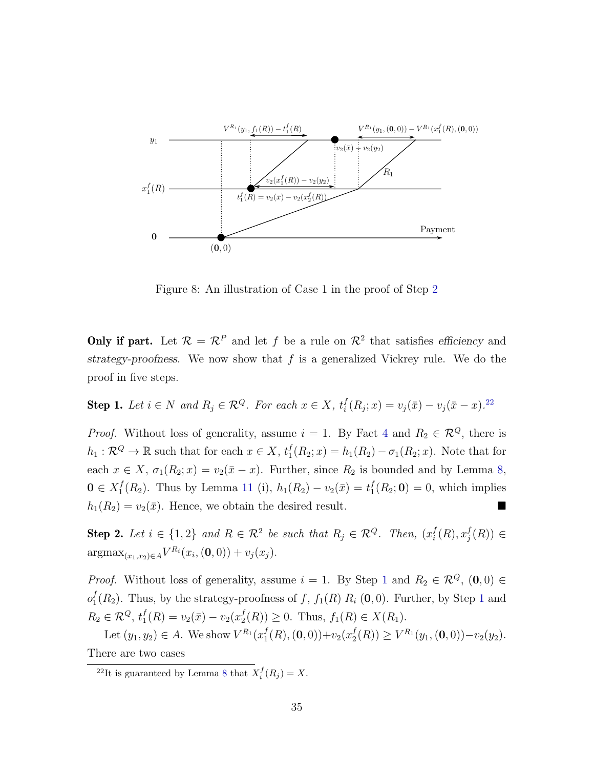Figure 8: An illustration of Case 1 in the proof of Step 2

**Only if part.** Let $\mathcal{R} = \mathcal{R}^P$ and let $f$ be a rule on $\mathcal{R}^2$ that satisfies *efficiency* and *strategy-proofness*. We now show that $f$ is a generalized Vickrey rule. We do the proof in five steps.

**Step 1.** *Let $i \in N$ and $R_j \in \mathcal{R}^Q$. For each $x \in X$, $t_i^f(R_j; x) = v_j(\bar{x}) - v_j(\bar{x} - x)$.*[22]

*Proof.* Without loss of generality, assume $i = 1$. By Fact 4 and $R_2 \in \mathcal{R}^Q$, there is $h_1 : \mathcal{R}^Q \to \mathbb{R}$ such that for each $x \in X$, $t_1^f(R_2; x) = h_1(R_2) - \sigma_1(R_2; x)$. Note that for each $x \in X$, $\sigma_1(R_2; x) = v_2(\bar{x} - x)$. Further, since $R_2$ is bounded and by Lemma 8, $\mathbf{0} \in X_1^f(R_2)$. Thus by Lemma 11 (i), $h_1(R_2) - v_2(\bar{x}) = t_1^f(R_2; \mathbf{0}) = 0$, which implies $h_1(R_2) = v_2(\bar{x})$. Hence, we obtain the desired result. ■

**Step 2.** *Let $i \in \{1, 2\}$ and $R \in \mathcal{R}^2$ be such that $R_j \in \mathcal{R}^Q$. Then, $(x_i^f(R), x_j^f(R)) \in \text{argmax}_{(x_1,x_2) \in A} V^{R_i}(x_i, (\mathbf{0}, 0)) + v_j(x_j)$.*

*Proof.* Without loss of generality, assume $i = 1$. By Step 1 and $R_2 \in \mathcal{R}^Q$, $(\mathbf{0}, 0) \in o_1^f(R_2)$. Thus, by the strategy-proofness of $f$, $f_1(R)\ R_i\ (\mathbf{0}, 0)$. Further, by Step 1 and $R_2 \in \mathcal{R}^Q$, $t_1^f(R) = v_2(\bar{x}) - v_2(x_2^f(R)) \geq 0$. Thus, $f_1(R) \in X(R_1)$.

Let $(y_1, y_2) \in A$. We show $V^{R_1}(x_1^f(R), (\mathbf{0}, 0)) + v_2(x_2^f(R)) \geq V^{R_1}(y_1, (\mathbf{0}, 0)) - v_2(y_2)$. There are two cases

[22] It is guaranteed by Lemma 8 that $X_i^f(R_j) = X$.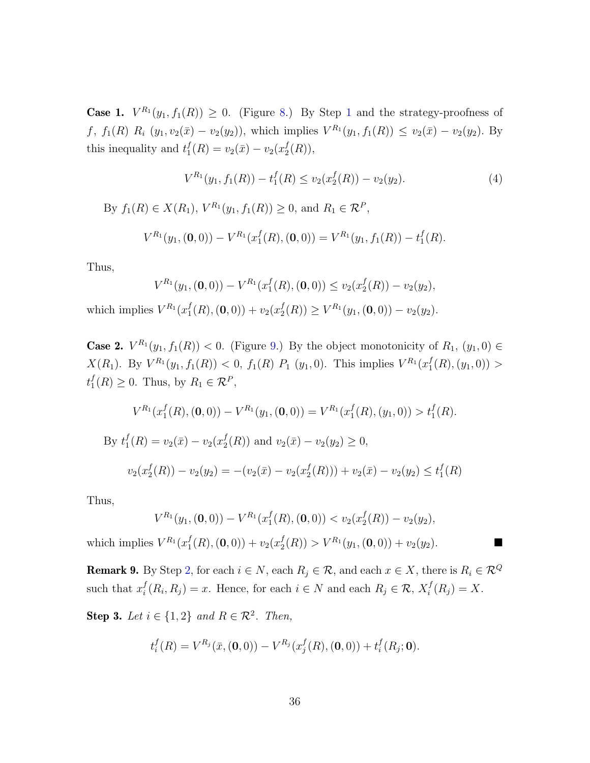**Case 1.** $V^{R_1}(y_1, f_1(R)) \geq 0$. (Figure 8.) By Step 1 and the strategy-proofness of $f$, $f_1(R)\ R_i\ (y_1, v_2(\bar{x}) - v_2(y_2))$, which implies $V^{R_1}(y_1, f_1(R)) \leq v_2(\bar{x}) - v_2(y_2)$. By this inequality and $t_1^f(R) = v_2(\bar{x}) - v_2(x_2^f(R))$,

$$V^{R_1}(y_1, f_1(R)) - t_1^f(R) \leq v_2(x_2^f(R)) - v_2(y_2). \tag{4}$$

By $f_1(R) \in X(R_1)$, $V^{R_1}(y_1, f_1(R)) \geq 0$, and $R_1 \in \mathcal{R}^P$,

$$V^{R_1}(y_1, (\mathbf{0}, 0)) - V^{R_1}(x_1^f(R), (\mathbf{0}, 0)) = V^{R_1}(y_1, f_1(R)) - t_1^f(R).$$

Thus,

$$V^{R_1}(y_1, (\mathbf{0}, 0)) - V^{R_1}(x_1^f(R), (\mathbf{0}, 0)) \leq v_2(x_2^f(R)) - v_2(y_2),$$

which implies $V^{R_1}(x_1^f(R), (\mathbf{0}, 0)) + v_2(x_2^f(R)) \geq V^{R_1}(y_1, (\mathbf{0}, 0)) - v_2(y_2)$.

**Case 2.** $V^{R_1}(y_1, f_1(R)) < 0$. (Figure 9.) By the object monotonicity of $R_1$, $(y_1, 0) \in X(R_1)$. By $V^{R_1}(y_1, f_1(R)) < 0$, $f_1(R)\ P_1\ (y_1, 0)$. This implies $V^{R_1}(x_1^f(R), (y_1, 0)) > t_1^f(R) \geq 0$. Thus, by $R_1 \in \mathcal{R}^P$,

$$V^{R_1}(x_1^f(R), (\mathbf{0}, 0)) - V^{R_1}(y_1, (\mathbf{0}, 0)) = V^{R_1}(x_1^f(R), (y_1, 0)) > t_1^f(R).$$

By $t_1^f(R) = v_2(\bar{x}) - v_2(x_2^f(R))$ and $v_2(\bar{x}) - v_2(y_2) \geq 0$,

$$v_2(x_2^f(R)) - v_2(y_2) = -(v_2(\bar{x}) - v_2(x_2^f(R))) + v_2(\bar{x}) - v_2(y_2) \leq t_1^f(R)$$

Thus,

$$V^{R_1}(y_1, (\mathbf{0}, 0)) - V^{R_1}(x_1^f(R), (\mathbf{0}, 0)) < v_2(x_2^f(R)) - v_2(y_2),$$

which implies $V^{R_1}(x_1^f(R), (\mathbf{0}, 0)) + v_2(x_2^f(R)) > V^{R_1}(y_1, (\mathbf{0}, 0)) + v_2(y_2)$. ■

**Remark 9.** By Step 2, for each $i \in N$, each $R_j \in \mathcal{R}$, and each $x \in X$, there is $R_i \in \mathcal{R}^Q$ such that $x_i^f(R_i, R_j) = x$. Hence, for each $i \in N$ and each $R_j \in \mathcal{R}$, $X_i^f(R_j) = X$.

**Step 3.** *Let $i \in \{1, 2\}$ and $R \in \mathcal{R}^2$. Then,*

$$t_i^f(R) = V^{R_j}(\bar{x}, (\mathbf{0}, 0)) - V^{R_j}(x_j^f(R), (\mathbf{0}, 0)) + t_i^f(R_j; \mathbf{0}).$$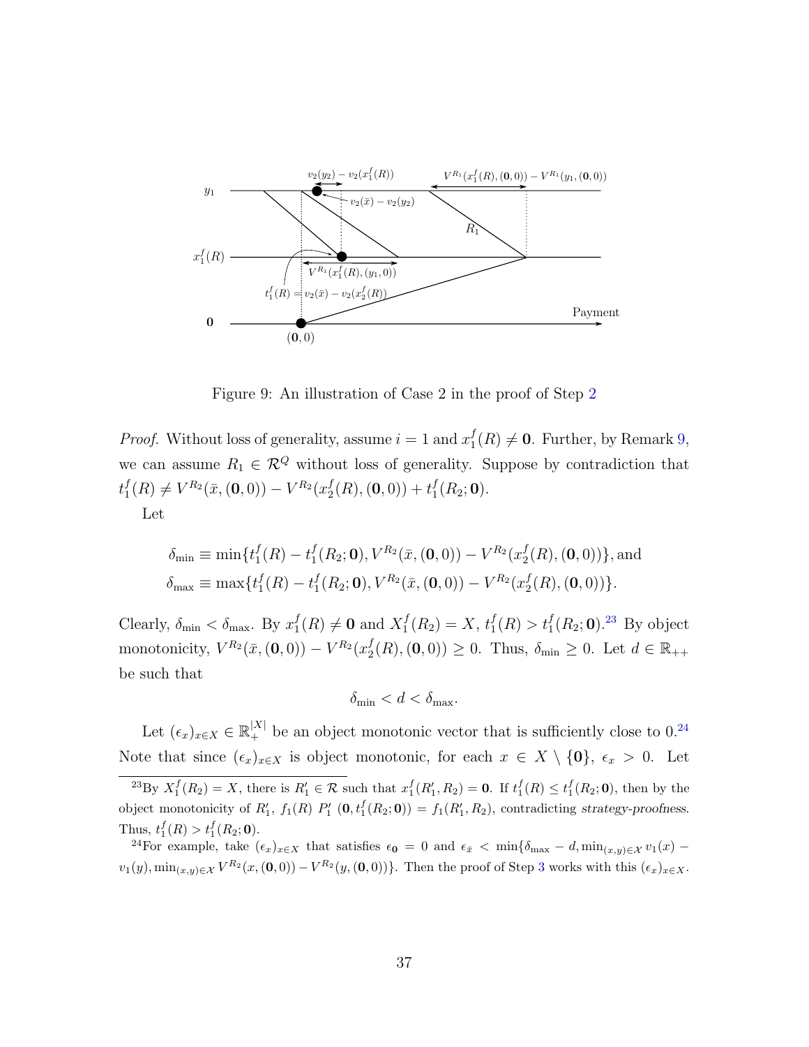Figure 9: An illustration of Case 2 in the proof of Step 2

*Proof.* Without loss of generality, assume $i = 1$ and $x_1^f(R) \neq \mathbf{0}$. Further, by Remark 9, we can assume $R_1 \in \mathcal{R}^Q$ without loss of generality. Suppose by contradiction that $t_1^f(R) \neq V^{R_2}(\bar{x}, (\mathbf{0}, 0)) - V^{R_2}(x_2^f(R), (\mathbf{0}, 0)) + t_1^f(R_2; \mathbf{0})$.

Let

$$\delta_{\min} \equiv \min\{t_1^f(R) - t_1^f(R_2; \mathbf{0}), V^{R_2}(\bar{x}, (\mathbf{0}, 0)) - V^{R_2}(x_2^f(R), (\mathbf{0}, 0))\}, \text{and}$$
$$\delta_{\max} \equiv \max\{t_1^f(R) - t_1^f(R_2; \mathbf{0}), V^{R_2}(\bar{x}, (\mathbf{0}, 0)) - V^{R_2}(x_2^f(R), (\mathbf{0}, 0))\}.$$

Clearly, $\delta_{\min} < \delta_{\max}$. By $x_1^f(R) \neq \mathbf{0}$ and $X_1^f(R_2) = X$, $t_1^f(R) > t_1^f(R_2; \mathbf{0})$.[23] By object monotonicity, $V^{R_2}(\bar{x}, (\mathbf{0}, 0)) - V^{R_2}(x_2^f(R), (\mathbf{0}, 0)) \geq 0$. Thus, $\delta_{\min} \geq 0$. Let $d \in \mathbb{R}_{++}$ be such that

$$\delta_{\min} < d < \delta_{\max}.$$

Let $(\epsilon_x)_{x \in X} \in \mathbb{R}_+^{|X|}$ be an object monotonic vector that is sufficiently close to 0.[24] Note that since $(\epsilon_x)_{x \in X}$ is object monotonic, for each $x \in X \setminus \{\mathbf{0}\}$, $\epsilon_x > 0$. Let

[23] By $X_1^f(R_2) = X$, there is $R_1' \in \mathcal{R}$ such that $x_1^f(R_1', R_2) = \mathbf{0}$. If $t_1^f(R) \leq t_1^f(R_2; \mathbf{0})$, then by the object monotonicity of $R_1'$, $f_1(R)\ P_1'\ (\mathbf{0}, t_1^f(R_2; \mathbf{0})) = f_1(R_1', R_2)$, contradicting *strategy-proofness*. Thus, $t_1^f(R) > t_1^f(R_2; \mathbf{0})$.

[24] For example, take $(\epsilon_x)_{x \in X}$ that satisfies $\epsilon_{\mathbf{0}} = 0$ and $\epsilon_{\bar{x}} < \min\{\delta_{\max} - d, \min_{(x,y) \in \mathcal{X}} v_1(x) - v_1(y), \min_{(x,y) \in \mathcal{X}} V^{R_2}(x, (\mathbf{0}, 0)) - V^{R_2}(y, (\mathbf{0}, 0))\}$. Then the proof of Step 3 works with this $(\epsilon_x)_{x \in X}$.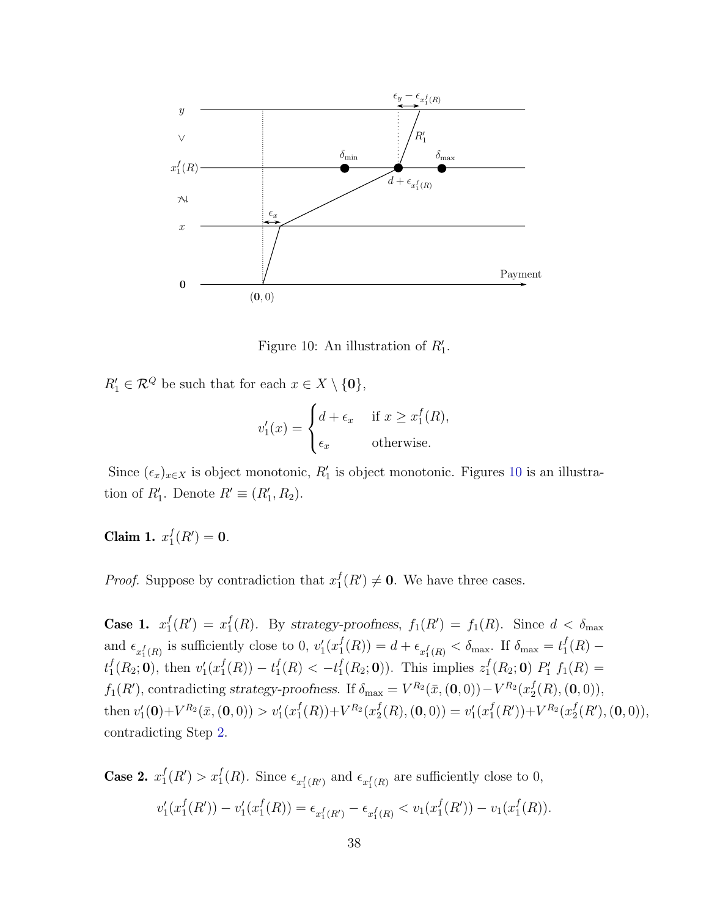Figure 10: An illustration of $R'_1$.

$R'_1 \in \mathcal{R}^Q$ be such that for each $x \in X \setminus \{\mathbf{0}\}$,

$$v'_1(x) = \begin{cases} d + \epsilon_x & \text{if } x \geq x_1^f(R), \\ \epsilon_x & \text{otherwise.} \end{cases}$$

Since $(\epsilon_x)_{x \in X}$ is object monotonic, $R'_1$ is object monotonic. Figures 10 is an illustration of $R'_1$. Denote $R' \equiv (R'_1, R_2)$.

**Claim 1.** $x_1^f(R') = \mathbf{0}$.

*Proof.* Suppose by contradiction that $x_1^f(R') \neq \mathbf{0}$. We have three cases.

**Case 1.** $x_1^f(R') = x_1^f(R)$. By *strategy-proofness*, $f_1(R') = f_1(R)$. Since $d < \delta_{\max}$ and $\epsilon_{x_1^f(R)}$ is sufficiently close to 0, $v'_1(x_1^f(R)) = d + \epsilon_{x_1^f(R)} < \delta_{\max}$. If $\delta_{\max} = t_1^f(R) - t_1^f(R_2; \mathbf{0})$, then $v'_1(x_1^f(R)) - t_1^f(R) < -t_1^f(R_2; \mathbf{0})$. This implies $z_1^f(R_2; \mathbf{0}) \; P'_1 \; f_1(R) = f_1(R')$, contradicting *strategy-proofness*. If $\delta_{\max} = V^{R_2}(\bar{x}, (\mathbf{0}, 0)) - V^{R_2}(x_2^f(R), (\mathbf{0}, 0))$, then $v'_1(\mathbf{0}) + V^{R_2}(\bar{x}, (\mathbf{0}, 0)) > v'_1(x_1^f(R)) + V^{R_2}(x_2^f(R), (\mathbf{0}, 0)) = v'_1(x_1^f(R')) + V^{R_2}(x_2^f(R'), (\mathbf{0}, 0))$, contradicting Step 2.

**Case 2.** $x_1^f(R') > x_1^f(R)$. Since $\epsilon_{x_1^f(R')}$ and $\epsilon_{x_1^f(R)}$ are sufficiently close to 0,

$$v'_1(x_1^f(R')) - v'_1(x_1^f(R)) = \epsilon_{x_1^f(R')} - \epsilon_{x_1^f(R)} < v_1(x_1^f(R')) - v_1(x_1^f(R)).$$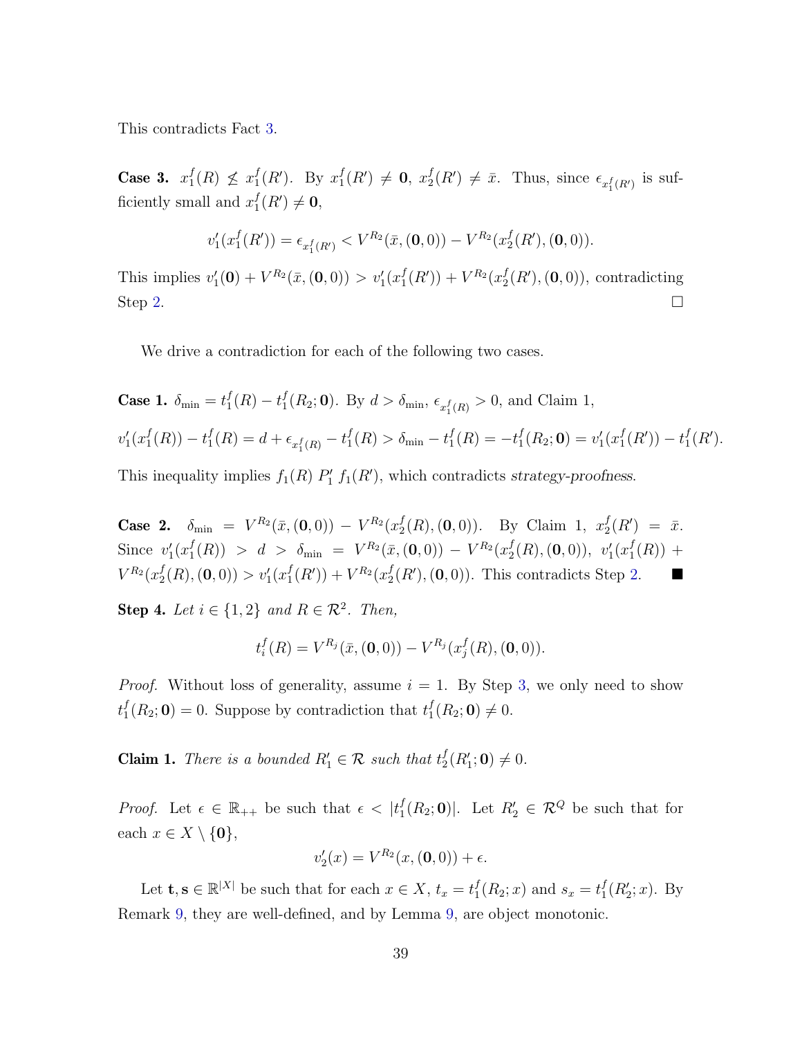This contradicts Fact 3.

**Case 3.** $x_1^f(R) \not\leq x_1^f(R')$. By $x_1^f(R') \neq \mathbf{0}$, $x_2^f(R') \neq \bar{x}$. Thus, since $\epsilon_{x_1^f(R')}$ is sufficiently small and $x_1^f(R') \neq \mathbf{0}$,

$$v_1'(x_1^f(R')) = \epsilon_{x_1^f(R')} < V^{R_2}(\bar{x}, (\mathbf{0}, 0)) - V^{R_2}(x_2^f(R'), (\mathbf{0}, 0)).$$

This implies $v_1'(\mathbf{0}) + V^{R_2}(\bar{x}, (\mathbf{0}, 0)) > v_1'(x_1^f(R')) + V^{R_2}(x_2^f(R'), (\mathbf{0}, 0))$, contradicting Step 2. $\square$

We drive a contradiction for each of the following two cases.

**Case 1.** $\delta_{\min} = t_1^f(R) - t_1^f(R_2; \mathbf{0})$. By $d > \delta_{\min}$, $\epsilon_{x_1^f(R)} > 0$, and Claim 1,

$$v_1'(x_1^f(R)) - t_1^f(R) = d + \epsilon_{x_1^f(R)} - t_1^f(R) > \delta_{\min} - t_1^f(R) = -t_1^f(R_2; \mathbf{0}) = v_1'(x_1^f(R')) - t_1^f(R').$$

This inequality implies $f_1(R) \; P_1' \; f_1(R')$, which contradicts *strategy-proofness*.

**Case 2.** $\delta_{\min} = V^{R_2}(\bar{x}, (\mathbf{0}, 0)) - V^{R_2}(x_2^f(R), (\mathbf{0}, 0))$. By Claim 1, $x_2^f(R') = \bar{x}$. Since $v_1'(x_1^f(R)) > d > \delta_{\min} = V^{R_2}(\bar{x}, (\mathbf{0}, 0)) - V^{R_2}(x_2^f(R), (\mathbf{0}, 0))$, $v_1'(x_1^f(R)) + V^{R_2}(x_2^f(R), (\mathbf{0}, 0)) > v_1'(x_1^f(R')) + V^{R_2}(x_2^f(R'), (\mathbf{0}, 0))$. This contradicts Step 2. $\blacksquare$

**Step 4.** *Let $i \in \{1, 2\}$ and $R \in \mathcal{R}^2$. Then,*

$$t_i^f(R) = V^{R_j}(\bar{x}, (\mathbf{0}, 0)) - V^{R_j}(x_j^f(R), (\mathbf{0}, 0)).$$

*Proof.* Without loss of generality, assume $i = 1$. By Step 3, we only need to show $t_1^f(R_2; \mathbf{0}) = 0$. Suppose by contradiction that $t_1^f(R_2; \mathbf{0}) \neq 0$.

**Claim 1.** *There is a bounded $R_1' \in \mathcal{R}$ such that $t_2^f(R_1'; \mathbf{0}) \neq 0$.*

*Proof.* Let $\epsilon \in \mathbb{R}_{++}$ be such that $\epsilon < |t_1^f(R_2; \mathbf{0})|$. Let $R_2' \in \mathcal{R}^Q$ be such that for each $x \in X \setminus \{\mathbf{0}\}$,

$$v_2'(x) = V^{R_2}(x, (\mathbf{0}, 0)) + \epsilon.$$

Let $\mathbf{t}, \mathbf{s} \in \mathbb{R}^{|X|}$ be such that for each $x \in X$, $t_x = t_1^f(R_2; x)$ and $s_x = t_1^f(R_2'; x)$. By Remark 9, they are well-defined, and by Lemma 9, are object monotonic.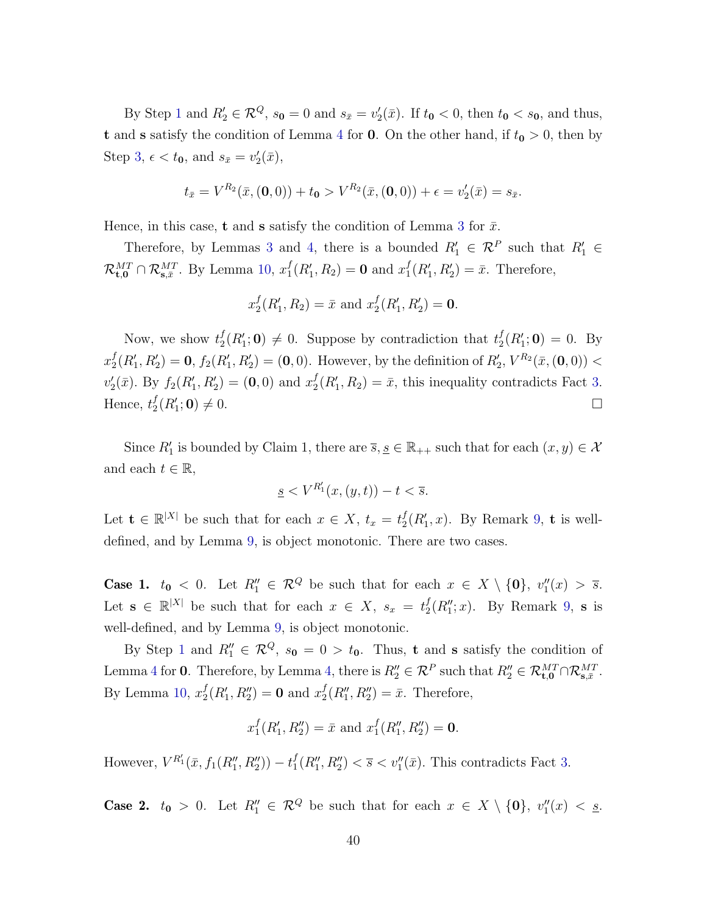By Step 1 and $R_2' \in \mathcal{R}^Q$, $s_{\mathbf{0}} = 0$ and $s_{\bar{x}} = v_2'(\bar{x})$. If $t_{\mathbf{0}} < 0$, then $t_{\mathbf{0}} < s_{\mathbf{0}}$, and thus, $\mathbf{t}$ and $\mathbf{s}$ satisfy the condition of Lemma 4 for $\mathbf{0}$. On the other hand, if $t_{\mathbf{0}} > 0$, then by Step 3, $\epsilon < t_{\mathbf{0}}$, and $s_{\bar{x}} = v_2'(\bar{x})$,

$$t_{\bar{x}} = V^{R_2}(\bar{x}, (\mathbf{0}, 0)) + t_{\mathbf{0}} > V^{R_2}(\bar{x}, (\mathbf{0}, 0)) + \epsilon = v_2'(\bar{x}) = s_{\bar{x}}.$$

Hence, in this case, $\mathbf{t}$ and $\mathbf{s}$ satisfy the condition of Lemma 3 for $\bar{x}$.

Therefore, by Lemmas 3 and 4, there is a bounded $R_1' \in \mathcal{R}^P$ such that $R_1' \in \mathcal{R}^{MT}_{\mathbf{t},\mathbf{0}} \cap \mathcal{R}^{MT}_{\mathbf{s},\bar{x}}$. By Lemma 10, $x_1^f(R_1', R_2) = \mathbf{0}$ and $x_1^f(R_1', R_2') = \bar{x}$. Therefore,

$$x_2^f(R_1', R_2) = \bar{x} \text{ and } x_2^f(R_1', R_2') = \mathbf{0}.$$

Now, we show $t_2^f(R_1'; \mathbf{0}) \neq 0$. Suppose by contradiction that $t_2^f(R_1'; \mathbf{0}) = 0$. By $x_2^f(R_1', R_2') = \mathbf{0}$, $f_2(R_1', R_2') = (\mathbf{0}, 0)$. However, by the definition of $R_2'$, $V^{R_2}(\bar{x}, (\mathbf{0}, 0)) < v_2'(\bar{x})$. By $f_2(R_1', R_2') = (\mathbf{0}, 0)$ and $x_2^f(R_1', R_2) = \bar{x}$, this inequality contradicts Fact 3. Hence, $t_2^f(R_1'; \mathbf{0}) \neq 0$. $\square$

Since $R_1'$ is bounded by Claim 1, there are $\overline{s}, \underline{s} \in \mathbb{R}_{++}$ such that for each $(x, y) \in \mathcal{X}$ and each $t \in \mathbb{R}$,

$$\underline{s} < V^{R_1'}(x, (y, t)) - t < \overline{s}.$$

Let $\mathbf{t} \in \mathbb{R}^{|X|}$ be such that for each $x \in X$, $t_x = t_2^f(R_1', x)$. By Remark 9, $\mathbf{t}$ is well-defined, and by Lemma 9, is object monotonic. There are two cases.

**Case 1.** $t_{\mathbf{0}} < 0$. Let $R_1'' \in \mathcal{R}^Q$ be such that for each $x \in X \setminus \{\mathbf{0}\}$, $v_1''(x) > \overline{s}$. Let $\mathbf{s} \in \mathbb{R}^{|X|}$ be such that for each $x \in X$, $s_x = t_2^f(R_1''; x)$. By Remark 9, $\mathbf{s}$ is well-defined, and by Lemma 9, is object monotonic.

By Step 1 and $R_1'' \in \mathcal{R}^Q$, $s_{\mathbf{0}} = 0 > t_{\mathbf{0}}$. Thus, $\mathbf{t}$ and $\mathbf{s}$ satisfy the condition of Lemma 4 for $\mathbf{0}$. Therefore, by Lemma 4, there is $R_2'' \in \mathcal{R}^P$ such that $R_2'' \in \mathcal{R}^{MT}_{\mathbf{t},\mathbf{0}} \cap \mathcal{R}^{MT}_{\mathbf{s},\bar{x}}$. By Lemma 10, $x_2^f(R_1', R_2'') = \mathbf{0}$ and $x_2^f(R_1'', R_2'') = \bar{x}$. Therefore,

$$x_1^f(R_1', R_2'') = \bar{x} \text{ and } x_1^f(R_1'', R_2'') = \mathbf{0}.$$

However, $V^{R_1'}(\bar{x}, f_1(R_1'', R_2'')) - t_1^f(R_1'', R_2'') < \overline{s} < v_1''(\bar{x})$. This contradicts Fact 3.

**Case 2.** $t_{\mathbf{0}} > 0$. Let $R_1'' \in \mathcal{R}^Q$ be such that for each $x \in X \setminus \{\mathbf{0}\}$, $v_1''(x) < \underline{s}$.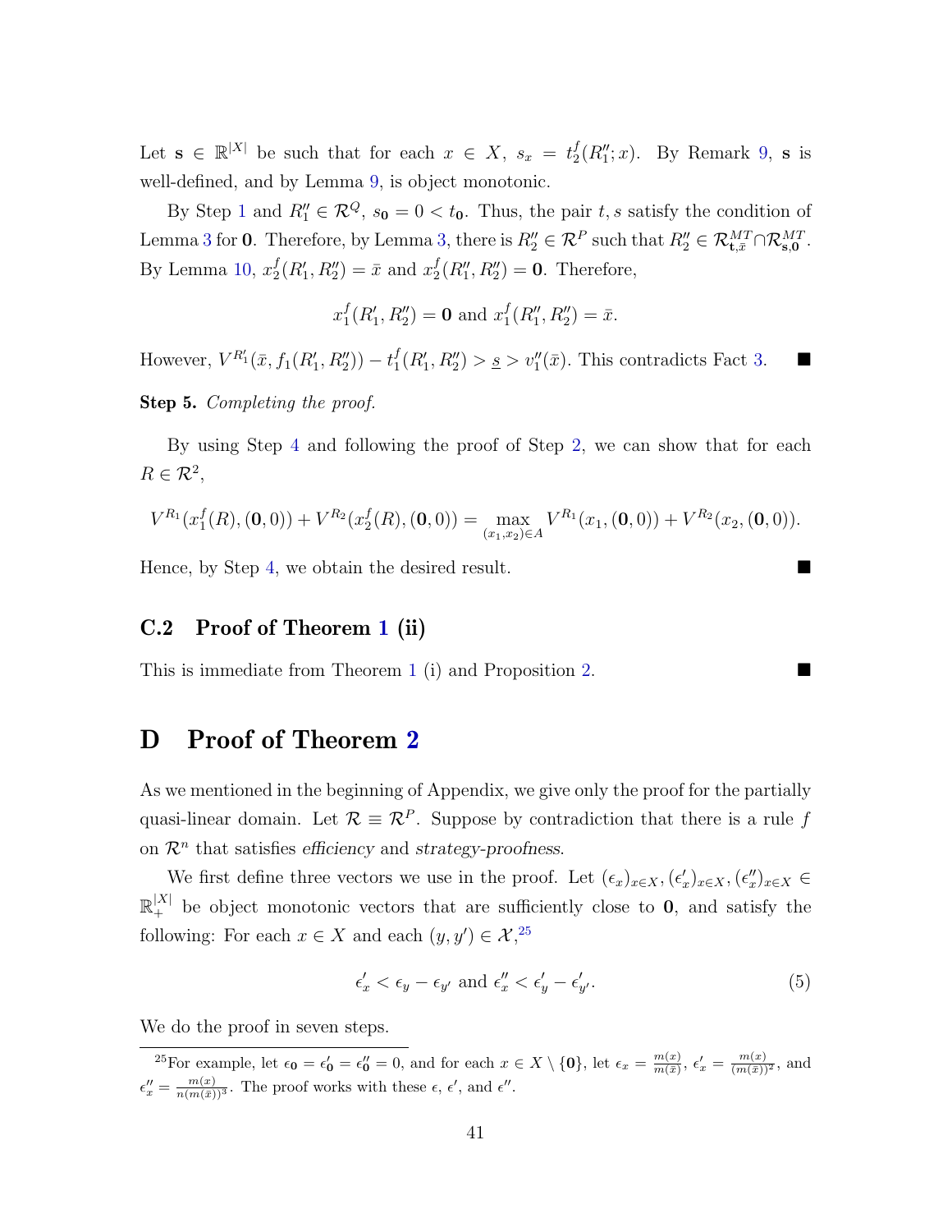Let $\mathbf{s} \in \mathbb{R}^{|X|}$ be such that for each $x \in X$, $s_x = t_2^f(R_1''; x)$. By Remark 9, $\mathbf{s}$ is well-defined, and by Lemma 9, is object monotonic.

By Step 1 and $R_1'' \in \mathcal{R}^Q$, $s_{\mathbf{0}} = 0 < t_{\mathbf{0}}$. Thus, the pair $t, s$ satisfy the condition of Lemma 3 for $\mathbf{0}$. Therefore, by Lemma 3, there is $R_2'' \in \mathcal{R}^P$ such that $R_2'' \in \mathcal{R}^{MT}_{\mathbf{t},\bar{x}} \cap \mathcal{R}^{MT}_{\mathbf{s},\mathbf{0}}$. By Lemma 10, $x_2^f(R_1', R_2'') = \bar{x}$ and $x_2^f(R_1'', R_2'') = \mathbf{0}$. Therefore,

$$x_1^f(R_1', R_2'') = \mathbf{0} \text{ and } x_1^f(R_1'', R_2'') = \bar{x}.$$

However, $V^{R_1'}(\bar{x}, f_1(R_1', R_2'')) - t_1^f(R_1', R_2'') > \underline{s} > v_1''(\bar{x})$. This contradicts Fact 3. ■

**Step 5.** *Completing the proof.*

By using Step 4 and following the proof of Step 2, we can show that for each $R \in \mathcal{R}^2$,

$$V^{R_1}(x_1^f(R), (\mathbf{0}, 0)) + V^{R_2}(x_2^f(R), (\mathbf{0}, 0)) = \max_{(x_1, x_2) \in A} V^{R_1}(x_1, (\mathbf{0}, 0)) + V^{R_2}(x_2, (\mathbf{0}, 0)).$$

Hence, by Step 4, we obtain the desired result. ■

## C.2 Proof of Theorem 1 (ii)

This is immediate from Theorem 1 (i) and Proposition 2. ■

# D Proof of Theorem 2

As we mentioned in the beginning of Appendix, we give only the proof for the partially quasi-linear domain. Let $\mathcal{R} \equiv \mathcal{R}^P$. Suppose by contradiction that there is a rule $f$ on $\mathcal{R}^n$ that satisfies *efficiency* and *strategy-proofness*.

We first define three vectors we use in the proof. Let $(\epsilon_x)_{x \in X}, (\epsilon_x')_{x \in X}, (\epsilon_x'')_{x \in X} \in \mathbb{R}_+^{|X|}$ be object monotonic vectors that are sufficiently close to $\mathbf{0}$, and satisfy the following: For each $x \in X$ and each $(y, y') \in \mathcal{X}$,[25]

$$\epsilon_x' < \epsilon_y - \epsilon_{y'} \text{ and } \epsilon_x'' < \epsilon_y' - \epsilon_{y'}'. \tag{5}$$

We do the proof in seven steps.

[25] For example, let $\epsilon_{\mathbf{0}} = \epsilon_{\mathbf{0}}' = \epsilon_{\mathbf{0}}'' = 0$, and for each $x \in X \setminus \{\mathbf{0}\}$, let $\epsilon_x = \frac{m(x)}{m(\bar{x})}$, $\epsilon_x' = \frac{m(x)}{(m(\bar{x}))^2}$, and $\epsilon_x'' = \frac{m(x)}{n(m(\bar{x}))^3}$. The proof works with these $\epsilon$, $\epsilon'$, and $\epsilon''$.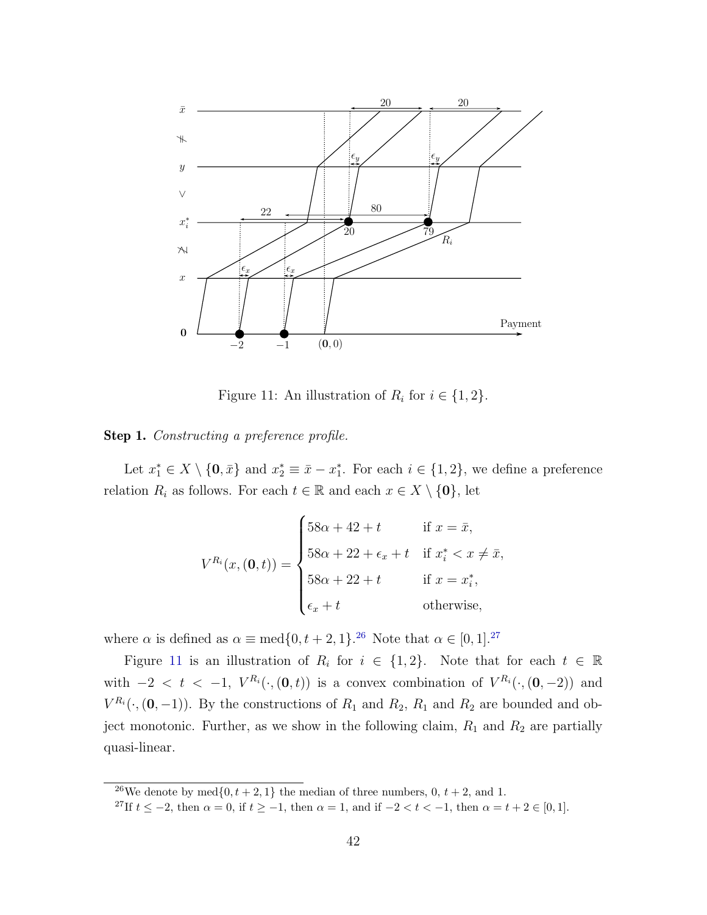Figure 11: An illustration of $R_i$ for $i \in \{1, 2\}$.

**Step 1.** *Constructing a preference profile.*

Let $x_1^* \in X \setminus \{\mathbf{0}, \bar{x}\}$ and $x_2^* \equiv \bar{x} - x_1^*$. For each $i \in \{1, 2\}$, we define a preference relation $R_i$ as follows. For each $t \in \mathbb{R}$ and each $x \in X \setminus \{\mathbf{0}\}$, let

$$V^{R_i}(x, (\mathbf{0}, t)) = \begin{cases} 58\alpha + 42 + t & \text{if } x = \bar{x}, \\ 58\alpha + 22 + \epsilon_x + t & \text{if } x_i^* < x \neq \bar{x}, \\ 58\alpha + 22 + t & \text{if } x = x_i^*, \\ \epsilon_x + t & \text{otherwise,} \end{cases}$$

where $\alpha$ is defined as $\alpha \equiv \text{med}\{0, t + 2, 1\}$.[26] Note that $\alpha \in [0, 1]$.[27]

Figure 11 is an illustration of $R_i$ for $i \in \{1, 2\}$. Note that for each $t \in \mathbb{R}$ with $-2 < t < -1$, $V^{R_i}(\cdot, (\mathbf{0}, t))$ is a convex combination of $V^{R_i}(\cdot, (\mathbf{0}, -2))$ and $V^{R_i}(\cdot, (\mathbf{0}, -1))$. By the constructions of $R_1$ and $R_2$, $R_1$ and $R_2$ are bounded and object monotonic. Further, as we show in the following claim, $R_1$ and $R_2$ are partially quasi-linear.

[26] We denote by $\text{med}\{0, t + 2, 1\}$ the median of three numbers, 0, $t + 2$, and 1.

[27] If $t \leq -2$, then $\alpha = 0$, if $t \geq -1$, then $\alpha = 1$, and if $-2 < t < -1$, then $\alpha = t + 2 \in [0, 1]$.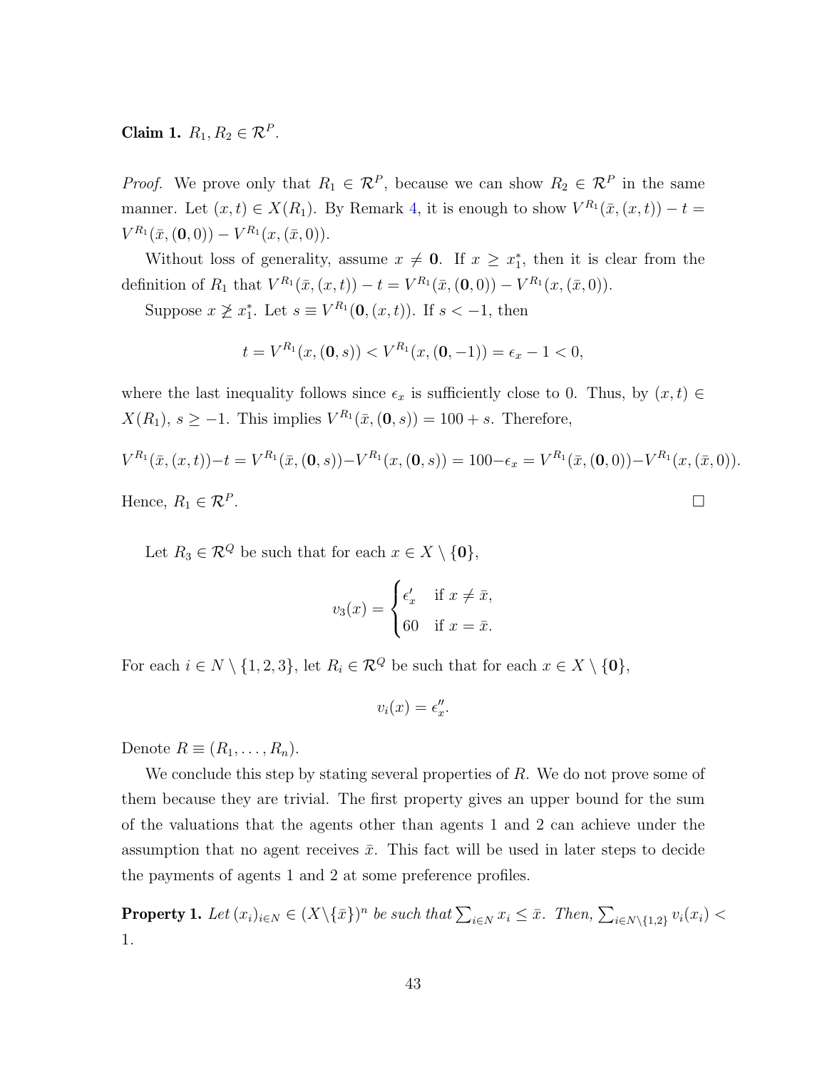**Claim 1.** $R_1, R_2 \in \mathcal{R}^P$.

*Proof.* We prove only that $R_1 \in \mathcal{R}^P$, because we can show $R_2 \in \mathcal{R}^P$ in the same manner. Let $(x,t) \in X(R_1)$. By Remark 4, it is enough to show $V^{R_1}(\bar{x},(x,t)) - t = V^{R_1}(\bar{x},(\mathbf{0},0)) - V^{R_1}(x,(\bar{x},0))$.

Without loss of generality, assume $x \neq \mathbf{0}$. If $x \geq x_1^*$, then it is clear from the definition of $R_1$ that $V^{R_1}(\bar{x},(x,t)) - t = V^{R_1}(\bar{x},(\mathbf{0},0)) - V^{R_1}(x,(\bar{x},0))$.

Suppose $x \ngeq x_1^*$. Let $s \equiv V^{R_1}(\mathbf{0},(x,t))$. If $s < -1$, then

$$t = V^{R_1}(x,(\mathbf{0},s)) < V^{R_1}(x,(\mathbf{0},-1)) = \epsilon_x - 1 < 0,$$

where the last inequality follows since $\epsilon_x$ is sufficiently close to 0. Thus, by $(x,t) \in X(R_1)$, $s \geq -1$. This implies $V^{R_1}(\bar{x},(\mathbf{0},s)) = 100 + s$. Therefore,

$$V^{R_1}(\bar{x},(x,t)) - t = V^{R_1}(\bar{x},(\mathbf{0},s)) - V^{R_1}(x,(\mathbf{0},s)) = 100 - \epsilon_x = V^{R_1}(\bar{x},(\mathbf{0},0)) - V^{R_1}(x,(\bar{x},0)).$$

Hence, $R_1 \in \mathcal{R}^P$. $\square$

Let $R_3 \in \mathcal{R}^Q$ be such that for each $x \in X \setminus \{\mathbf{0}\}$,

$$v_3(x) = \begin{cases} \epsilon'_x & \text{if } x \neq \bar{x}, \\ 60 & \text{if } x = \bar{x}. \end{cases}$$

For each $i \in N \setminus \{1,2,3\}$, let $R_i \in \mathcal{R}^Q$ be such that for each $x \in X \setminus \{\mathbf{0}\}$,

$$v_i(x) = \epsilon''_x.$$

Denote $R \equiv (R_1, \ldots, R_n)$.

We conclude this step by stating several properties of $R$. We do not prove some of them because they are trivial. The first property gives an upper bound for the sum of the valuations that the agents other than agents 1 and 2 can achieve under the assumption that no agent receives $\bar{x}$. This fact will be used in later steps to decide the payments of agents 1 and 2 at some preference profiles.

**Property 1.** *Let $(x_i)_{i \in N} \in (X \setminus \{\bar{x}\})^n$ be such that $\sum_{i \in N} x_i \leq \bar{x}$. Then, $\sum_{i \in N \setminus \{1,2\}} v_i(x_i) < 1$.*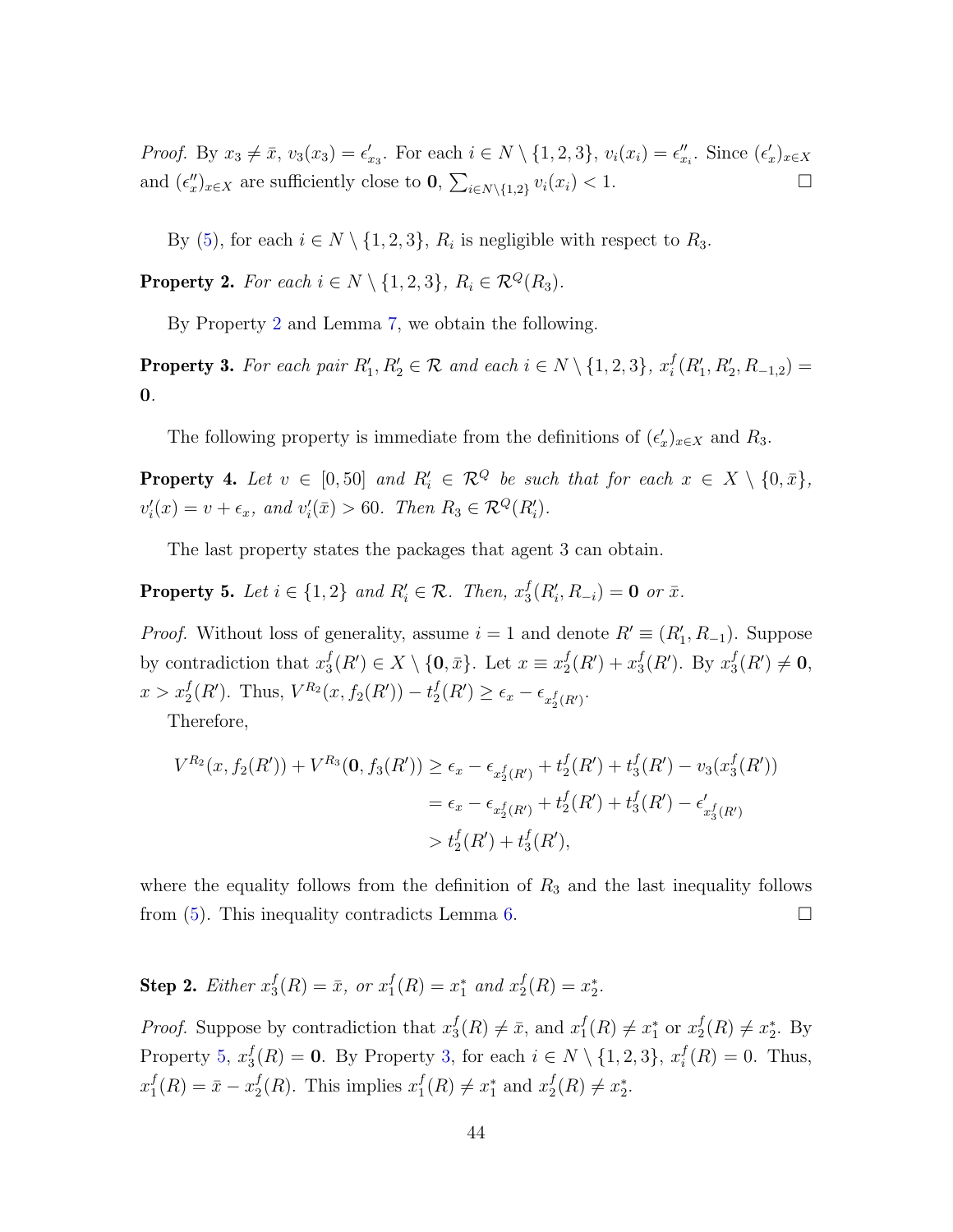*Proof.* By $x_3 \neq \bar{x}$, $v_3(x_3) = \epsilon'_{x_3}$. For each $i \in N \setminus \{1,2,3\}$, $v_i(x_i) = \epsilon''_{x_i}$. Since $(\epsilon'_x)_{x \in X}$ and $(\epsilon''_x)_{x \in X}$ are sufficiently close to $\mathbf{0}$, $\sum_{i \in N \setminus \{1,2\}} v_i(x_i) < 1$. □

By (5), for each $i \in N \setminus \{1,2,3\}$, $R_i$ is negligible with respect to $R_3$.

**Property 2.** *For each $i \in N \setminus \{1,2,3\}$, $R_i \in \mathcal{R}^Q(R_3)$.*

By Property 2 and Lemma 7, we obtain the following.

**Property 3.** *For each pair $R'_1, R'_2 \in \mathcal{R}$ and each $i \in N \setminus \{1,2,3\}$, $x^f_i(R'_1, R'_2, R_{-1,2}) = \mathbf{0}$.*

The following property is immediate from the definitions of $(\epsilon'_x)_{x \in X}$ and $R_3$.

**Property 4.** *Let $v \in [0, 50]$ and $R'_i \in \mathcal{R}^Q$ be such that for each $x \in X \setminus \{0, \bar{x}\}$, $v'_i(x) = v + \epsilon_x$, and $v'_i(\bar{x}) > 60$. Then $R_3 \in \mathcal{R}^Q(R'_i)$.*

The last property states the packages that agent 3 can obtain.

**Property 5.** *Let $i \in \{1,2\}$ and $R'_i \in \mathcal{R}$. Then, $x^f_3(R'_i, R_{-i}) = \mathbf{0}$ or $\bar{x}$.*

*Proof.* Without loss of generality, assume $i = 1$ and denote $R' \equiv (R'_1, R_{-1})$. Suppose by contradiction that $x^f_3(R') \in X \setminus \{\mathbf{0}, \bar{x}\}$. Let $x \equiv x^f_2(R') + x^f_3(R')$. By $x^f_3(R') \neq \mathbf{0}$, $x > x^f_2(R')$. Thus, $V^{R_2}(x, f_2(R')) - t^f_2(R') \geq \epsilon_x - \epsilon_{x^f_2(R')}$.

Therefore,

$$
\begin{aligned}
V^{R_2}(x, f_2(R')) + V^{R_3}(\mathbf{0}, f_3(R')) &\geq \epsilon_x - \epsilon_{x^f_2(R')} + t^f_2(R') + t^f_3(R') - v_3(x^f_3(R')) \\
&= \epsilon_x - \epsilon_{x^f_2(R')} + t^f_2(R') + t^f_3(R') - \epsilon'_{x^f_3(R')} \\
&> t^f_2(R') + t^f_3(R'),
\end{aligned}
$$

where the equality follows from the definition of $R_3$ and the last inequality follows from (5). This inequality contradicts Lemma 6. □

**Step 2.** *Either $x^f_3(R) = \bar{x}$, or $x^f_1(R) = x^*_1$ and $x^f_2(R) = x^*_2$.*

*Proof.* Suppose by contradiction that $x^f_3(R) \neq \bar{x}$, and $x^f_1(R) \neq x^*_1$ or $x^f_2(R) \neq x^*_2$. By Property 5, $x^f_3(R) = \mathbf{0}$. By Property 3, for each $i \in N \setminus \{1,2,3\}$, $x^f_i(R) = 0$. Thus, $x^f_1(R) = \bar{x} - x^f_2(R)$. This implies $x^f_1(R) \neq x^*_1$ and $x^f_2(R) \neq x^*_2$.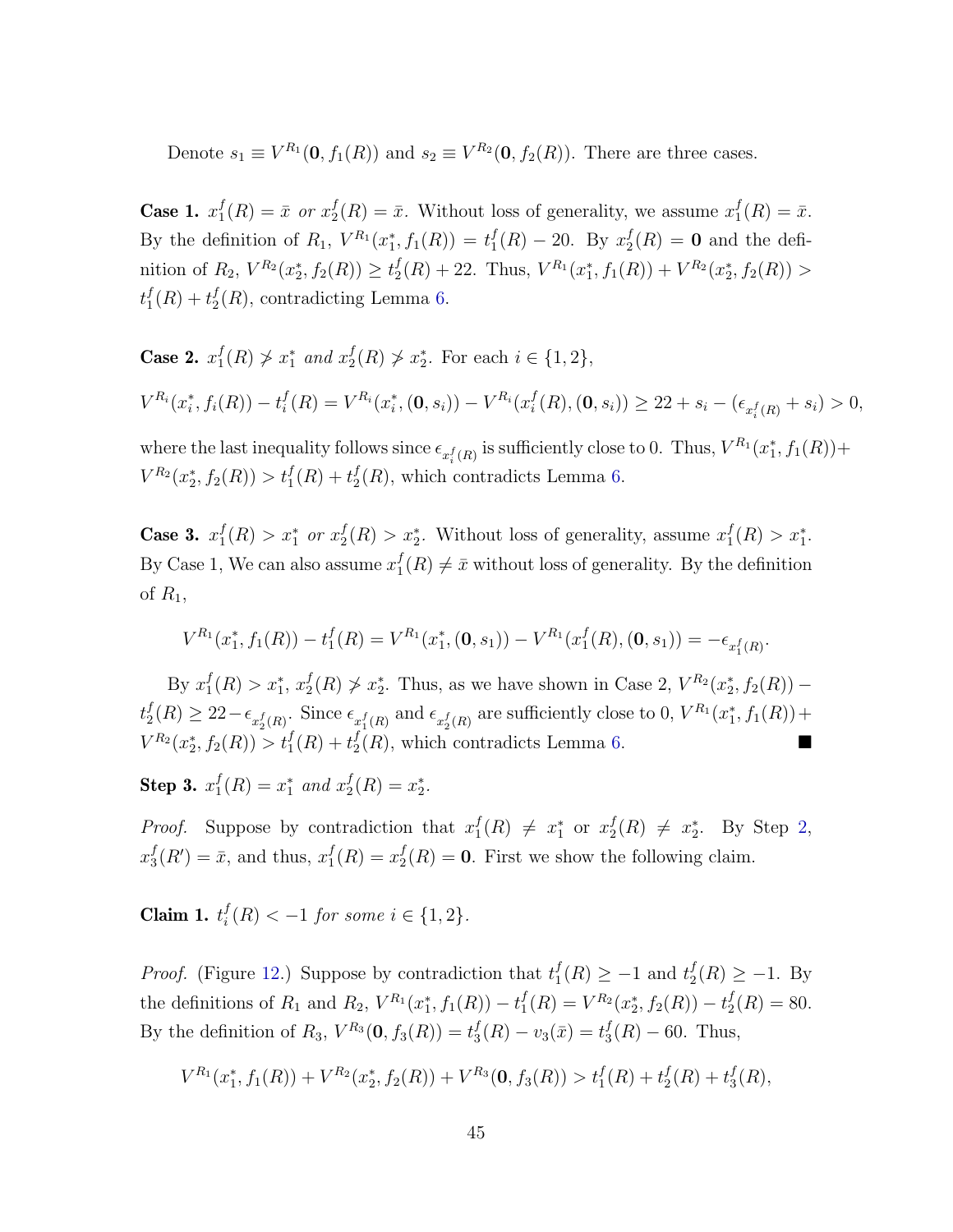Denote $s_1 \equiv V^{R_1}(\mathbf{0}, f_1(R))$ and $s_2 \equiv V^{R_2}(\mathbf{0}, f_2(R))$. There are three cases.

**Case 1.** *$x_1^f(R) = \bar{x}$ or $x_2^f(R) = \bar{x}$.* Without loss of generality, we assume $x_1^f(R) = \bar{x}$. By the definition of $R_1$, $V^{R_1}(x_1^*, f_1(R)) = t_1^f(R) - 20$. By $x_2^f(R) = \mathbf{0}$ and the definition of $R_2$, $V^{R_2}(x_2^*, f_2(R)) \geq t_2^f(R) + 22$. Thus, $V^{R_1}(x_1^*, f_1(R)) + V^{R_2}(x_2^*, f_2(R)) > t_1^f(R) + t_2^f(R)$, contradicting Lemma 6.

**Case 2.** *$x_1^f(R) \not> x_1^*$ and $x_2^f(R) \not> x_2^*$.* For each $i \in \{1, 2\}$,

$$V^{R_i}(x_i^*, f_i(R)) - t_i^f(R) = V^{R_i}(x_i^*, (\mathbf{0}, s_i)) - V^{R_i}(x_i^f(R), (\mathbf{0}, s_i)) \geq 22 + s_i - (\epsilon_{x_i^f(R)} + s_i) > 0,$$

where the last inequality follows since $\epsilon_{x_i^f(R)}$ is sufficiently close to 0. Thus, $V^{R_1}(x_1^*, f_1(R)) + V^{R_2}(x_2^*, f_2(R)) > t_1^f(R) + t_2^f(R)$, which contradicts Lemma 6.

**Case 3.** *$x_1^f(R) > x_1^*$ or $x_2^f(R) > x_2^*$.* Without loss of generality, assume $x_1^f(R) > x_1^*$. By Case 1, We can also assume $x_1^f(R) \neq \bar{x}$ without loss of generality. By the definition of $R_1$,

$$V^{R_1}(x_1^*, f_1(R)) - t_1^f(R) = V^{R_1}(x_1^*, (\mathbf{0}, s_1)) - V^{R_1}(x_1^f(R), (\mathbf{0}, s_1)) = -\epsilon_{x_1^f(R)}.$$

By $x_1^f(R) > x_1^*$, $x_2^f(R) \not> x_2^*$. Thus, as we have shown in Case 2, $V^{R_2}(x_2^*, f_2(R)) - t_2^f(R) \geq 22 - \epsilon_{x_2^f(R)}$. Since $\epsilon_{x_1^f(R)}$ and $\epsilon_{x_2^f(R)}$ are sufficiently close to 0, $V^{R_1}(x_1^*, f_1(R)) + V^{R_2}(x_2^*, f_2(R)) > t_1^f(R) + t_2^f(R)$, which contradicts Lemma 6. ■

**Step 3.** *$x_1^f(R) = x_1^*$ and $x_2^f(R) = x_2^*$.*

*Proof.* Suppose by contradiction that $x_1^f(R) \neq x_1^*$ or $x_2^f(R) \neq x_2^*$. By Step 2, $x_3^f(R') = \bar{x}$, and thus, $x_1^f(R) = x_2^f(R) = \mathbf{0}$. First we show the following claim.

**Claim 1.** *$t_i^f(R) < -1$ for some $i \in \{1, 2\}$.*

*Proof.* (Figure 12.) Suppose by contradiction that $t_1^f(R) \geq -1$ and $t_2^f(R) \geq -1$. By the definitions of $R_1$ and $R_2$, $V^{R_1}(x_1^*, f_1(R)) - t_1^f(R) = V^{R_2}(x_2^*, f_2(R)) - t_2^f(R) = 80$. By the definition of $R_3$, $V^{R_3}(\mathbf{0}, f_3(R)) = t_3^f(R) - v_3(\bar{x}) = t_3^f(R) - 60$. Thus,

$$V^{R_1}(x_1^*, f_1(R)) + V^{R_2}(x_2^*, f_2(R)) + V^{R_3}(\mathbf{0}, f_3(R)) > t_1^f(R) + t_2^f(R) + t_3^f(R),$$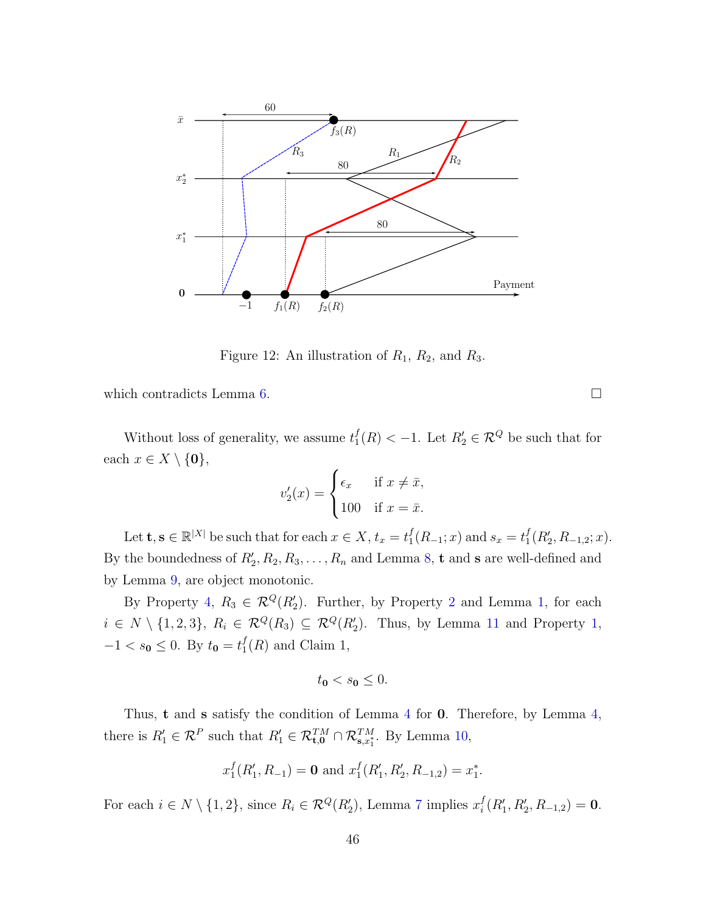Figure 12: An illustration of $R_1$, $R_2$, and $R_3$.

which contradicts Lemma 6. $\square$

Without loss of generality, we assume $t_1^f(R) < -1$. Let $R_2' \in \mathcal{R}^Q$ be such that for each $x \in X \setminus \{\mathbf{0}\}$,

$$v_2'(x) = \begin{cases} \epsilon_x & \text{if } x \neq \bar{x}, \\ 100 & \text{if } x = \bar{x}. \end{cases}$$

Let $\mathbf{t}, \mathbf{s} \in \mathbb{R}^{|X|}$ be such that for each $x \in X$, $t_x = t_1^f(R_{-1}; x)$ and $s_x = t_1^f(R_2', R_{-1,2}; x)$. By the boundedness of $R_2', R_2, R_3, \ldots, R_n$ and Lemma 8, $\mathbf{t}$ and $\mathbf{s}$ are well-defined and by Lemma 9, are object monotonic.

By Property 4, $R_3 \in \mathcal{R}^Q(R_2')$. Further, by Property 2 and Lemma 1, for each $i \in N \setminus \{1, 2, 3\}$, $R_i \in \mathcal{R}^Q(R_3) \subseteq \mathcal{R}^Q(R_2')$. Thus, by Lemma 11 and Property 1, $-1 < s_{\mathbf{0}} \leq 0$. By $t_{\mathbf{0}} = t_1^f(R)$ and Claim 1,

$$t_{\mathbf{0}} < s_{\mathbf{0}} \leq 0.$$

Thus, $\mathbf{t}$ and $\mathbf{s}$ satisfy the condition of Lemma 4 for $\mathbf{0}$. Therefore, by Lemma 4, there is $R_1' \in \mathcal{R}^P$ such that $R_1' \in \mathcal{R}^{TM}_{\mathbf{t},\mathbf{0}} \cap \mathcal{R}^{TM}_{\mathbf{s},x_1^*}$. By Lemma 10,

$$x_1^f(R_1', R_{-1}) = \mathbf{0} \text{ and } x_1^f(R_1', R_2', R_{-1,2}) = x_1^*.$$

For each $i \in N \setminus \{1, 2\}$, since $R_i \in \mathcal{R}^Q(R_2')$, Lemma 7 implies $x_i^f(R_1', R_2', R_{-1,2}) = \mathbf{0}$.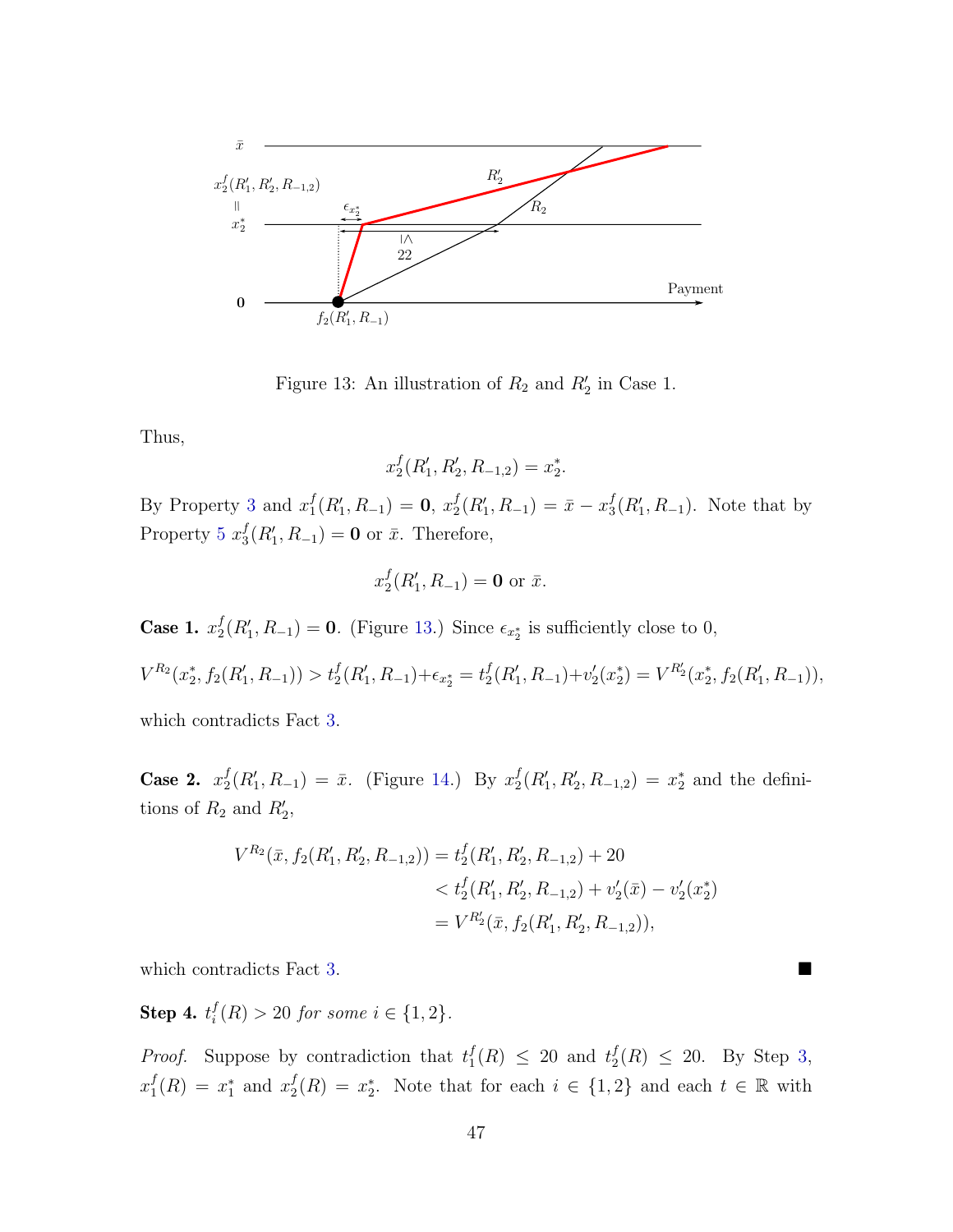Figure 13: An illustration of $R_2$ and $R'_2$ in Case 1.

Thus,

$$x_2^f(R'_1, R'_2, R_{-1,2}) = x_2^*.$$

By Property 3 and $x_1^f(R'_1, R_{-1}) = \mathbf{0}$, $x_2^f(R'_1, R_{-1}) = \bar{x} - x_3^f(R'_1, R_{-1})$. Note that by Property 5 $x_3^f(R'_1, R_{-1}) = \mathbf{0}$ or $\bar{x}$. Therefore,

$$x_2^f(R'_1, R_{-1}) = \mathbf{0} \text{ or } \bar{x}.$$

**Case 1.** $x_2^f(R'_1, R_{-1}) = \mathbf{0}$. (Figure 13.) Since $\epsilon_{x_2^*}$ is sufficiently close to 0,

$$V^{R_2}(x_2^*, f_2(R'_1, R_{-1})) > t_2^f(R'_1, R_{-1}) + \epsilon_{x_2^*} = t_2^f(R'_1, R_{-1}) + v'_2(x_2^*) = V^{R'_2}(x_2^*, f_2(R'_1, R_{-1})),$$

which contradicts Fact 3.

**Case 2.** $x_2^f(R'_1, R_{-1}) = \bar{x}$. (Figure 14.) By $x_2^f(R'_1, R'_2, R_{-1,2}) = x_2^*$ and the definitions of $R_2$ and $R'_2$,

$$\begin{aligned}
V^{R_2}(\bar{x}, f_2(R'_1, R'_2, R_{-1,2})) &= t_2^f(R'_1, R'_2, R_{-1,2}) + 20 \\
&< t_2^f(R'_1, R'_2, R_{-1,2}) + v'_2(\bar{x}) - v'_2(x_2^*) \\
&= V^{R'_2}(\bar{x}, f_2(R'_1, R'_2, R_{-1,2})),
\end{aligned}$$

which contradicts Fact 3. ∎

**Step 4.** *$t_i^f(R) > 20$ for some $i \in \{1, 2\}$.*

*Proof.* Suppose by contradiction that $t_1^f(R) \leq 20$ and $t_2^f(R) \leq 20$. By Step 3, $x_1^f(R) = x_1^*$ and $x_2^f(R) = x_2^*$. Note that for each $i \in \{1, 2\}$ and each $t \in \mathbb{R}$ with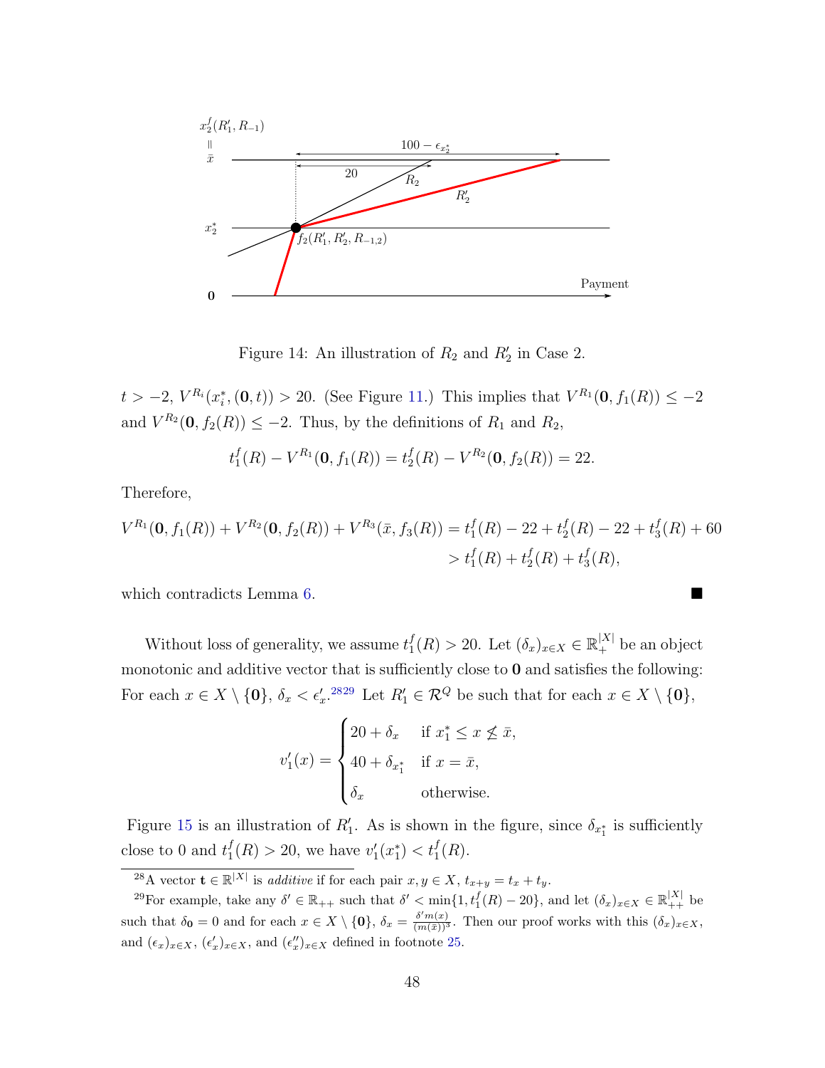Figure 14: An illustration of $R_2$ and $R_2'$ in Case 2.

$t > -2$, $V^{R_i}(x_i^*, (\mathbf{0}, t)) > 20$. (See Figure 11.) This implies that $V^{R_1}(\mathbf{0}, f_1(R)) \leq -2$ and $V^{R_2}(\mathbf{0}, f_2(R)) \leq -2$. Thus, by the definitions of $R_1$ and $R_2$,

$$t_1^f(R) - V^{R_1}(\mathbf{0}, f_1(R)) = t_2^f(R) - V^{R_2}(\mathbf{0}, f_2(R)) = 22.$$

Therefore,

$$\begin{aligned} V^{R_1}(\mathbf{0}, f_1(R)) + V^{R_2}(\mathbf{0}, f_2(R)) + V^{R_3}(\bar{x}, f_3(R)) &= t_1^f(R) - 22 + t_2^f(R) - 22 + t_3^f(R) + 60 \\ &> t_1^f(R) + t_2^f(R) + t_3^f(R), \end{aligned}$$

which contradicts Lemma 6. ∎

Without loss of generality, we assume $t_1^f(R) > 20$. Let $(\delta_x)_{x \in X} \in \mathbb{R}_+^{|X|}$ be an object monotonic and additive vector that is sufficiently close to $\mathbf{0}$ and satisfies the following: For each $x \in X \setminus \{\mathbf{0}\}$, $\delta_x < \epsilon_x'$.[28][29] Let $R_1' \in \mathcal{R}^Q$ be such that for each $x \in X \setminus \{\mathbf{0}\}$,

$$v_1'(x) = \begin{cases} 20 + \delta_x & \text{if } x_1^* \leq x \not\leq \bar{x}, \\ 40 + \delta_{x_1^*} & \text{if } x = \bar{x}, \\ \delta_x & \text{otherwise.} \end{cases}$$

Figure 15 is an illustration of $R_1'$. As is shown in the figure, since $\delta_{x_1^*}$ is sufficiently close to 0 and $t_1^f(R) > 20$, we have $v_1'(x_1^*) < t_1^f(R)$.

[28] A vector $\mathbf{t} \in \mathbb{R}^{|X|}$ is *additive* if for each pair $x, y \in X$, $t_{x+y} = t_x + t_y$.

[29] For example, take any $\delta' \in \mathbb{R}_{++}$ such that $\delta' < \min\{1, t_1^f(R) - 20\}$, and let $(\delta_x)_{x \in X} \in \mathbb{R}_{++}^{|X|}$ be such that $\delta_{\mathbf{0}} = 0$ and for each $x \in X \setminus \{\mathbf{0}\}$, $\delta_x = \frac{\delta' m(x)}{(m(\bar{x}))^3}$. Then our proof works with this $(\delta_x)_{x \in X}$, and $(\epsilon_x)_{x \in X}$, $(\epsilon_x')_{x \in X}$, and $(\epsilon_x'')_{x \in X}$ defined in footnote 25.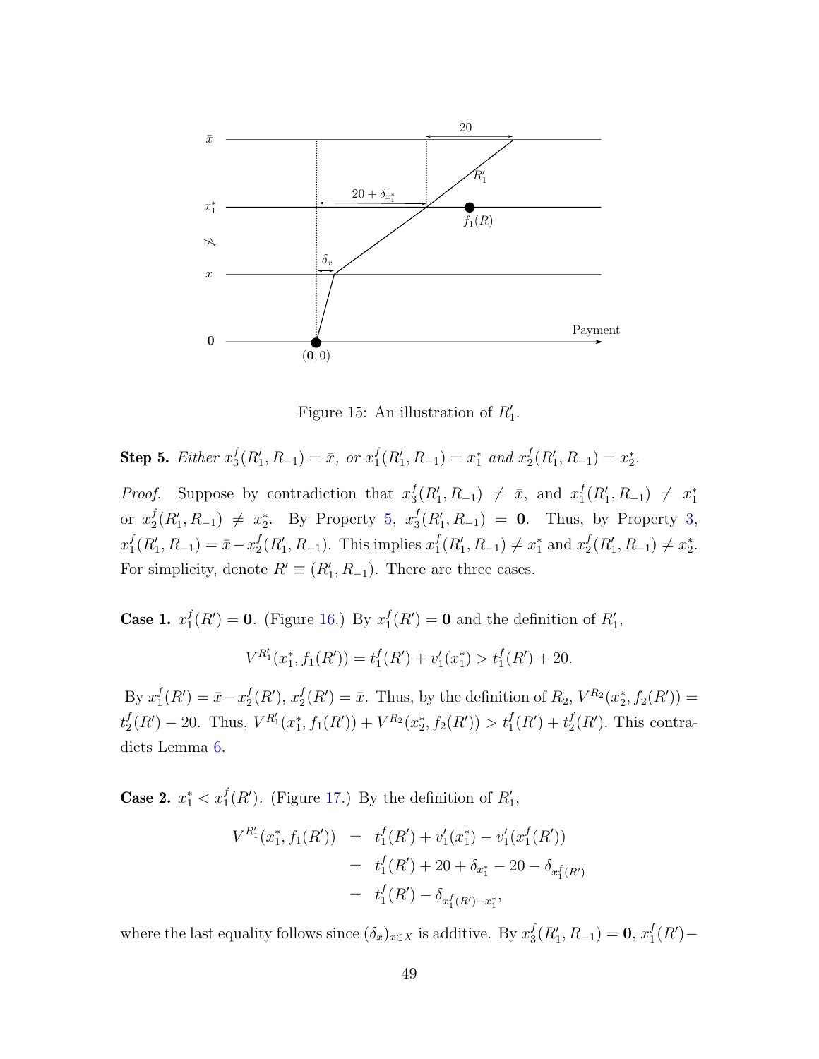Figure 15: An illustration of $R'_1$.

**Step 5.** *Either $x^f_3(R'_1, R_{-1}) = \bar{x}$, or $x^f_1(R'_1, R_{-1}) = x^*_1$ and $x^f_2(R'_1, R_{-1}) = x^*_2$.*

*Proof.* Suppose by contradiction that $x^f_3(R'_1, R_{-1}) \neq \bar{x}$, and $x^f_1(R'_1, R_{-1}) \neq x^*_1$ or $x^f_2(R'_1, R_{-1}) \neq x^*_2$. By Property 5, $x^f_3(R'_1, R_{-1}) = \mathbf{0}$. Thus, by Property 3, $x^f_1(R'_1, R_{-1}) = \bar{x} - x^f_2(R'_1, R_{-1})$. This implies $x^f_1(R'_1, R_{-1}) \neq x^*_1$ and $x^f_2(R'_1, R_{-1}) \neq x^*_2$. For simplicity, denote $R' \equiv (R'_1, R_{-1})$. There are three cases.

**Case 1.** $x^f_1(R') = \mathbf{0}$. (Figure 16.) By $x^f_1(R') = \mathbf{0}$ and the definition of $R'_1$,

$$V^{R'_1}(x^*_1, f_1(R')) = t^f_1(R') + v'_1(x^*_1) > t^f_1(R') + 20.$$

By $x^f_1(R') = \bar{x} - x^f_2(R')$, $x^f_2(R') = \bar{x}$. Thus, by the definition of $R_2$, $V^{R_2}(x^*_2, f_2(R')) = t^f_2(R') - 20$. Thus, $V^{R'_1}(x^*_1, f_1(R')) + V^{R_2}(x^*_2, f_2(R')) > t^f_1(R') + t^f_2(R')$. This contradicts Lemma 6.

**Case 2.** $x^*_1 < x^f_1(R')$. (Figure 17.) By the definition of $R'_1$,

$$\begin{aligned} V^{R'_1}(x^*_1, f_1(R')) &= t^f_1(R') + v'_1(x^*_1) - v'_1(x^f_1(R')) \\ &= t^f_1(R') + 20 + \delta_{x^*_1} - 20 - \delta_{x^f_1(R')} \\ &= t^f_1(R') - \delta_{x^f_1(R') - x^*_1}, \end{aligned}$$

where the last equality follows since $(\delta_x)_{x \in X}$ is additive. By $x^f_3(R'_1, R_{-1}) = \mathbf{0}$, $x^f_1(R') -$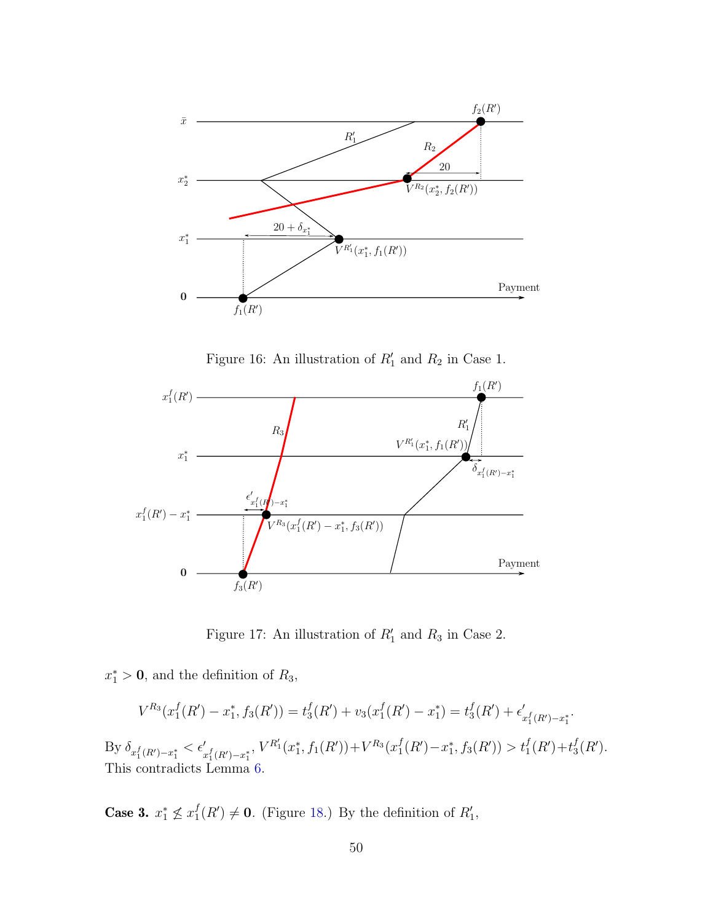Figure 16: An illustration of $R'_1$ and $R_2$ in Case 1.

Figure 17: An illustration of $R'_1$ and $R_3$ in Case 2.

$x_1^* > \mathbf{0}$, and the definition of $R_3$,

$$V^{R_3}(x_1^f(R') - x_1^*, f_3(R')) = t_3^f(R') + v_3(x_1^f(R') - x_1^*) = t_3^f(R') + \epsilon'_{x_1^f(R')-x_1^*}.$$

By $\delta_{x_1^f(R')-x_1^*} < \epsilon'_{x_1^f(R')-x_1^*}$, $V^{R'_1}(x_1^*, f_1(R')) + V^{R_3}(x_1^f(R') - x_1^*, f_3(R')) > t_1^f(R') + t_3^f(R')$. This contradicts Lemma 6.

**Case 3.** $x_1^* \not\lneq x_1^f(R') \neq \mathbf{0}$. (Figure 18.) By the definition of $R'_1$,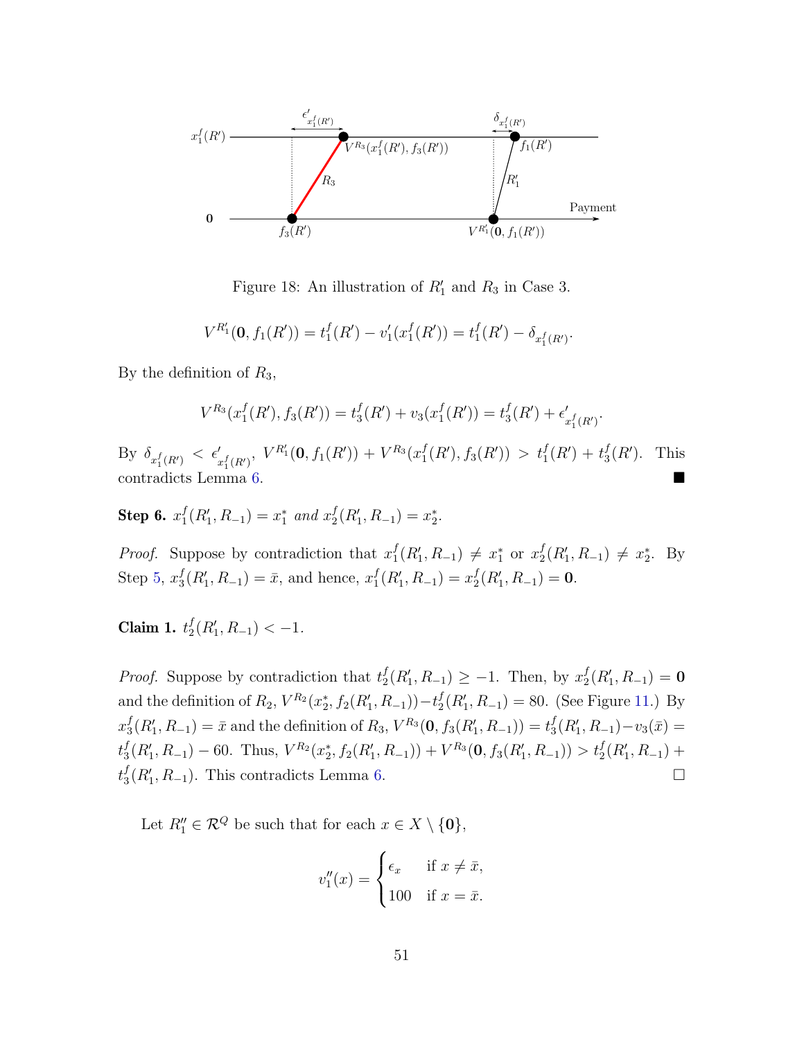Figure 18: An illustration of $R'_1$ and $R_3$ in Case 3.

$$V^{R'_1}(\mathbf{0}, f_1(R')) = t_1^f(R') - v'_1(x_1^f(R')) = t_1^f(R') - \delta_{x_1^f(R')}.$$

By the definition of $R_3$,

$$V^{R_3}(x_1^f(R'), f_3(R')) = t_3^f(R') + v_3(x_1^f(R')) = t_3^f(R') + \epsilon'_{x_1^f(R')}.$$

By $\delta_{x_1^f(R')} < \epsilon'_{x_1^f(R')}$, $V^{R'_1}(\mathbf{0}, f_1(R')) + V^{R_3}(x_1^f(R'), f_3(R')) > t_1^f(R') + t_3^f(R')$. This contradicts Lemma 6. ■

**Step 6.** *$x_1^f(R'_1, R_{-1}) = x_1^*$ and $x_2^f(R'_1, R_{-1}) = x_2^*$.*

*Proof.* Suppose by contradiction that $x_1^f(R'_1, R_{-1}) \neq x_1^*$ or $x_2^f(R'_1, R_{-1}) \neq x_2^*$. By Step 5, $x_3^f(R'_1, R_{-1}) = \bar{x}$, and hence, $x_1^f(R'_1, R_{-1}) = x_2^f(R'_1, R_{-1}) = \mathbf{0}$.

**Claim 1.** *$t_2^f(R'_1, R_{-1}) < -1$.*

*Proof.* Suppose by contradiction that $t_2^f(R'_1, R_{-1}) \geq -1$. Then, by $x_2^f(R'_1, R_{-1}) = \mathbf{0}$ and the definition of $R_2$, $V^{R_2}(x_2^*, f_2(R'_1, R_{-1})) - t_2^f(R'_1, R_{-1}) = 80$. (See Figure 11.) By $x_3^f(R'_1, R_{-1}) = \bar{x}$ and the definition of $R_3$, $V^{R_3}(\mathbf{0}, f_3(R'_1, R_{-1})) = t_3^f(R'_1, R_{-1}) - v_3(\bar{x}) = t_3^f(R'_1, R_{-1}) - 60$. Thus, $V^{R_2}(x_2^*, f_2(R'_1, R_{-1})) + V^{R_3}(\mathbf{0}, f_3(R'_1, R_{-1})) > t_2^f(R'_1, R_{-1}) + t_3^f(R'_1, R_{-1})$. This contradicts Lemma 6. □

Let $R''_1 \in \mathcal{R}^Q$ be such that for each $x \in X \setminus \{\mathbf{0}\}$,

$$v''_1(x) = \begin{cases} \epsilon_x & \text{if } x \neq \bar{x}, \\ 100 & \text{if } x = \bar{x}. \end{cases}$$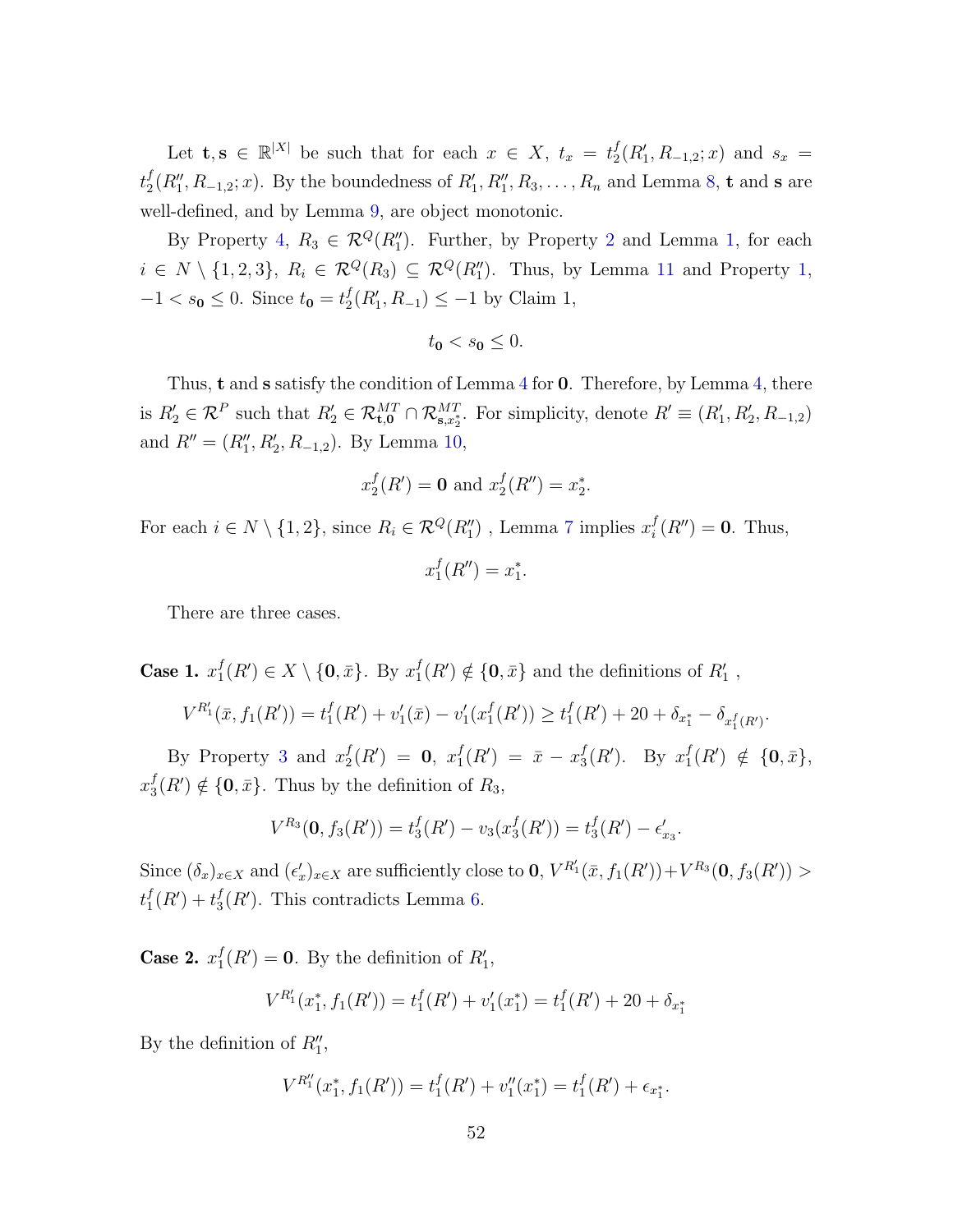Let $\mathbf{t}, \mathbf{s} \in \mathbb{R}^{|X|}$ be such that for each $x \in X$, $t_x = t_2^f(R_1', R_{-1,2}; x)$ and $s_x = t_2^f(R_1'', R_{-1,2}; x)$. By the boundedness of $R_1', R_1'', R_3, \ldots, R_n$ and Lemma 8, $\mathbf{t}$ and $\mathbf{s}$ are well-defined, and by Lemma 9, are object monotonic.

By Property 4, $R_3 \in \mathcal{R}^Q(R_1'')$. Further, by Property 2 and Lemma 1, for each $i \in N \setminus \{1,2,3\}$, $R_i \in \mathcal{R}^Q(R_3) \subseteq \mathcal{R}^Q(R_1'')$. Thus, by Lemma 11 and Property 1, $-1 < s_{\mathbf{0}} \leq 0$. Since $t_{\mathbf{0}} = t_2^f(R_1', R_{-1}) \leq -1$ by Claim 1,

$$t_{\mathbf{0}} < s_{\mathbf{0}} \leq 0.$$

Thus, $\mathbf{t}$ and $\mathbf{s}$ satisfy the condition of Lemma 4 for $\mathbf{0}$. Therefore, by Lemma 4, there is $R_2' \in \mathcal{R}^P$ such that $R_2' \in \mathcal{R}^{MT}_{\mathbf{t},\mathbf{0}} \cap \mathcal{R}^{MT}_{\mathbf{s},x_2^*}$. For simplicity, denote $R' \equiv (R_1', R_2', R_{-1,2})$ and $R'' = (R_1'', R_2', R_{-1,2})$. By Lemma 10,

$$x_2^f(R') = \mathbf{0} \text{ and } x_2^f(R'') = x_2^*.$$

For each $i \in N \setminus \{1,2\}$, since $R_i \in \mathcal{R}^Q(R_1'')$ , Lemma 7 implies $x_i^f(R'') = \mathbf{0}$. Thus,

$$x_1^f(R'') = x_1^*.$$

There are three cases.

**Case 1.** $x_1^f(R') \in X \setminus \{\mathbf{0}, \bar{x}\}$. By $x_1^f(R') \notin \{\mathbf{0}, \bar{x}\}$ and the definitions of $R_1'$ ,

$$V^{R_1'}(\bar{x}, f_1(R')) = t_1^f(R') + v_1'(\bar{x}) - v_1'(x_1^f(R')) \geq t_1^f(R') + 20 + \delta_{x_1^*} - \delta_{x_1^f(R')}.$$

By Property 3 and $x_2^f(R') = \mathbf{0}$, $x_1^f(R') = \bar{x} - x_3^f(R')$. By $x_1^f(R') \notin \{\mathbf{0}, \bar{x}\}$, $x_3^f(R') \notin \{\mathbf{0}, \bar{x}\}$. Thus by the definition of $R_3$,

$$V^{R_3}(\mathbf{0}, f_3(R')) = t_3^f(R') - v_3(x_3^f(R')) = t_3^f(R') - \epsilon'_{x_3}.$$

Since $(\delta_x)_{x \in X}$ and $(\epsilon'_x)_{x \in X}$ are sufficiently close to $\mathbf{0}$, $V^{R_1'}(\bar{x}, f_1(R')) + V^{R_3}(\mathbf{0}, f_3(R')) > t_1^f(R') + t_3^f(R')$. This contradicts Lemma 6.

**Case 2.** $x_1^f(R') = \mathbf{0}$. By the definition of $R_1'$,

$$V^{R_1'}(x_1^*, f_1(R')) = t_1^f(R') + v_1'(x_1^*) = t_1^f(R') + 20 + \delta_{x_1^*}$$

By the definition of $R_1''$,

$$V^{R_1''}(x_1^*, f_1(R')) = t_1^f(R') + v_1''(x_1^*) = t_1^f(R') + \epsilon_{x_1^*}.$$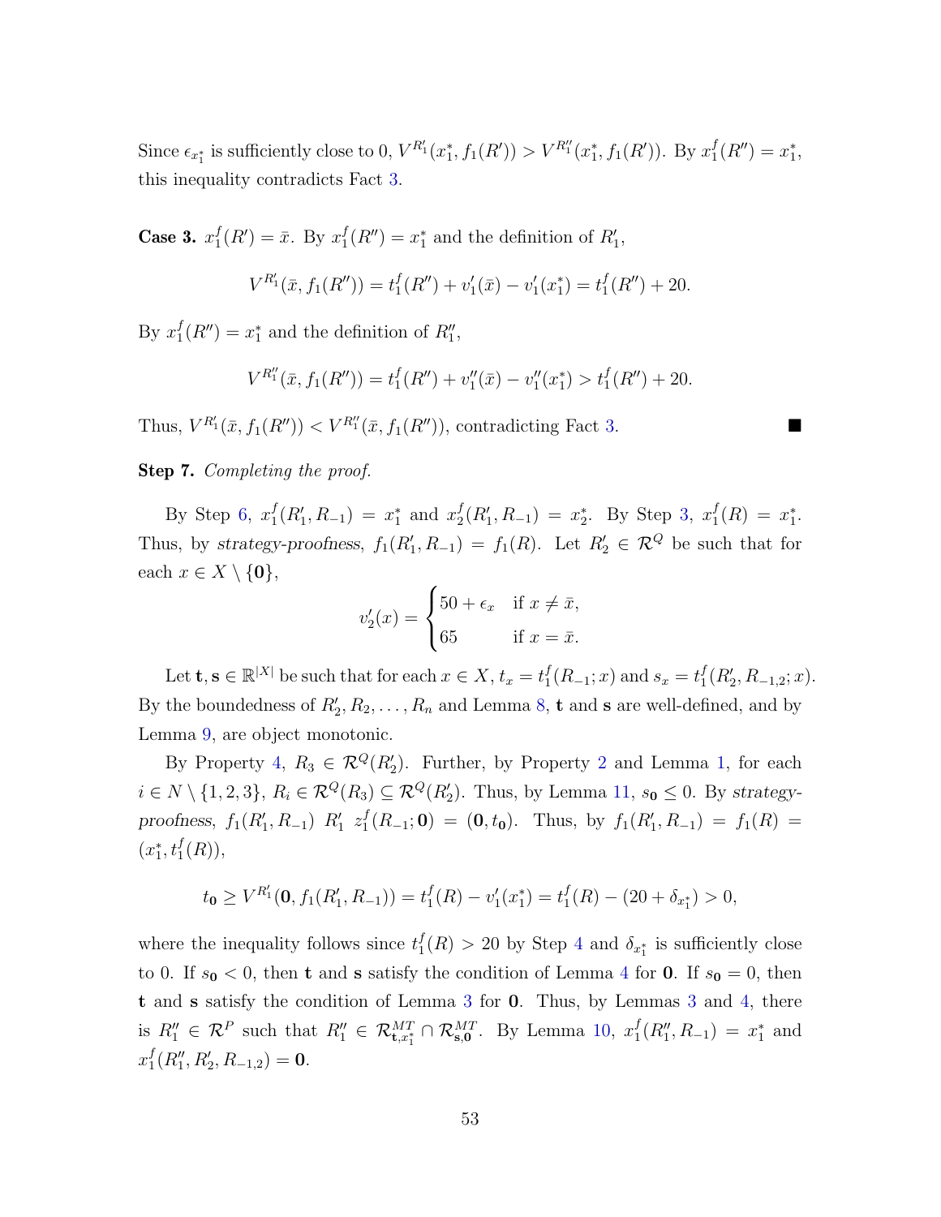Since $\epsilon_{x_1^*}$ is sufficiently close to 0, $V^{R_1'}(x_1^*, f_1(R')) > V^{R_1''}(x_1^*, f_1(R'))$. By $x_1^f(R'') = x_1^*$, this inequality contradicts Fact 3.

**Case 3.** $x_1^f(R') = \bar{x}$. By $x_1^f(R'') = x_1^*$ and the definition of $R_1'$,

$$V^{R_1'}(\bar{x}, f_1(R'')) = t_1^f(R'') + v_1'(\bar{x}) - v_1'(x_1^*) = t_1^f(R'') + 20.$$

By $x_1^f(R'') = x_1^*$ and the definition of $R_1''$,

$$V^{R_1''}(\bar{x}, f_1(R'')) = t_1^f(R'') + v_1''(\bar{x}) - v_1''(x_1^*) > t_1^f(R'') + 20.$$

Thus, $V^{R_1'}(\bar{x}, f_1(R'')) < V^{R_1''}(\bar{x}, f_1(R''))$, contradicting Fact 3. ■

**Step 7.** *Completing the proof.*

By Step 6, $x_1^f(R_1', R_{-1}) = x_1^*$ and $x_2^f(R_1', R_{-1}) = x_2^*$. By Step 3, $x_1^f(R) = x_1^*$. Thus, by *strategy-proofness*, $f_1(R_1', R_{-1}) = f_1(R)$. Let $R_2' \in \mathcal{R}^Q$ be such that for each $x \in X \setminus \{\mathbf{0}\}$,

$$v_2'(x) = \begin{cases} 50 + \epsilon_x & \text{if } x \neq \bar{x}, \\ 65 & \text{if } x = \bar{x}. \end{cases}$$

Let $\mathbf{t}, \mathbf{s} \in \mathbb{R}^{|X|}$ be such that for each $x \in X$, $t_x = t_1^f(R_{-1}; x)$ and $s_x = t_1^f(R_2', R_{-1,2}; x)$. By the boundedness of $R_2', R_2, \ldots, R_n$ and Lemma 8, $\mathbf{t}$ and $\mathbf{s}$ are well-defined, and by Lemma 9, are object monotonic.

By Property 4, $R_3 \in \mathcal{R}^Q(R_2')$. Further, by Property 2 and Lemma 1, for each $i \in N \setminus \{1, 2, 3\}$, $R_i \in \mathcal{R}^Q(R_3) \subseteq \mathcal{R}^Q(R_2')$. Thus, by Lemma 11, $s_{\mathbf{0}} \leq 0$. By *strategy-proofness*, $f_1(R_1', R_{-1}) \; R_1' \; z_1^f(R_{-1}; \mathbf{0}) = (\mathbf{0}, t_{\mathbf{0}})$. Thus, by $f_1(R_1', R_{-1}) = f_1(R) = (x_1^*, t_1^f(R))$,

$$t_{\mathbf{0}} \geq V^{R_1'}(\mathbf{0}, f_1(R_1', R_{-1})) = t_1^f(R) - v_1'(x_1^*) = t_1^f(R) - (20 + \delta_{x_1^*}) > 0,$$

where the inequality follows since $t_1^f(R) > 20$ by Step 4 and $\delta_{x_1^*}$ is sufficiently close to 0. If $s_{\mathbf{0}} < 0$, then $\mathbf{t}$ and $\mathbf{s}$ satisfy the condition of Lemma 4 for $\mathbf{0}$. If $s_{\mathbf{0}} = 0$, then $\mathbf{t}$ and $\mathbf{s}$ satisfy the condition of Lemma 3 for $\mathbf{0}$. Thus, by Lemmas 3 and 4, there is $R_1'' \in \mathcal{R}^P$ such that $R_1'' \in \mathcal{R}^{MT}_{\mathbf{t}, x_1^*} \cap \mathcal{R}^{MT}_{\mathbf{s}, \mathbf{0}}$. By Lemma 10, $x_1^f(R_1'', R_{-1}) = x_1^*$ and $x_1^f(R_1'', R_2', R_{-1,2}) = \mathbf{0}$.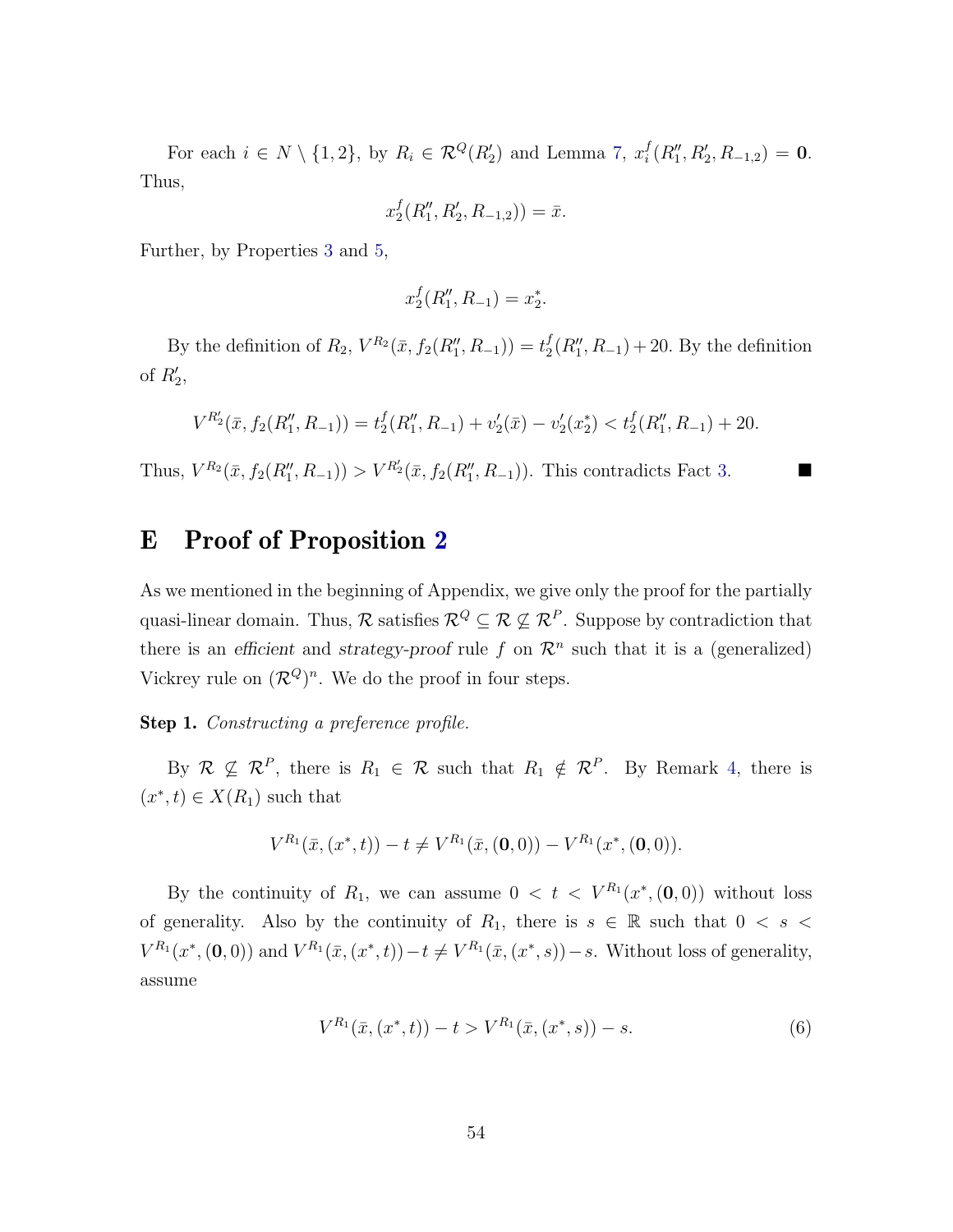For each $i \in N \setminus \{1,2\}$, by $R_i \in \mathcal{R}^Q(R'_2)$ and Lemma 7, $x_i^f(R''_1, R'_2, R_{-1,2}) = \mathbf{0}$. Thus,

$$x_2^f(R''_1, R'_2, R_{-1,2})) = \bar{x}.$$

Further, by Properties 3 and 5,

$$x_2^f(R''_1, R_{-1}) = x_2^*.$$

By the definition of $R_2$, $V^{R_2}(\bar{x}, f_2(R''_1, R_{-1})) = t_2^f(R''_1, R_{-1}) + 20$. By the definition of $R'_2$,

$$V^{R'_2}(\bar{x}, f_2(R''_1, R_{-1})) = t_2^f(R''_1, R_{-1}) + v'_2(\bar{x}) - v'_2(x_2^*) < t_2^f(R''_1, R_{-1}) + 20.$$

Thus, $V^{R_2}(\bar{x}, f_2(R''_1, R_{-1})) > V^{R'_2}(\bar{x}, f_2(R''_1, R_{-1}))$. This contradicts Fact 3. ■

# E Proof of Proposition 2

As we mentioned in the beginning of Appendix, we give only the proof for the partially quasi-linear domain. Thus, $\mathcal{R}$ satisfies $\mathcal{R}^Q \subseteq \mathcal{R} \not\subseteq \mathcal{R}^P$. Suppose by contradiction that there is an *efficient* and *strategy-proof* rule $f$ on $\mathcal{R}^n$ such that it is a (generalized) Vickrey rule on $(\mathcal{R}^Q)^n$. We do the proof in four steps.

**Step 1.** *Constructing a preference profile.*

By $\mathcal{R} \not\subseteq \mathcal{R}^P$, there is $R_1 \in \mathcal{R}$ such that $R_1 \notin \mathcal{R}^P$. By Remark 4, there is $(x^*, t) \in X(R_1)$ such that

$$V^{R_1}(\bar{x}, (x^*, t)) - t \neq V^{R_1}(\bar{x}, (\mathbf{0}, 0)) - V^{R_1}(x^*, (\mathbf{0}, 0)).$$

By the continuity of $R_1$, we can assume $0 < t < V^{R_1}(x^*, (\mathbf{0}, 0))$ without loss of generality. Also by the continuity of $R_1$, there is $s \in \mathbb{R}$ such that $0 < s < V^{R_1}(x^*, (\mathbf{0}, 0))$ and $V^{R_1}(\bar{x}, (x^*, t)) - t \neq V^{R_1}(\bar{x}, (x^*, s)) - s$. Without loss of generality, assume

$$V^{R_1}(\bar{x}, (x^*, t)) - t > V^{R_1}(\bar{x}, (x^*, s)) - s. \tag{6}$$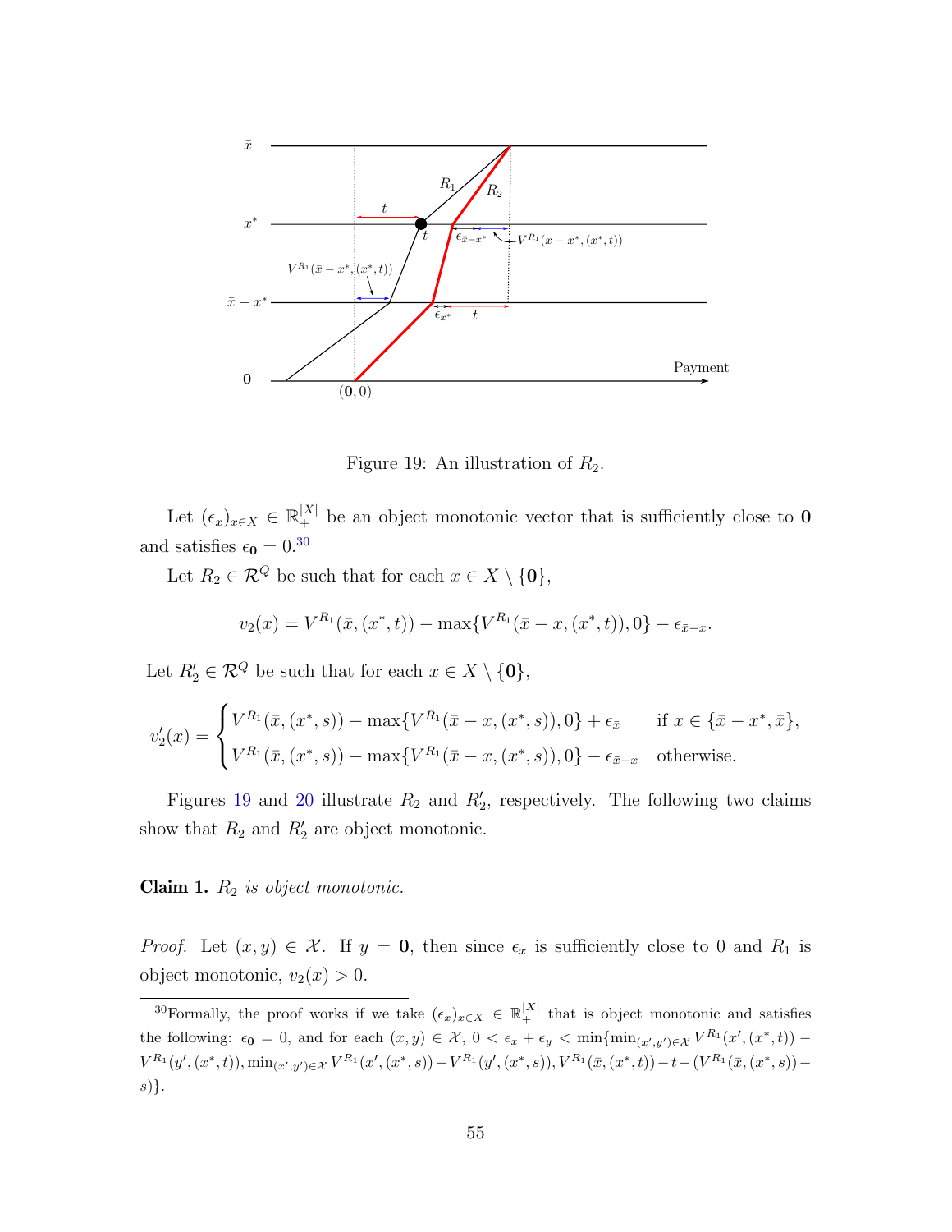Figure 19: An illustration of $R_2$.

Let $(\epsilon_x)_{x \in X} \in \mathbb{R}_+^{|X|}$ be an object monotonic vector that is sufficiently close to $\mathbf{0}$ and satisfies $\epsilon_{\mathbf{0}} = 0$.[30]

Let $R_2 \in \mathcal{R}^Q$ be such that for each $x \in X \setminus \{\mathbf{0}\}$,

$$v_2(x) = V^{R_1}(\bar{x}, (x^*, t)) - \max\{V^{R_1}(\bar{x} - x, (x^*, t)), 0\} - \epsilon_{\bar{x}-x}.$$

Let $R_2' \in \mathcal{R}^Q$ be such that for each $x \in X \setminus \{\mathbf{0}\}$,

$$v_2'(x) = \begin{cases} V^{R_1}(\bar{x}, (x^*, s)) - \max\{V^{R_1}(\bar{x} - x, (x^*, s)), 0\} + \epsilon_{\bar{x}} & \text{if } x \in \{\bar{x} - x^*, \bar{x}\}, \\ V^{R_1}(\bar{x}, (x^*, s)) - \max\{V^{R_1}(\bar{x} - x, (x^*, s)), 0\} - \epsilon_{\bar{x}-x} & \text{otherwise.} \end{cases}$$

Figures 19 and 20 illustrate $R_2$ and $R_2'$, respectively. The following two claims show that $R_2$ and $R_2'$ are object monotonic.

**Claim 1.** *$R_2$ is object monotonic.*

*Proof.* Let $(x, y) \in \mathcal{X}$. If $y = \mathbf{0}$, then since $\epsilon_x$ is sufficiently close to 0 and $R_1$ is object monotonic, $v_2(x) > 0$.

---

[30] Formally, the proof works if we take $(\epsilon_x)_{x \in X} \in \mathbb{R}_+^{|X|}$ that is object monotonic and satisfies the following: $\epsilon_{\mathbf{0}} = 0$, and for each $(x, y) \in \mathcal{X}$, $0 < \epsilon_x + \epsilon_y < \min\{\min_{(x',y') \in \mathcal{X}} V^{R_1}(x', (x^*, t)) - V^{R_1}(y', (x^*, t)), \min_{(x',y') \in \mathcal{X}} V^{R_1}(x', (x^*, s)) - V^{R_1}(y', (x^*, s)), V^{R_1}(\bar{x}, (x^*, t)) - t - (V^{R_1}(\bar{x}, (x^*, s)) - s)\}$.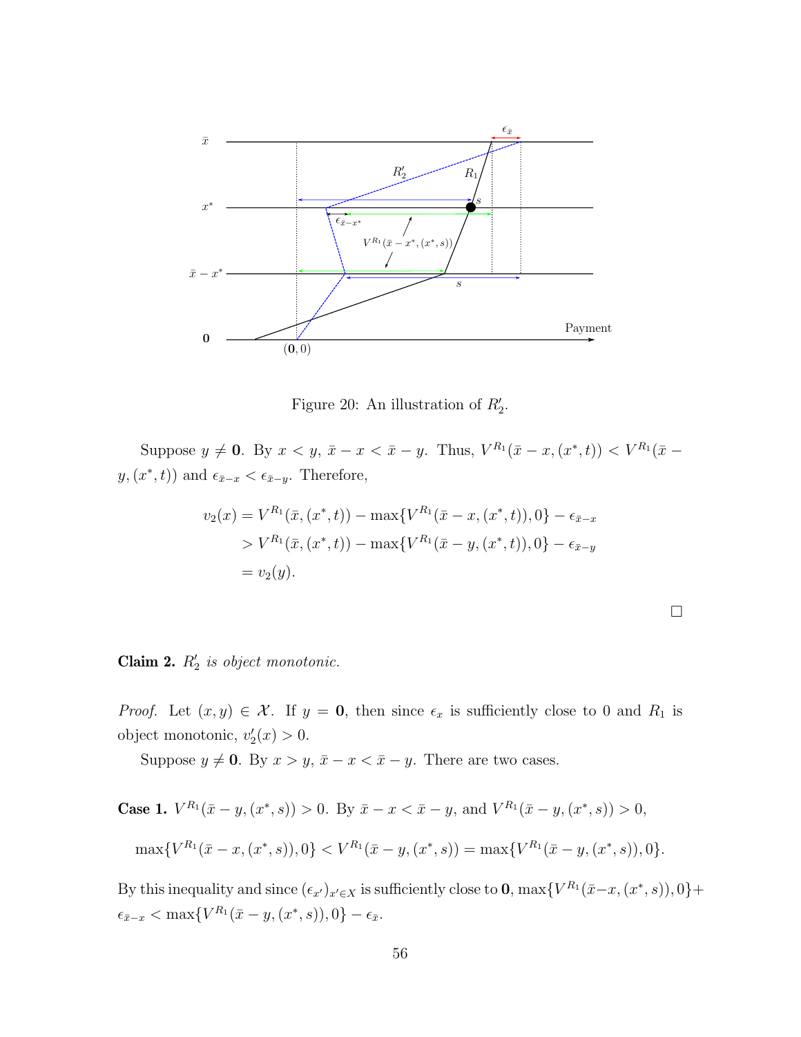Figure 20: An illustration of $R_2'$.

Suppose $y \neq \mathbf{0}$. By $x < y$, $\bar{x} - x < \bar{x} - y$. Thus, $V^{R_1}(\bar{x} - x, (x^*, t)) < V^{R_1}(\bar{x} - y, (x^*, t))$ and $\epsilon_{\bar{x}-x} < \epsilon_{\bar{x}-y}$. Therefore,

$$
\begin{aligned}
v_2(x) &= V^{R_1}(\bar{x}, (x^*, t)) - \max\{V^{R_1}(\bar{x} - x, (x^*, t)), 0\} - \epsilon_{\bar{x}-x} \\
&> V^{R_1}(\bar{x}, (x^*, t)) - \max\{V^{R_1}(\bar{x} - y, (x^*, t)), 0\} - \epsilon_{\bar{x}-y} \\
&= v_2(y).
\end{aligned}
$$

□

**Claim 2.** *$R_2'$ is object monotonic.*

*Proof.* Let $(x, y) \in \mathcal{X}$. If $y = \mathbf{0}$, then since $\epsilon_x$ is sufficiently close to 0 and $R_1$ is object monotonic, $v_2'(x) > 0$.

Suppose $y \neq \mathbf{0}$. By $x > y$, $\bar{x} - x < \bar{x} - y$. There are two cases.

**Case 1.** $V^{R_1}(\bar{x} - y, (x^*, s)) > 0$. By $\bar{x} - x < \bar{x} - y$, and $V^{R_1}(\bar{x} - y, (x^*, s)) > 0$,

$$
\max\{V^{R_1}(\bar{x} - x, (x^*, s)), 0\} < V^{R_1}(\bar{x} - y, (x^*, s)) = \max\{V^{R_1}(\bar{x} - y, (x^*, s)), 0\}.
$$

By this inequality and since $(\epsilon_{x'})_{x' \in X}$ is sufficiently close to $\mathbf{0}$, $\max\{V^{R_1}(\bar{x}-x, (x^*, s)), 0\} + \epsilon_{\bar{x}-x} < \max\{V^{R_1}(\bar{x} - y, (x^*, s)), 0\} - \epsilon_{\bar{x}}$.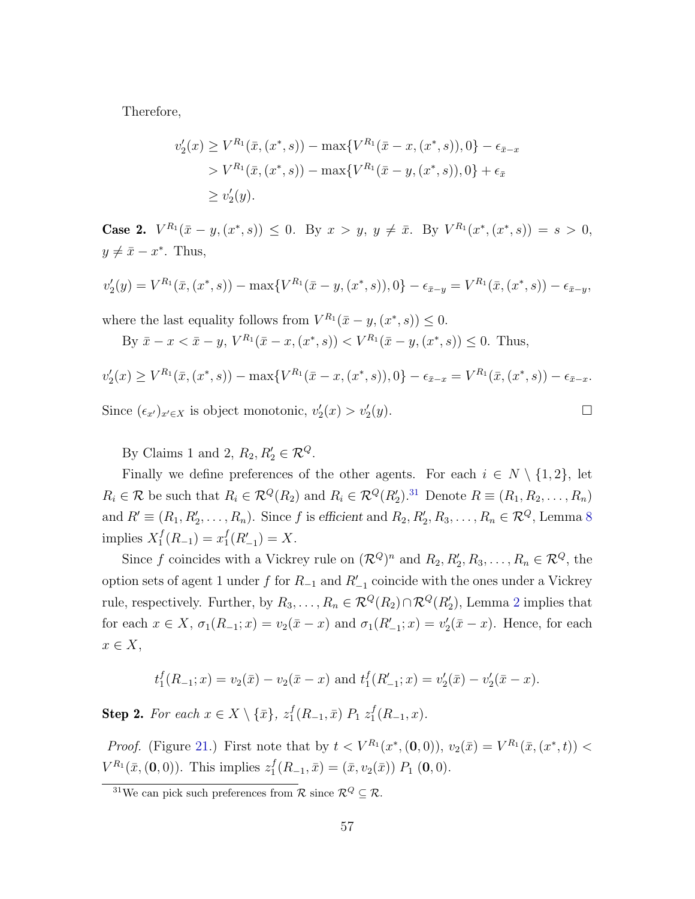Therefore,

$$\begin{aligned}
v_2'(x) &\geq V^{R_1}(\bar{x},(x^*,s)) - \max\{V^{R_1}(\bar{x}-x,(x^*,s)),0\} - \epsilon_{\bar{x}-x} \\
&> V^{R_1}(\bar{x},(x^*,s)) - \max\{V^{R_1}(\bar{x}-y,(x^*,s)),0\} + \epsilon_{\bar{x}} \\
&\geq v_2'(y).
\end{aligned}$$

**Case 2.** $V^{R_1}(\bar{x}-y,(x^*,s)) \leq 0$. By $x > y$, $y \neq \bar{x}$. By $V^{R_1}(x^*,(x^*,s)) = s > 0$, $y \neq \bar{x} - x^*$. Thus,

$$v_2'(y) = V^{R_1}(\bar{x},(x^*,s)) - \max\{V^{R_1}(\bar{x}-y,(x^*,s)),0\} - \epsilon_{\bar{x}-y} = V^{R_1}(\bar{x},(x^*,s)) - \epsilon_{\bar{x}-y},$$

where the last equality follows from $V^{R_1}(\bar{x}-y,(x^*,s)) \leq 0$.

By $\bar{x}-x < \bar{x}-y$, $V^{R_1}(\bar{x}-x,(x^*,s)) < V^{R_1}(\bar{x}-y,(x^*,s)) \leq 0$. Thus,

$$v_2'(x) \geq V^{R_1}(\bar{x},(x^*,s)) - \max\{V^{R_1}(\bar{x}-x,(x^*,s)),0\} - \epsilon_{\bar{x}-x} = V^{R_1}(\bar{x},(x^*,s)) - \epsilon_{\bar{x}-x}.$$

Since $(\epsilon_{x'})_{x' \in X}$ is object monotonic, $v_2'(x) > v_2'(y)$. □

By Claims 1 and 2, $R_2, R_2' \in \mathcal{R}^Q$.

Finally we define preferences of the other agents. For each $i \in N \setminus \{1,2\}$, let $R_i \in \mathcal{R}$ be such that $R_i \in \mathcal{R}^Q(R_2)$ and $R_i \in \mathcal{R}^Q(R_2')$.[31] Denote $R \equiv (R_1, R_2, \ldots, R_n)$ and $R' \equiv (R_1, R_2', \ldots, R_n)$. Since $f$ is *efficient* and $R_2, R_2', R_3, \ldots, R_n \in \mathcal{R}^Q$, Lemma 8 implies $X_1^f(R_{-1}) = x_1^f(R_{-1}') = X$.

Since $f$ coincides with a Vickrey rule on $(\mathcal{R}^Q)^n$ and $R_2, R_2', R_3, \ldots, R_n \in \mathcal{R}^Q$, the option sets of agent 1 under $f$ for $R_{-1}$ and $R_{-1}'$ coincide with the ones under a Vickrey rule, respectively. Further, by $R_3, \ldots, R_n \in \mathcal{R}^Q(R_2) \cap \mathcal{R}^Q(R_2')$, Lemma 2 implies that for each $x \in X$, $\sigma_1(R_{-1};x) = v_2(\bar{x}-x)$ and $\sigma_1(R_{-1}';x) = v_2'(\bar{x}-x)$. Hence, for each $x \in X$,

$$t_1^f(R_{-1};x) = v_2(\bar{x}) - v_2(\bar{x}-x) \text{ and } t_1^f(R_{-1}';x) = v_2'(\bar{x}) - v_2'(\bar{x}-x).$$

**Step 2.** *For each $x \in X \setminus \{\bar{x}\}$, $z_1^f(R_{-1},\bar{x}) \; P_1 \; z_1^f(R_{-1},x)$.*

*Proof.* (Figure 21.) First note that by $t < V^{R_1}(x^*,(\mathbf{0},0))$, $v_2(\bar{x}) = V^{R_1}(\bar{x},(x^*,t)) < V^{R_1}(\bar{x},(\mathbf{0},0))$. This implies $z_1^f(R_{-1},\bar{x}) = (\bar{x}, v_2(\bar{x})) \; P_1 \; (\mathbf{0},0)$.

[31] We can pick such preferences from $\mathcal{R}$ since $\mathcal{R}^Q \subseteq \mathcal{R}$.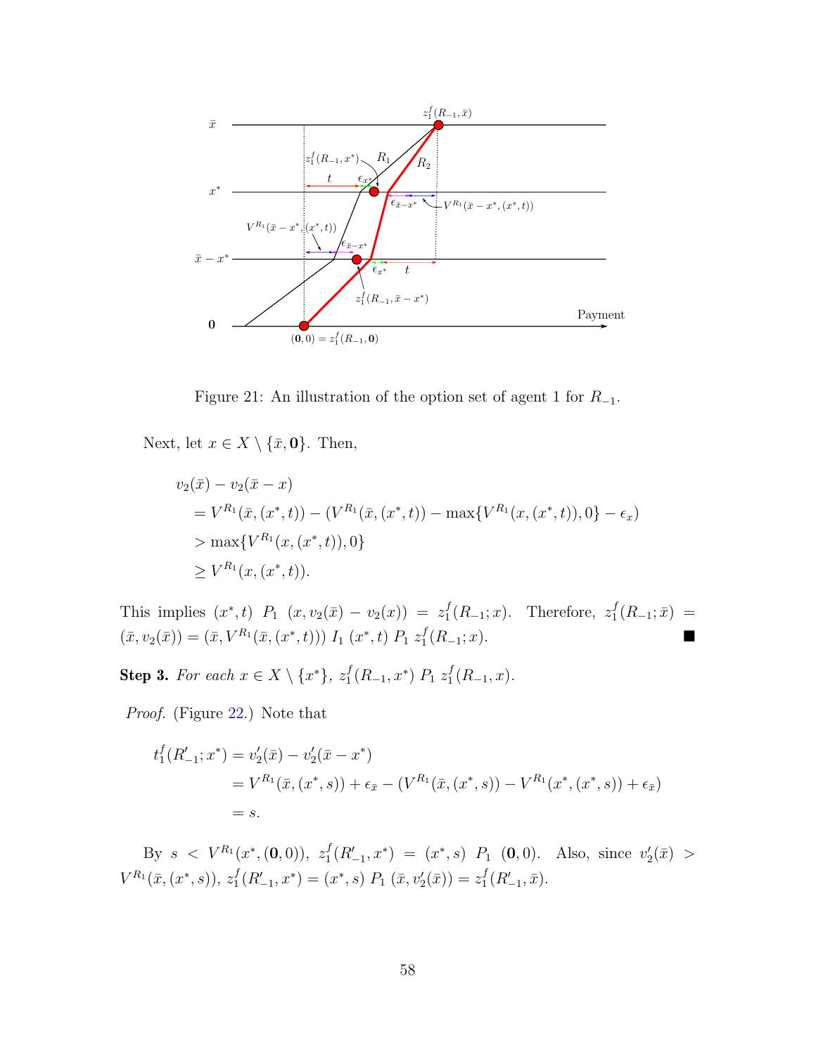Figure 21: An illustration of the option set of agent 1 for $R_{-1}$.

Next, let $x \in X \setminus \{\bar{x}, \mathbf{0}\}$. Then,

$$
\begin{aligned}
& v_2(\bar{x}) - v_2(\bar{x} - x) \\
&= V^{R_1}(\bar{x}, (x^*, t)) - (V^{R_1}(\bar{x}, (x^*, t)) - \max\{V^{R_1}(x, (x^*, t)), 0\} - \epsilon_x) \\
&> \max\{V^{R_1}(x, (x^*, t)), 0\} \\
&\geq V^{R_1}(x, (x^*, t)).
\end{aligned}
$$

This implies $(x^*, t)$ $P_1$ $(x, v_2(\bar{x}) - v_2(x)) = z_1^f(R_{-1}; x)$. Therefore, $z_1^f(R_{-1}; \bar{x}) = (\bar{x}, v_2(\bar{x})) = (\bar{x}, V^{R_1}(\bar{x}, (x^*, t)))$ $I_1$ $(x^*, t)$ $P_1$ $z_1^f(R_{-1}; x)$. ■

**Step 3.** *For each $x \in X \setminus \{x^*\}$, $z_1^f(R_{-1}, x^*)$ $P_1$ $z_1^f(R_{-1}, x)$.*

*Proof.* (Figure 22.) Note that

$$
\begin{aligned}
t_1^f(R'_{-1}; x^*) &= v'_2(\bar{x}) - v'_2(\bar{x} - x^*) \\
&= V^{R_1}(\bar{x}, (x^*, s)) + \epsilon_{\bar{x}} - (V^{R_1}(\bar{x}, (x^*, s)) - V^{R_1}(x^*, (x^*, s)) + \epsilon_{\bar{x}}) \\
&= s.
\end{aligned}
$$

By $s < V^{R_1}(x^*, (\mathbf{0}, 0))$, $z_1^f(R'_{-1}, x^*) = (x^*, s)$ $P_1$ $(\mathbf{0}, 0)$. Also, since $v'_2(\bar{x}) > V^{R_1}(\bar{x}, (x^*, s))$, $z_1^f(R'_{-1}, x^*) = (x^*, s)$ $P_1$ $(\bar{x}, v'_2(\bar{x})) = z_1^f(R'_{-1}, \bar{x})$.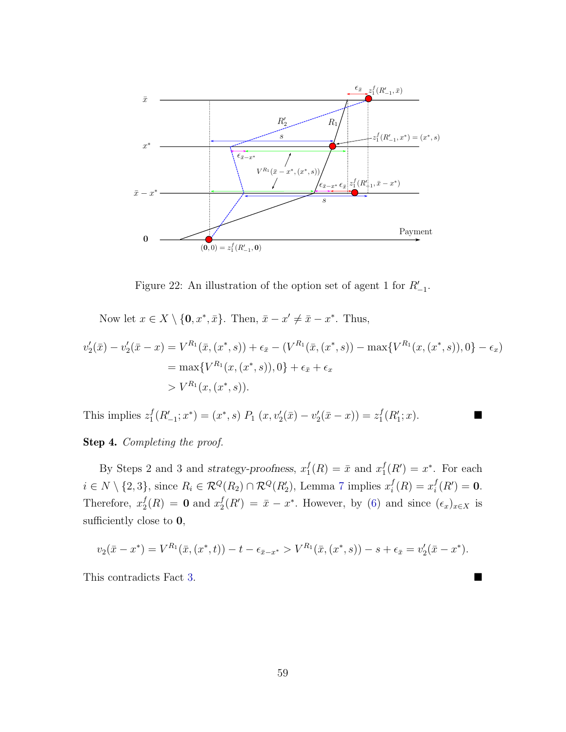Figure 22: An illustration of the option set of agent 1 for $R'_{-1}$.

Now let $x \in X \setminus \{\mathbf{0}, x^*, \bar{x}\}$. Then, $\bar{x} - x' \neq \bar{x} - x^*$. Thus,

$$\begin{aligned}
v'_2(\bar{x}) - v'_2(\bar{x} - x) &= V^{R_1}(\bar{x}, (x^*, s)) + \epsilon_{\bar{x}} - (V^{R_1}(\bar{x}, (x^*, s)) - \max\{V^{R_1}(x, (x^*, s)), 0\} - \epsilon_x) \\
&= \max\{V^{R_1}(x, (x^*, s)), 0\} + \epsilon_{\bar{x}} + \epsilon_x \\
&> V^{R_1}(x, (x^*, s)).
\end{aligned}$$

This implies $z_1^f(R'_{-1}; x^*) = (x^*, s) \; P_1 \; (x, v'_2(\bar{x}) - v'_2(\bar{x} - x)) = z_1^f(R'_1; x)$. ■

**Step 4.** *Completing the proof.*

By Steps 2 and 3 and *strategy-proofness*, $x_1^f(R) = \bar{x}$ and $x_1^f(R') = x^*$. For each $i \in N \setminus \{2, 3\}$, since $R_i \in \mathcal{R}^Q(R_2) \cap \mathcal{R}^Q(R'_2)$, Lemma 7 implies $x_i^f(R) = x_i^f(R') = \mathbf{0}$. Therefore, $x_2^f(R) = \mathbf{0}$ and $x_2^f(R') = \bar{x} - x^*$. However, by (6) and since $(\epsilon_x)_{x \in X}$ is sufficiently close to $\mathbf{0}$,

$$v_2(\bar{x} - x^*) = V^{R_1}(\bar{x}, (x^*, t)) - t - \epsilon_{\bar{x} - x^*} > V^{R_1}(\bar{x}, (x^*, s)) - s + \epsilon_{\bar{x}} = v'_2(\bar{x} - x^*).$$

This contradicts Fact 3. ■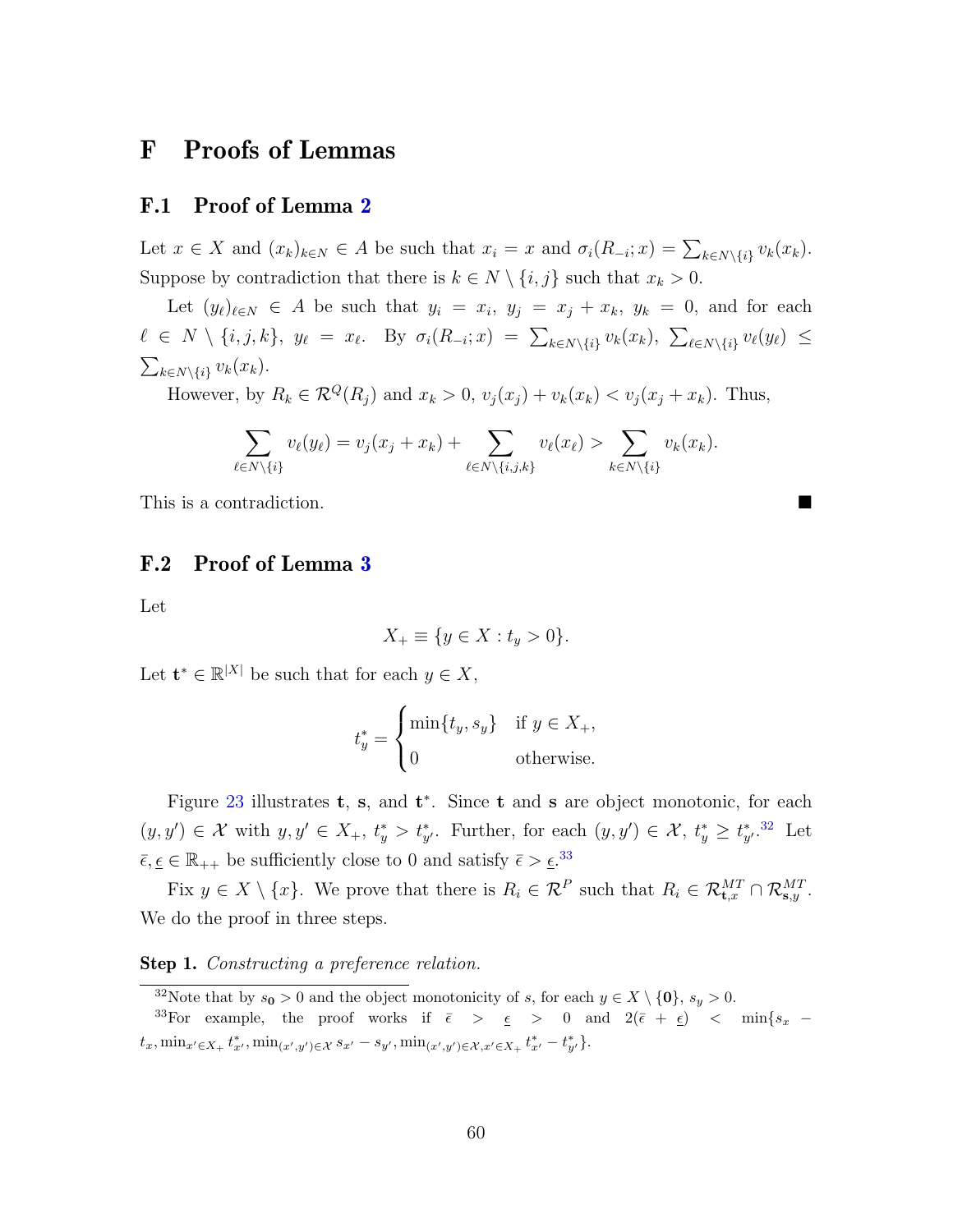# F Proofs of Lemmas

## F.1 Proof of Lemma 2

Let $x \in X$ and $(x_k)_{k\in N} \in A$ be such that $x_i = x$ and $\sigma_i(R_{-i}; x) = \sum_{k\in N\setminus\{i\}} v_k(x_k)$. Suppose by contradiction that there is $k \in N \setminus \{i, j\}$ such that $x_k > 0$.

Let $(y_\ell)_{\ell\in N} \in A$ be such that $y_i = x_i$, $y_j = x_j + x_k$, $y_k = 0$, and for each $\ell \in N \setminus \{i, j, k\}$, $y_\ell = x_\ell$. By $\sigma_i(R_{-i}; x) = \sum_{k\in N\setminus\{i\}} v_k(x_k)$, $\sum_{\ell\in N\setminus\{i\}} v_\ell(y_\ell) \leq \sum_{k\in N\setminus\{i\}} v_k(x_k)$.

However, by $R_k \in \mathcal{R}^Q(R_j)$ and $x_k > 0$, $v_j(x_j) + v_k(x_k) < v_j(x_j + x_k)$. Thus,

$$\sum_{\ell\in N\setminus\{i\}} v_\ell(y_\ell) = v_j(x_j + x_k) + \sum_{\ell\in N\setminus\{i,j,k\}} v_\ell(x_\ell) > \sum_{k\in N\setminus\{i\}} v_k(x_k).$$

This is a contradiction. ■

## F.2 Proof of Lemma 3

Let

$$X_+ \equiv \{y \in X : t_y > 0\}.$$

Let $\mathbf{t}^* \in \mathbb{R}^{|X|}$ be such that for each $y \in X$,

$$t^*_y = \begin{cases} \min\{t_y, s_y\} & \text{if } y \in X_+, \\ 0 & \text{otherwise.} \end{cases}$$

Figure 23 illustrates $\mathbf{t}$, $\mathbf{s}$, and $\mathbf{t}^*$. Since $\mathbf{t}$ and $\mathbf{s}$ are object monotonic, for each $(y, y') \in \mathcal{X}$ with $y, y' \in X_+$, $t^*_y > t^*_{y'}$. Further, for each $(y, y') \in \mathcal{X}$, $t^*_y \geq t^*_{y'}$.[32] Let $\bar{\epsilon}, \underline{\epsilon} \in \mathbb{R}_{++}$ be sufficiently close to 0 and satisfy $\bar{\epsilon} > \underline{\epsilon}$.[33]

Fix $y \in X \setminus \{x\}$. We prove that there is $R_i \in \mathcal{R}^P$ such that $R_i \in \mathcal{R}^{MT}_{\mathbf{t},x} \cap \mathcal{R}^{MT}_{\mathbf{s},y}$. We do the proof in three steps.

**Step 1.** *Constructing a preference relation.*

[32] Note that by $s_{\mathbf{0}} > 0$ and the object monotonicity of $s$, for each $y \in X \setminus \{\mathbf{0}\}$, $s_y > 0$.

[33] For example, the proof works if $\bar{\epsilon} > \underline{\epsilon} > 0$ and $2(\bar{\epsilon} + \underline{\epsilon}) < \min\{s_x - t_x, \min_{x'\in X_+} t^*_{x'}, \min_{(x',y')\in\mathcal{X}} s_{x'} - s_{y'}, \min_{(x',y')\in\mathcal{X}, x'\in X_+} t^*_{x'} - t^*_{y'}\}$.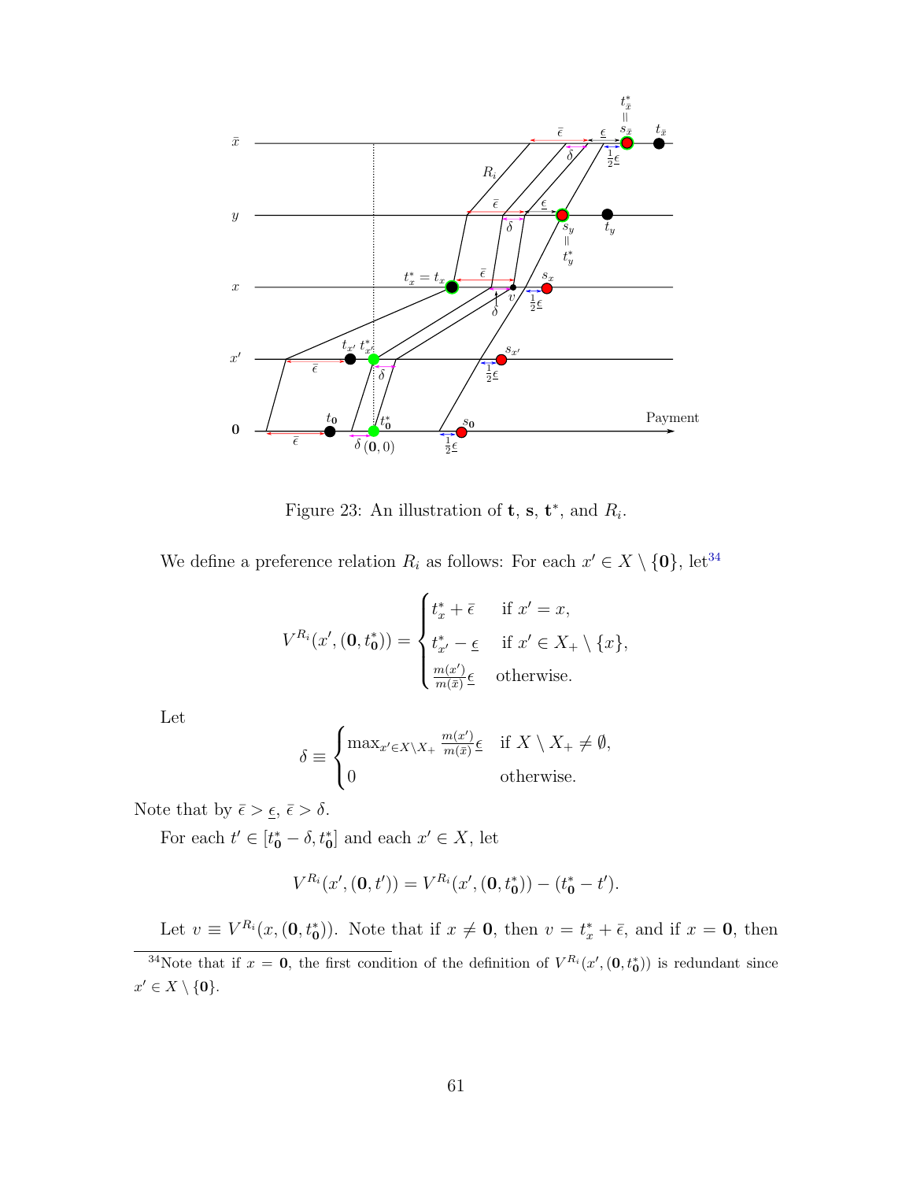Figure 23: An illustration of $\mathbf{t}$, $\mathbf{s}$, $\mathbf{t}^*$, and $R_i$.

We define a preference relation $R_i$ as follows: For each $x' \in X \setminus \{\mathbf{0}\}$, let[34]

$$V^{R_i}(x', (\mathbf{0}, t^*_{\mathbf{0}})) = \begin{cases} t^*_x + \bar{\epsilon} & \text{if } x' = x, \\ t^*_{x'} - \underline{\epsilon} & \text{if } x' \in X_+ \setminus \{x\}, \\ \frac{m(x')}{m(\bar{x})}\underline{\epsilon} & \text{otherwise.} \end{cases}$$

Let

$$\delta \equiv \begin{cases} \max_{x' \in X \setminus X_+} \frac{m(x')}{m(\bar{x})}\underline{\epsilon} & \text{if } X \setminus X_+ \neq \emptyset, \\ 0 & \text{otherwise.} \end{cases}$$

Note that by $\bar{\epsilon} > \underline{\epsilon}$, $\bar{\epsilon} > \delta$.

For each $t' \in [t^*_{\mathbf{0}} - \delta, t^*_{\mathbf{0}}]$ and each $x' \in X$, let

$$V^{R_i}(x', (\mathbf{0}, t')) = V^{R_i}(x', (\mathbf{0}, t^*_{\mathbf{0}})) - (t^*_{\mathbf{0}} - t').$$

Let $v \equiv V^{R_i}(x, (\mathbf{0}, t^*_{\mathbf{0}}))$. Note that if $x \neq \mathbf{0}$, then $v = t^*_x + \bar{\epsilon}$, and if $x = \mathbf{0}$, then

[34] Note that if $x = \mathbf{0}$, the first condition of the definition of $V^{R_i}(x', (\mathbf{0}, t^*_{\mathbf{0}}))$ is redundant since $x' \in X \setminus \{\mathbf{0}\}$.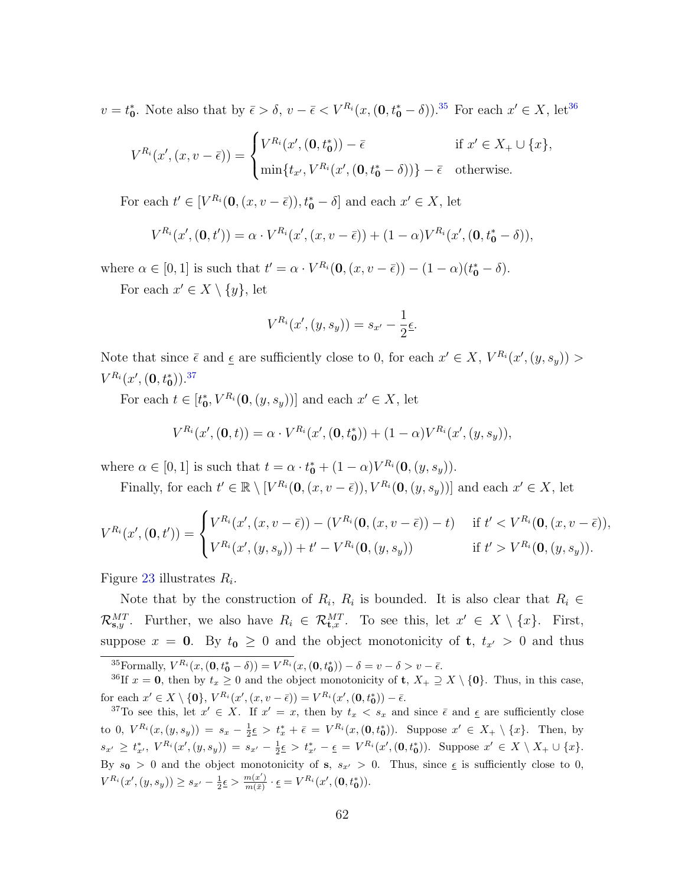$v = t^*_{\mathbf{0}}$. Note also that by $\bar{\epsilon} > \delta$, $v - \bar{\epsilon} < V^{R_i}(x, (\mathbf{0}, t^*_{\mathbf{0}} - \delta))$.[35] For each $x' \in X$, let[36]

$$V^{R_i}(x', (x, v - \bar{\epsilon})) = \begin{cases} V^{R_i}(x', (\mathbf{0}, t^*_{\mathbf{0}})) - \bar{\epsilon} & \text{if } x' \in X_+ \cup \{x\}, \\ \min\{t_{x'}, V^{R_i}(x', (\mathbf{0}, t^*_{\mathbf{0}} - \delta))\} - \bar{\epsilon} & \text{otherwise.} \end{cases}$$

For each $t' \in [V^{R_i}(\mathbf{0}, (x, v - \bar{\epsilon})), t^*_{\mathbf{0}} - \delta]$ and each $x' \in X$, let

$$V^{R_i}(x', (\mathbf{0}, t')) = \alpha \cdot V^{R_i}(x', (x, v - \bar{\epsilon})) + (1 - \alpha) V^{R_i}(x', (\mathbf{0}, t^*_{\mathbf{0}} - \delta)),$$

where $\alpha \in [0, 1]$ is such that $t' = \alpha \cdot V^{R_i}(\mathbf{0}, (x, v - \bar{\epsilon})) - (1 - \alpha)(t^*_{\mathbf{0}} - \delta)$.

For each $x' \in X \setminus \{y\}$, let

$$V^{R_i}(x', (y, s_y)) = s_{x'} - \frac{1}{2}\underline{\epsilon}.$$

Note that since $\bar{\epsilon}$ and $\underline{\epsilon}$ are sufficiently close to 0, for each $x' \in X$, $V^{R_i}(x', (y, s_y)) > V^{R_i}(x', (\mathbf{0}, t^*_{\mathbf{0}}))$.[37]

For each $t \in [t^*_{\mathbf{0}}, V^{R_i}(\mathbf{0}, (y, s_y))]$ and each $x' \in X$, let

$$V^{R_i}(x', (\mathbf{0}, t)) = \alpha \cdot V^{R_i}(x', (\mathbf{0}, t^*_{\mathbf{0}})) + (1 - \alpha) V^{R_i}(x', (y, s_y)),$$

where $\alpha \in [0, 1]$ is such that $t = \alpha \cdot t^*_{\mathbf{0}} + (1 - \alpha) V^{R_i}(\mathbf{0}, (y, s_y))$.

Finally, for each $t' \in \mathbb{R} \setminus [V^{R_i}(\mathbf{0}, (x, v - \bar{\epsilon})), V^{R_i}(\mathbf{0}, (y, s_y))]$ and each $x' \in X$, let

$$V^{R_i}(x', (\mathbf{0}, t')) = \begin{cases} V^{R_i}(x', (x, v - \bar{\epsilon})) - (V^{R_i}(\mathbf{0}, (x, v - \bar{\epsilon})) - t) & \text{if } t' < V^{R_i}(\mathbf{0}, (x, v - \bar{\epsilon})), \\ V^{R_i}(x', (y, s_y)) + t' - V^{R_i}(\mathbf{0}, (y, s_y)) & \text{if } t' > V^{R_i}(\mathbf{0}, (y, s_y)). \end{cases}$$

Figure 23 illustrates $R_i$.

Note that by the construction of $R_i$, $R_i$ is bounded. It is also clear that $R_i \in \mathcal{R}^{MT}_{\mathbf{s},y}$. Further, we also have $R_i \in \mathcal{R}^{MT}_{\mathbf{t},x}$. To see this, let $x' \in X \setminus \{x\}$. First, suppose $x = \mathbf{0}$. By $t_{\mathbf{0}} \geq 0$ and the object monotonicity of $\mathbf{t}$, $t_{x'} > 0$ and thus

[35] Formally, $V^{R_i}(x, (\mathbf{0}, t^*_{\mathbf{0}} - \delta)) = V^{R_i}(x, (\mathbf{0}, t^*_{\mathbf{0}})) - \delta = v - \delta > v - \bar{\epsilon}$.

[36] If $x = \mathbf{0}$, then by $t_x \geq 0$ and the object monotonicity of $\mathbf{t}$, $X_+ \supseteq X \setminus \{\mathbf{0}\}$. Thus, in this case, for each $x' \in X \setminus \{\mathbf{0}\}$, $V^{R_i}(x', (x, v - \bar{\epsilon})) = V^{R_i}(x', (\mathbf{0}, t^*_{\mathbf{0}})) - \bar{\epsilon}$.

[37] To see this, let $x' \in X$. If $x' = x$, then by $t_x < s_x$ and since $\bar{\epsilon}$ and $\underline{\epsilon}$ are sufficiently close to 0, $V^{R_i}(x, (y, s_y)) = s_x - \frac{1}{2}\underline{\epsilon} > t^*_x + \bar{\epsilon} = V^{R_i}(x, (\mathbf{0}, t^*_{\mathbf{0}}))$. Suppose $x' \in X_+ \setminus \{x\}$. Then, by $s_{x'} \geq t^*_{x'}$, $V^{R_i}(x', (y, s_y)) = s_{x'} - \frac{1}{2}\underline{\epsilon} > t^*_{x'} - \underline{\epsilon} = V^{R_i}(x', (\mathbf{0}, t^*_{\mathbf{0}}))$. Suppose $x' \in X \setminus X_+ \cup \{x\}$. By $s_{\mathbf{0}} > 0$ and the object monotonicity of $\mathbf{s}$, $s_{x'} > 0$. Thus, since $\underline{\epsilon}$ is sufficiently close to 0, $V^{R_i}(x', (y, s_y)) \geq s_{x'} - \frac{1}{2}\underline{\epsilon} > \frac{m(x')}{m(\bar{x})} \cdot \underline{\epsilon} = V^{R_i}(x', (\mathbf{0}, t^*_{\mathbf{0}}))$.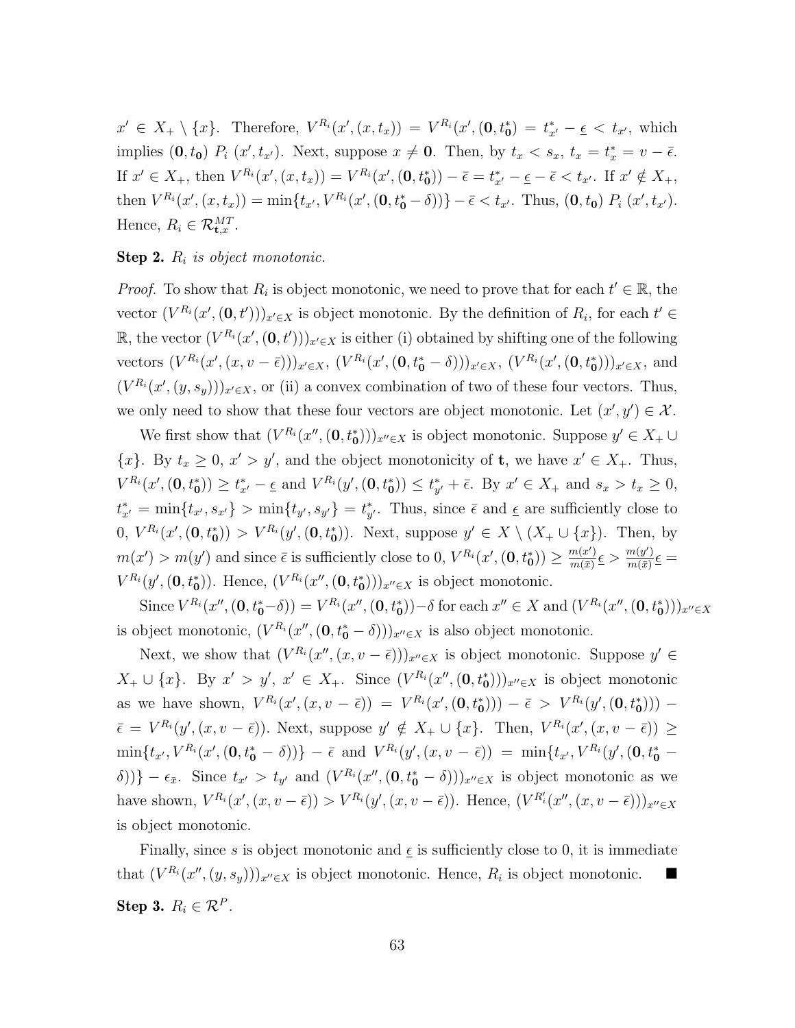$x' \in X_+ \setminus \{x\}$. Therefore, $V^{R_i}(x', (x, t_x)) = V^{R_i}(x', (\mathbf{0}, t^*_{\mathbf{0}}) = t^*_{x'} - \underline{\epsilon} < t_{x'}$, which implies $(\mathbf{0}, t_{\mathbf{0}})$ $P_i$ $(x', t_{x'})$. Next, suppose $x \neq \mathbf{0}$. Then, by $t_x < s_x$, $t_x = t^*_x = v - \bar{\epsilon}$. If $x' \in X_+$, then $V^{R_i}(x', (x, t_x)) = V^{R_i}(x', (\mathbf{0}, t^*_{\mathbf{0}})) - \bar{\epsilon} = t^*_{x'} - \underline{\epsilon} - \bar{\epsilon} < t_{x'}$. If $x' \notin X_+$, then $V^{R_i}(x', (x, t_x)) = \min\{t_{x'}, V^{R_i}(x', (\mathbf{0}, t^*_{\mathbf{0}} - \delta))\} - \bar{\epsilon} < t_{x'}$. Thus, $(\mathbf{0}, t_{\mathbf{0}})$ $P_i$ $(x', t_{x'})$. Hence, $R_i \in \mathcal{R}^{MT}_{\mathbf{t},x}$.

**Step 2.** *$R_i$ is object monotonic.*

*Proof.* To show that $R_i$ is object monotonic, we need to prove that for each $t' \in \mathbb{R}$, the vector $(V^{R_i}(x', (\mathbf{0}, t')))_{x' \in X}$ is object monotonic. By the definition of $R_i$, for each $t' \in \mathbb{R}$, the vector $(V^{R_i}(x', (\mathbf{0}, t')))_{x' \in X}$ is either (i) obtained by shifting one of the following vectors $(V^{R_i}(x', (x, v - \bar{\epsilon})))_{x' \in X}$, $(V^{R_i}(x', (\mathbf{0}, t^*_{\mathbf{0}} - \delta)))_{x' \in X}$, $(V^{R_i}(x', (\mathbf{0}, t^*_{\mathbf{0}})))_{x' \in X}$, and $(V^{R_i}(x', (y, s_y)))_{x' \in X}$, or (ii) a convex combination of two of these four vectors. Thus, we only need to show that these four vectors are object monotonic. Let $(x', y') \in \mathcal{X}$.

We first show that $(V^{R_i}(x'', (\mathbf{0}, t^*_{\mathbf{0}})))_{x'' \in X}$ is object monotonic. Suppose $y' \in X_+ \cup \{x\}$. By $t_x \geq 0$, $x' > y'$, and the object monotonicity of $\mathbf{t}$, we have $x' \in X_+$. Thus, $V^{R_i}(x', (\mathbf{0}, t^*_{\mathbf{0}})) \geq t^*_{x'} - \underline{\epsilon}$ and $V^{R_i}(y', (\mathbf{0}, t^*_{\mathbf{0}})) \leq t^*_{y'} + \bar{\epsilon}$. By $x' \in X_+$ and $s_x > t_x \geq 0$, $t^*_{x'} = \min\{t_{x'}, s_{x'}\} > \min\{t_{y'}, s_{y'}\} = t^*_{y'}$. Thus, since $\bar{\epsilon}$ and $\underline{\epsilon}$ are sufficiently close to 0, $V^{R_i}(x', (\mathbf{0}, t^*_{\mathbf{0}})) > V^{R_i}(y', (\mathbf{0}, t^*_{\mathbf{0}}))$. Next, suppose $y' \in X \setminus (X_+ \cup \{x\})$. Then, by $m(x') > m(y')$ and since $\bar{\epsilon}$ is sufficiently close to 0, $V^{R_i}(x', (\mathbf{0}, t^*_{\mathbf{0}})) \geq \frac{m(x')}{m(\bar{x})}\underline{\epsilon} > \frac{m(y')}{m(\bar{x})}\underline{\epsilon} = V^{R_i}(y', (\mathbf{0}, t^*_{\mathbf{0}}))$. Hence, $(V^{R_i}(x'', (\mathbf{0}, t^*_{\mathbf{0}})))_{x'' \in X}$ is object monotonic.

Since $V^{R_i}(x'', (\mathbf{0}, t^*_{\mathbf{0}} - \delta)) = V^{R_i}(x'', (\mathbf{0}, t^*_{\mathbf{0}})) - \delta$ for each $x'' \in X$ and $(V^{R_i}(x'', (\mathbf{0}, t^*_{\mathbf{0}})))_{x'' \in X}$ is object monotonic, $(V^{R_i}(x'', (\mathbf{0}, t^*_{\mathbf{0}} - \delta)))_{x'' \in X}$ is also object monotonic.

Next, we show that $(V^{R_i}(x'', (x, v - \bar{\epsilon})))_{x'' \in X}$ is object monotonic. Suppose $y' \in X_+ \cup \{x\}$. By $x' > y'$, $x' \in X_+$. Since $(V^{R_i}(x'', (\mathbf{0}, t^*_{\mathbf{0}})))_{x'' \in X}$ is object monotonic as we have shown, $V^{R_i}(x', (x, v - \bar{\epsilon})) = V^{R_i}(x', (\mathbf{0}, t^*_{\mathbf{0}}))) - \bar{\epsilon} > V^{R_i}(y', (\mathbf{0}, t^*_{\mathbf{0}}))) - \bar{\epsilon} = V^{R_i}(y', (x, v - \bar{\epsilon}))$. Next, suppose $y' \notin X_+ \cup \{x\}$. Then, $V^{R_i}(x', (x, v - \bar{\epsilon})) \geq \min\{t_{x'}, V^{R_i}(x', (\mathbf{0}, t^*_{\mathbf{0}} - \delta))\} - \bar{\epsilon}$ and $V^{R_i}(y', (x, v - \bar{\epsilon})) = \min\{t_{x'}, V^{R_i}(y', (\mathbf{0}, t^*_{\mathbf{0}} - \delta))\} - \epsilon_{\bar{x}}$. Since $t_{x'} > t_{y'}$ and $(V^{R_i}(x'', (\mathbf{0}, t^*_{\mathbf{0}} - \delta)))_{x'' \in X}$ is object monotonic as we have shown, $V^{R_i}(x', (x, v - \bar{\epsilon})) > V^{R_i}(y', (x, v - \bar{\epsilon}))$. Hence, $(V^{R'_i}(x'', (x, v - \bar{\epsilon})))_{x'' \in X}$ is object monotonic.

Finally, since $s$ is object monotonic and $\underline{\epsilon}$ is sufficiently close to 0, it is immediate that $(V^{R_i}(x'', (y, s_y)))_{x'' \in X}$ is object monotonic. Hence, $R_i$ is object monotonic. ■

**Step 3.** $R_i \in \mathcal{R}^P$.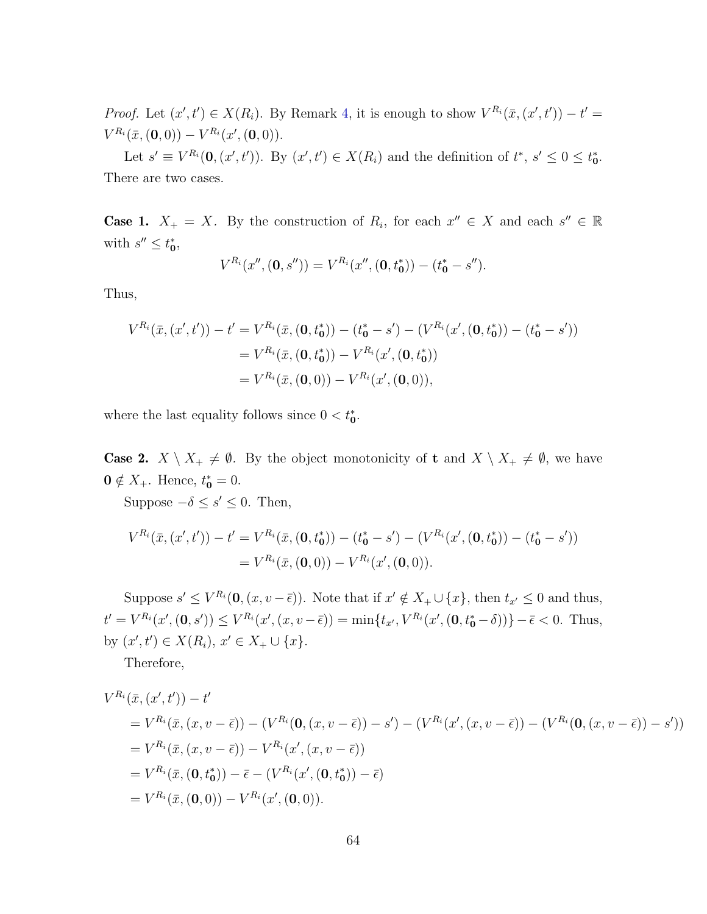*Proof.* Let $(x', t') \in X(R_i)$. By Remark 4, it is enough to show $V^{R_i}(\bar{x}, (x', t')) - t' = V^{R_i}(\bar{x}, (\mathbf{0}, 0)) - V^{R_i}(x', (\mathbf{0}, 0))$.

Let $s' \equiv V^{R_i}(\mathbf{0}, (x', t'))$. By $(x', t') \in X(R_i)$ and the definition of $t^*$, $s' \leq 0 \leq t^*_{\mathbf{0}}$. There are two cases.

**Case 1.** $X_+ = X$. By the construction of $R_i$, for each $x'' \in X$ and each $s'' \in \mathbb{R}$ with $s'' \leq t^*_{\mathbf{0}}$,

$$V^{R_i}(x'', (\mathbf{0}, s'')) = V^{R_i}(x'', (\mathbf{0}, t^*_{\mathbf{0}})) - (t^*_{\mathbf{0}} - s'').$$

Thus,

$$\begin{aligned}
V^{R_i}(\bar{x}, (x', t')) - t' &= V^{R_i}(\bar{x}, (\mathbf{0}, t^*_{\mathbf{0}})) - (t^*_{\mathbf{0}} - s') - (V^{R_i}(x', (\mathbf{0}, t^*_{\mathbf{0}})) - (t^*_{\mathbf{0}} - s')) \\
&= V^{R_i}(\bar{x}, (\mathbf{0}, t^*_{\mathbf{0}})) - V^{R_i}(x', (\mathbf{0}, t^*_{\mathbf{0}})) \\
&= V^{R_i}(\bar{x}, (\mathbf{0}, 0)) - V^{R_i}(x', (\mathbf{0}, 0)),
\end{aligned}$$

where the last equality follows since $0 < t^*_{\mathbf{0}}$.

**Case 2.** $X \setminus X_+ \neq \emptyset$. By the object monotonicity of $\mathbf{t}$ and $X \setminus X_+ \neq \emptyset$, we have $\mathbf{0} \notin X_+$. Hence, $t^*_{\mathbf{0}} = 0$.

Suppose $-\delta \leq s' \leq 0$. Then,

$$\begin{aligned}
V^{R_i}(\bar{x}, (x', t')) - t' &= V^{R_i}(\bar{x}, (\mathbf{0}, t^*_{\mathbf{0}})) - (t^*_{\mathbf{0}} - s') - (V^{R_i}(x', (\mathbf{0}, t^*_{\mathbf{0}})) - (t^*_{\mathbf{0}} - s')) \\
&= V^{R_i}(\bar{x}, (\mathbf{0}, 0)) - V^{R_i}(x', (\mathbf{0}, 0)).
\end{aligned}$$

Suppose $s' \leq V^{R_i}(\mathbf{0}, (x, v - \bar{\epsilon}))$. Note that if $x' \notin X_+ \cup \{x\}$, then $t_{x'} \leq 0$ and thus, $t' = V^{R_i}(x', (\mathbf{0}, s')) \leq V^{R_i}(x', (x, v - \bar{\epsilon})) = \min\{t_{x'}, V^{R_i}(x', (\mathbf{0}, t^*_{\mathbf{0}} - \delta))\} - \bar{\epsilon} < 0$. Thus, by $(x', t') \in X(R_i)$, $x' \in X_+ \cup \{x\}$.

Therefore,

$$\begin{aligned}
&V^{R_i}(\bar{x}, (x', t')) - t' \\
&\quad = V^{R_i}(\bar{x}, (x, v - \bar{\epsilon})) - (V^{R_i}(\mathbf{0}, (x, v - \bar{\epsilon})) - s') - (V^{R_i}(x', (x, v - \bar{\epsilon})) - (V^{R_i}(\mathbf{0}, (x, v - \bar{\epsilon})) - s')) \\
&\quad = V^{R_i}(\bar{x}, (x, v - \bar{\epsilon})) - V^{R_i}(x', (x, v - \bar{\epsilon})) \\
&\quad = V^{R_i}(\bar{x}, (\mathbf{0}, t^*_{\mathbf{0}})) - \bar{\epsilon} - (V^{R_i}(x', (\mathbf{0}, t^*_{\mathbf{0}})) - \bar{\epsilon}) \\
&\quad = V^{R_i}(\bar{x}, (\mathbf{0}, 0)) - V^{R_i}(x', (\mathbf{0}, 0)).
\end{aligned}$$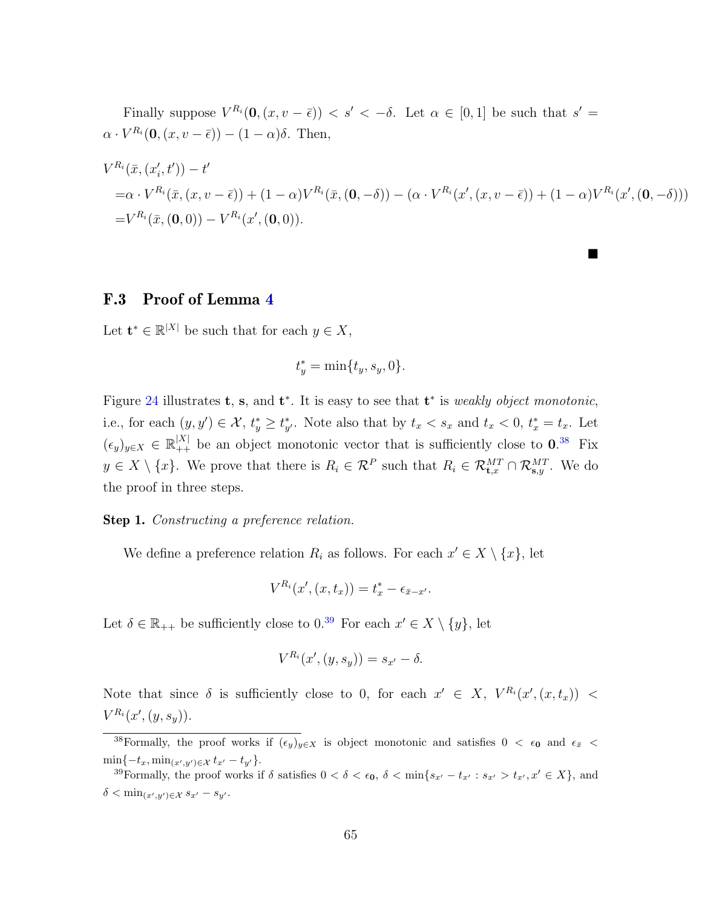Finally suppose $V^{R_i}(\mathbf{0}, (x, v - \bar{\epsilon})) < s' < -\delta$. Let $\alpha \in [0, 1]$ be such that $s' = \alpha \cdot V^{R_i}(\mathbf{0}, (x, v - \bar{\epsilon})) - (1 - \alpha)\delta$. Then,

$$
\begin{aligned}
&V^{R_i}(\bar{x}, (x_i', t')) - t' \\
=&\alpha \cdot V^{R_i}(\bar{x}, (x, v - \bar{\epsilon})) + (1 - \alpha)V^{R_i}(\bar{x}, (\mathbf{0}, -\delta)) - (\alpha \cdot V^{R_i}(x', (x, v - \bar{\epsilon})) + (1 - \alpha)V^{R_i}(x', (\mathbf{0}, -\delta))) \\
=&V^{R_i}(\bar{x}, (\mathbf{0}, 0)) - V^{R_i}(x', (\mathbf{0}, 0)).
\end{aligned}
$$

■

### F.3 Proof of Lemma 4

Let $\mathbf{t}^* \in \mathbb{R}^{|X|}$ be such that for each $y \in X$,

$$t_y^* = \min\{t_y, s_y, 0\}.$$

Figure 24 illustrates $\mathbf{t}$, $\mathbf{s}$, and $\mathbf{t}^*$. It is easy to see that $\mathbf{t}^*$ is *weakly object monotonic*, i.e., for each $(y, y') \in \mathcal{X}$, $t_y^* \geq t_{y'}^*$. Note also that by $t_x < s_x$ and $t_x < 0$, $t_x^* = t_x$. Let $(\epsilon_y)_{y \in X} \in \mathbb{R}_{++}^{|X|}$ be an object monotonic vector that is sufficiently close to $\mathbf{0}$.[38] Fix $y \in X \setminus \{x\}$. We prove that there is $R_i \in \mathcal{R}^P$ such that $R_i \in \mathcal{R}_{\mathbf{t},x}^{MT} \cap \mathcal{R}_{\mathbf{s},y}^{MT}$. We do the proof in three steps.

**Step 1.** *Constructing a preference relation.*

We define a preference relation $R_i$ as follows. For each $x' \in X \setminus \{x\}$, let

$$V^{R_i}(x', (x, t_x)) = t_x^* - \epsilon_{\bar{x} - x'}.$$

Let $\delta \in \mathbb{R}_{++}$ be sufficiently close to 0.[39] For each $x' \in X \setminus \{y\}$, let

$$V^{R_i}(x', (y, s_y)) = s_{x'} - \delta.$$

Note that since $\delta$ is sufficiently close to 0, for each $x' \in X$, $V^{R_i}(x', (x, t_x)) < V^{R_i}(x', (y, s_y))$.

---

[38] Formally, the proof works if $(\epsilon_y)_{y \in X}$ is object monotonic and satisfies $0 < \epsilon_{\mathbf{0}}$ and $\epsilon_{\bar{x}} < \min\{-t_x, \min_{(x',y') \in \mathcal{X}} t_{x'} - t_{y'}\}$.

[39] Formally, the proof works if $\delta$ satisfies $0 < \delta < \epsilon_{\mathbf{0}}$, $\delta < \min\{s_{x'} - t_{x'} : s_{x'} > t_{x'}, x' \in X\}$, and $\delta < \min_{(x',y') \in \mathcal{X}} s_{x'} - s_{y'}$.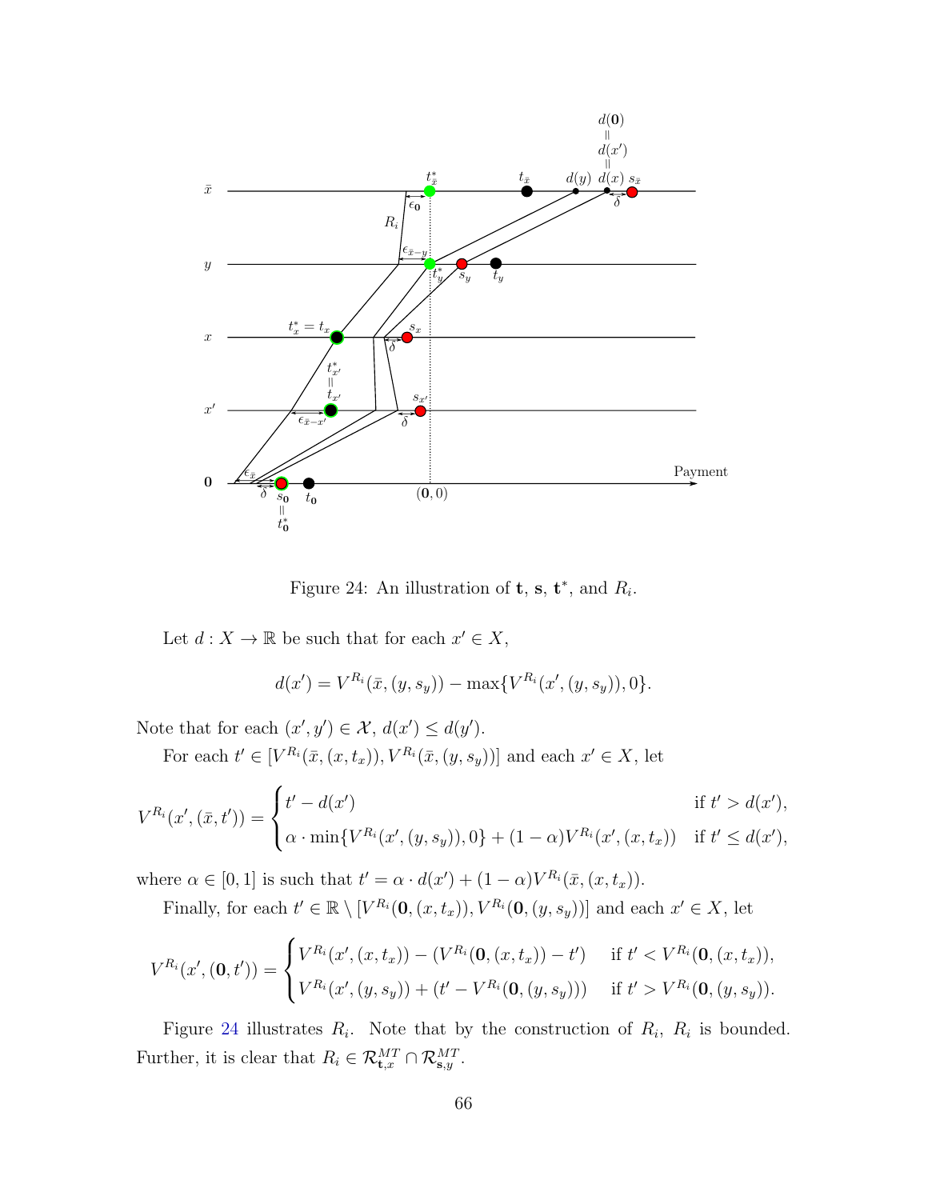Figure 24: An illustration of $\mathbf{t}$, $\mathbf{s}$, $\mathbf{t}^*$, and $R_i$.

Let $d : X \to \mathbb{R}$ be such that for each $x' \in X$,

$$d(x') = V^{R_i}(\bar{x}, (y, s_y)) - \max\{V^{R_i}(x', (y, s_y)), 0\}.$$

Note that for each $(x', y') \in \mathcal{X}$, $d(x') \leq d(y')$.

For each $t' \in [V^{R_i}(\bar{x}, (x, t_x)), V^{R_i}(\bar{x}, (y, s_y))]$ and each $x' \in X$, let

$$V^{R_i}(x', (\bar{x}, t')) = \begin{cases} t' - d(x') & \text{if } t' > d(x'), \\ \alpha \cdot \min\{V^{R_i}(x', (y, s_y)), 0\} + (1 - \alpha) V^{R_i}(x', (x, t_x)) & \text{if } t' \leq d(x'), \end{cases}$$

where $\alpha \in [0, 1]$ is such that $t' = \alpha \cdot d(x') + (1 - \alpha) V^{R_i}(\bar{x}, (x, t_x))$.

Finally, for each $t' \in \mathbb{R} \setminus [V^{R_i}(\mathbf{0}, (x, t_x)), V^{R_i}(\mathbf{0}, (y, s_y))]$ and each $x' \in X$, let

$$V^{R_i}(x', (\mathbf{0}, t')) = \begin{cases} V^{R_i}(x', (x, t_x)) - (V^{R_i}(\mathbf{0}, (x, t_x)) - t') & \text{if } t' < V^{R_i}(\mathbf{0}, (x, t_x)), \\ V^{R_i}(x', (y, s_y)) + (t' - V^{R_i}(\mathbf{0}, (y, s_y))) & \text{if } t' > V^{R_i}(\mathbf{0}, (y, s_y)). \end{cases}$$

Figure 24 illustrates $R_i$. Note that by the construction of $R_i$, $R_i$ is bounded. Further, it is clear that $R_i \in \mathcal{R}^{MT}_{\mathbf{t},x} \cap \mathcal{R}^{MT}_{\mathbf{s},y}$.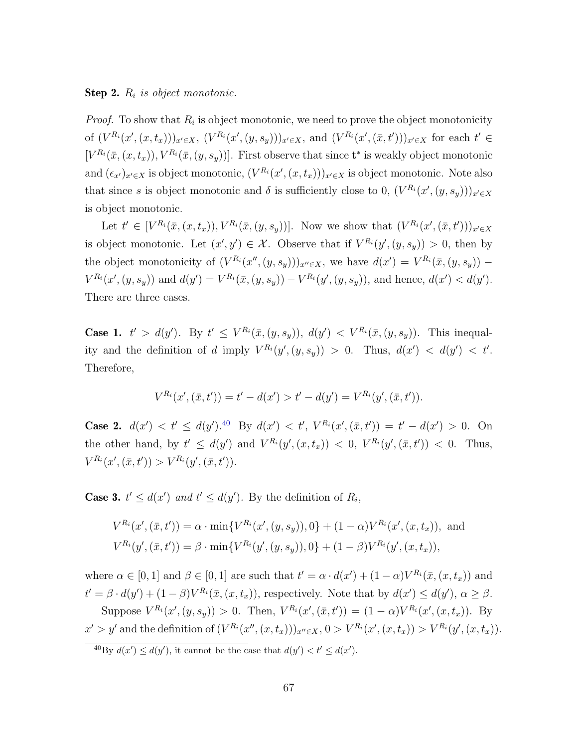**Step 2.** *$R_i$ is object monotonic.*

*Proof.* To show that $R_i$ is object monotonic, we need to prove the object monotonicity of $(V^{R_i}(x',(x,t_x)))_{x'\in X}$, $(V^{R_i}(x',(y,s_y)))_{x'\in X}$, and $(V^{R_i}(x',(\bar{x},t')))_{x'\in X}$ for each $t' \in [V^{R_i}(\bar{x},(x,t_x)), V^{R_i}(\bar{x},(y,s_y))]$. First observe that since $\mathbf{t}^*$ is weakly object monotonic and $(\epsilon_{x'})_{x'\in X}$ is object monotonic, $(V^{R_i}(x',(x,t_x)))_{x'\in X}$ is object monotonic. Note also that since $s$ is object monotonic and $\delta$ is sufficiently close to 0, $(V^{R_i}(x',(y,s_y)))_{x'\in X}$ is object monotonic.

Let $t' \in [V^{R_i}(\bar{x},(x,t_x)), V^{R_i}(\bar{x},(y,s_y))]$. Now we show that $(V^{R_i}(x',(\bar{x},t')))_{x'\in X}$ is object monotonic. Let $(x',y') \in \mathcal{X}$. Observe that if $V^{R_i}(y',(y,s_y)) > 0$, then by the object monotonicity of $(V^{R_i}(x'',(y,s_y)))_{x''\in X}$, we have $d(x') = V^{R_i}(\bar{x},(y,s_y)) - V^{R_i}(x',(y,s_y))$ and $d(y') = V^{R_i}(\bar{x},(y,s_y)) - V^{R_i}(y',(y,s_y))$, and hence, $d(x') < d(y')$. There are three cases.

**Case 1.** $t' > d(y')$. By $t' \leq V^{R_i}(\bar{x},(y,s_y))$, $d(y') < V^{R_i}(\bar{x},(y,s_y))$. This inequality and the definition of $d$ imply $V^{R_i}(y',(y,s_y)) > 0$. Thus, $d(x') < d(y') < t'$. Therefore,

$$V^{R_i}(x',(\bar{x},t')) = t' - d(x') > t' - d(y') = V^{R_i}(y',(\bar{x},t')).$$

**Case 2.** $d(x') < t' \leq d(y')$.[40] By $d(x') < t'$, $V^{R_i}(x',(\bar{x},t')) = t' - d(x') > 0$. On the other hand, by $t' \leq d(y')$ and $V^{R_i}(y',(x,t_x)) < 0$, $V^{R_i}(y',(\bar{x},t')) < 0$. Thus, $V^{R_i}(x',(\bar{x},t')) > V^{R_i}(y',(\bar{x},t'))$.

**Case 3.** $t' \leq d(x')$ *and* $t' \leq d(y')$. By the definition of $R_i$,

$$V^{R_i}(x',(\bar{x},t')) = \alpha \cdot \min\{V^{R_i}(x',(y,s_y)),0\} + (1-\alpha)V^{R_i}(x',(x,t_x)), \text{ and}$$
$$V^{R_i}(y',(\bar{x},t')) = \beta \cdot \min\{V^{R_i}(y',(y,s_y)),0\} + (1-\beta)V^{R_i}(y',(x,t_x)),$$

where $\alpha \in [0,1]$ and $\beta \in [0,1]$ are such that $t' = \alpha \cdot d(x') + (1-\alpha)V^{R_i}(\bar{x},(x,t_x))$ and $t' = \beta \cdot d(y') + (1-\beta)V^{R_i}(\bar{x},(x,t_x))$, respectively. Note that by $d(x') \leq d(y')$, $\alpha \geq \beta$.

Suppose $V^{R_i}(x',(y,s_y)) > 0$. Then, $V^{R_i}(x',(\bar{x},t')) = (1-\alpha)V^{R_i}(x',(x,t_x))$. By $x' > y'$ and the definition of $(V^{R_i}(x'',(x,t_x)))_{x''\in X}$, $0 > V^{R_i}(x',(x,t_x)) > V^{R_i}(y',(x,t_x))$.

[40] By $d(x') \leq d(y')$, it cannot be the case that $d(y') < t' \leq d(x')$.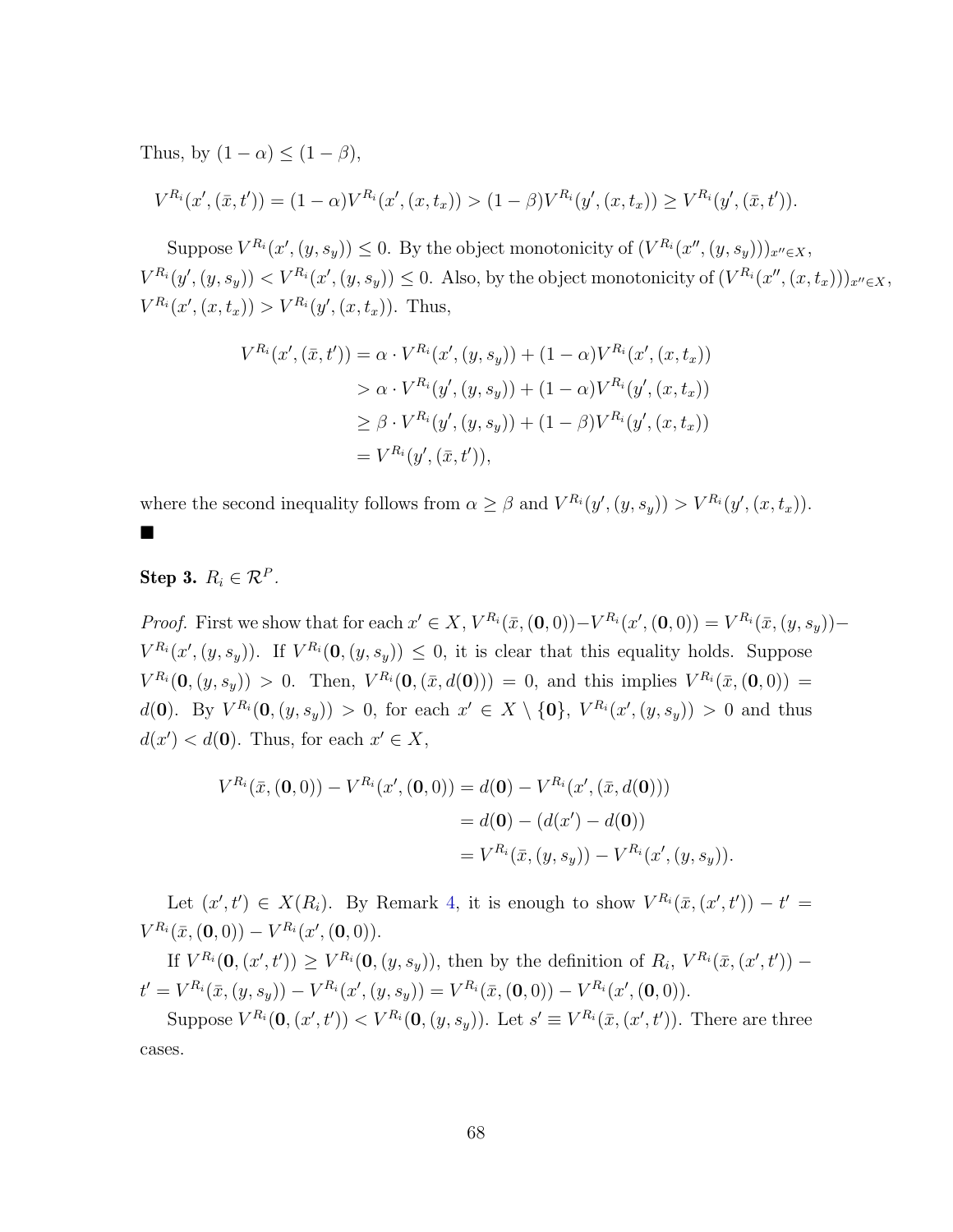Thus, by $(1-\alpha) \leq (1-\beta)$,

$$V^{R_i}(x', (\bar{x}, t')) = (1-\alpha)V^{R_i}(x', (x, t_x)) > (1-\beta)V^{R_i}(y', (x, t_x)) \geq V^{R_i}(y', (\bar{x}, t')).$$

Suppose $V^{R_i}(x', (y, s_y)) \leq 0$. By the object monotonicity of $(V^{R_i}(x'', (y, s_y)))_{x'' \in X}$, $V^{R_i}(y', (y, s_y)) < V^{R_i}(x', (y, s_y)) \leq 0$. Also, by the object monotonicity of $(V^{R_i}(x'', (x, t_x)))_{x'' \in X}$, $V^{R_i}(x', (x, t_x)) > V^{R_i}(y', (x, t_x))$. Thus,

$$\begin{aligned}
V^{R_i}(x', (\bar{x}, t')) &= \alpha \cdot V^{R_i}(x', (y, s_y)) + (1-\alpha)V^{R_i}(x', (x, t_x)) \\
&> \alpha \cdot V^{R_i}(y', (y, s_y)) + (1-\alpha)V^{R_i}(y', (x, t_x)) \\
&\geq \beta \cdot V^{R_i}(y', (y, s_y)) + (1-\beta)V^{R_i}(y', (x, t_x)) \\
&= V^{R_i}(y', (\bar{x}, t')),
\end{aligned}$$

where the second inequality follows from $\alpha \geq \beta$ and $V^{R_i}(y', (y, s_y)) > V^{R_i}(y', (x, t_x))$.
■

**Step 3.** $R_i \in \mathcal{R}^P$.

*Proof.* First we show that for each $x' \in X$, $V^{R_i}(\bar{x}, (\mathbf{0}, 0)) - V^{R_i}(x', (\mathbf{0}, 0)) = V^{R_i}(\bar{x}, (y, s_y)) - V^{R_i}(x', (y, s_y))$. If $V^{R_i}(\mathbf{0}, (y, s_y)) \leq 0$, it is clear that this equality holds. Suppose $V^{R_i}(\mathbf{0}, (y, s_y)) > 0$. Then, $V^{R_i}(\mathbf{0}, (\bar{x}, d(\mathbf{0}))) = 0$, and this implies $V^{R_i}(\bar{x}, (\mathbf{0}, 0)) = d(\mathbf{0})$. By $V^{R_i}(\mathbf{0}, (y, s_y)) > 0$, for each $x' \in X \setminus \{\mathbf{0}\}$, $V^{R_i}(x', (y, s_y)) > 0$ and thus $d(x') < d(\mathbf{0})$. Thus, for each $x' \in X$,

$$\begin{aligned}
V^{R_i}(\bar{x}, (\mathbf{0}, 0)) - V^{R_i}(x', (\mathbf{0}, 0)) &= d(\mathbf{0}) - V^{R_i}(x', (\bar{x}, d(\mathbf{0}))) \\
&= d(\mathbf{0}) - (d(x') - d(\mathbf{0})) \\
&= V^{R_i}(\bar{x}, (y, s_y)) - V^{R_i}(x', (y, s_y)).
\end{aligned}$$

Let $(x', t') \in X(R_i)$. By Remark 4, it is enough to show $V^{R_i}(\bar{x}, (x', t')) - t' = V^{R_i}(\bar{x}, (\mathbf{0}, 0)) - V^{R_i}(x', (\mathbf{0}, 0))$.

If $V^{R_i}(\mathbf{0}, (x', t')) \geq V^{R_i}(\mathbf{0}, (y, s_y))$, then by the definition of $R_i$, $V^{R_i}(\bar{x}, (x', t')) - t' = V^{R_i}(\bar{x}, (y, s_y)) - V^{R_i}(x', (y, s_y)) = V^{R_i}(\bar{x}, (\mathbf{0}, 0)) - V^{R_i}(x', (\mathbf{0}, 0))$.

Suppose $V^{R_i}(\mathbf{0}, (x', t')) < V^{R_i}(\mathbf{0}, (y, s_y))$. Let $s' \equiv V^{R_i}(\bar{x}, (x', t'))$. There are three cases.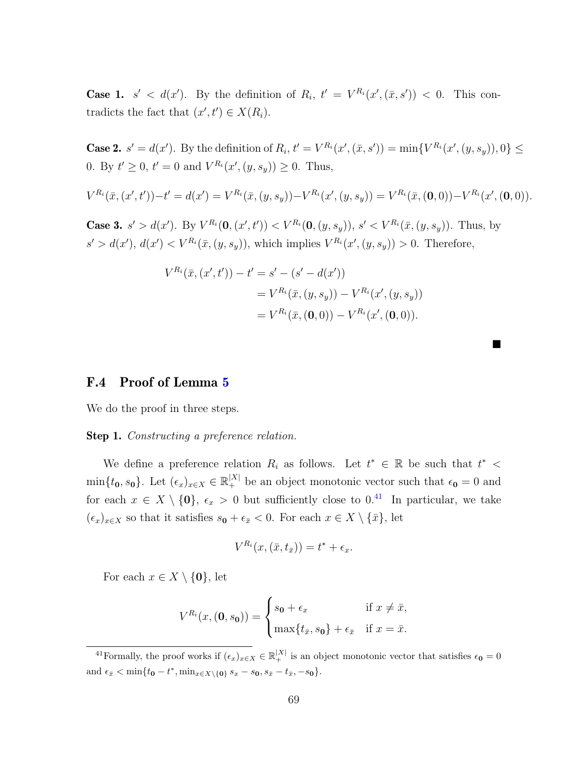**Case 1.** $s' < d(x')$. By the definition of $R_i$, $t' = V^{R_i}(x', (\bar{x}, s')) < 0$. This contradicts the fact that $(x', t') \in X(R_i)$.

**Case 2.** $s' = d(x')$. By the definition of $R_i$, $t' = V^{R_i}(x', (\bar{x}, s')) = \min\{V^{R_i}(x', (y, s_y)), 0\} \leq 0$. By $t' \geq 0$, $t' = 0$ and $V^{R_i}(x', (y, s_y)) \geq 0$. Thus,

$$V^{R_i}(\bar{x}, (x', t')) - t' = d(x') = V^{R_i}(\bar{x}, (y, s_y)) - V^{R_i}(x', (y, s_y)) = V^{R_i}(\bar{x}, (\mathbf{0}, 0)) - V^{R_i}(x', (\mathbf{0}, 0)).$$

**Case 3.** $s' > d(x')$. By $V^{R_i}(\mathbf{0}, (x', t')) < V^{R_i}(\mathbf{0}, (y, s_y))$, $s' < V^{R_i}(\bar{x}, (y, s_y))$. Thus, by $s' > d(x')$, $d(x') < V^{R_i}(\bar{x}, (y, s_y))$, which implies $V^{R_i}(x', (y, s_y)) > 0$. Therefore,

$$\begin{aligned}
V^{R_i}(\bar{x}, (x', t')) - t' &= s' - (s' - d(x')) \\
&= V^{R_i}(\bar{x}, (y, s_y)) - V^{R_i}(x', (y, s_y)) \\
&= V^{R_i}(\bar{x}, (\mathbf{0}, 0)) - V^{R_i}(x', (\mathbf{0}, 0)).
\end{aligned}$$

■

## F.4 Proof of Lemma 5

We do the proof in three steps.

**Step 1.** *Constructing a preference relation.*

We define a preference relation $R_i$ as follows. Let $t^* \in \mathbb{R}$ be such that $t^* < \min\{t_{\mathbf{0}}, s_{\mathbf{0}}\}$. Let $(\epsilon_x)_{x \in X} \in \mathbb{R}_+^{|X|}$ be an object monotonic vector such that $\epsilon_{\mathbf{0}} = 0$ and for each $x \in X \setminus \{\mathbf{0}\}$, $\epsilon_x > 0$ but sufficiently close to 0.[41] In particular, we take $(\epsilon_x)_{x \in X}$ so that it satisfies $s_{\mathbf{0}} + \epsilon_{\bar{x}} < 0$. For each $x \in X \setminus \{\bar{x}\}$, let

$$V^{R_i}(x, (\bar{x}, t_{\bar{x}})) = t^* + \epsilon_x.$$

For each $x \in X \setminus \{\mathbf{0}\}$, let

$$V^{R_i}(x, (\mathbf{0}, s_{\mathbf{0}})) = \begin{cases} s_{\mathbf{0}} + \epsilon_x & \text{if } x \neq \bar{x}, \\ \max\{t_{\bar{x}}, s_{\mathbf{0}}\} + \epsilon_{\bar{x}} & \text{if } x = \bar{x}. \end{cases}$$

[41] Formally, the proof works if $(\epsilon_x)_{x \in X} \in \mathbb{R}_+^{|X|}$ is an object monotonic vector that satisfies $\epsilon_{\mathbf{0}} = 0$ and $\epsilon_{\bar{x}} < \min\{t_{\mathbf{0}} - t^*, \min_{x \in X \setminus \{\mathbf{0}\}} s_x - s_{\mathbf{0}}, s_{\bar{x}} - t_{\bar{x}}, -s_{\mathbf{0}}\}$.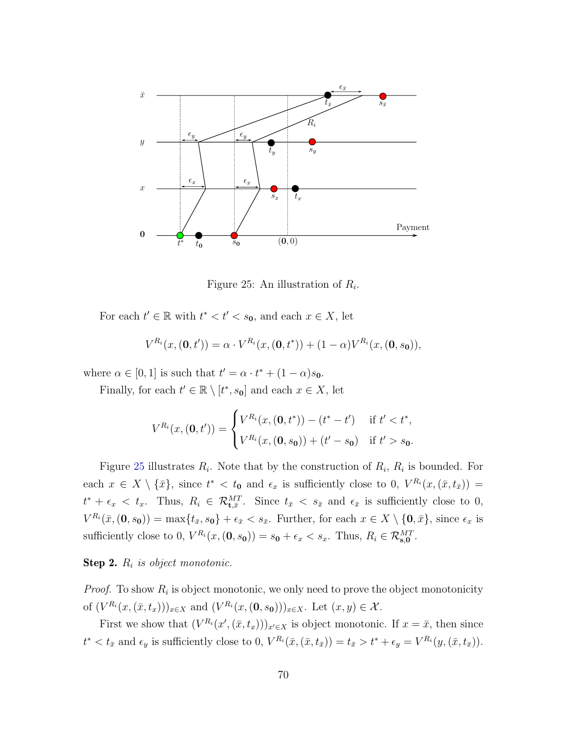Figure 25: An illustration of $R_i$.

For each $t' \in \mathbb{R}$ with $t^* < t' < s_{\mathbf{0}}$, and each $x \in X$, let

$$V^{R_i}(x, (\mathbf{0}, t')) = \alpha \cdot V^{R_i}(x, (\mathbf{0}, t^*)) + (1-\alpha)V^{R_i}(x, (\mathbf{0}, s_{\mathbf{0}})),$$

where $\alpha \in [0,1]$ is such that $t' = \alpha \cdot t^* + (1-\alpha)s_{\mathbf{0}}$.

Finally, for each $t' \in \mathbb{R} \setminus [t^*, s_{\mathbf{0}}]$ and each $x \in X$, let

$$V^{R_i}(x, (\mathbf{0}, t')) = \begin{cases} V^{R_i}(x, (\mathbf{0}, t^*)) - (t^* - t') & \text{if } t' < t^*, \\ V^{R_i}(x, (\mathbf{0}, s_{\mathbf{0}})) + (t' - s_{\mathbf{0}}) & \text{if } t' > s_{\mathbf{0}}. \end{cases}$$

Figure 25 illustrates $R_i$. Note that by the construction of $R_i$, $R_i$ is bounded. For each $x \in X \setminus \{\bar{x}\}$, since $t^* < t_{\mathbf{0}}$ and $\epsilon_x$ is sufficiently close to 0, $V^{R_i}(x, (\bar{x}, t_{\bar{x}})) = t^* + \epsilon_x < t_x$. Thus, $R_i \in \mathcal{R}^{MT}_{\mathbf{t}, \bar{x}}$. Since $t_{\bar{x}} < s_{\bar{x}}$ and $\epsilon_{\bar{x}}$ is sufficiently close to 0, $V^{R_i}(\bar{x}, (\mathbf{0}, s_{\mathbf{0}})) = \max\{t_{\bar{x}}, s_{\mathbf{0}}\} + \epsilon_{\bar{x}} < s_{\bar{x}}$. Further, for each $x \in X \setminus \{\mathbf{0}, \bar{x}\}$, since $\epsilon_x$ is sufficiently close to 0, $V^{R_i}(x, (\mathbf{0}, s_{\mathbf{0}})) = s_{\mathbf{0}} + \epsilon_x < s_x$. Thus, $R_i \in \mathcal{R}^{MT}_{\mathbf{s}, \mathbf{0}}$.

**Step 2.** *$R_i$ is object monotonic.*

*Proof.* To show $R_i$ is object monotonic, we only need to prove the object monotonicity of $(V^{R_i}(x, (\bar{x}, t_x)))_{x \in X}$ and $(V^{R_i}(x, (\mathbf{0}, s_{\mathbf{0}})))_{x \in X}$. Let $(x, y) \in \mathcal{X}$.

First we show that $(V^{R_i}(x', (\bar{x}, t_x)))_{x' \in X}$ is object monotonic. If $x = \bar{x}$, then since $t^* < t_{\bar{x}}$ and $\epsilon_y$ is sufficiently close to 0, $V^{R_i}(\bar{x}, (\bar{x}, t_{\bar{x}})) = t_{\bar{x}} > t^* + \epsilon_y = V^{R_i}(y, (\bar{x}, t_{\bar{x}}))$.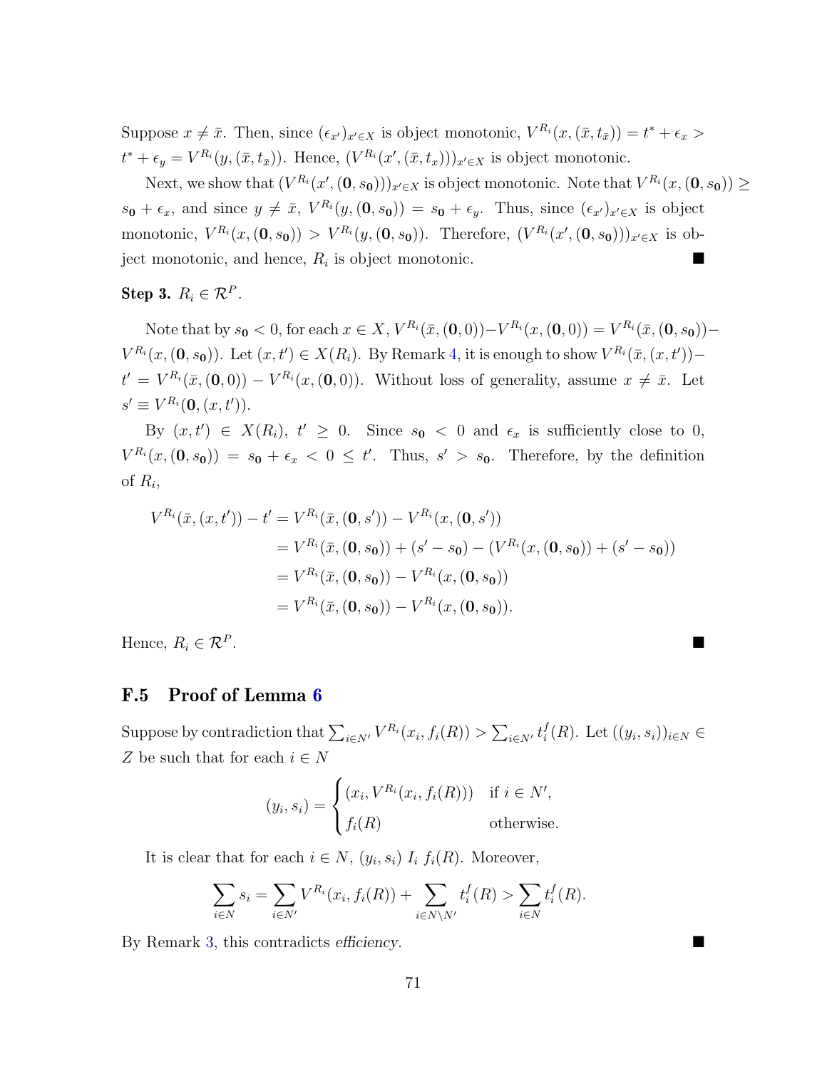Suppose $x \neq \bar{x}$. Then, since $(\epsilon_{x'})_{x' \in X}$ is object monotonic, $V^{R_i}(x, (\bar{x}, t_{\bar{x}})) = t^* + \epsilon_x > t^* + \epsilon_y = V^{R_i}(y, (\bar{x}, t_{\bar{x}}))$. Hence, $(V^{R_i}(x', (\bar{x}, t_x)))_{x' \in X}$ is object monotonic.

Next, we show that $(V^{R_i}(x', (\mathbf{0}, s_{\mathbf{0}})))_{x' \in X}$ is object monotonic. Note that $V^{R_i}(x, (\mathbf{0}, s_{\mathbf{0}})) \geq s_{\mathbf{0}} + \epsilon_x$, and since $y \neq \bar{x}$, $V^{R_i}(y, (\mathbf{0}, s_{\mathbf{0}})) = s_{\mathbf{0}} + \epsilon_y$. Thus, since $(\epsilon_{x'})_{x' \in X}$ is object monotonic, $V^{R_i}(x, (\mathbf{0}, s_{\mathbf{0}})) > V^{R_i}(y, (\mathbf{0}, s_{\mathbf{0}}))$. Therefore, $(V^{R_i}(x', (\mathbf{0}, s_{\mathbf{0}})))_{x' \in X}$ is object monotonic, and hence, $R_i$ is object monotonic. ■

**Step 3.** $R_i \in \mathcal{R}^P$.

Note that by $s_{\mathbf{0}} < 0$, for each $x \in X$, $V^{R_i}(\bar{x}, (\mathbf{0}, 0)) - V^{R_i}(x, (\mathbf{0}, 0)) = V^{R_i}(\bar{x}, (\mathbf{0}, s_{\mathbf{0}})) - V^{R_i}(x, (\mathbf{0}, s_{\mathbf{0}}))$. Let $(x, t') \in X(R_i)$. By Remark 4, it is enough to show $V^{R_i}(\bar{x}, (x, t')) - t' = V^{R_i}(\bar{x}, (\mathbf{0}, 0)) - V^{R_i}(x, (\mathbf{0}, 0))$. Without loss of generality, assume $x \neq \bar{x}$. Let $s' \equiv V^{R_i}(\mathbf{0}, (x, t'))$.

By $(x, t') \in X(R_i)$, $t' \geq 0$. Since $s_{\mathbf{0}} < 0$ and $\epsilon_x$ is sufficiently close to 0, $V^{R_i}(x, (\mathbf{0}, s_{\mathbf{0}})) = s_{\mathbf{0}} + \epsilon_x < 0 \leq t'$. Thus, $s' > s_{\mathbf{0}}$. Therefore, by the definition of $R_i$,

$$
\begin{aligned}
V^{R_i}(\bar{x}, (x, t')) - t' &= V^{R_i}(\bar{x}, (\mathbf{0}, s')) - V^{R_i}(x, (\mathbf{0}, s')) \\
&= V^{R_i}(\bar{x}, (\mathbf{0}, s_{\mathbf{0}})) + (s' - s_{\mathbf{0}}) - (V^{R_i}(x, (\mathbf{0}, s_{\mathbf{0}})) + (s' - s_{\mathbf{0}})) \\
&= V^{R_i}(\bar{x}, (\mathbf{0}, s_{\mathbf{0}})) - V^{R_i}(x, (\mathbf{0}, s_{\mathbf{0}})) \\
&= V^{R_i}(\bar{x}, (\mathbf{0}, s_{\mathbf{0}})) - V^{R_i}(x, (\mathbf{0}, s_{\mathbf{0}})).
\end{aligned}
$$

Hence, $R_i \in \mathcal{R}^P$. ■

## F.5 Proof of Lemma 6

Suppose by contradiction that $\sum_{i \in N'} V^{R_i}(x_i, f_i(R)) > \sum_{i \in N'} t_i^f(R)$. Let $((y_i, s_i))_{i \in N} \in Z$ be such that for each $i \in N$

$$
(y_i, s_i) = \begin{cases} (x_i, V^{R_i}(x_i, f_i(R))) & \text{if } i \in N', \\ f_i(R) & \text{otherwise.} \end{cases}
$$

It is clear that for each $i \in N$, $(y_i, s_i) \; I_i \; f_i(R)$. Moreover,

$$
\sum_{i \in N} s_i = \sum_{i \in N'} V^{R_i}(x_i, f_i(R)) + \sum_{i \in N \setminus N'} t_i^f(R) > \sum_{i \in N} t_i^f(R).
$$

By Remark 3, this contradicts *efficiency*. ■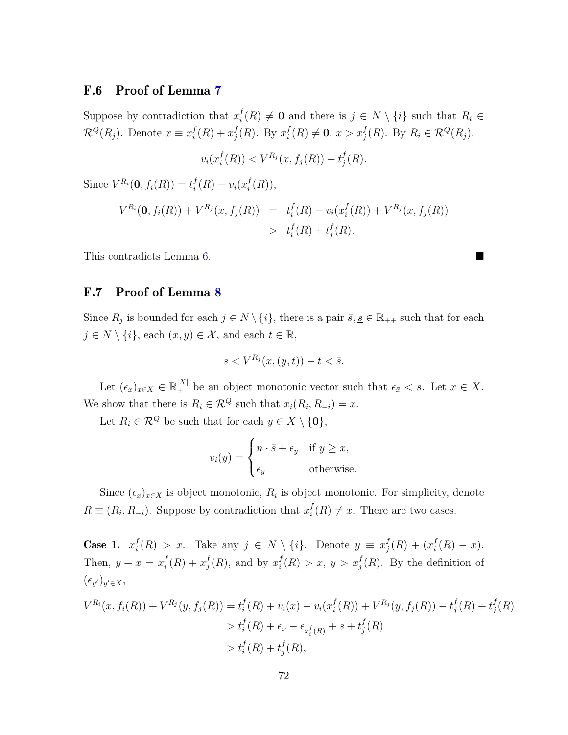### F.6 Proof of Lemma 7

Suppose by contradiction that $x_i^f(R) \neq \mathbf{0}$ and there is $j \in N \setminus \{i\}$ such that $R_i \in \mathcal{R}^Q(R_j)$. Denote $x \equiv x_i^f(R) + x_j^f(R)$. By $x_i^f(R) \neq \mathbf{0}$, $x > x_j^f(R)$. By $R_i \in \mathcal{R}^Q(R_j)$,

$$v_i(x_i^f(R)) < V^{R_j}(x, f_j(R)) - t_j^f(R).$$

Since $V^{R_i}(\mathbf{0}, f_i(R)) = t_i^f(R) - v_i(x_i^f(R))$,

$$\begin{aligned} V^{R_i}(\mathbf{0}, f_i(R)) + V^{R_j}(x, f_j(R)) &= t_i^f(R) - v_i(x_i^f(R)) + V^{R_j}(x, f_j(R)) \\ &> t_i^f(R) + t_j^f(R). \end{aligned}$$

This contradicts Lemma 6. ■

### F.7 Proof of Lemma 8

Since $R_j$ is bounded for each $j \in N \setminus \{i\}$, there is a pair $\bar{s}, \underline{s} \in \mathbb{R}_{++}$ such that for each $j \in N \setminus \{i\}$, each $(x, y) \in \mathcal{X}$, and each $t \in \mathbb{R}$,

$$\underline{s} < V^{R_j}(x, (y, t)) - t < \bar{s}.$$

Let $(\epsilon_x)_{x \in X} \in \mathbb{R}_+^{|X|}$ be an object monotonic vector such that $\epsilon_{\bar{x}} < \underline{s}$. Let $x \in X$. We show that there is $R_i \in \mathcal{R}^Q$ such that $x_i(R_i, R_{-i}) = x$.

Let $R_i \in \mathcal{R}^Q$ be such that for each $y \in X \setminus \{\mathbf{0}\}$,

$$v_i(y) = \begin{cases} n \cdot \bar{s} + \epsilon_y & \text{if } y \geq x, \\ \epsilon_y & \text{otherwise.} \end{cases}$$

Since $(\epsilon_x)_{x \in X}$ is object monotonic, $R_i$ is object monotonic. For simplicity, denote $R \equiv (R_i, R_{-i})$. Suppose by contradiction that $x_i^f(R) \neq x$. There are two cases.

**Case 1.** $x_i^f(R) > x$. Take any $j \in N \setminus \{i\}$. Denote $y \equiv x_j^f(R) + (x_i^f(R) - x)$. Then, $y + x = x_i^f(R) + x_j^f(R)$, and by $x_i^f(R) > x$, $y > x_j^f(R)$. By the definition of $(\epsilon_{y'})_{y' \in X}$,

$$\begin{aligned} V^{R_i}(x, f_i(R)) + V^{R_j}(y, f_j(R)) &= t_i^f(R) + v_i(x) - v_i(x_i^f(R)) + V^{R_j}(y, f_j(R)) - t_j^f(R) + t_j^f(R) \\ &> t_i^f(R) + \epsilon_x - \epsilon_{x_i^f(R)} + \underline{s} + t_j^f(R) \\ &> t_i^f(R) + t_j^f(R), \end{aligned}$$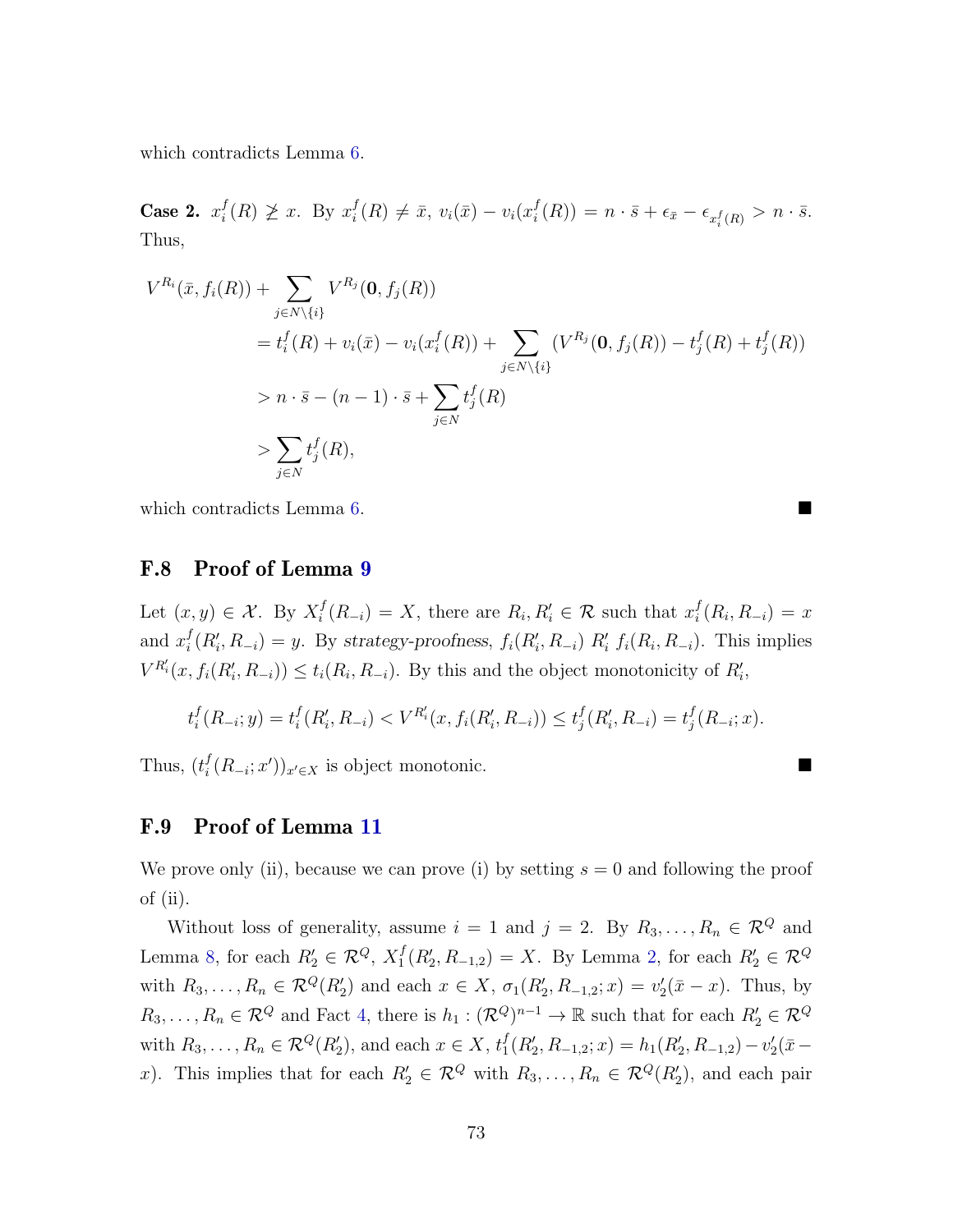which contradicts Lemma 6.

**Case 2.** $x_i^f(R) \not\geq x$. By $x_i^f(R) \neq \bar{x}$, $v_i(\bar{x}) - v_i(x_i^f(R)) = n \cdot \bar{s} + \epsilon_{\bar{x}} - \epsilon_{x_i^f(R)} > n \cdot \bar{s}$. Thus,

$$
\begin{aligned}
V^{R_i}(\bar{x}, f_i(R)) &+ \sum_{j \in N \setminus \{i\}} V^{R_j}(\mathbf{0}, f_j(R)) \\
&= t_i^f(R) + v_i(\bar{x}) - v_i(x_i^f(R)) + \sum_{j \in N \setminus \{i\}} (V^{R_j}(\mathbf{0}, f_j(R)) - t_j^f(R) + t_j^f(R)) \\
&> n \cdot \bar{s} - (n-1) \cdot \bar{s} + \sum_{j \in N} t_j^f(R) \\
&> \sum_{j \in N} t_j^f(R),
\end{aligned}
$$

which contradicts Lemma 6. ■

## F.8 Proof of Lemma 9

Let $(x, y) \in \mathcal{X}$. By $X_i^f(R_{-i}) = X$, there are $R_i, R_i' \in \mathcal{R}$ such that $x_i^f(R_i, R_{-i}) = x$ and $x_i^f(R_i', R_{-i}) = y$. By *strategy-proofness*, $f_i(R_i', R_{-i}) \; R_i' \; f_i(R_i, R_{-i})$. This implies $V^{R_i'}(x, f_i(R_i', R_{-i})) \leq t_i(R_i, R_{-i})$. By this and the object monotonicity of $R_i'$,

$$
t_i^f(R_{-i}; y) = t_i^f(R_i', R_{-i}) < V^{R_i'}(x, f_i(R_i', R_{-i})) \leq t_j^f(R_i', R_{-i}) = t_j^f(R_{-i}; x).
$$

Thus, $(t_i^f(R_{-i}; x'))_{x' \in X}$ is object monotonic. ■

## F.9 Proof of Lemma 11

We prove only (ii), because we can prove (i) by setting $s = 0$ and following the proof of (ii).

Without loss of generality, assume $i = 1$ and $j = 2$. By $R_3, \ldots, R_n \in \mathcal{R}^Q$ and Lemma 8, for each $R_2' \in \mathcal{R}^Q$, $X_1^f(R_2', R_{-1,2}) = X$. By Lemma 2, for each $R_2' \in \mathcal{R}^Q$ with $R_3, \ldots, R_n \in \mathcal{R}^Q(R_2')$ and each $x \in X$, $\sigma_1(R_2', R_{-1,2}; x) = v_2'(\bar{x} - x)$. Thus, by $R_3, \ldots, R_n \in \mathcal{R}^Q$ and Fact 4, there is $h_1 : (\mathcal{R}^Q)^{n-1} \to \mathbb{R}$ such that for each $R_2' \in \mathcal{R}^Q$ with $R_3, \ldots, R_n \in \mathcal{R}^Q(R_2')$, and each $x \in X$, $t_1^f(R_2', R_{-1,2}; x) = h_1(R_2', R_{-1,2}) - v_2'(\bar{x} - x)$. This implies that for each $R_2' \in \mathcal{R}^Q$ with $R_3, \ldots, R_n \in \mathcal{R}^Q(R_2')$, and each pair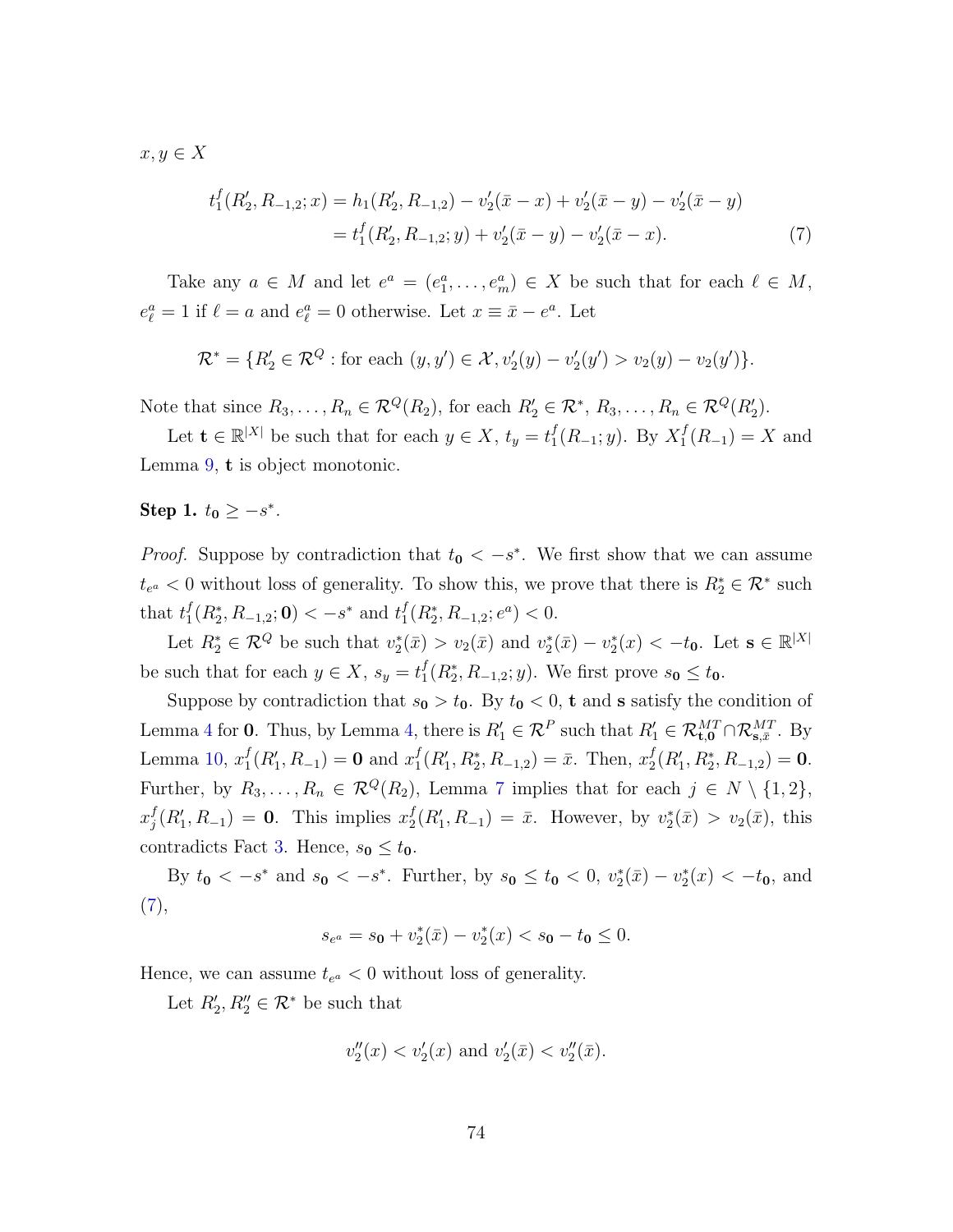$x, y \in X$

$$
\begin{aligned}
t_1^f(R_2', R_{-1,2}; x) &= h_1(R_2', R_{-1,2}) - v_2'(\bar{x} - x) + v_2'(\bar{x} - y) - v_2'(\bar{x} - y) \\
&= t_1^f(R_2', R_{-1,2}; y) + v_2'(\bar{x} - y) - v_2'(\bar{x} - x). \qquad (7)
\end{aligned}
$$

Take any $a \in M$ and let $e^a = (e_1^a, \ldots, e_m^a) \in X$ be such that for each $\ell \in M$, $e_\ell^a = 1$ if $\ell = a$ and $e_\ell^a = 0$ otherwise. Let $x \equiv \bar{x} - e^a$. Let

$$
\mathcal{R}^* = \{R_2' \in \mathcal{R}^Q : \text{for each } (y, y') \in \mathcal{X}, v_2'(y) - v_2'(y') > v_2(y) - v_2(y')\}.
$$

Note that since $R_3, \ldots, R_n \in \mathcal{R}^Q(R_2)$, for each $R_2' \in \mathcal{R}^*$, $R_3, \ldots, R_n \in \mathcal{R}^Q(R_2')$.

Let $\mathbf{t} \in \mathbb{R}^{|X|}$ be such that for each $y \in X$, $t_y = t_1^f(R_{-1}; y)$. By $X_1^f(R_{-1}) = X$ and Lemma 9, $\mathbf{t}$ is object monotonic.

**Step 1.** $t_{\mathbf{0}} \geq -s^*$.

*Proof.* Suppose by contradiction that $t_{\mathbf{0}} < -s^*$. We first show that we can assume $t_{e^a} < 0$ without loss of generality. To show this, we prove that there is $R_2^* \in \mathcal{R}^*$ such that $t_1^f(R_2^*, R_{-1,2}; \mathbf{0}) < -s^*$ and $t_1^f(R_2^*, R_{-1,2}; e^a) < 0$.

Let $R_2^* \in \mathcal{R}^Q$ be such that $v_2^*(\bar{x}) > v_2(\bar{x})$ and $v_2^*(\bar{x}) - v_2^*(x) < -t_{\mathbf{0}}$. Let $\mathbf{s} \in \mathbb{R}^{|X|}$ be such that for each $y \in X$, $s_y = t_1^f(R_2^*, R_{-1,2}; y)$. We first prove $s_{\mathbf{0}} \leq t_{\mathbf{0}}$.

Suppose by contradiction that $s_{\mathbf{0}} > t_{\mathbf{0}}$. By $t_{\mathbf{0}} < 0$, $\mathbf{t}$ and $\mathbf{s}$ satisfy the condition of Lemma 4 for $\mathbf{0}$. Thus, by Lemma 4, there is $R_1' \in \mathcal{R}^P$ such that $R_1' \in \mathcal{R}_{\mathbf{t},\mathbf{0}}^{MT} \cap \mathcal{R}_{\mathbf{s},\bar{x}}^{MT}$. By Lemma 10, $x_1^f(R_1', R_{-1}) = \mathbf{0}$ and $x_1^f(R_1', R_2^*, R_{-1,2}) = \bar{x}$. Then, $x_2^f(R_1', R_2^*, R_{-1,2}) = \mathbf{0}$. Further, by $R_3, \ldots, R_n \in \mathcal{R}^Q(R_2)$, Lemma 7 implies that for each $j \in N \setminus \{1, 2\}$, $x_j^f(R_1', R_{-1}) = \mathbf{0}$. This implies $x_2^f(R_1', R_{-1}) = \bar{x}$. However, by $v_2^*(\bar{x}) > v_2(\bar{x})$, this contradicts Fact 3. Hence, $s_{\mathbf{0}} \leq t_{\mathbf{0}}$.

By $t_{\mathbf{0}} < -s^*$ and $s_{\mathbf{0}} < -s^*$. Further, by $s_{\mathbf{0}} \leq t_{\mathbf{0}} < 0$, $v_2^*(\bar{x}) - v_2^*(x) < -t_{\mathbf{0}}$, and (7),

$$
s_{e^a} = s_{\mathbf{0}} + v_2^*(\bar{x}) - v_2^*(x) < s_{\mathbf{0}} - t_{\mathbf{0}} \leq 0.
$$

Hence, we can assume $t_{e^a} < 0$ without loss of generality.

Let $R_2', R_2'' \in \mathcal{R}^*$ be such that

$$
v_2''(x) < v_2'(x) \text{ and } v_2'(\bar{x}) < v_2''(\bar{x}).
$$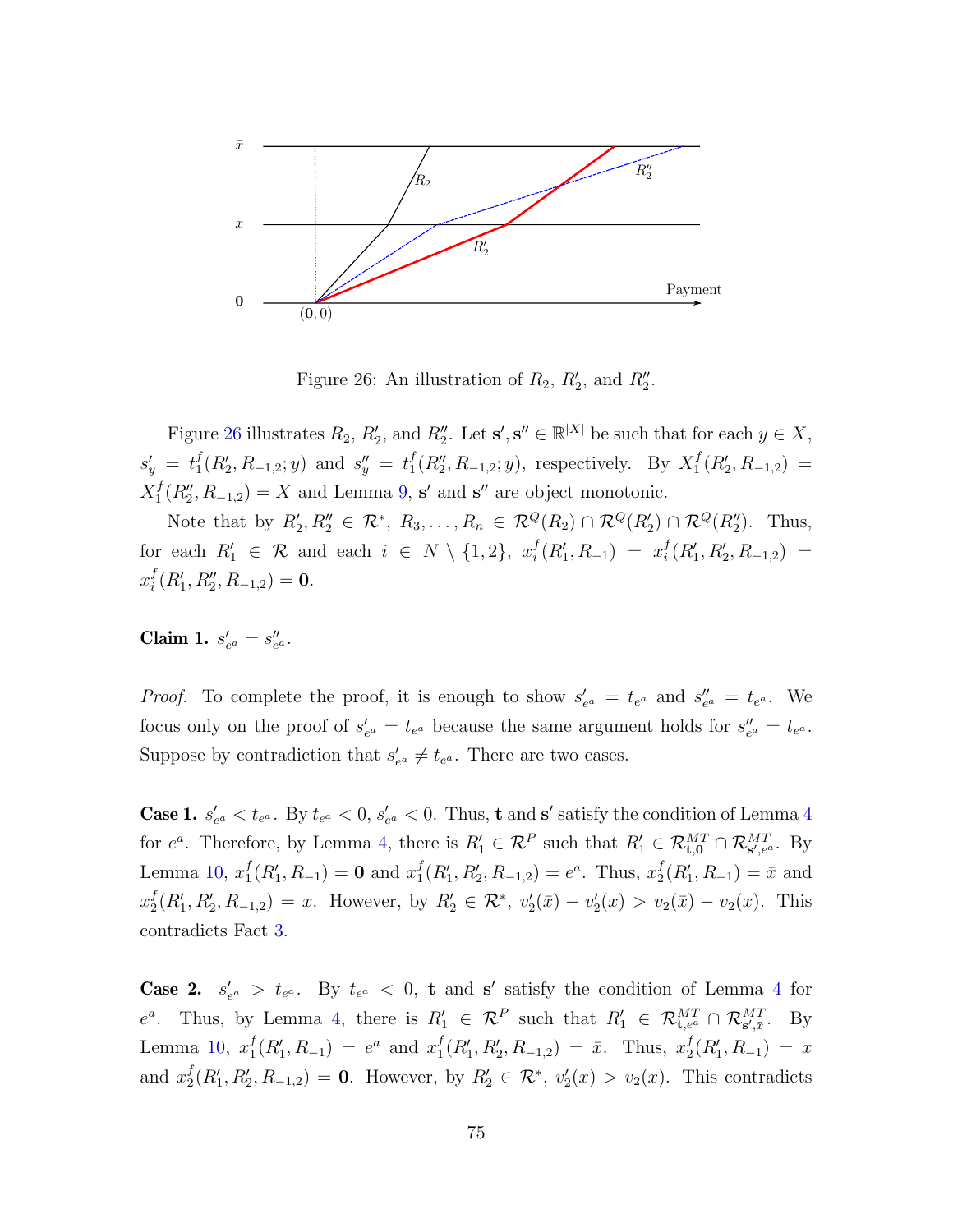Figure 26: An illustration of $R_2$, $R_2'$, and $R_2''$.

Figure 26 illustrates $R_2$, $R_2'$, and $R_2''$. Let $\mathbf{s}', \mathbf{s}'' \in \mathbb{R}^{|X|}$ be such that for each $y \in X$, $s_y' = t_1^f(R_2', R_{-1,2}; y)$ and $s_y'' = t_1^f(R_2'', R_{-1,2}; y)$, respectively. By $X_1^f(R_2', R_{-1,2}) = X_1^f(R_2'', R_{-1,2}) = X$ and Lemma 9, $\mathbf{s}'$ and $\mathbf{s}''$ are object monotonic.

Note that by $R_2', R_2'' \in \mathcal{R}^*$, $R_3, \ldots, R_n \in \mathcal{R}^Q(R_2) \cap \mathcal{R}^Q(R_2') \cap \mathcal{R}^Q(R_2'')$. Thus, for each $R_1' \in \mathcal{R}$ and each $i \in N \setminus \{1,2\}$, $x_i^f(R_1', R_{-1}) = x_i^f(R_1', R_2', R_{-1,2}) = x_i^f(R_1', R_2'', R_{-1,2}) = \mathbf{0}$.

**Claim 1.** $s_{e^a}' = s_{e^a}''$.

*Proof.* To complete the proof, it is enough to show $s_{e^a}' = t_{e^a}$ and $s_{e^a}'' = t_{e^a}$. We focus only on the proof of $s_{e^a}' = t_{e^a}$ because the same argument holds for $s_{e^a}'' = t_{e^a}$. Suppose by contradiction that $s_{e^a}' \neq t_{e^a}$. There are two cases.

**Case 1.** $s_{e^a}' < t_{e^a}$. By $t_{e^a} < 0$, $s_{e^a}' < 0$. Thus, $\mathbf{t}$ and $\mathbf{s}'$ satisfy the condition of Lemma 4 for $e^a$. Therefore, by Lemma 4, there is $R_1' \in \mathcal{R}^P$ such that $R_1' \in \mathcal{R}_{\mathbf{t},\mathbf{0}}^{MT} \cap \mathcal{R}_{\mathbf{s}',e^a}^{MT}$. By Lemma 10, $x_1^f(R_1', R_{-1}) = \mathbf{0}$ and $x_1^f(R_1', R_2', R_{-1,2}) = e^a$. Thus, $x_2^f(R_1', R_{-1}) = \bar{x}$ and $x_2^f(R_1', R_2', R_{-1,2}) = x$. However, by $R_2' \in \mathcal{R}^*$, $v_2'(\bar{x}) - v_2'(x) > v_2(\bar{x}) - v_2(x)$. This contradicts Fact 3.

**Case 2.** $s_{e^a}' > t_{e^a}$. By $t_{e^a} < 0$, $\mathbf{t}$ and $\mathbf{s}'$ satisfy the condition of Lemma 4 for $e^a$. Thus, by Lemma 4, there is $R_1' \in \mathcal{R}^P$ such that $R_1' \in \mathcal{R}_{\mathbf{t},e^a}^{MT} \cap \mathcal{R}_{\mathbf{s}',\bar{x}}^{MT}$. By Lemma 10, $x_1^f(R_1', R_{-1}) = e^a$ and $x_1^f(R_1', R_2', R_{-1,2}) = \bar{x}$. Thus, $x_2^f(R_1', R_{-1}) = x$ and $x_2^f(R_1', R_2', R_{-1,2}) = \mathbf{0}$. However, by $R_2' \in \mathcal{R}^*$, $v_2'(x) > v_2(x)$. This contradicts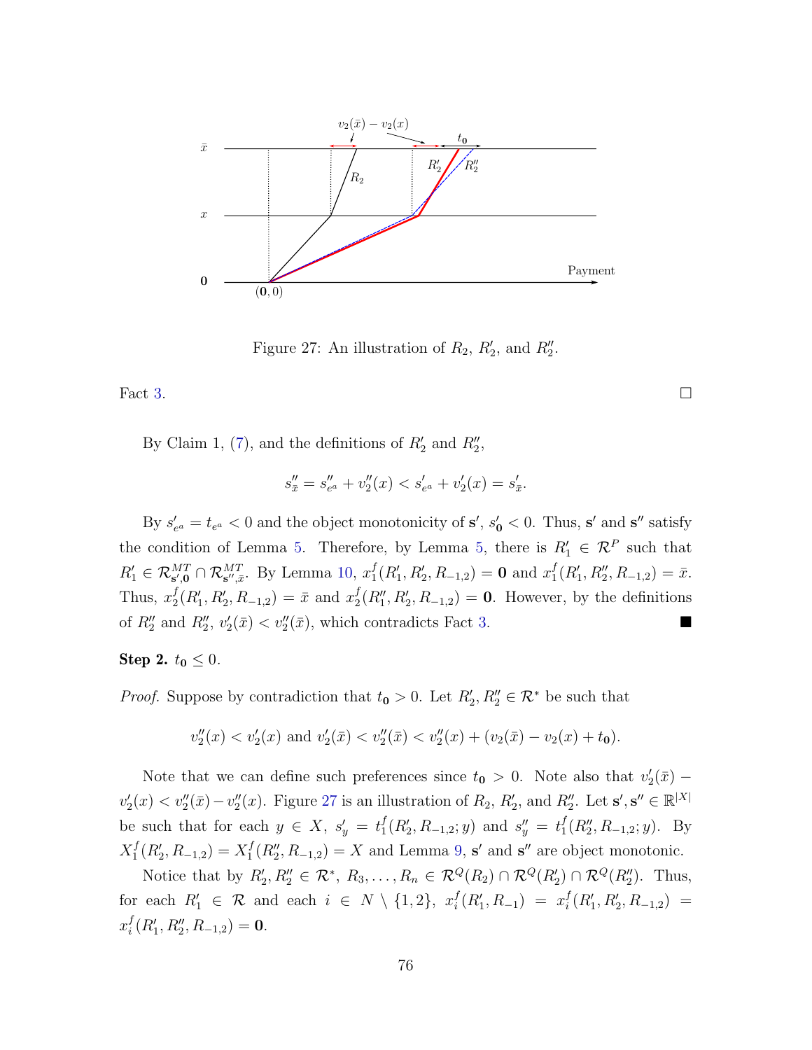Figure 27: An illustration of $R_2$, $R_2'$, and $R_2''$.

Fact 3. $\square$

By Claim 1, (7), and the definitions of $R_2'$ and $R_2''$,

$$s''_{\bar{x}} = s''_{e^a} + v''_2(x) < s'_{e^a} + v'_2(x) = s'_{\bar{x}}.$$

By $s'_{e^a} = t_{e^a} < 0$ and the object monotonicity of $\mathbf{s}'$, $s'_{\mathbf{0}} < 0$. Thus, $\mathbf{s}'$ and $\mathbf{s}''$ satisfy the condition of Lemma 5. Therefore, by Lemma 5, there is $R_1' \in \mathcal{R}^P$ such that $R_1' \in \mathcal{R}^{MT}_{\mathbf{s}',\mathbf{0}} \cap \mathcal{R}^{MT}_{\mathbf{s}'',\bar{x}}$. By Lemma 10, $x_1^f(R_1', R_2', R_{-1,2}) = \mathbf{0}$ and $x_1^f(R_1', R_2'', R_{-1,2}) = \bar{x}$. Thus, $x_2^f(R_1', R_2', R_{-1,2}) = \bar{x}$ and $x_2^f(R_1'', R_2', R_{-1,2}) = \mathbf{0}$. However, by the definitions of $R_2''$ and $R_2''$, $v_2'(\bar{x}) < v_2''(\bar{x})$, which contradicts Fact 3. $\blacksquare$

**Step 2.** $t_{\mathbf{0}} \leq 0$.

*Proof.* Suppose by contradiction that $t_{\mathbf{0}} > 0$. Let $R_2', R_2'' \in \mathcal{R}^*$ be such that

$$v''_2(x) < v'_2(x) \text{ and } v'_2(\bar{x}) < v''_2(\bar{x}) < v''_2(x) + (v_2(\bar{x}) - v_2(x) + t_{\mathbf{0}}).$$

Note that we can define such preferences since $t_{\mathbf{0}} > 0$. Note also that $v_2'(\bar{x}) - v_2'(x) < v_2''(\bar{x}) - v_2''(x)$. Figure 27 is an illustration of $R_2$, $R_2'$, and $R_2''$. Let $\mathbf{s}', \mathbf{s}'' \in \mathbb{R}^{|X|}$ be such that for each $y \in X$, $s'_y = t_1^f(R_2', R_{-1,2}; y)$ and $s''_y = t_1^f(R_2'', R_{-1,2}; y)$. By $X_1^f(R_2', R_{-1,2}) = X_1^f(R_2'', R_{-1,2}) = X$ and Lemma 9, $\mathbf{s}'$ and $\mathbf{s}''$ are object monotonic.

Notice that by $R_2', R_2'' \in \mathcal{R}^*$, $R_3, \ldots, R_n \in \mathcal{R}^Q(R_2) \cap \mathcal{R}^Q(R_2') \cap \mathcal{R}^Q(R_2'')$. Thus, for each $R_1' \in \mathcal{R}$ and each $i \in N \setminus \{1,2\}$, $x_i^f(R_1', R_{-1}) = x_i^f(R_1', R_2', R_{-1,2}) = x_i^f(R_1', R_2'', R_{-1,2}) = \mathbf{0}$.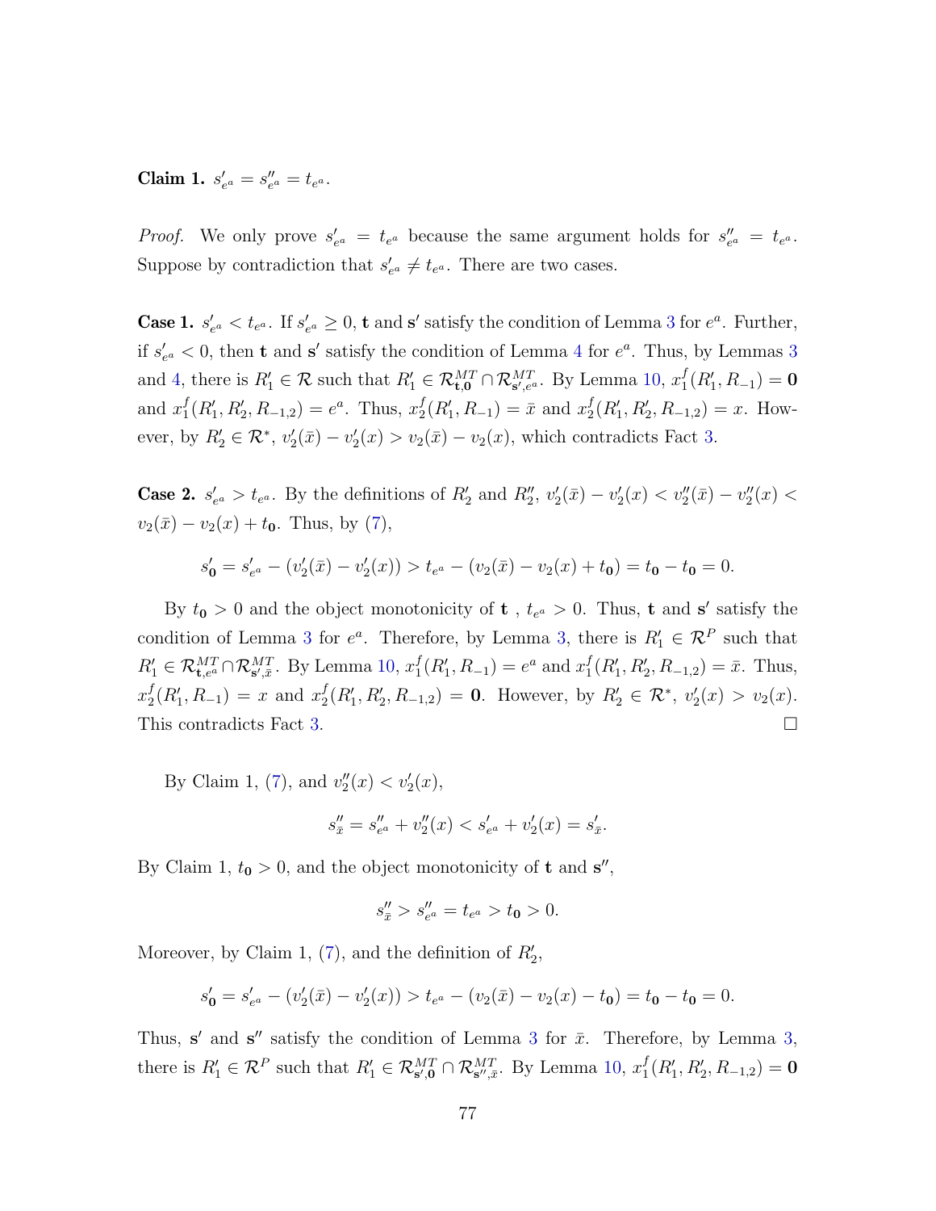**Claim 1.** $s'_{e^a} = s''_{e^a} = t_{e^a}$.

*Proof.* We only prove $s'_{e^a} = t_{e^a}$ because the same argument holds for $s''_{e^a} = t_{e^a}$. Suppose by contradiction that $s'_{e^a} \neq t_{e^a}$. There are two cases.

**Case 1.** $s'_{e^a} < t_{e^a}$. If $s'_{e^a} \geq 0$, $\mathbf{t}$ and $\mathbf{s}'$ satisfy the condition of Lemma 3 for $e^a$. Further, if $s'_{e^a} < 0$, then $\mathbf{t}$ and $\mathbf{s}'$ satisfy the condition of Lemma 4 for $e^a$. Thus, by Lemmas 3 and 4, there is $R'_1 \in \mathcal{R}$ such that $R'_1 \in \mathcal{R}^{MT}_{\mathbf{t},\mathbf{0}} \cap \mathcal{R}^{MT}_{\mathbf{s}',e^a}$. By Lemma 10, $x^f_1(R'_1, R_{-1}) = \mathbf{0}$ and $x^f_1(R'_1, R'_2, R_{-1,2}) = e^a$. Thus, $x^f_2(R'_1, R_{-1}) = \bar{x}$ and $x^f_2(R'_1, R'_2, R_{-1,2}) = x$. However, by $R'_2 \in \mathcal{R}^*$, $v'_2(\bar{x}) - v'_2(x) > v_2(\bar{x}) - v_2(x)$, which contradicts Fact 3.

**Case 2.** $s'_{e^a} > t_{e^a}$. By the definitions of $R'_2$ and $R''_2$, $v'_2(\bar{x}) - v'_2(x) < v''_2(\bar{x}) - v''_2(x) < v_2(\bar{x}) - v_2(x) + t_{\mathbf{0}}$. Thus, by (7),

$$s'_{\mathbf{0}} = s'_{e^a} - (v'_2(\bar{x}) - v'_2(x)) > t_{e^a} - (v_2(\bar{x}) - v_2(x) + t_{\mathbf{0}}) = t_{\mathbf{0}} - t_{\mathbf{0}} = 0.$$

By $t_{\mathbf{0}} > 0$ and the object monotonicity of $\mathbf{t}$ , $t_{e^a} > 0$. Thus, $\mathbf{t}$ and $\mathbf{s}'$ satisfy the condition of Lemma 3 for $e^a$. Therefore, by Lemma 3, there is $R'_1 \in \mathcal{R}^P$ such that $R'_1 \in \mathcal{R}^{MT}_{\mathbf{t},e^a} \cap \mathcal{R}^{MT}_{\mathbf{s}',\bar{x}}$. By Lemma 10, $x^f_1(R'_1, R_{-1}) = e^a$ and $x^f_1(R'_1, R'_2, R_{-1,2}) = \bar{x}$. Thus, $x^f_2(R'_1, R_{-1}) = x$ and $x^f_2(R'_1, R'_2, R_{-1,2}) = \mathbf{0}$. However, by $R'_2 \in \mathcal{R}^*$, $v'_2(x) > v_2(x)$. This contradicts Fact 3. □

By Claim 1, (7), and $v''_2(x) < v'_2(x)$,

$$s''_{\bar{x}} = s''_{e^a} + v''_2(x) < s'_{e^a} + v'_2(x) = s'_{\bar{x}}.$$

By Claim 1, $t_{\mathbf{0}} > 0$, and the object monotonicity of $\mathbf{t}$ and $\mathbf{s}''$,

$$s''_{\bar{x}} > s''_{e^a} = t_{e^a} > t_{\mathbf{0}} > 0.$$

Moreover, by Claim 1, (7), and the definition of $R'_2$,

$$s'_{\mathbf{0}} = s'_{e^a} - (v'_2(\bar{x}) - v'_2(x)) > t_{e^a} - (v_2(\bar{x}) - v_2(x) - t_{\mathbf{0}}) = t_{\mathbf{0}} - t_{\mathbf{0}} = 0.$$

Thus, $\mathbf{s}'$ and $\mathbf{s}''$ satisfy the condition of Lemma 3 for $\bar{x}$. Therefore, by Lemma 3, there is $R'_1 \in \mathcal{R}^P$ such that $R'_1 \in \mathcal{R}^{MT}_{\mathbf{s}',\mathbf{0}} \cap \mathcal{R}^{MT}_{\mathbf{s}'',\bar{x}}$. By Lemma 10, $x^f_1(R'_1, R'_2, R_{-1,2}) = \mathbf{0}$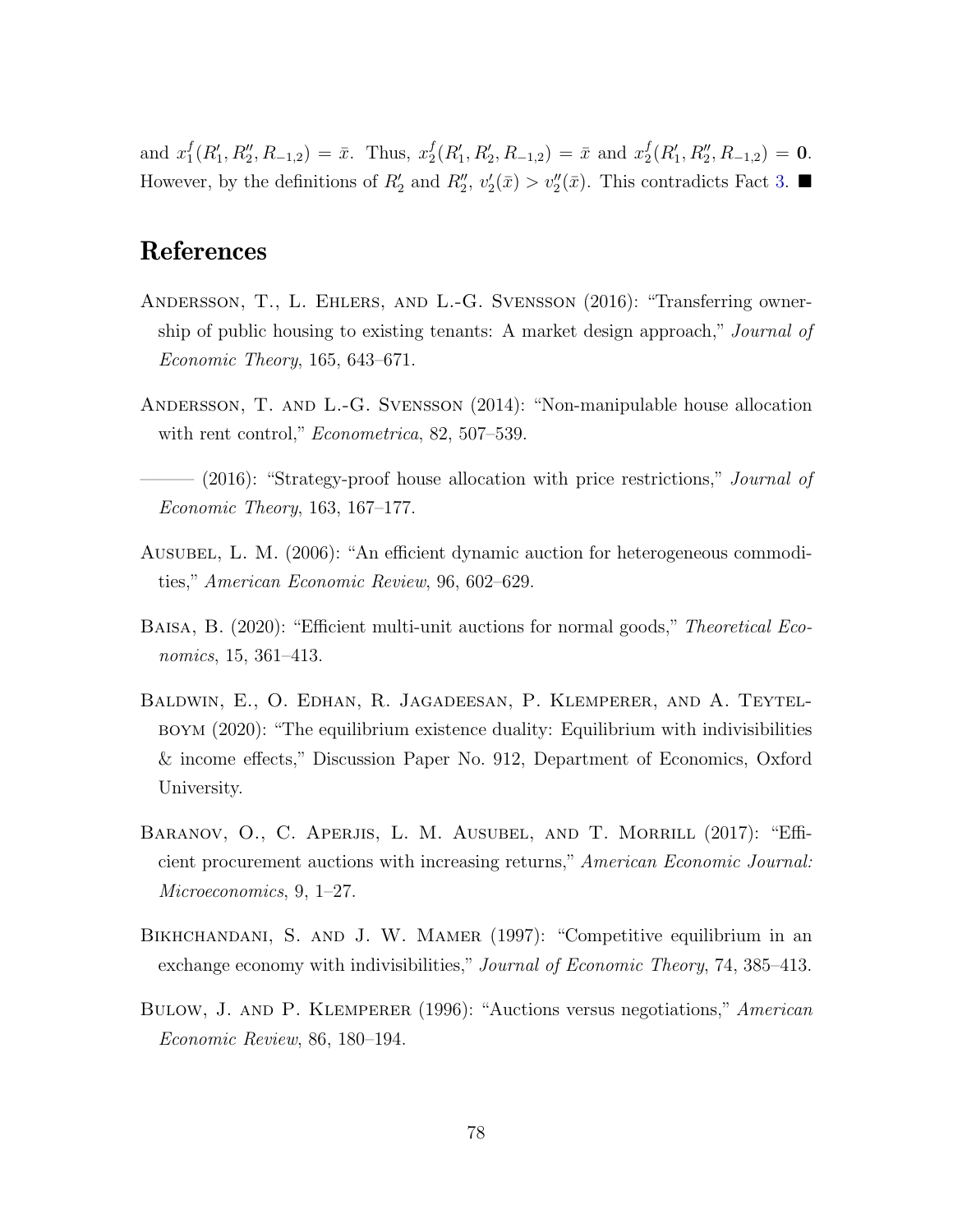and $x_1^f(R_1', R_2'', R_{-1,2}) = \bar{x}$. Thus, $x_2^f(R_1', R_2', R_{-1,2}) = \bar{x}$ and $x_2^f(R_1', R_2'', R_{-1,2}) = \mathbf{0}$. However, by the definitions of $R_2'$ and $R_2''$, $v_2'(\bar{x}) > v_2''(\bar{x})$. This contradicts Fact 3. ■

# References

Andersson, T., L. Ehlers, and L.-G. Svensson (2016): "Transferring ownership of public housing to existing tenants: A market design approach," *Journal of Economic Theory*, 165, 643–671.

Andersson, T. and L.-G. Svensson (2014): "Non-manipulable house allocation with rent control," *Econometrica*, 82, 507–539.

——— (2016): "Strategy-proof house allocation with price restrictions," *Journal of Economic Theory*, 163, 167–177.

Ausubel, L. M. (2006): "An efficient dynamic auction for heterogeneous commodities," *American Economic Review*, 96, 602–629.

Baisa, B. (2020): "Efficient multi-unit auctions for normal goods," *Theoretical Economics*, 15, 361–413.

Baldwin, E., O. Edhan, R. Jagadeesan, P. Klemperer, and A. Teytelboym (2020): "The equilibrium existence duality: Equilibrium with indivisibilities & income effects," Discussion Paper No. 912, Department of Economics, Oxford University.

Baranov, O., C. Aperjis, L. M. Ausubel, and T. Morrill (2017): "Efficient procurement auctions with increasing returns," *American Economic Journal: Microeconomics*, 9, 1–27.

Bikhchandani, S. and J. W. Mamer (1997): "Competitive equilibrium in an exchange economy with indivisibilities," *Journal of Economic Theory*, 74, 385–413.

Bulow, J. and P. Klemperer (1996): "Auctions versus negotiations," *American Economic Review*, 86, 180–194.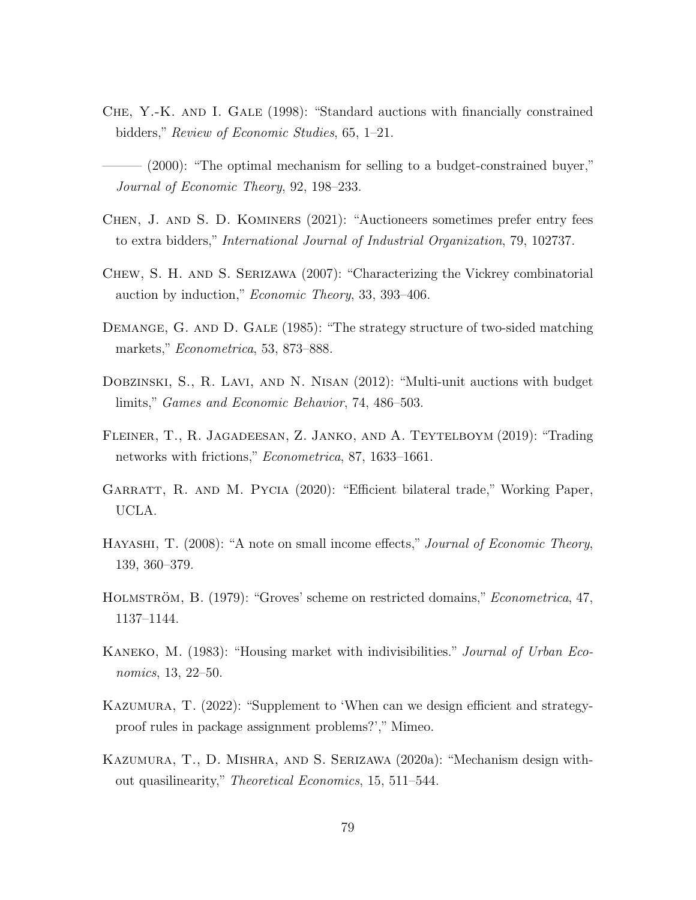Che, Y.-K. and I. Gale (1998): "Standard auctions with financially constrained bidders," *Review of Economic Studies*, 65, 1–21.

——— (2000): "The optimal mechanism for selling to a budget-constrained buyer," *Journal of Economic Theory*, 92, 198–233.

Chen, J. and S. D. Kominers (2021): "Auctioneers sometimes prefer entry fees to extra bidders," *International Journal of Industrial Organization*, 79, 102737.

Chew, S. H. and S. Serizawa (2007): "Characterizing the Vickrey combinatorial auction by induction," *Economic Theory*, 33, 393–406.

Demange, G. and D. Gale (1985): "The strategy structure of two-sided matching markets," *Econometrica*, 53, 873–888.

Dobzinski, S., R. Lavi, and N. Nisan (2012): "Multi-unit auctions with budget limits," *Games and Economic Behavior*, 74, 486–503.

Fleiner, T., R. Jagadeesan, Z. Janko, and A. Teytelboym (2019): "Trading networks with frictions," *Econometrica*, 87, 1633–1661.

Garratt, R. and M. Pycia (2020): "Efficient bilateral trade," Working Paper, UCLA.

Hayashi, T. (2008): "A note on small income effects," *Journal of Economic Theory*, 139, 360–379.

Holmström, B. (1979): "Groves' scheme on restricted domains," *Econometrica*, 47, 1137–1144.

Kaneko, M. (1983): "Housing market with indivisibilities." *Journal of Urban Economics*, 13, 22–50.

Kazumura, T. (2022): "Supplement to 'When can we design efficient and strategy-proof rules in package assignment problems?'," Mimeo.

Kazumura, T., D. Mishra, and S. Serizawa (2020a): "Mechanism design without quasilinearity," *Theoretical Economics*, 15, 511–544.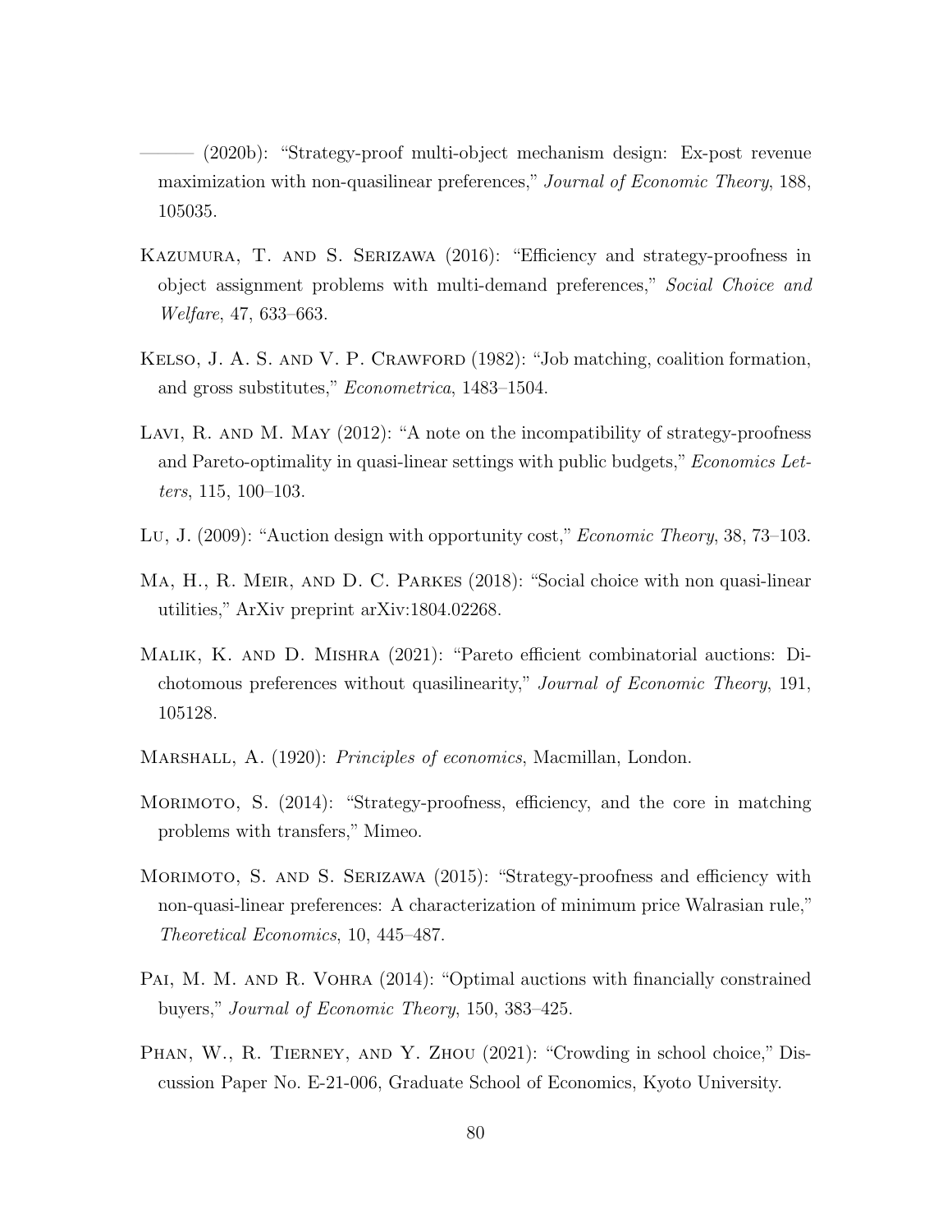——— (2020b): "Strategy-proof multi-object mechanism design: Ex-post revenue maximization with non-quasilinear preferences," *Journal of Economic Theory*, 188, 105035.

Kazumura, T. and S. Serizawa (2016): "Efficiency and strategy-proofness in object assignment problems with multi-demand preferences," *Social Choice and Welfare*, 47, 633–663.

Kelso, J. A. S. and V. P. Crawford (1982): "Job matching, coalition formation, and gross substitutes," *Econometrica*, 1483–1504.

Lavi, R. and M. May (2012): "A note on the incompatibility of strategy-proofness and Pareto-optimality in quasi-linear settings with public budgets," *Economics Letters*, 115, 100–103.

Lu, J. (2009): "Auction design with opportunity cost," *Economic Theory*, 38, 73–103.

Ma, H., R. Meir, and D. C. Parkes (2018): "Social choice with non quasi-linear utilities," ArXiv preprint arXiv:1804.02268.

Malik, K. and D. Mishra (2021): "Pareto efficient combinatorial auctions: Dichotomous preferences without quasilinearity," *Journal of Economic Theory*, 191, 105128.

Marshall, A. (1920): *Principles of economics*, Macmillan, London.

Morimoto, S. (2014): "Strategy-proofness, efficiency, and the core in matching problems with transfers," Mimeo.

Morimoto, S. and S. Serizawa (2015): "Strategy-proofness and efficiency with non-quasi-linear preferences: A characterization of minimum price Walrasian rule," *Theoretical Economics*, 10, 445–487.

Pai, M. M. and R. Vohra (2014): "Optimal auctions with financially constrained buyers," *Journal of Economic Theory*, 150, 383–425.

Phan, W., R. Tierney, and Y. Zhou (2021): "Crowding in school choice," Discussion Paper No. E-21-006, Graduate School of Economics, Kyoto University.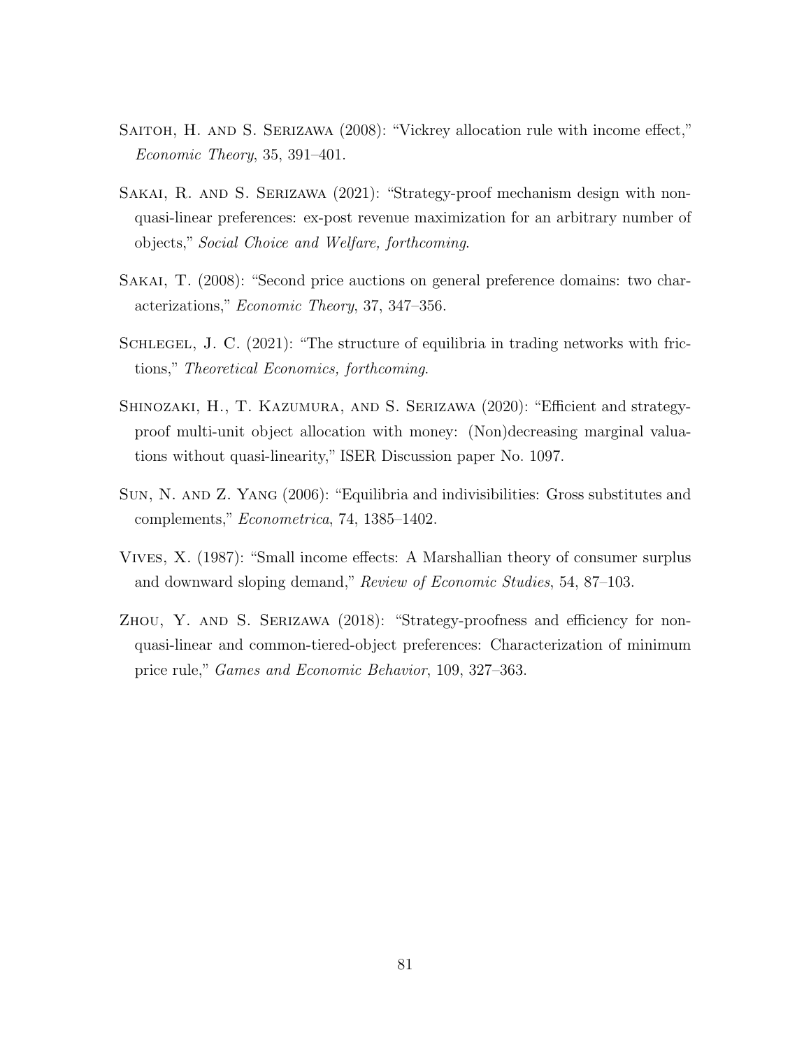Saitoh, H. and S. Serizawa (2008): "Vickrey allocation rule with income effect," *Economic Theory*, 35, 391–401.

Sakai, R. and S. Serizawa (2021): "Strategy-proof mechanism design with non-quasi-linear preferences: ex-post revenue maximization for an arbitrary number of objects," *Social Choice and Welfare, forthcoming*.

Sakai, T. (2008): "Second price auctions on general preference domains: two characterizations," *Economic Theory*, 37, 347–356.

Schlegel, J. C. (2021): "The structure of equilibria in trading networks with frictions," *Theoretical Economics, forthcoming*.

Shinozaki, H., T. Kazumura, and S. Serizawa (2020): "Efficient and strategy-proof multi-unit object allocation with money: (Non)decreasing marginal valuations without quasi-linearity," ISER Discussion paper No. 1097.

Sun, N. and Z. Yang (2006): "Equilibria and indivisibilities: Gross substitutes and complements," *Econometrica*, 74, 1385–1402.

Vives, X. (1987): "Small income effects: A Marshallian theory of consumer surplus and downward sloping demand," *Review of Economic Studies*, 54, 87–103.

Zhou, Y. and S. Serizawa (2018): "Strategy-proofness and efficiency for non-quasi-linear and common-tiered-object preferences: Characterization of minimum price rule," *Games and Economic Behavior*, 109, 327–363.